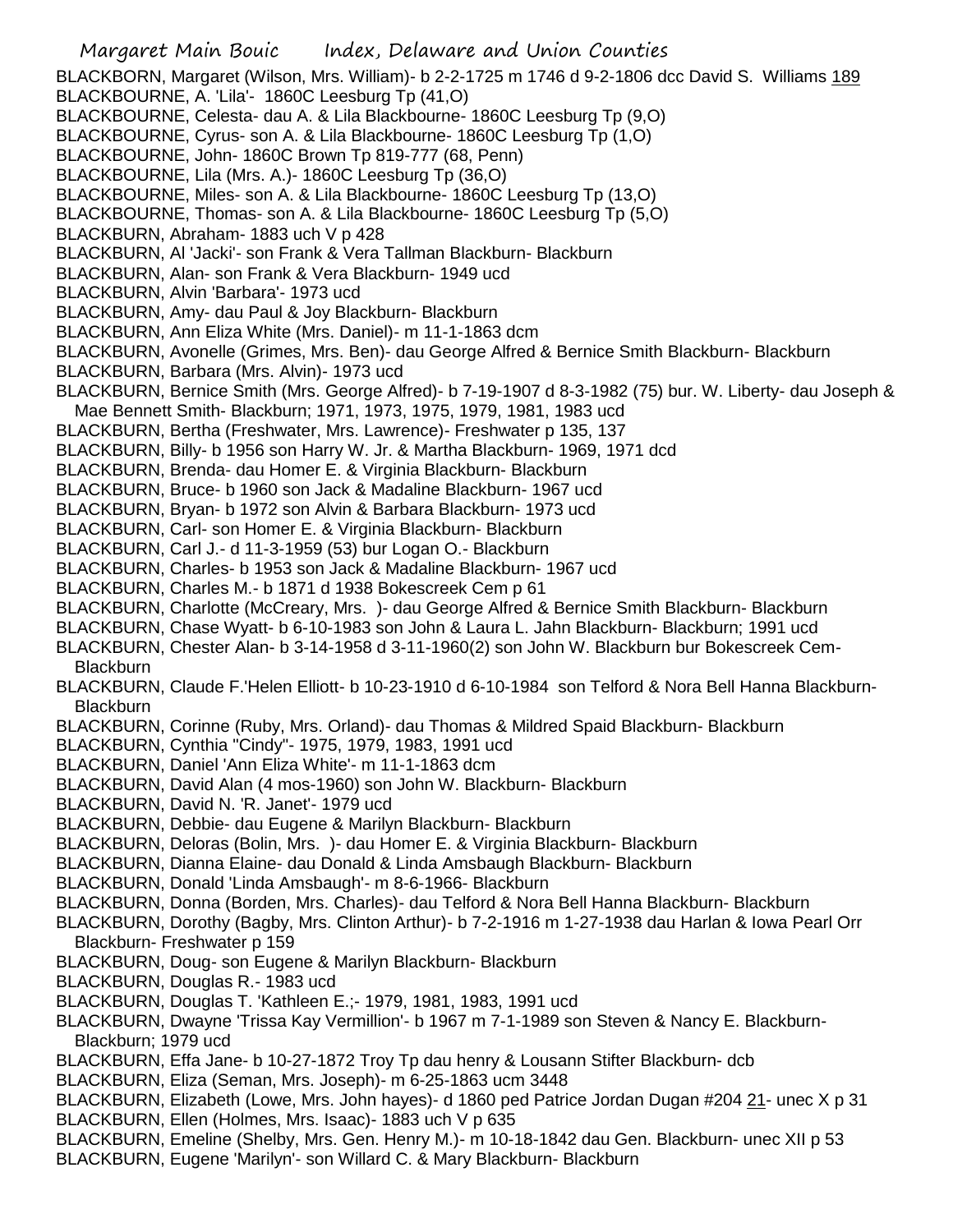BLACKBORN, Margaret (Wilson, Mrs. William)- b 2-2-1725 m 1746 d 9-2-1806 dcc David S. Williams 189
BLACKBOURNE, A. 'Lila'- 1860C Leesburg Tp (41,O)
BLACKBOURNE, Celesta- dau A. & Lila Blackbourne- 1860C Leesburg Tp (9,O)
BLACKBOURNE, Cyrus- son A. & Lila Blackbourne- 1860C Leesburg Tp (1,O)
BLACKBOURNE, John- 1860C Brown Tp 819-777 (68, Penn)
BLACKBOURNE, Lila (Mrs. A.)- 1860C Leesburg Tp (36,O)
BLACKBOURNE, Miles- son A. & Lila Blackbourne- 1860C Leesburg Tp (13,O)
BLACKBOURNE, Thomas- son A. & Lila Blackbourne- 1860C Leesburg Tp (5,O)
BLACKBURN, Abraham- 1883 uch V p 428
BLACKBURN, Al 'Jacki'- son Frank & Vera Tallman Blackburn- Blackburn
BLACKBURN, Alan- son Frank & Vera Blackburn- 1949 ucd
BLACKBURN, Alvin 'Barbara'- 1973 ucd
BLACKBURN, Amy- dau Paul & Joy Blackburn- Blackburn
BLACKBURN, Ann Eliza White (Mrs. Daniel)- m 11-1-1863 dcm
BLACKBURN, Avonelle (Grimes, Mrs. Ben)- dau George Alfred & Bernice Smith Blackburn- Blackburn
BLACKBURN, Barbara (Mrs. Alvin)- 1973 ucd
BLACKBURN, Bernice Smith (Mrs. George Alfred)- b 7-19-1907 d 8-3-1982 (75) bur. W. Liberty- dau Joseph & Mae Bennett Smith- Blackburn; 1971, 1973, 1975, 1979, 1981, 1983 ucd
BLACKBURN, Bertha (Freshwater, Mrs. Lawrence)- Freshwater p 135, 137
BLACKBURN, Billy- b 1956 son Harry W. Jr. & Martha Blackburn- 1969, 1971 dcd
BLACKBURN, Brenda- dau Homer E. & Virginia Blackburn- Blackburn
BLACKBURN, Bruce- b 1960 son Jack & Madaline Blackburn- 1967 ucd
BLACKBURN, Bryan- b 1972 son Alvin & Barbara Blackburn- 1973 ucd
BLACKBURN, Carl- son Homer E. & Virginia Blackburn- Blackburn
BLACKBURN, Carl J.- d 11-3-1959 (53) bur Logan O.- Blackburn
BLACKBURN, Charles- b 1953 son Jack & Madaline Blackburn- 1967 ucd
BLACKBURN, Charles M.- b 1871 d 1938 Bokescreek Cem p 61
BLACKBURN, Charlotte (McCreary, Mrs. )- dau George Alfred & Bernice Smith Blackburn- Blackburn
BLACKBURN, Chase Wyatt- b 6-10-1983 son John & Laura L. Jahn Blackburn- Blackburn; 1991 ucd
BLACKBURN, Chester Alan- b 3-14-1958 d 3-11-1960(2) son John W. Blackburn bur Bokescreek Cem- Blackburn
BLACKBURN, Claude F.'Helen Elliott- b 10-23-1910 d 6-10-1984 son Telford & Nora Bell Hanna Blackburn- Blackburn
BLACKBURN, Corinne (Ruby, Mrs. Orland)- dau Thomas & Mildred Spaid Blackburn- Blackburn
BLACKBURN, Cynthia "Cindy"- 1975, 1979, 1983, 1991 ucd
BLACKBURN, Daniel 'Ann Eliza White'- m 11-1-1863 dcm
BLACKBURN, David Alan (4 mos-1960) son John W. Blackburn- Blackburn
BLACKBURN, David N. 'R. Janet'- 1979 ucd
BLACKBURN, Debbie- dau Eugene & Marilyn Blackburn- Blackburn
BLACKBURN, Deloras (Bolin, Mrs. )- dau Homer E. & Virginia Blackburn- Blackburn
BLACKBURN, Dianna Elaine- dau Donald & Linda Amsbaugh Blackburn- Blackburn
BLACKBURN, Donald 'Linda Amsbaugh'- m 8-6-1966- Blackburn
BLACKBURN, Donna (Borden, Mrs. Charles)- dau Telford & Nora Bell Hanna Blackburn- Blackburn
BLACKBURN, Dorothy (Bagby, Mrs. Clinton Arthur)- b 7-2-1916 m 1-27-1938 dau Harlan & Iowa Pearl Orr Blackburn- Freshwater p 159
BLACKBURN, Doug- son Eugene & Marilyn Blackburn- Blackburn
BLACKBURN, Douglas R.- 1983 ucd
BLACKBURN, Douglas T. 'Kathleen E.;- 1979, 1981, 1983, 1991 ucd
BLACKBURN, Dwayne 'Trissa Kay Vermillion'- b 1967 m 7-1-1989 son Steven & Nancy E. Blackburn- Blackburn; 1979 ucd
BLACKBURN, Effa Jane- b 10-27-1872 Troy Tp dau henry & Lousann Stifter Blackburn- dcb
BLACKBURN, Eliza (Seman, Mrs. Joseph)- m 6-25-1863 ucm 3448
BLACKBURN, Elizabeth (Lowe, Mrs. John hayes)- d 1860 ped Patrice Jordan Dugan #204 21- unec X p 31
BLACKBURN, Ellen (Holmes, Mrs. Isaac)- 1883 uch V p 635
BLACKBURN, Emeline (Shelby, Mrs. Gen. Henry M.)- m 10-18-1842 dau Gen. Blackburn- unec XII p 53
BLACKBURN, Eugene 'Marilyn'- son Willard C. & Mary Blackburn- Blackburn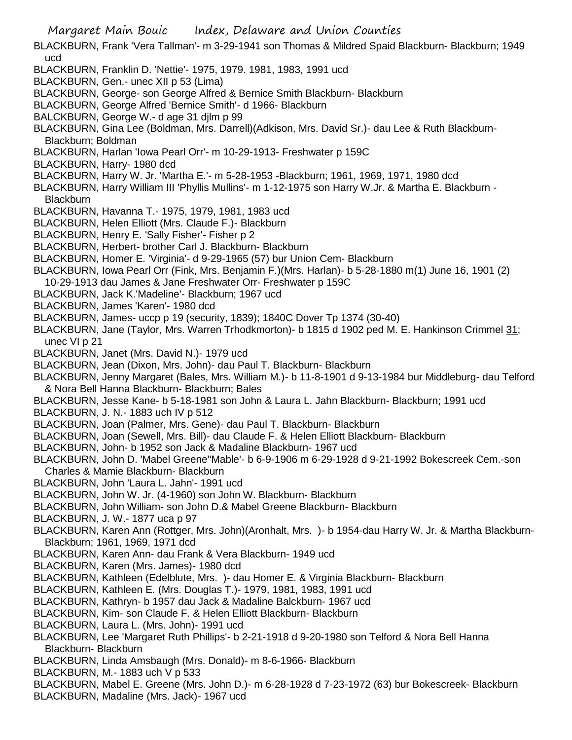BLACKBURN, Frank 'Vera Tallman'- m 3-29-1941 son Thomas & Mildred Spaid Blackburn- Blackburn; 1949 ucd

BLACKBURN, Franklin D. 'Nettie'- 1975, 1979. 1981, 1983, 1991 ucd

BLACKBURN, Gen.- unec XII p 53 (Lima)

BLACKBURN, George- son George Alfred & Bernice Smith Blackburn- Blackburn

BLACKBURN, George Alfred 'Bernice Smith'- d 1966- Blackburn

BALCKBURN, George W.- d age 31 djlm p 99

BLACKBURN, Gina Lee (Boldman, Mrs. Darrell)(Adkison, Mrs. David Sr.)- dau Lee & Ruth Blackburn- Blackburn; Boldman

BLACKBURN, Harlan 'Iowa Pearl Orr'- m 10-29-1913- Freshwater p 159C

BLACKBURN, Harry- 1980 dcd

BLACKBURN, Harry W. Jr. 'Martha E.'- m 5-28-1953 -Blackburn; 1961, 1969, 1971, 1980 dcd

BLACKBURN, Harry William III 'Phyllis Mullins'- m 1-12-1975 son Harry W.Jr. & Martha E. Blackburn - Blackburn

BLACKBURN, Havanna T.- 1975, 1979, 1981, 1983 ucd

BLACKBURN, Helen Elliott (Mrs. Claude F.)- Blackburn

BLACKBURN, Henry E. 'Sally Fisher'- Fisher p 2

BLACKBURN, Herbert- brother Carl J. Blackburn- Blackburn

BLACKBURN, Homer E. 'Virginia'- d 9-29-1965 (57) bur Union Cem- Blackburn

BLACKBURN, Iowa Pearl Orr (Fink, Mrs. Benjamin F.)(Mrs. Harlan)- b 5-28-1880 m(1) June 16, 1901 (2) 10-29-1913 dau James & Jane Freshwater Orr- Freshwater p 159C

BLACKBURN, Jack K.'Madeline'- Blackburn; 1967 ucd

BLACKBURN, James 'Karen'- 1980 dcd

BLACKBURN, James- uccp p 19 (security, 1839); 1840C Dover Tp 1374 (30-40)

BLACKBURN, Jane (Taylor, Mrs. Warren Trhodkmorton)- b 1815 d 1902 ped M. E. Hankinson Crimmel 31; unec VI p 21

BLACKBURN, Janet (Mrs. David N.)- 1979 ucd

BLACKBURN, Jean (Dixon, Mrs. John)- dau Paul T. Blackburn- Blackburn

BLACKBURN, Jenny Margaret (Bales, Mrs. William M.)- b 11-8-1901 d 9-13-1984 bur Middleburg- dau Telford & Nora Bell Hanna Blackburn- Blackburn; Bales

BLACKBURN, Jesse Kane- b 5-18-1981 son John & Laura L. Jahn Blackburn- Blackburn; 1991 ucd

BLACKBURN, J. N.- 1883 uch IV p 512

BLACKBURN, Joan (Palmer, Mrs. Gene)- dau Paul T. Blackburn- Blackburn

BLACKBURN, Joan (Sewell, Mrs. Bill)- dau Claude F. & Helen Elliott Blackburn- Blackburn

BLACKBURN, John- b 1952 son Jack & Madaline Blackburn- 1967 ucd

BLACKBURN, John D. 'Mabel Greene''Mable'- b 6-9-1906 m 6-29-1928 d 9-21-1992 Bokescreek Cem.-son Charles & Mamie Blackburn- Blackburn

BLACKBURN, John 'Laura L. Jahn'- 1991 ucd

BLACKBURN, John W. Jr. (4-1960) son John W. Blackburn- Blackburn

BLACKBURN, John William- son John D.& Mabel Greene Blackburn- Blackburn

BLACKBURN, J. W.- 1877 uca p 97

BLACKBURN, Karen Ann (Rottger, Mrs. John)(Aronhalt, Mrs. )- b 1954-dau Harry W. Jr. & Martha Blackburn- Blackburn; 1961, 1969, 1971 dcd

BLACKBURN, Karen Ann- dau Frank & Vera Blackburn- 1949 ucd

BLACKBURN, Karen (Mrs. James)- 1980 dcd

BLACKBURN, Kathleen (Edelblute, Mrs. )- dau Homer E. & Virginia Blackburn- Blackburn

BLACKBURN, Kathleen E. (Mrs. Douglas T.)- 1979, 1981, 1983, 1991 ucd

BLACKBURN, Kathryn- b 1957 dau Jack & Madaline Balckburn- 1967 ucd

BLACKBURN, Kim- son Claude F. & Helen Elliott Blackburn- Blackburn

BLACKBURN, Laura L. (Mrs. John)- 1991 ucd

BLACKBURN, Lee 'Margaret Ruth Phillips'- b 2-21-1918 d 9-20-1980 son Telford & Nora Bell Hanna Blackburn- Blackburn

BLACKBURN, Linda Amsbaugh (Mrs. Donald)- m 8-6-1966- Blackburn

BLACKBURN, M.- 1883 uch V p 533

BLACKBURN, Mabel E. Greene (Mrs. John D.)- m 6-28-1928 d 7-23-1972 (63) bur Bokescreek- Blackburn

BLACKBURN, Madaline (Mrs. Jack)- 1967 ucd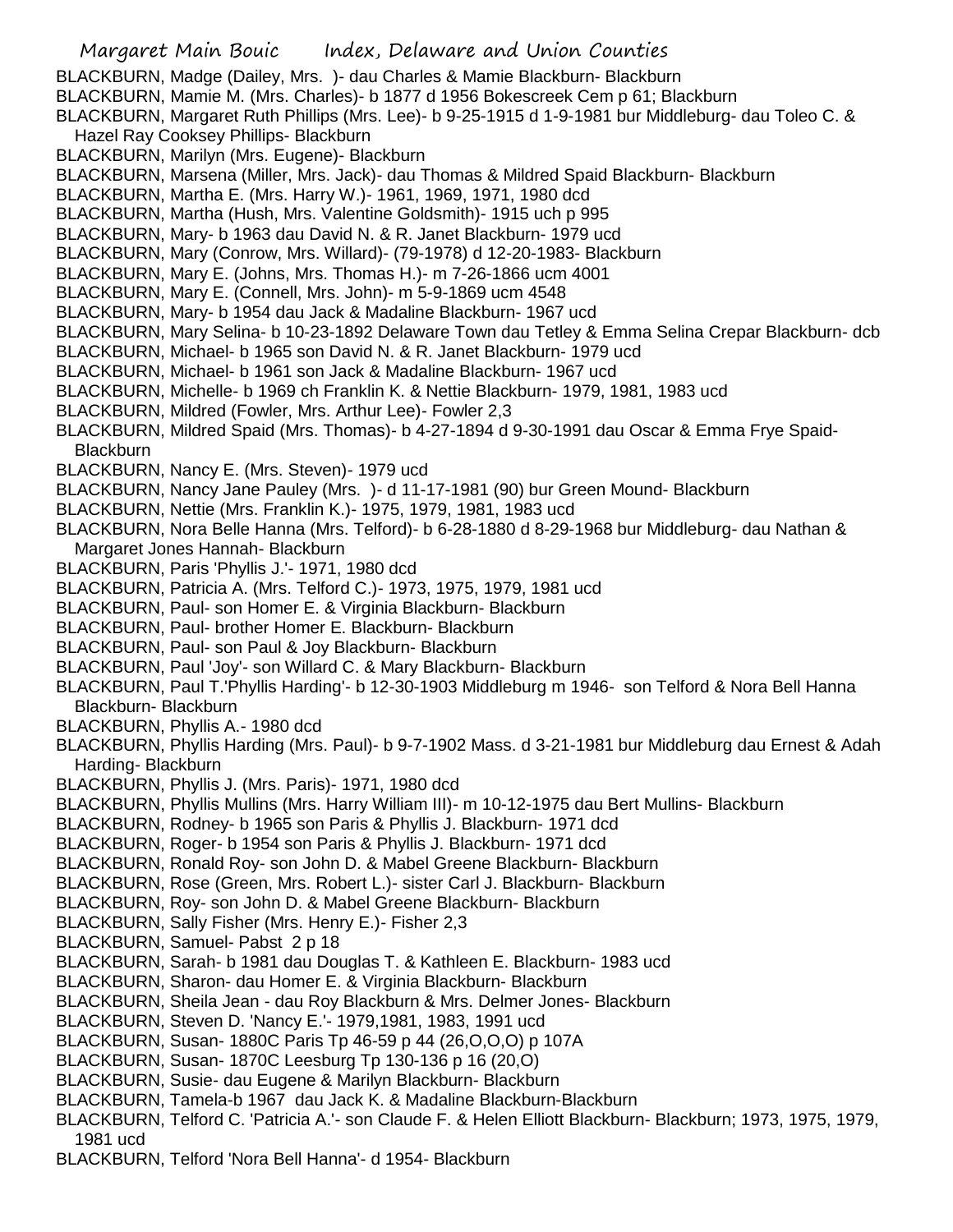BLACKBURN, Madge (Dailey, Mrs. )- dau Charles & Mamie Blackburn- Blackburn
BLACKBURN, Mamie M. (Mrs. Charles)- b 1877 d 1956 Bokescreek Cem p 61; Blackburn
BLACKBURN, Margaret Ruth Phillips (Mrs. Lee)- b 9-25-1915 d 1-9-1981 bur Middleburg- dau Toleo C. & Hazel Ray Cooksey Phillips- Blackburn
BLACKBURN, Marilyn (Mrs. Eugene)- Blackburn
BLACKBURN, Marsena (Miller, Mrs. Jack)- dau Thomas & Mildred Spaid Blackburn- Blackburn
BLACKBURN, Martha E. (Mrs. Harry W.)- 1961, 1969, 1971, 1980 dcd
BLACKBURN, Martha (Hush, Mrs. Valentine Goldsmith)- 1915 uch p 995
BLACKBURN, Mary- b 1963 dau David N. & R. Janet Blackburn- 1979 ucd
BLACKBURN, Mary (Conrow, Mrs. Willard)- (79-1978) d 12-20-1983- Blackburn
BLACKBURN, Mary E. (Johns, Mrs. Thomas H.)- m 7-26-1866 ucm 4001
BLACKBURN, Mary E. (Connell, Mrs. John)- m 5-9-1869 ucm 4548
BLACKBURN, Mary- b 1954 dau Jack & Madaline Blackburn- 1967 ucd
BLACKBURN, Mary Selina- b 10-23-1892 Delaware Town dau Tetley & Emma Selina Crepar Blackburn- dcb
BLACKBURN, Michael- b 1965 son David N. & R. Janet Blackburn- 1979 ucd
BLACKBURN, Michael- b 1961 son Jack & Madaline Blackburn- 1967 ucd
BLACKBURN, Michelle- b 1969 ch Franklin K. & Nettie Blackburn- 1979, 1981, 1983 ucd
BLACKBURN, Mildred (Fowler, Mrs. Arthur Lee)- Fowler 2,3
BLACKBURN, Mildred Spaid (Mrs. Thomas)- b 4-27-1894 d 9-30-1991 dau Oscar & Emma Frye Spaid- Blackburn
BLACKBURN, Nancy E. (Mrs. Steven)- 1979 ucd
BLACKBURN, Nancy Jane Pauley (Mrs. )- d 11-17-1981 (90) bur Green Mound- Blackburn
BLACKBURN, Nettie (Mrs. Franklin K.)- 1975, 1979, 1981, 1983 ucd
BLACKBURN, Nora Belle Hanna (Mrs. Telford)- b 6-28-1880 d 8-29-1968 bur Middleburg- dau Nathan & Margaret Jones Hannah- Blackburn
BLACKBURN, Paris 'Phyllis J.'- 1971, 1980 dcd
BLACKBURN, Patricia A. (Mrs. Telford C.)- 1973, 1975, 1979, 1981 ucd
BLACKBURN, Paul- son Homer E. & Virginia Blackburn- Blackburn
BLACKBURN, Paul- brother Homer E. Blackburn- Blackburn
BLACKBURN, Paul- son Paul & Joy Blackburn- Blackburn
BLACKBURN, Paul 'Joy'- son Willard C. & Mary Blackburn- Blackburn
BLACKBURN, Paul T.'Phyllis Harding'- b 12-30-1903 Middleburg m 1946- son Telford & Nora Bell Hanna Blackburn- Blackburn
BLACKBURN, Phyllis A.- 1980 dcd
BLACKBURN, Phyllis Harding (Mrs. Paul)- b 9-7-1902 Mass. d 3-21-1981 bur Middleburg dau Ernest & Adah Harding- Blackburn
BLACKBURN, Phyllis J. (Mrs. Paris)- 1971, 1980 dcd
BLACKBURN, Phyllis Mullins (Mrs. Harry William III)- m 10-12-1975 dau Bert Mullins- Blackburn
BLACKBURN, Rodney- b 1965 son Paris & Phyllis J. Blackburn- 1971 dcd
BLACKBURN, Roger- b 1954 son Paris & Phyllis J. Blackburn- 1971 dcd
BLACKBURN, Ronald Roy- son John D. & Mabel Greene Blackburn- Blackburn
BLACKBURN, Rose (Green, Mrs. Robert L.)- sister Carl J. Blackburn- Blackburn
BLACKBURN, Roy- son John D. & Mabel Greene Blackburn- Blackburn
BLACKBURN, Sally Fisher (Mrs. Henry E.)- Fisher 2,3
BLACKBURN, Samuel- Pabst 2 p 18
BLACKBURN, Sarah- b 1981 dau Douglas T. & Kathleen E. Blackburn- 1983 ucd
BLACKBURN, Sharon- dau Homer E. & Virginia Blackburn- Blackburn
BLACKBURN, Sheila Jean - dau Roy Blackburn & Mrs. Delmer Jones- Blackburn
BLACKBURN, Steven D. 'Nancy E.'- 1979,1981, 1983, 1991 ucd
BLACKBURN, Susan- 1880C Paris Tp 46-59 p 44 (26,O,O,O) p 107A
BLACKBURN, Susan- 1870C Leesburg Tp 130-136 p 16 (20,O)
BLACKBURN, Susie- dau Eugene & Marilyn Blackburn- Blackburn
BLACKBURN, Tamela-b 1967 dau Jack K. & Madaline Blackburn-Blackburn
BLACKBURN, Telford C. 'Patricia A.'- son Claude F. & Helen Elliott Blackburn- Blackburn; 1973, 1975, 1979, 1981 ucd
BLACKBURN, Telford 'Nora Bell Hanna'- d 1954- Blackburn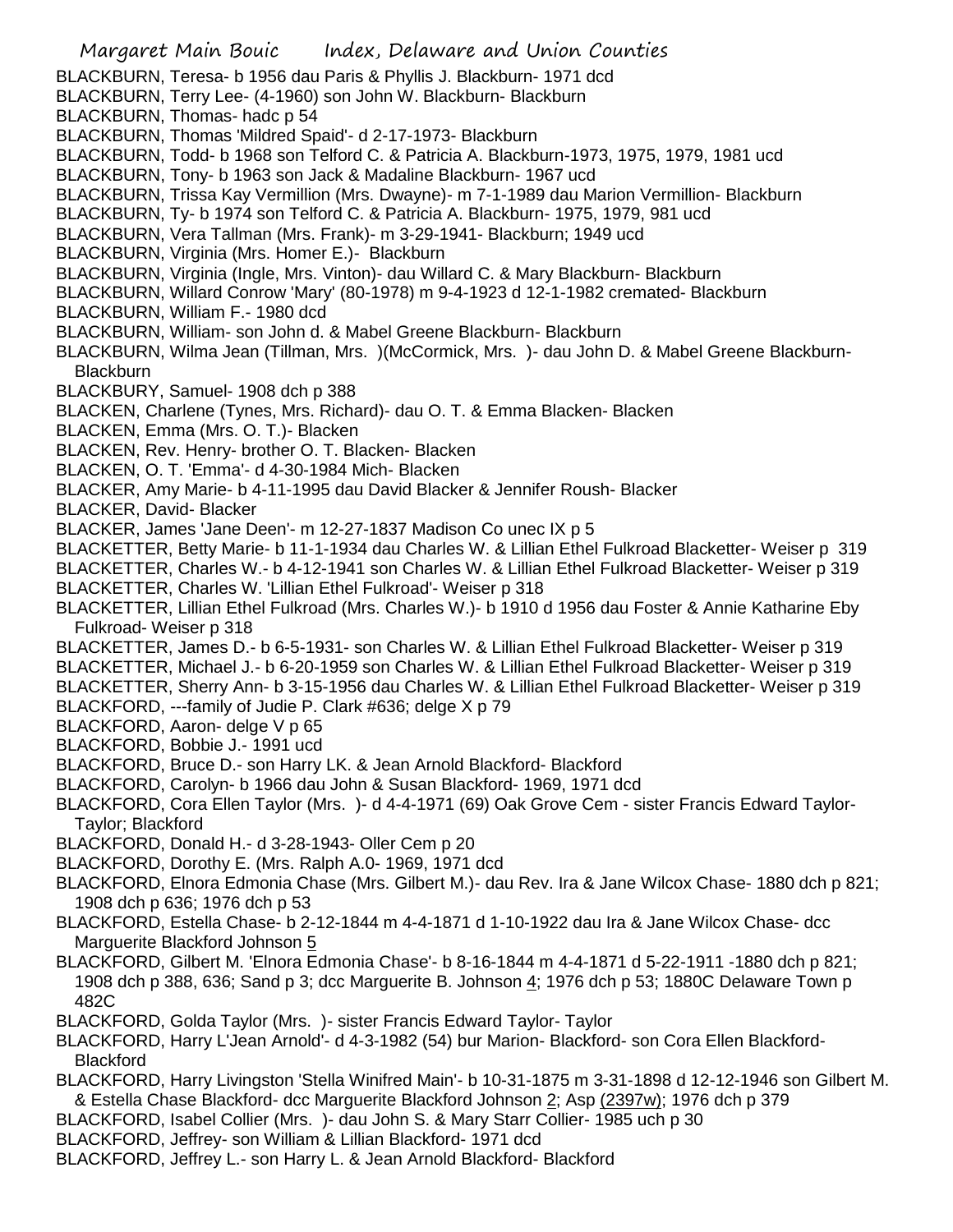BLACKBURN, Teresa- b 1956 dau Paris & Phyllis J. Blackburn- 1971 dcd
BLACKBURN, Terry Lee- (4-1960) son John W. Blackburn- Blackburn
BLACKBURN, Thomas- hadc p 54
BLACKBURN, Thomas 'Mildred Spaid'- d 2-17-1973- Blackburn
BLACKBURN, Todd- b 1968 son Telford C. & Patricia A. Blackburn-1973, 1975, 1979, 1981 ucd
BLACKBURN, Tony- b 1963 son Jack & Madaline Blackburn- 1967 ucd
BLACKBURN, Trissa Kay Vermillion (Mrs. Dwayne)- m 7-1-1989 dau Marion Vermillion- Blackburn
BLACKBURN, Ty- b 1974 son Telford C. & Patricia A. Blackburn- 1975, 1979, 981 ucd
BLACKBURN, Vera Tallman (Mrs. Frank)- m 3-29-1941- Blackburn; 1949 ucd
BLACKBURN, Virginia (Mrs. Homer E.)- Blackburn
BLACKBURN, Virginia (Ingle, Mrs. Vinton)- dau Willard C. & Mary Blackburn- Blackburn
BLACKBURN, Willard Conrow 'Mary' (80-1978) m 9-4-1923 d 12-1-1982 cremated- Blackburn
BLACKBURN, William F.- 1980 dcd
BLACKBURN, William- son John d. & Mabel Greene Blackburn- Blackburn
BLACKBURN, Wilma Jean (Tillman, Mrs. )(McCormick, Mrs. )- dau John D. & Mabel Greene Blackburn- Blackburn
BLACKBURY, Samuel- 1908 dch p 388
BLACKEN, Charlene (Tynes, Mrs. Richard)- dau O. T. & Emma Blacken- Blacken
BLACKEN, Emma (Mrs. O. T.)- Blacken
BLACKEN, Rev. Henry- brother O. T. Blacken- Blacken
BLACKEN, O. T. 'Emma'- d 4-30-1984 Mich- Blacken
BLACKER, Amy Marie- b 4-11-1995 dau David Blacker & Jennifer Roush- Blacker
BLACKER, David- Blacker
BLACKER, James 'Jane Deen'- m 12-27-1837 Madison Co unec IX p 5
BLACKETTER, Betty Marie- b 11-1-1934 dau Charles W. & Lillian Ethel Fulkroad Blacketter- Weiser p 319
BLACKETTER, Charles W.- b 4-12-1941 son Charles W. & Lillian Ethel Fulkroad Blacketter- Weiser p 319
BLACKETTER, Charles W. 'Lillian Ethel Fulkroad'- Weiser p 318
BLACKETTER, Lillian Ethel Fulkroad (Mrs. Charles W.)- b 1910 d 1956 dau Foster & Annie Katharine Eby Fulkroad- Weiser p 318
BLACKETTER, James D.- b 6-5-1931- son Charles W. & Lillian Ethel Fulkroad Blacketter- Weiser p 319
BLACKETTER, Michael J.- b 6-20-1959 son Charles W. & Lillian Ethel Fulkroad Blacketter- Weiser p 319
BLACKETTER, Sherry Ann- b 3-15-1956 dau Charles W. & Lillian Ethel Fulkroad Blacketter- Weiser p 319
BLACKFORD, ---family of Judie P. Clark #636; delge X p 79
BLACKFORD, Aaron- delge V p 65
BLACKFORD, Bobbie J.- 1991 ucd
BLACKFORD, Bruce D.- son Harry LK. & Jean Arnold Blackford- Blackford
BLACKFORD, Carolyn- b 1966 dau John & Susan Blackford- 1969, 1971 dcd
BLACKFORD, Cora Ellen Taylor (Mrs. )- d 4-4-1971 (69) Oak Grove Cem - sister Francis Edward Taylor- Taylor; Blackford
BLACKFORD, Donald H.- d 3-28-1943- Oller Cem p 20
BLACKFORD, Dorothy E. (Mrs. Ralph A.0- 1969, 1971 dcd
BLACKFORD, Elnora Edmonia Chase (Mrs. Gilbert M.)- dau Rev. Ira & Jane Wilcox Chase- 1880 dch p 821; 1908 dch p 636; 1976 dch p 53
BLACKFORD, Estella Chase- b 2-12-1844 m 4-4-1871 d 1-10-1922 dau Ira & Jane Wilcox Chase- dcc Marguerite Blackford Johnson 5
BLACKFORD, Gilbert M. 'Elnora Edmonia Chase'- b 8-16-1844 m 4-4-1871 d 5-22-1911 -1880 dch p 821; 1908 dch p 388, 636; Sand p 3; dcc Marguerite B. Johnson 4; 1976 dch p 53; 1880C Delaware Town p 482C
BLACKFORD, Golda Taylor (Mrs. )- sister Francis Edward Taylor- Taylor
BLACKFORD, Harry L'Jean Arnold'- d 4-3-1982 (54) bur Marion- Blackford- son Cora Ellen Blackford- Blackford
BLACKFORD, Harry Livingston 'Stella Winifred Main'- b 10-31-1875 m 3-31-1898 d 12-12-1946 son Gilbert M. & Estella Chase Blackford- dcc Marguerite Blackford Johnson 2; Asp (2397w); 1976 dch p 379
BLACKFORD, Isabel Collier (Mrs. )- dau John S. & Mary Starr Collier- 1985 uch p 30
BLACKFORD, Jeffrey- son William & Lillian Blackford- 1971 dcd
BLACKFORD, Jeffrey L.- son Harry L. & Jean Arnold Blackford- Blackford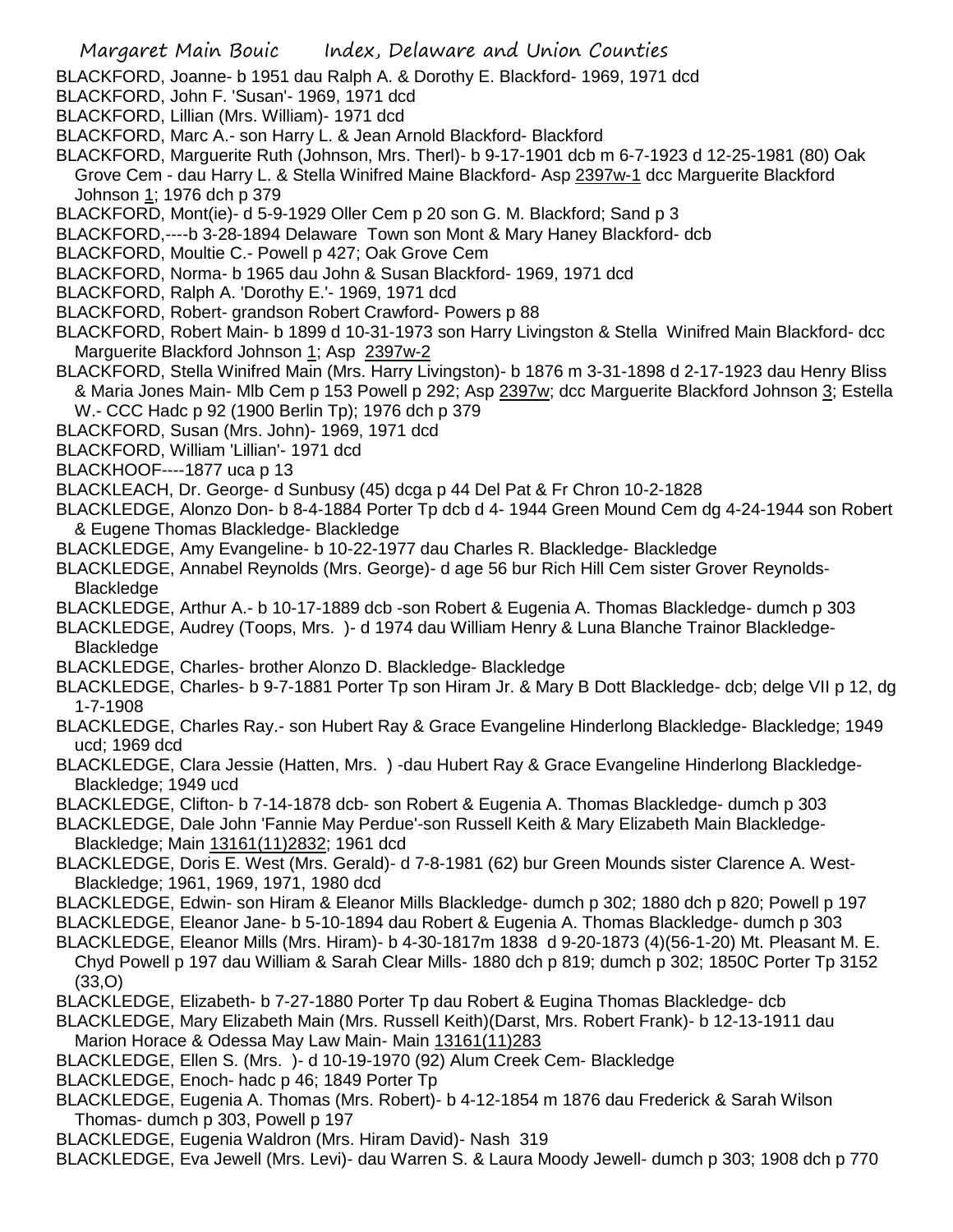BLACKFORD, Joanne- b 1951 dau Ralph A. & Dorothy E. Blackford- 1969, 1971 dcd

BLACKFORD, John F. 'Susan'- 1969, 1971 dcd

BLACKFORD, Lillian (Mrs. William)- 1971 dcd

BLACKFORD, Marc A.- son Harry L. & Jean Arnold Blackford- Blackford

BLACKFORD, Marguerite Ruth (Johnson, Mrs. Therl)- b 9-17-1901 dcb m 6-7-1923 d 12-25-1981 (80) Oak Grove Cem - dau Harry L. & Stella Winifred Maine Blackford- Asp 2397w-1 dcc Marguerite Blackford Johnson 1; 1976 dch p 379

BLACKFORD, Mont(ie)- d 5-9-1929 Oller Cem p 20 son G. M. Blackford; Sand p 3

BLACKFORD,----b 3-28-1894 Delaware Town son Mont & Mary Haney Blackford- dcb

BLACKFORD, Moultie C.- Powell p 427; Oak Grove Cem

BLACKFORD, Norma- b 1965 dau John & Susan Blackford- 1969, 1971 dcd

BLACKFORD, Ralph A. 'Dorothy E.'- 1969, 1971 dcd

BLACKFORD, Robert- grandson Robert Crawford- Powers p 88

BLACKFORD, Robert Main- b 1899 d 10-31-1973 son Harry Livingston & Stella Winifred Main Blackford- dcc Marguerite Blackford Johnson 1; Asp 2397w-2

BLACKFORD, Stella Winifred Main (Mrs. Harry Livingston)- b 1876 m 3-31-1898 d 2-17-1923 dau Henry Bliss & Maria Jones Main- Mlb Cem p 153 Powell p 292; Asp 2397w; dcc Marguerite Blackford Johnson 3; Estella W.- CCC Hadc p 92 (1900 Berlin Tp); 1976 dch p 379

BLACKFORD, Susan (Mrs. John)- 1969, 1971 dcd

BLACKFORD, William 'Lillian'- 1971 dcd

BLACKHOOF----1877 uca p 13

BLACKLEACH, Dr. George- d Sunbusy (45) dcga p 44 Del Pat & Fr Chron 10-2-1828

BLACKLEDGE, Alonzo Don- b 8-4-1884 Porter Tp dcb d 4- 1944 Green Mound Cem dg 4-24-1944 son Robert & Eugene Thomas Blackledge- Blackledge

BLACKLEDGE, Amy Evangeline- b 10-22-1977 dau Charles R. Blackledge- Blackledge

BLACKLEDGE, Annabel Reynolds (Mrs. George)- d age 56 bur Rich Hill Cem sister Grover Reynolds- Blackledge

BLACKLEDGE, Arthur A.- b 10-17-1889 dcb -son Robert & Eugenia A. Thomas Blackledge- dumch p 303

BLACKLEDGE, Audrey (Toops, Mrs. )- d 1974 dau William Henry & Luna Blanche Trainor Blackledge- Blackledge

BLACKLEDGE, Charles- brother Alonzo D. Blackledge- Blackledge

BLACKLEDGE, Charles- b 9-7-1881 Porter Tp son Hiram Jr. & Mary B Dott Blackledge- dcb; delge VII p 12, dg 1-7-1908

BLACKLEDGE, Charles Ray.- son Hubert Ray & Grace Evangeline Hinderlong Blackledge- Blackledge; 1949 ucd; 1969 dcd

BLACKLEDGE, Clara Jessie (Hatten, Mrs. ) -dau Hubert Ray & Grace Evangeline Hinderlong Blackledge- Blackledge; 1949 ucd

BLACKLEDGE, Clifton- b 7-14-1878 dcb- son Robert & Eugenia A. Thomas Blackledge- dumch p 303

BLACKLEDGE, Dale John 'Fannie May Perdue'-son Russell Keith & Mary Elizabeth Main Blackledge- Blackledge; Main 13161(11)2832; 1961 dcd

BLACKLEDGE, Doris E. West (Mrs. Gerald)- d 7-8-1981 (62) bur Green Mounds sister Clarence A. West- Blackledge; 1961, 1969, 1971, 1980 dcd

BLACKLEDGE, Edwin- son Hiram & Eleanor Mills Blackledge- dumch p 302; 1880 dch p 820; Powell p 197

BLACKLEDGE, Eleanor Jane- b 5-10-1894 dau Robert & Eugenia A. Thomas Blackledge- dumch p 303

BLACKLEDGE, Eleanor Mills (Mrs. Hiram)- b 4-30-1817m 1838 d 9-20-1873 (4)(56-1-20) Mt. Pleasant M. E. Chyd Powell p 197 dau William & Sarah Clear Mills- 1880 dch p 819; dumch p 302; 1850C Porter Tp 3152 (33,O)

BLACKLEDGE, Elizabeth- b 7-27-1880 Porter Tp dau Robert & Eugina Thomas Blackledge- dcb

BLACKLEDGE, Mary Elizabeth Main (Mrs. Russell Keith)(Darst, Mrs. Robert Frank)- b 12-13-1911 dau Marion Horace & Odessa May Law Main- Main 13161(11)283

BLACKLEDGE, Ellen S. (Mrs. )- d 10-19-1970 (92) Alum Creek Cem- Blackledge

BLACKLEDGE, Enoch- hadc p 46; 1849 Porter Tp

BLACKLEDGE, Eugenia A. Thomas (Mrs. Robert)- b 4-12-1854 m 1876 dau Frederick & Sarah Wilson Thomas- dumch p 303, Powell p 197

BLACKLEDGE, Eugenia Waldron (Mrs. Hiram David)- Nash 319

BLACKLEDGE, Eva Jewell (Mrs. Levi)- dau Warren S. & Laura Moody Jewell- dumch p 303; 1908 dch p 770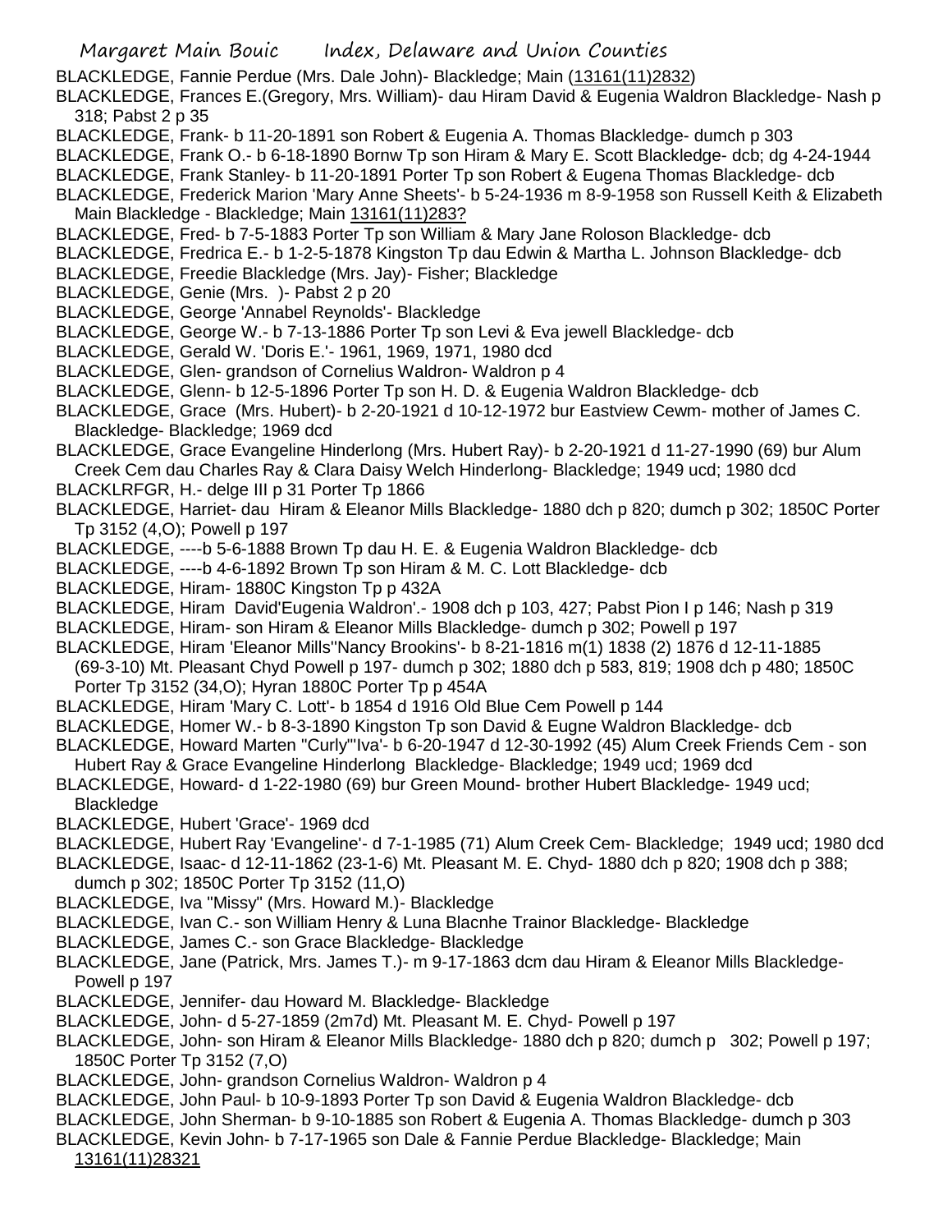BLACKLEDGE, Fannie Perdue (Mrs. Dale John)- Blackledge; Main (13161(11)2832)

BLACKLEDGE, Frances E.(Gregory, Mrs. William)- dau Hiram David & Eugenia Waldron Blackledge- Nash p 318; Pabst 2 p 35

BLACKLEDGE, Frank- b 11-20-1891 son Robert & Eugenia A. Thomas Blackledge- dumch p 303

BLACKLEDGE, Frank O.- b 6-18-1890 Bornw Tp son Hiram & Mary E. Scott Blackledge- dcb; dg 4-24-1944

BLACKLEDGE, Frank Stanley- b 11-20-1891 Porter Tp son Robert & Eugena Thomas Blackledge- dcb

BLACKLEDGE, Frederick Marion 'Mary Anne Sheets'- b 5-24-1936 m 8-9-1958 son Russell Keith & Elizabeth Main Blackledge - Blackledge; Main 13161(11)283?

BLACKLEDGE, Fred- b 7-5-1883 Porter Tp son William & Mary Jane Roloson Blackledge- dcb

BLACKLEDGE, Fredrica E.- b 1-2-5-1878 Kingston Tp dau Edwin & Martha L. Johnson Blackledge- dcb

BLACKLEDGE, Freedie Blackledge (Mrs. Jay)- Fisher; Blackledge

BLACKLEDGE, Genie (Mrs. )- Pabst 2 p 20

BLACKLEDGE, George 'Annabel Reynolds'- Blackledge

BLACKLEDGE, George W.- b 7-13-1886 Porter Tp son Levi & Eva jewell Blackledge- dcb

BLACKLEDGE, Gerald W. 'Doris E.'- 1961, 1969, 1971, 1980 dcd

BLACKLEDGE, Glen- grandson of Cornelius Waldron- Waldron p 4

BLACKLEDGE, Glenn- b 12-5-1896 Porter Tp son H. D. & Eugenia Waldron Blackledge- dcb

BLACKLEDGE, Grace (Mrs. Hubert)- b 2-20-1921 d 10-12-1972 bur Eastview Cewm- mother of James C. Blackledge- Blackledge; 1969 dcd

BLACKLEDGE, Grace Evangeline Hinderlong (Mrs. Hubert Ray)- b 2-20-1921 d 11-27-1990 (69) bur Alum Creek Cem dau Charles Ray & Clara Daisy Welch Hinderlong- Blackledge; 1949 ucd; 1980 dcd

BLACKLRFGR, H.- delge III p 31 Porter Tp 1866

BLACKLEDGE, Harriet- dau Hiram & Eleanor Mills Blackledge- 1880 dch p 820; dumch p 302; 1850C Porter Tp 3152 (4,O); Powell p 197

BLACKLEDGE, ----b 5-6-1888 Brown Tp dau H. E. & Eugenia Waldron Blackledge- dcb

BLACKLEDGE, ----b 4-6-1892 Brown Tp son Hiram & M. C. Lott Blackledge- dcb

BLACKLEDGE, Hiram- 1880C Kingston Tp p 432A

BLACKLEDGE, Hiram David'Eugenia Waldron'.- 1908 dch p 103, 427; Pabst Pion I p 146; Nash p 319

BLACKLEDGE, Hiram- son Hiram & Eleanor Mills Blackledge- dumch p 302; Powell p 197

BLACKLEDGE, Hiram 'Eleanor Mills''Nancy Brookins'- b 8-21-1816 m(1) 1838 (2) 1876 d 12-11-1885 (69-3-10) Mt. Pleasant Chyd Powell p 197- dumch p 302; 1880 dch p 583, 819; 1908 dch p 480; 1850C Porter Tp 3152 (34,O); Hyran 1880C Porter Tp p 454A

BLACKLEDGE, Hiram 'Mary C. Lott'- b 1854 d 1916 Old Blue Cem Powell p 144

BLACKLEDGE, Homer W.- b 8-3-1890 Kingston Tp son David & Eugne Waldron Blackledge- dcb

BLACKLEDGE, Howard Marten "Curly"'Iva'- b 6-20-1947 d 12-30-1992 (45) Alum Creek Friends Cem - son Hubert Ray & Grace Evangeline Hinderlong Blackledge- Blackledge; 1949 ucd; 1969 dcd

BLACKLEDGE, Howard- d 1-22-1980 (69) bur Green Mound- brother Hubert Blackledge- 1949 ucd; Blackledge

BLACKLEDGE, Hubert 'Grace'- 1969 dcd

BLACKLEDGE, Hubert Ray 'Evangeline'- d 7-1-1985 (71) Alum Creek Cem- Blackledge; 1949 ucd; 1980 dcd

BLACKLEDGE, Isaac- d 12-11-1862 (23-1-6) Mt. Pleasant M. E. Chyd- 1880 dch p 820; 1908 dch p 388; dumch p 302; 1850C Porter Tp 3152 (11,O)

BLACKLEDGE, Iva "Missy" (Mrs. Howard M.)- Blackledge

BLACKLEDGE, Ivan C.- son William Henry & Luna Blacnhe Trainor Blackledge- Blackledge

BLACKLEDGE, James C.- son Grace Blackledge- Blackledge

BLACKLEDGE, Jane (Patrick, Mrs. James T.)- m 9-17-1863 dcm dau Hiram & Eleanor Mills Blackledge- Powell p 197

BLACKLEDGE, Jennifer- dau Howard M. Blackledge- Blackledge

BLACKLEDGE, John- d 5-27-1859 (2m7d) Mt. Pleasant M. E. Chyd- Powell p 197

BLACKLEDGE, John- son Hiram & Eleanor Mills Blackledge- 1880 dch p 820; dumch p 302; Powell p 197; 1850C Porter Tp 3152 (7,O)

BLACKLEDGE, John- grandson Cornelius Waldron- Waldron p 4

BLACKLEDGE, John Paul- b 10-9-1893 Porter Tp son David & Eugenia Waldron Blackledge- dcb

BLACKLEDGE, John Sherman- b 9-10-1885 son Robert & Eugenia A. Thomas Blackledge- dumch p 303

BLACKLEDGE, Kevin John- b 7-17-1965 son Dale & Fannie Perdue Blackledge- Blackledge; Main 13161(11)28321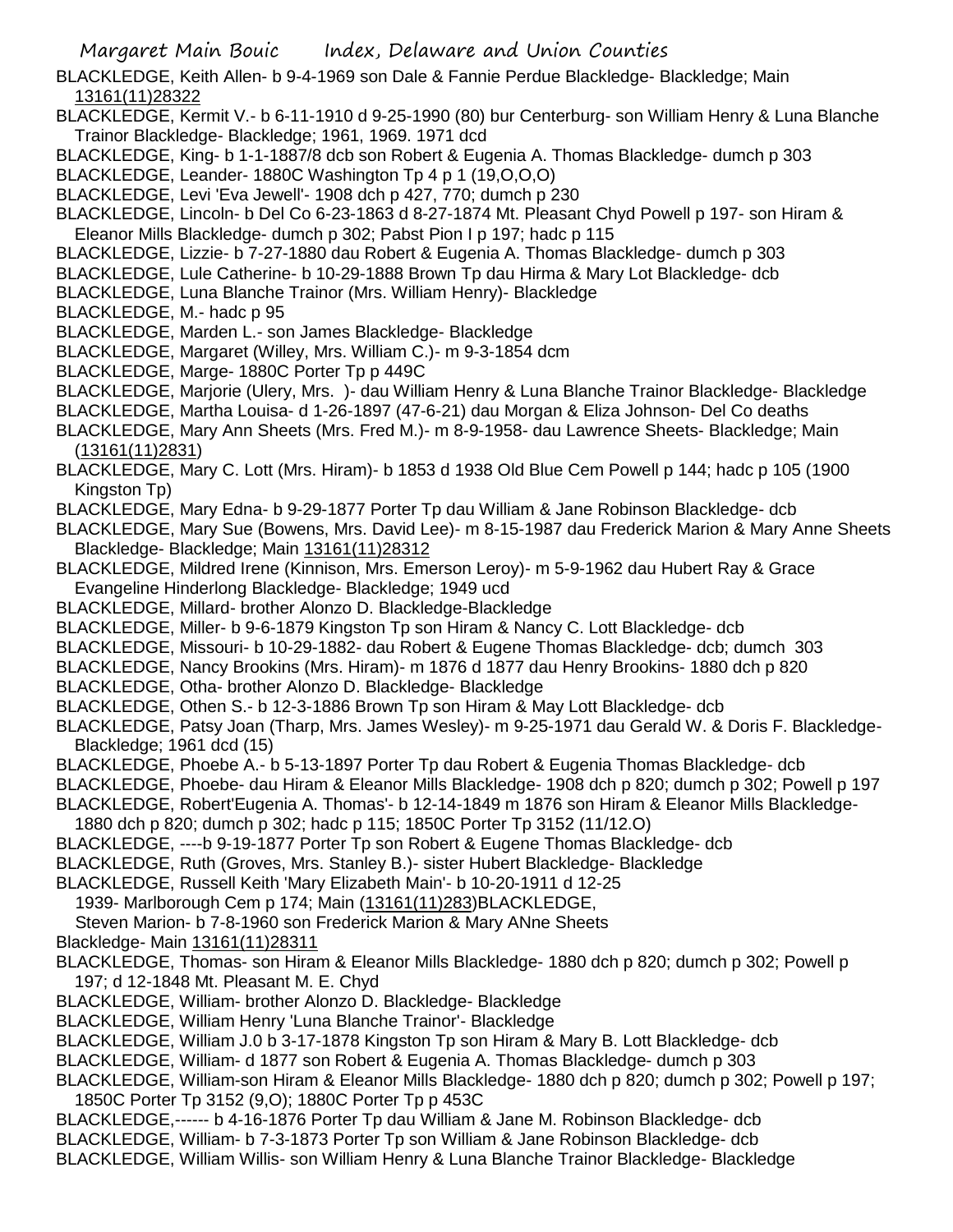BLACKLEDGE, Keith Allen- b 9-4-1969 son Dale & Fannie Perdue Blackledge- Blackledge; Main 13161(11)28322

BLACKLEDGE, Kermit V.- b 6-11-1910 d 9-25-1990 (80) bur Centerburg- son William Henry & Luna Blanche Trainor Blackledge- Blackledge; 1961, 1969. 1971 dcd

BLACKLEDGE, King- b 1-1-1887/8 dcb son Robert & Eugenia A. Thomas Blackledge- dumch p 303

BLACKLEDGE, Leander- 1880C Washington Tp 4 p 1 (19,O,O,O)

BLACKLEDGE, Levi 'Eva Jewell'- 1908 dch p 427, 770; dumch p 230

BLACKLEDGE, Lincoln- b Del Co 6-23-1863 d 8-27-1874 Mt. Pleasant Chyd Powell p 197- son Hiram & Eleanor Mills Blackledge- dumch p 302; Pabst Pion I p 197; hadc p 115

BLACKLEDGE, Lizzie- b 7-27-1880 dau Robert & Eugenia A. Thomas Blackledge- dumch p 303

BLACKLEDGE, Lule Catherine- b 10-29-1888 Brown Tp dau Hirma & Mary Lot Blackledge- dcb

BLACKLEDGE, Luna Blanche Trainor (Mrs. William Henry)- Blackledge

BLACKLEDGE, M.- hadc p 95

BLACKLEDGE, Marden L.- son James Blackledge- Blackledge

BLACKLEDGE, Margaret (Willey, Mrs. William C.)- m 9-3-1854 dcm

BLACKLEDGE, Marge- 1880C Porter Tp p 449C

BLACKLEDGE, Marjorie (Ulery, Mrs. )- dau William Henry & Luna Blanche Trainor Blackledge- Blackledge

BLACKLEDGE, Martha Louisa- d 1-26-1897 (47-6-21) dau Morgan & Eliza Johnson- Del Co deaths

BLACKLEDGE, Mary Ann Sheets (Mrs. Fred M.)- m 8-9-1958- dau Lawrence Sheets- Blackledge; Main (13161(11)2831)

BLACKLEDGE, Mary C. Lott (Mrs. Hiram)- b 1853 d 1938 Old Blue Cem Powell p 144; hadc p 105 (1900 Kingston Tp)

BLACKLEDGE, Mary Edna- b 9-29-1877 Porter Tp dau William & Jane Robinson Blackledge- dcb

BLACKLEDGE, Mary Sue (Bowens, Mrs. David Lee)- m 8-15-1987 dau Frederick Marion & Mary Anne Sheets Blackledge- Blackledge; Main 13161(11)28312

BLACKLEDGE, Mildred Irene (Kinnison, Mrs. Emerson Leroy)- m 5-9-1962 dau Hubert Ray & Grace Evangeline Hinderlong Blackledge- Blackledge; 1949 ucd

BLACKLEDGE, Millard- brother Alonzo D. Blackledge-Blackledge

BLACKLEDGE, Miller- b 9-6-1879 Kingston Tp son Hiram & Nancy C. Lott Blackledge- dcb

BLACKLEDGE, Missouri- b 10-29-1882- dau Robert & Eugene Thomas Blackledge- dcb; dumch 303

BLACKLEDGE, Nancy Brookins (Mrs. Hiram)- m 1876 d 1877 dau Henry Brookins- 1880 dch p 820

BLACKLEDGE, Otha- brother Alonzo D. Blackledge- Blackledge

BLACKLEDGE, Othen S.- b 12-3-1886 Brown Tp son Hiram & May Lott Blackledge- dcb

BLACKLEDGE, Patsy Joan (Tharp, Mrs. James Wesley)- m 9-25-1971 dau Gerald W. & Doris F. Blackledge- Blackledge; 1961 dcd (15)

BLACKLEDGE, Phoebe A.- b 5-13-1897 Porter Tp dau Robert & Eugenia Thomas Blackledge- dcb

BLACKLEDGE, Phoebe- dau Hiram & Eleanor Mills Blackledge- 1908 dch p 820; dumch p 302; Powell p 197

BLACKLEDGE, Robert'Eugenia A. Thomas'- b 12-14-1849 m 1876 son Hiram & Eleanor Mills Blackledge- 1880 dch p 820; dumch p 302; hadc p 115; 1850C Porter Tp 3152 (11/12.O)

BLACKLEDGE, ----b 9-19-1877 Porter Tp son Robert & Eugene Thomas Blackledge- dcb

BLACKLEDGE, Ruth (Groves, Mrs. Stanley B.)- sister Hubert Blackledge- Blackledge

BLACKLEDGE, Russell Keith 'Mary Elizabeth Main'- b 10-20-1911 d 12-25 1939- Marlborough Cem p 174; Main (13161(11)283)BLACKLEDGE, Steven Marion- b 7-8-1960 son Frederick Marion & Mary ANne Sheets Blackledge- Main 13161(11)28311

BLACKLEDGE, Thomas- son Hiram & Eleanor Mills Blackledge- 1880 dch p 820; dumch p 302; Powell p 197; d 12-1848 Mt. Pleasant M. E. Chyd

BLACKLEDGE, William- brother Alonzo D. Blackledge- Blackledge

BLACKLEDGE, William Henry 'Luna Blanche Trainor'- Blackledge

BLACKLEDGE, William J.0 b 3-17-1878 Kingston Tp son Hiram & Mary B. Lott Blackledge- dcb

BLACKLEDGE, William- d 1877 son Robert & Eugenia A. Thomas Blackledge- dumch p 303

BLACKLEDGE, William-son Hiram & Eleanor Mills Blackledge- 1880 dch p 820; dumch p 302; Powell p 197; 1850C Porter Tp 3152 (9,O); 1880C Porter Tp p 453C

BLACKLEDGE,------ b 4-16-1876 Porter Tp dau William & Jane M. Robinson Blackledge- dcb

BLACKLEDGE, William- b 7-3-1873 Porter Tp son William & Jane Robinson Blackledge- dcb

BLACKLEDGE, William Willis- son William Henry & Luna Blanche Trainor Blackledge- Blackledge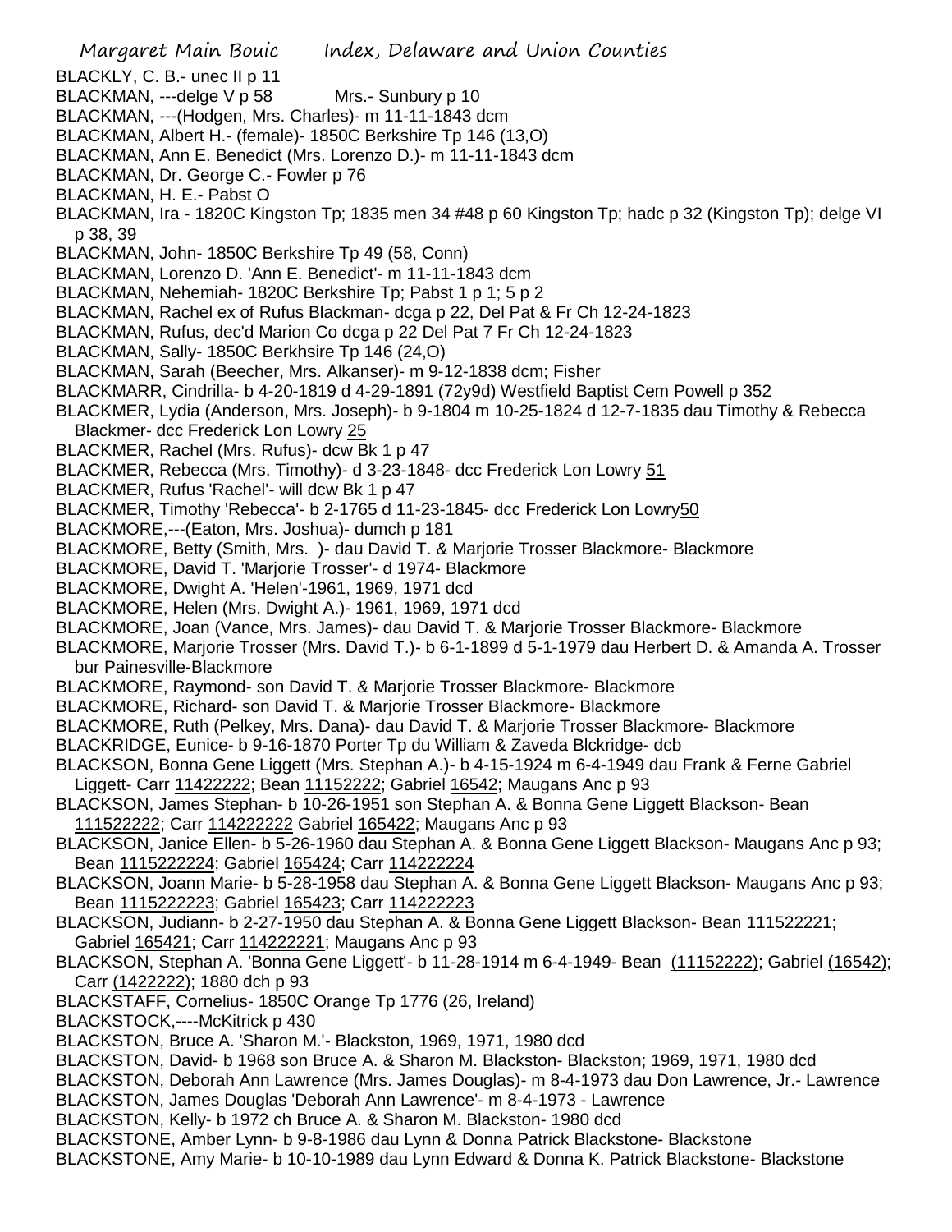BLACKLY, C. B.- unec II p 11

BLACKMAN, ---delge V p 58 Mrs.- Sunbury p 10

BLACKMAN, ---(Hodgen, Mrs. Charles)- m 11-11-1843 dcm

BLACKMAN, Albert H.- (female)- 1850C Berkshire Tp 146 (13,O)

BLACKMAN, Ann E. Benedict (Mrs. Lorenzo D.)- m 11-11-1843 dcm

BLACKMAN, Dr. George C.- Fowler p 76

BLACKMAN, H. E.- Pabst O

BLACKMAN, Ira - 1820C Kingston Tp; 1835 men 34 #48 p 60 Kingston Tp; hadc p 32 (Kingston Tp); delge VI p 38, 39

BLACKMAN, John- 1850C Berkshire Tp 49 (58, Conn)

BLACKMAN, Lorenzo D. 'Ann E. Benedict'- m 11-11-1843 dcm

BLACKMAN, Nehemiah- 1820C Berkshire Tp; Pabst 1 p 1; 5 p 2

BLACKMAN, Rachel ex of Rufus Blackman- dcga p 22, Del Pat & Fr Ch 12-24-1823

BLACKMAN, Rufus, dec'd Marion Co dcga p 22 Del Pat 7 Fr Ch 12-24-1823

BLACKMAN, Sally- 1850C Berkhsire Tp 146 (24,O)

BLACKMAN, Sarah (Beecher, Mrs. Alkanser)- m 9-12-1838 dcm; Fisher

BLACKMARR, Cindrilla- b 4-20-1819 d 4-29-1891 (72y9d) Westfield Baptist Cem Powell p 352

BLACKMER, Lydia (Anderson, Mrs. Joseph)- b 9-1804 m 10-25-1824 d 12-7-1835 dau Timothy & Rebecca Blackmer- dcc Frederick Lon Lowry 25

BLACKMER, Rachel (Mrs. Rufus)- dcw Bk 1 p 47

BLACKMER, Rebecca (Mrs. Timothy)- d 3-23-1848- dcc Frederick Lon Lowry 51

BLACKMER, Rufus 'Rachel'- will dcw Bk 1 p 47

BLACKMER, Timothy 'Rebecca'- b 2-1765 d 11-23-1845- dcc Frederick Lon Lowry50

BLACKMORE,---(Eaton, Mrs. Joshua)- dumch p 181

BLACKMORE, Betty (Smith, Mrs. )- dau David T. & Marjorie Trosser Blackmore- Blackmore

BLACKMORE, David T. 'Marjorie Trosser'- d 1974- Blackmore

BLACKMORE, Dwight A. 'Helen'-1961, 1969, 1971 dcd

BLACKMORE, Helen (Mrs. Dwight A.)- 1961, 1969, 1971 dcd

BLACKMORE, Joan (Vance, Mrs. James)- dau David T. & Marjorie Trosser Blackmore- Blackmore

BLACKMORE, Marjorie Trosser (Mrs. David T.)- b 6-1-1899 d 5-1-1979 dau Herbert D. & Amanda A. Trosser bur Painesville-Blackmore

BLACKMORE, Raymond- son David T. & Marjorie Trosser Blackmore- Blackmore

BLACKMORE, Richard- son David T. & Marjorie Trosser Blackmore- Blackmore

BLACKMORE, Ruth (Pelkey, Mrs. Dana)- dau David T. & Marjorie Trosser Blackmore- Blackmore

BLACKRIDGE, Eunice- b 9-16-1870 Porter Tp du William & Zaveda Blckridge- dcb

BLACKSON, Bonna Gene Liggett (Mrs. Stephan A.)- b 4-15-1924 m 6-4-1949 dau Frank & Ferne Gabriel Liggett- Carr 11422222; Bean 11152222; Gabriel 16542; Maugans Anc p 93

BLACKSON, James Stephan- b 10-26-1951 son Stephan A. & Bonna Gene Liggett Blackson- Bean 111522222; Carr 114222222 Gabriel 165422; Maugans Anc p 93

BLACKSON, Janice Ellen- b 5-26-1960 dau Stephan A. & Bonna Gene Liggett Blackson- Maugans Anc p 93; Bean 1115222224; Gabriel 165424; Carr 114222224

BLACKSON, Joann Marie- b 5-28-1958 dau Stephan A. & Bonna Gene Liggett Blackson- Maugans Anc p 93; Bean 1115222223; Gabriel 165423; Carr 114222223

BLACKSON, Judiann- b 2-27-1950 dau Stephan A. & Bonna Gene Liggett Blackson- Bean 111522221; Gabriel 165421; Carr 114222221; Maugans Anc p 93

BLACKSON, Stephan A. 'Bonna Gene Liggett'- b 11-28-1914 m 6-4-1949- Bean (11152222); Gabriel (16542); Carr (1422222); 1880 dch p 93

BLACKSTAFF, Cornelius- 1850C Orange Tp 1776 (26, Ireland)

BLACKSTOCK,----McKitrick p 430

BLACKSTON, Bruce A. 'Sharon M.'- Blackston, 1969, 1971, 1980 dcd

BLACKSTON, David- b 1968 son Bruce A. & Sharon M. Blackston- Blackston; 1969, 1971, 1980 dcd

BLACKSTON, Deborah Ann Lawrence (Mrs. James Douglas)- m 8-4-1973 dau Don Lawrence, Jr.- Lawrence

BLACKSTON, James Douglas 'Deborah Ann Lawrence'- m 8-4-1973 - Lawrence

BLACKSTON, Kelly- b 1972 ch Bruce A. & Sharon M. Blackston- 1980 dcd

BLACKSTONE, Amber Lynn- b 9-8-1986 dau Lynn & Donna Patrick Blackstone- Blackstone

BLACKSTONE, Amy Marie- b 10-10-1989 dau Lynn Edward & Donna K. Patrick Blackstone- Blackstone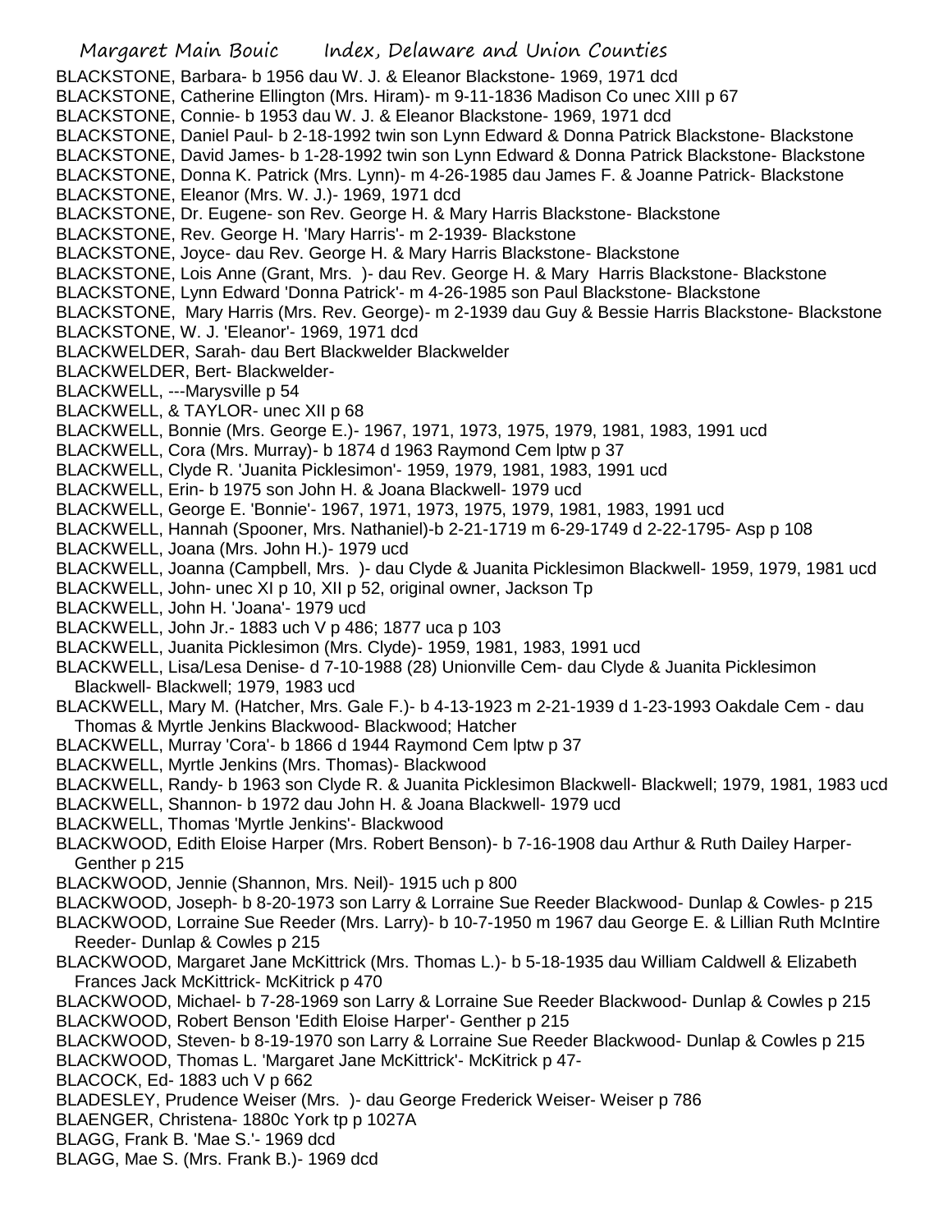BLACKSTONE, Barbara- b 1956 dau W. J. & Eleanor Blackstone- 1969, 1971 dcd
BLACKSTONE, Catherine Ellington (Mrs. Hiram)- m 9-11-1836 Madison Co unec XIII p 67
BLACKSTONE, Connie- b 1953 dau W. J. & Eleanor Blackstone- 1969, 1971 dcd
BLACKSTONE, Daniel Paul- b 2-18-1992 twin son Lynn Edward & Donna Patrick Blackstone- Blackstone
BLACKSTONE, David James- b 1-28-1992 twin son Lynn Edward & Donna Patrick Blackstone- Blackstone
BLACKSTONE, Donna K. Patrick (Mrs. Lynn)- m 4-26-1985 dau James F. & Joanne Patrick- Blackstone
BLACKSTONE, Eleanor (Mrs. W. J.)- 1969, 1971 dcd
BLACKSTONE, Dr. Eugene- son Rev. George H. & Mary Harris Blackstone- Blackstone
BLACKSTONE, Rev. George H. 'Mary Harris'- m 2-1939- Blackstone
BLACKSTONE, Joyce- dau Rev. George H. & Mary Harris Blackstone- Blackstone
BLACKSTONE, Lois Anne (Grant, Mrs. )- dau Rev. George H. & Mary Harris Blackstone- Blackstone
BLACKSTONE, Lynn Edward 'Donna Patrick'- m 4-26-1985 son Paul Blackstone- Blackstone
BLACKSTONE, Mary Harris (Mrs. Rev. George)- m 2-1939 dau Guy & Bessie Harris Blackstone- Blackstone
BLACKSTONE, W. J. 'Eleanor'- 1969, 1971 dcd
BLACKWELDER, Sarah- dau Bert Blackwelder Blackwelder
BLACKWELDER, Bert- Blackwelder-
BLACKWELL, ---Marysville p 54
BLACKWELL, & TAYLOR- unec XII p 68
BLACKWELL, Bonnie (Mrs. George E.)- 1967, 1971, 1973, 1975, 1979, 1981, 1983, 1991 ucd
BLACKWELL, Cora (Mrs. Murray)- b 1874 d 1963 Raymond Cem lptw p 37
BLACKWELL, Clyde R. 'Juanita Picklesimon'- 1959, 1979, 1981, 1983, 1991 ucd
BLACKWELL, Erin- b 1975 son John H. & Joana Blackwell- 1979 ucd
BLACKWELL, George E. 'Bonnie'- 1967, 1971, 1973, 1975, 1979, 1981, 1983, 1991 ucd
BLACKWELL, Hannah (Spooner, Mrs. Nathaniel)-b 2-21-1719 m 6-29-1749 d 2-22-1795- Asp p 108
BLACKWELL, Joana (Mrs. John H.)- 1979 ucd
BLACKWELL, Joanna (Campbell, Mrs. )- dau Clyde & Juanita Picklesimon Blackwell- 1959, 1979, 1981 ucd
BLACKWELL, John- unec XI p 10, XII p 52, original owner, Jackson Tp
BLACKWELL, John H. 'Joana'- 1979 ucd
BLACKWELL, John Jr.- 1883 uch V p 486; 1877 uca p 103
BLACKWELL, Juanita Picklesimon (Mrs. Clyde)- 1959, 1981, 1983, 1991 ucd
BLACKWELL, Lisa/Lesa Denise- d 7-10-1988 (28) Unionville Cem- dau Clyde & Juanita Picklesimon Blackwell- Blackwell; 1979, 1983 ucd
BLACKWELL, Mary M. (Hatcher, Mrs. Gale F.)- b 4-13-1923 m 2-21-1939 d 1-23-1993 Oakdale Cem - dau Thomas & Myrtle Jenkins Blackwood- Blackwood; Hatcher
BLACKWELL, Murray 'Cora'- b 1866 d 1944 Raymond Cem lptw p 37
BLACKWELL, Myrtle Jenkins (Mrs. Thomas)- Blackwood
BLACKWELL, Randy- b 1963 son Clyde R. & Juanita Picklesimon Blackwell- Blackwell; 1979, 1981, 1983 ucd
BLACKWELL, Shannon- b 1972 dau John H. & Joana Blackwell- 1979 ucd
BLACKWELL, Thomas 'Myrtle Jenkins'- Blackwood
BLACKWOOD, Edith Eloise Harper (Mrs. Robert Benson)- b 7-16-1908 dau Arthur & Ruth Dailey Harper- Genther p 215
BLACKWOOD, Jennie (Shannon, Mrs. Neil)- 1915 uch p 800
BLACKWOOD, Joseph- b 8-20-1973 son Larry & Lorraine Sue Reeder Blackwood- Dunlap & Cowles- p 215
BLACKWOOD, Lorraine Sue Reeder (Mrs. Larry)- b 10-7-1950 m 1967 dau George E. & Lillian Ruth McIntire Reeder- Dunlap & Cowles p 215
BLACKWOOD, Margaret Jane McKittrick (Mrs. Thomas L.)- b 5-18-1935 dau William Caldwell & Elizabeth Frances Jack McKittrick- McKitrick p 470
BLACKWOOD, Michael- b 7-28-1969 son Larry & Lorraine Sue Reeder Blackwood- Dunlap & Cowles p 215
BLACKWOOD, Robert Benson 'Edith Eloise Harper'- Genther p 215
BLACKWOOD, Steven- b 8-19-1970 son Larry & Lorraine Sue Reeder Blackwood- Dunlap & Cowles p 215
BLACKWOOD, Thomas L. 'Margaret Jane McKittrick'- McKitrick p 47-
BLACOCK, Ed- 1883 uch V p 662
BLADESLEY, Prudence Weiser (Mrs. )- dau George Frederick Weiser- Weiser p 786
BLAENGER, Christena- 1880c York tp p 1027A
BLAGG, Frank B. 'Mae S.'- 1969 dcd
BLAGG, Mae S. (Mrs. Frank B.)- 1969 dcd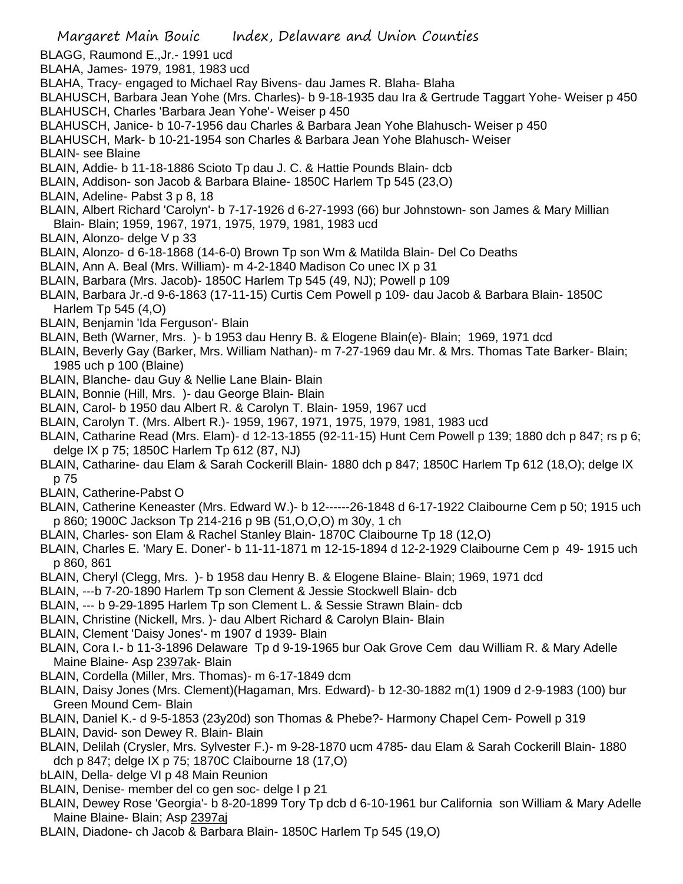BLAGG, Raumond E.,Jr.- 1991 ucd

BLAHA, James- 1979, 1981, 1983 ucd

BLAHA, Tracy- engaged to Michael Ray Bivens- dau James R. Blaha- Blaha

BLAHUSCH, Barbara Jean Yohe (Mrs. Charles)- b 9-18-1935 dau Ira & Gertrude Taggart Yohe- Weiser p 450

BLAHUSCH, Charles 'Barbara Jean Yohe'- Weiser p 450

BLAHUSCH, Janice- b 10-7-1956 dau Charles & Barbara Jean Yohe Blahusch- Weiser p 450

BLAHUSCH, Mark- b 10-21-1954 son Charles & Barbara Jean Yohe Blahusch- Weiser

BLAIN- see Blaine

BLAIN, Addie- b 11-18-1886 Scioto Tp dau J. C. & Hattie Pounds Blain- dcb

BLAIN, Addison- son Jacob & Barbara Blaine- 1850C Harlem Tp 545 (23,O)

BLAIN, Adeline- Pabst 3 p 8, 18

BLAIN, Albert Richard 'Carolyn'- b 7-17-1926 d 6-27-1993 (66) bur Johnstown- son James & Mary Millian Blain- Blain; 1959, 1967, 1971, 1975, 1979, 1981, 1983 ucd

BLAIN, Alonzo- delge V p 33

BLAIN, Alonzo- d 6-18-1868 (14-6-0) Brown Tp son Wm & Matilda Blain- Del Co Deaths

BLAIN, Ann A. Beal (Mrs. William)- m 4-2-1840 Madison Co unec IX p 31

BLAIN, Barbara (Mrs. Jacob)- 1850C Harlem Tp 545 (49, NJ); Powell p 109

BLAIN, Barbara Jr.-d 9-6-1863 (17-11-15) Curtis Cem Powell p 109- dau Jacob & Barbara Blain- 1850C Harlem Tp 545 (4,O)

BLAIN, Benjamin 'Ida Ferguson'- Blain

BLAIN, Beth (Warner, Mrs. )- b 1953 dau Henry B. & Elogene Blain(e)- Blain; 1969, 1971 dcd

BLAIN, Beverly Gay (Barker, Mrs. William Nathan)- m 7-27-1969 dau Mr. & Mrs. Thomas Tate Barker- Blain; 1985 uch p 100 (Blaine)

BLAIN, Blanche- dau Guy & Nellie Lane Blain- Blain

BLAIN, Bonnie (Hill, Mrs. )- dau George Blain- Blain

BLAIN, Carol- b 1950 dau Albert R. & Carolyn T. Blain- 1959, 1967 ucd

BLAIN, Carolyn T. (Mrs. Albert R.)- 1959, 1967, 1971, 1975, 1979, 1981, 1983 ucd

BLAIN, Catharine Read (Mrs. Elam)- d 12-13-1855 (92-11-15) Hunt Cem Powell p 139; 1880 dch p 847; rs p 6; delge IX p 75; 1850C Harlem Tp 612 (87, NJ)

BLAIN, Catharine- dau Elam & Sarah Cockerill Blain- 1880 dch p 847; 1850C Harlem Tp 612 (18,O); delge IX p 75

BLAIN, Catherine-Pabst O

BLAIN, Catherine Keneaster (Mrs. Edward W.)- b 12------26-1848 d 6-17-1922 Claibourne Cem p 50; 1915 uch p 860; 1900C Jackson Tp 214-216 p 9B (51,O,O,O) m 30y, 1 ch

BLAIN, Charles- son Elam & Rachel Stanley Blain- 1870C Claibourne Tp 18 (12,O)

BLAIN, Charles E. 'Mary E. Doner'- b 11-11-1871 m 12-15-1894 d 12-2-1929 Claibourne Cem p 49- 1915 uch p 860, 861

BLAIN, Cheryl (Clegg, Mrs. )- b 1958 dau Henry B. & Elogene Blaine- Blain; 1969, 1971 dcd

BLAIN, ---b 7-20-1890 Harlem Tp son Clement & Jessie Stockwell Blain- dcb

BLAIN, --- b 9-29-1895 Harlem Tp son Clement L. & Sessie Strawn Blain- dcb

BLAIN, Christine (Nickell, Mrs. )- dau Albert Richard & Carolyn Blain- Blain

BLAIN, Clement 'Daisy Jones'- m 1907 d 1939- Blain

BLAIN, Cora I.- b 11-3-1896 Delaware Tp d 9-19-1965 bur Oak Grove Cem dau William R. & Mary Adelle Maine Blaine- Asp 2397ak- Blain

BLAIN, Cordella (Miller, Mrs. Thomas)- m 6-17-1849 dcm

BLAIN, Daisy Jones (Mrs. Clement)(Hagaman, Mrs. Edward)- b 12-30-1882 m(1) 1909 d 2-9-1983 (100) bur Green Mound Cem- Blain

BLAIN, Daniel K.- d 9-5-1853 (23y20d) son Thomas & Phebe?- Harmony Chapel Cem- Powell p 319

BLAIN, David- son Dewey R. Blain- Blain

BLAIN, Delilah (Crysler, Mrs. Sylvester F.)- m 9-28-1870 ucm 4785- dau Elam & Sarah Cockerill Blain- 1880 dch p 847; delge IX p 75; 1870C Claibourne 18 (17,O)

bLAIN, Della- delge VI p 48 Main Reunion

BLAIN, Denise- member del co gen soc- delge I p 21

BLAIN, Dewey Rose 'Georgia'- b 8-20-1899 Tory Tp dcb d 6-10-1961 bur California son William & Mary Adelle Maine Blaine- Blain; Asp 2397aj

BLAIN, Diadone- ch Jacob & Barbara Blain- 1850C Harlem Tp 545 (19,O)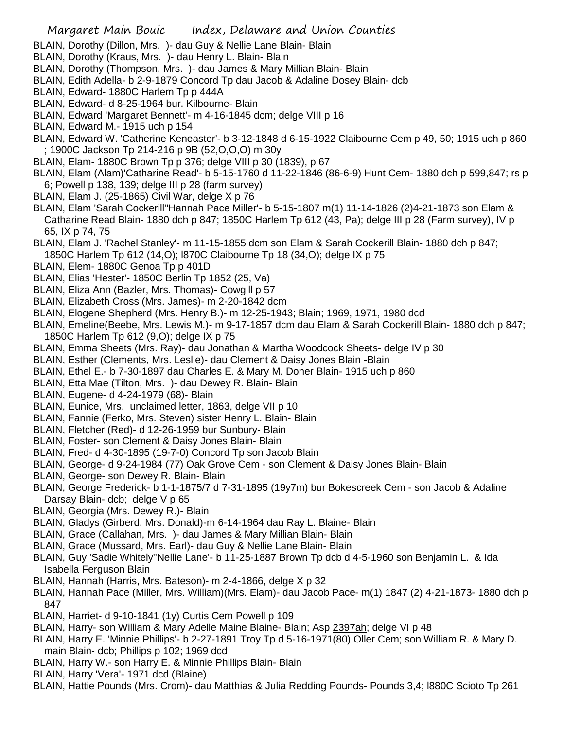BLAIN, Dorothy (Dillon, Mrs. )- dau Guy & Nellie Lane Blain- Blain
BLAIN, Dorothy (Kraus, Mrs. )- dau Henry L. Blain- Blain
BLAIN, Dorothy (Thompson, Mrs. )- dau James & Mary Millian Blain- Blain
BLAIN, Edith Adella- b 2-9-1879 Concord Tp dau Jacob & Adaline Dosey Blain- dcb
BLAIN, Edward- 1880C Harlem Tp p 444A
BLAIN, Edward- d 8-25-1964 bur. Kilbourne- Blain
BLAIN, Edward 'Margaret Bennett'- m 4-16-1845 dcm; delge VIII p 16
BLAIN, Edward M.- 1915 uch p 154
BLAIN, Edward W. 'Catherine Keneaster'- b 3-12-1848 d 6-15-1922 Claibourne Cem p 49, 50; 1915 uch p 860 ; 1900C Jackson Tp 214-216 p 9B (52,O,O,O) m 30y
BLAIN, Elam- 1880C Brown Tp p 376; delge VIII p 30 (1839), p 67
BLAIN, Elam (Alam)'Catharine Read'- b 5-15-1760 d 11-22-1846 (86-6-9) Hunt Cem- 1880 dch p 599,847; rs p 6; Powell p 138, 139; delge III p 28 (farm survey)
BLAIN, Elam J. (25-1865) Civil War, delge X p 76
BLAIN, Elam 'Sarah Cockerill''Hannah Pace Miller'- b 5-15-1807 m(1) 11-14-1826 (2)4-21-1873 son Elam & Catharine Read Blain- 1880 dch p 847; 1850C Harlem Tp 612 (43, Pa); delge III p 28 (Farm survey), IV p 65, IX p 74, 75
BLAIN, Elam J. 'Rachel Stanley'- m 11-15-1855 dcm son Elam & Sarah Cockerill Blain- 1880 dch p 847; 1850C Harlem Tp 612 (14,O); l870C Claibourne Tp 18 (34,O); delge IX p 75
BLAIN, Elem- 1880C Genoa Tp p 401D
BLAIN, Elias 'Hester'- 1850C Berlin Tp 1852 (25, Va)
BLAIN, Eliza Ann (Bazler, Mrs. Thomas)- Cowgill p 57
BLAIN, Elizabeth Cross (Mrs. James)- m 2-20-1842 dcm
BLAIN, Elogene Shepherd (Mrs. Henry B.)- m 12-25-1943; Blain; 1969, 1971, 1980 dcd
BLAIN, Emeline(Beebe, Mrs. Lewis M.)- m 9-17-1857 dcm dau Elam & Sarah Cockerill Blain- 1880 dch p 847; 1850C Harlem Tp 612 (9,O); delge IX p 75
BLAIN, Emma Sheets (Mrs. Ray)- dau Jonathan & Martha Woodcock Sheets- delge IV p 30
BLAIN, Esther (Clements, Mrs. Leslie)- dau Clement & Daisy Jones Blain -Blain
BLAIN, Ethel E.- b 7-30-1897 dau Charles E. & Mary M. Doner Blain- 1915 uch p 860
BLAIN, Etta Mae (Tilton, Mrs. )- dau Dewey R. Blain- Blain
BLAIN, Eugene- d 4-24-1979 (68)- Blain
BLAIN, Eunice, Mrs. unclaimed letter, 1863, delge VII p 10
BLAIN, Fannie (Ferko, Mrs. Steven) sister Henry L. Blain- Blain
BLAIN, Fletcher (Red)- d 12-26-1959 bur Sunbury- Blain
BLAIN, Foster- son Clement & Daisy Jones Blain- Blain
BLAIN, Fred- d 4-30-1895 (19-7-0) Concord Tp son Jacob Blain
BLAIN, George- d 9-24-1984 (77) Oak Grove Cem - son Clement & Daisy Jones Blain- Blain
BLAIN, George- son Dewey R. Blain- Blain
BLAIN, George Frederick- b 1-1-1875/7 d 7-31-1895 (19y7m) bur Bokescreek Cem - son Jacob & Adaline Darsay Blain- dcb; delge V p 65
BLAIN, Georgia (Mrs. Dewey R.)- Blain
BLAIN, Gladys (Girberd, Mrs. Donald)-m 6-14-1964 dau Ray L. Blaine- Blain
BLAIN, Grace (Callahan, Mrs. )- dau James & Mary Millian Blain- Blain
BLAIN, Grace (Mussard, Mrs. Earl)- dau Guy & Nellie Lane Blain- Blain
BLAIN, Guy 'Sadie Whitely''Nellie Lane'- b 11-25-1887 Brown Tp dcb d 4-5-1960 son Benjamin L. & Ida Isabella Ferguson Blain
BLAIN, Hannah (Harris, Mrs. Bateson)- m 2-4-1866, delge X p 32
BLAIN, Hannah Pace (Miller, Mrs. William)(Mrs. Elam)- dau Jacob Pace- m(1) 1847 (2) 4-21-1873- 1880 dch p 847
BLAIN, Harriet- d 9-10-1841 (1y) Curtis Cem Powell p 109
BLAIN, Harry- son William & Mary Adelle Maine Blaine- Blain; Asp 2397ah; delge VI p 48
BLAIN, Harry E. 'Minnie Phillips'- b 2-27-1891 Troy Tp d 5-16-1971(80) Oller Cem; son William R. & Mary D. main Blain- dcb; Phillips p 102; 1969 dcd
BLAIN, Harry W.- son Harry E. & Minnie Phillips Blain- Blain
BLAIN, Harry 'Vera'- 1971 dcd (Blaine)
BLAIN, Hattie Pounds (Mrs. Crom)- dau Matthias & Julia Redding Pounds- Pounds 3,4; l880C Scioto Tp 261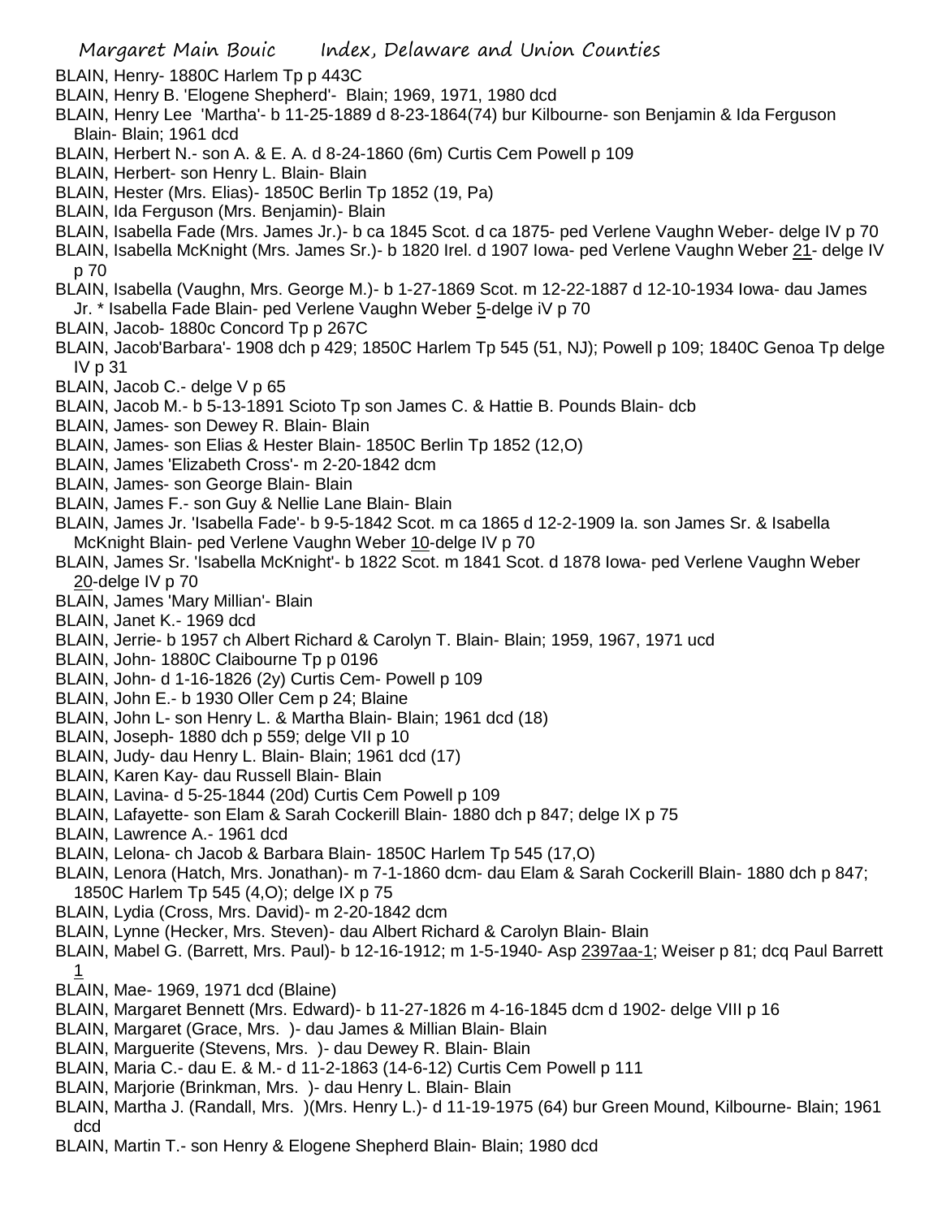BLAIN, Henry- 1880C Harlem Tp p 443C

BLAIN, Henry B. 'Elogene Shepherd'- Blain; 1969, 1971, 1980 dcd

BLAIN, Henry Lee 'Martha'- b 11-25-1889 d 8-23-1864(74) bur Kilbourne- son Benjamin & Ida Ferguson Blain- Blain; 1961 dcd

BLAIN, Herbert N.- son A. & E. A. d 8-24-1860 (6m) Curtis Cem Powell p 109

BLAIN, Herbert- son Henry L. Blain- Blain

BLAIN, Hester (Mrs. Elias)- 1850C Berlin Tp 1852 (19, Pa)

BLAIN, Ida Ferguson (Mrs. Benjamin)- Blain

BLAIN, Isabella Fade (Mrs. James Jr.)- b ca 1845 Scot. d ca 1875- ped Verlene Vaughn Weber- delge IV p 70

BLAIN, Isabella McKnight (Mrs. James Sr.)- b 1820 Irel. d 1907 Iowa- ped Verlene Vaughn Weber 21- delge IV p 70

BLAIN, Isabella (Vaughn, Mrs. George M.)- b 1-27-1869 Scot. m 12-22-1887 d 12-10-1934 Iowa- dau James Jr. * Isabella Fade Blain- ped Verlene Vaughn Weber 5-delge iV p 70

BLAIN, Jacob- 1880c Concord Tp p 267C

BLAIN, Jacob'Barbara'- 1908 dch p 429; 1850C Harlem Tp 545 (51, NJ); Powell p 109; 1840C Genoa Tp delge IV p 31

BLAIN, Jacob C.- delge V p 65

BLAIN, Jacob M.- b 5-13-1891 Scioto Tp son James C. & Hattie B. Pounds Blain- dcb

BLAIN, James- son Dewey R. Blain- Blain

BLAIN, James- son Elias & Hester Blain- 1850C Berlin Tp 1852 (12,O)

BLAIN, James 'Elizabeth Cross'- m 2-20-1842 dcm

BLAIN, James- son George Blain- Blain

BLAIN, James F.- son Guy & Nellie Lane Blain- Blain

BLAIN, James Jr. 'Isabella Fade'- b 9-5-1842 Scot. m ca 1865 d 12-2-1909 Ia. son James Sr. & Isabella McKnight Blain- ped Verlene Vaughn Weber 10-delge IV p 70

BLAIN, James Sr. 'Isabella McKnight'- b 1822 Scot. m 1841 Scot. d 1878 Iowa- ped Verlene Vaughn Weber 20-delge IV p 70

BLAIN, James 'Mary Millian'- Blain

BLAIN, Janet K.- 1969 dcd

BLAIN, Jerrie- b 1957 ch Albert Richard & Carolyn T. Blain- Blain; 1959, 1967, 1971 ucd

BLAIN, John- 1880C Claibourne Tp p 0196

BLAIN, John- d 1-16-1826 (2y) Curtis Cem- Powell p 109

BLAIN, John E.- b 1930 Oller Cem p 24; Blaine

BLAIN, John L- son Henry L. & Martha Blain- Blain; 1961 dcd (18)

BLAIN, Joseph- 1880 dch p 559; delge VII p 10

BLAIN, Judy- dau Henry L. Blain- Blain; 1961 dcd (17)

BLAIN, Karen Kay- dau Russell Blain- Blain

BLAIN, Lavina- d 5-25-1844 (20d) Curtis Cem Powell p 109

BLAIN, Lafayette- son Elam & Sarah Cockerill Blain- 1880 dch p 847; delge IX p 75

BLAIN, Lawrence A.- 1961 dcd

BLAIN, Lelona- ch Jacob & Barbara Blain- 1850C Harlem Tp 545 (17,O)

BLAIN, Lenora (Hatch, Mrs. Jonathan)- m 7-1-1860 dcm- dau Elam & Sarah Cockerill Blain- 1880 dch p 847; 1850C Harlem Tp 545 (4,O); delge IX p 75

BLAIN, Lydia (Cross, Mrs. David)- m 2-20-1842 dcm

BLAIN, Lynne (Hecker, Mrs. Steven)- dau Albert Richard & Carolyn Blain- Blain

BLAIN, Mabel G. (Barrett, Mrs. Paul)- b 12-16-1912; m 1-5-1940- Asp 2397aa-1; Weiser p 81; dcq Paul Barrett 1

BLAIN, Mae- 1969, 1971 dcd (Blaine)

BLAIN, Margaret Bennett (Mrs. Edward)- b 11-27-1826 m 4-16-1845 dcm d 1902- delge VIII p 16

BLAIN, Margaret (Grace, Mrs. )- dau James & Millian Blain- Blain

BLAIN, Marguerite (Stevens, Mrs. )- dau Dewey R. Blain- Blain

BLAIN, Maria C.- dau E. & M.- d 11-2-1863 (14-6-12) Curtis Cem Powell p 111

BLAIN, Marjorie (Brinkman, Mrs. )- dau Henry L. Blain- Blain

BLAIN, Martha J. (Randall, Mrs. )(Mrs. Henry L.)- d 11-19-1975 (64) bur Green Mound, Kilbourne- Blain; 1961 dcd

BLAIN, Martin T.- son Henry & Elogene Shepherd Blain- Blain; 1980 dcd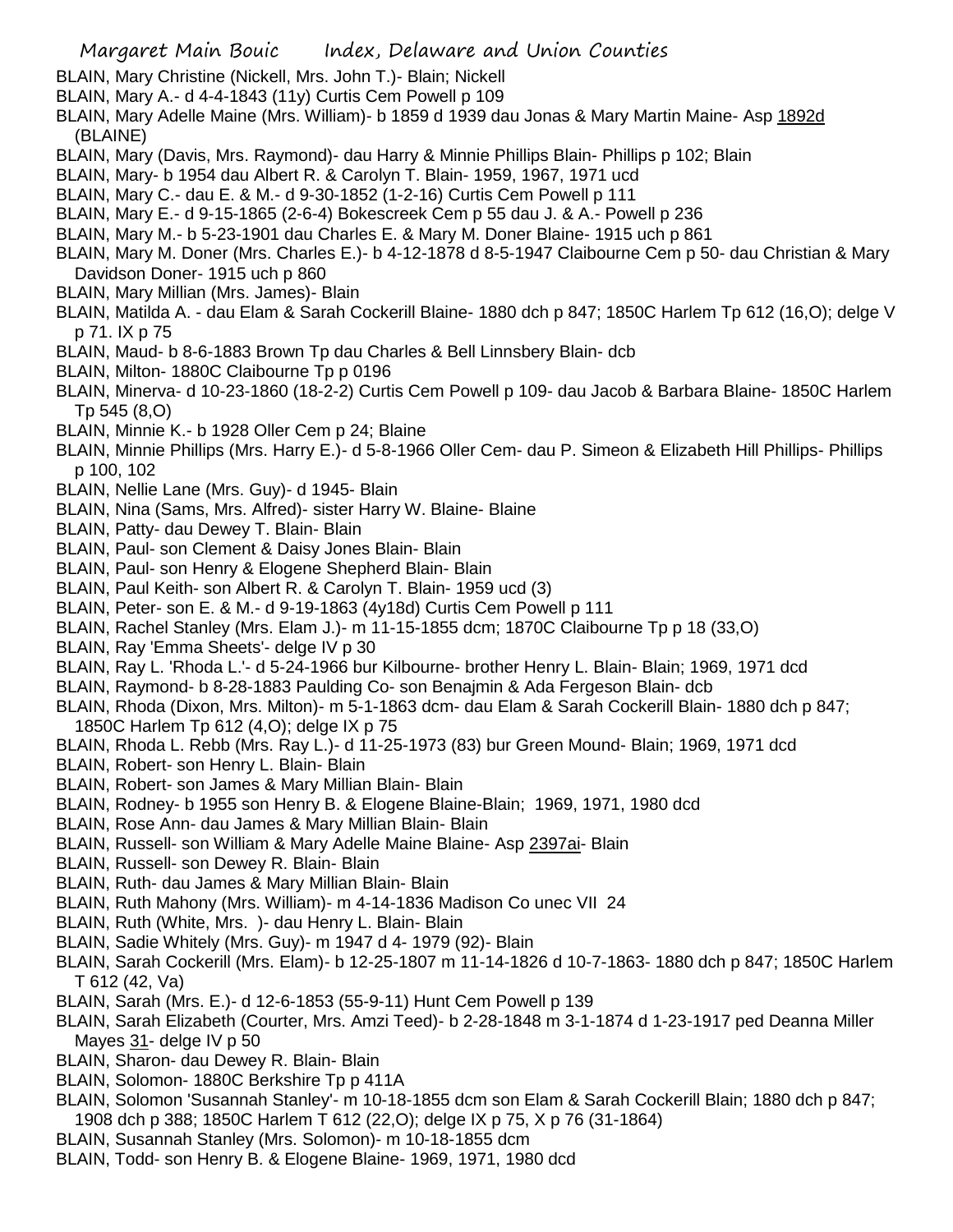BLAIN, Mary Christine (Nickell, Mrs. John T.)- Blain; Nickell

BLAIN, Mary A.- d 4-4-1843 (11y) Curtis Cem Powell p 109

BLAIN, Mary Adelle Maine (Mrs. William)- b 1859 d 1939 dau Jonas & Mary Martin Maine- Asp 1892d (BLAINE)

BLAIN, Mary (Davis, Mrs. Raymond)- dau Harry & Minnie Phillips Blain- Phillips p 102; Blain

BLAIN, Mary- b 1954 dau Albert R. & Carolyn T. Blain- 1959, 1967, 1971 ucd

BLAIN, Mary C.- dau E. & M.- d 9-30-1852 (1-2-16) Curtis Cem Powell p 111

BLAIN, Mary E.- d 9-15-1865 (2-6-4) Bokescreek Cem p 55 dau J. & A.- Powell p 236

BLAIN, Mary M.- b 5-23-1901 dau Charles E. & Mary M. Doner Blaine- 1915 uch p 861

BLAIN, Mary M. Doner (Mrs. Charles E.)- b 4-12-1878 d 8-5-1947 Claibourne Cem p 50- dau Christian & Mary Davidson Doner- 1915 uch p 860

BLAIN, Mary Millian (Mrs. James)- Blain

BLAIN, Matilda A. - dau Elam & Sarah Cockerill Blaine- 1880 dch p 847; 1850C Harlem Tp 612 (16,O); delge V p 71. IX p 75

BLAIN, Maud- b 8-6-1883 Brown Tp dau Charles & Bell Linnsbery Blain- dcb

BLAIN, Milton- 1880C Claibourne Tp p 0196

BLAIN, Minerva- d 10-23-1860 (18-2-2) Curtis Cem Powell p 109- dau Jacob & Barbara Blaine- 1850C Harlem Tp 545 (8,O)

BLAIN, Minnie K.- b 1928 Oller Cem p 24; Blaine

BLAIN, Minnie Phillips (Mrs. Harry E.)- d 5-8-1966 Oller Cem- dau P. Simeon & Elizabeth Hill Phillips- Phillips p 100, 102

BLAIN, Nellie Lane (Mrs. Guy)- d 1945- Blain

BLAIN, Nina (Sams, Mrs. Alfred)- sister Harry W. Blaine- Blaine

BLAIN, Patty- dau Dewey T. Blain- Blain

BLAIN, Paul- son Clement & Daisy Jones Blain- Blain

BLAIN, Paul- son Henry & Elogene Shepherd Blain- Blain

BLAIN, Paul Keith- son Albert R. & Carolyn T. Blain- 1959 ucd (3)

BLAIN, Peter- son E. & M.- d 9-19-1863 (4y18d) Curtis Cem Powell p 111

BLAIN, Rachel Stanley (Mrs. Elam J.)- m 11-15-1855 dcm; 1870C Claibourne Tp p 18 (33,O)

BLAIN, Ray 'Emma Sheets'- delge IV p 30

BLAIN, Ray L. 'Rhoda L.'- d 5-24-1966 bur Kilbourne- brother Henry L. Blain- Blain; 1969, 1971 dcd

BLAIN, Raymond- b 8-28-1883 Paulding Co- son Benajmin & Ada Fergeson Blain- dcb

BLAIN, Rhoda (Dixon, Mrs. Milton)- m 5-1-1863 dcm- dau Elam & Sarah Cockerill Blain- 1880 dch p 847; 1850C Harlem Tp 612 (4,O); delge IX p 75

BLAIN, Rhoda L. Rebb (Mrs. Ray L.)- d 11-25-1973 (83) bur Green Mound- Blain; 1969, 1971 dcd

BLAIN, Robert- son Henry L. Blain- Blain

BLAIN, Robert- son James & Mary Millian Blain- Blain

BLAIN, Rodney- b 1955 son Henry B. & Elogene Blaine-Blain; 1969, 1971, 1980 dcd

BLAIN, Rose Ann- dau James & Mary Millian Blain- Blain

BLAIN, Russell- son William & Mary Adelle Maine Blaine- Asp 2397ai- Blain

BLAIN, Russell- son Dewey R. Blain- Blain

BLAIN, Ruth- dau James & Mary Millian Blain- Blain

BLAIN, Ruth Mahony (Mrs. William)- m 4-14-1836 Madison Co unec VII 24

BLAIN, Ruth (White, Mrs. )- dau Henry L. Blain- Blain

BLAIN, Sadie Whitely (Mrs. Guy)- m 1947 d 4- 1979 (92)- Blain

BLAIN, Sarah Cockerill (Mrs. Elam)- b 12-25-1807 m 11-14-1826 d 10-7-1863- 1880 dch p 847; 1850C Harlem T 612 (42, Va)

BLAIN, Sarah (Mrs. E.)- d 12-6-1853 (55-9-11) Hunt Cem Powell p 139

BLAIN, Sarah Elizabeth (Courter, Mrs. Amzi Teed)- b 2-28-1848 m 3-1-1874 d 1-23-1917 ped Deanna Miller Mayes 31- delge IV p 50

BLAIN, Sharon- dau Dewey R. Blain- Blain

BLAIN, Solomon- 1880C Berkshire Tp p 411A

BLAIN, Solomon 'Susannah Stanley'- m 10-18-1855 dcm son Elam & Sarah Cockerill Blain; 1880 dch p 847; 1908 dch p 388; 1850C Harlem T 612 (22,O); delge IX p 75, X p 76 (31-1864)

BLAIN, Susannah Stanley (Mrs. Solomon)- m 10-18-1855 dcm

BLAIN, Todd- son Henry B. & Elogene Blaine- 1969, 1971, 1980 dcd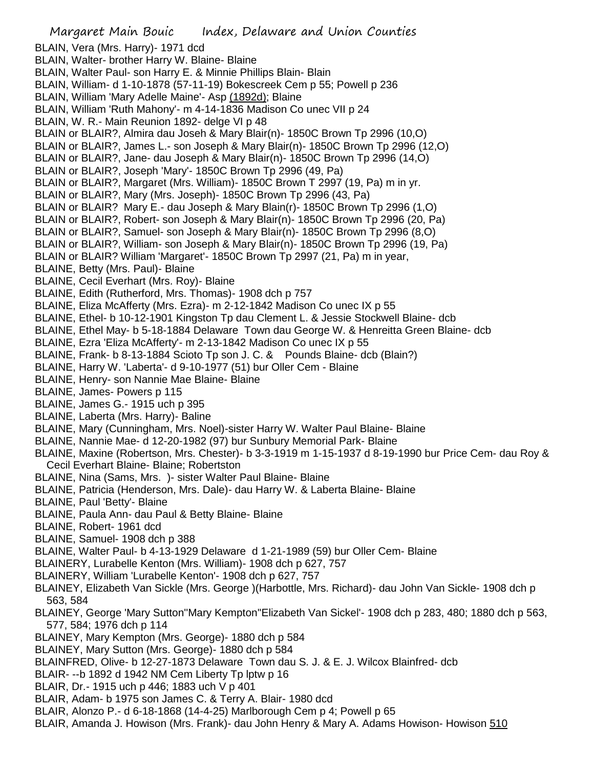BLAIN, Vera (Mrs. Harry)- 1971 dcd
BLAIN, Walter- brother Harry W. Blaine- Blaine
BLAIN, Walter Paul- son Harry E. & Minnie Phillips Blain- Blain
BLAIN, William- d 1-10-1878 (57-11-19) Bokescreek Cem p 55; Powell p 236
BLAIN, William 'Mary Adelle Maine'- Asp (1892d); Blaine
BLAIN, William 'Ruth Mahony'- m 4-14-1836 Madison Co unec VII p 24
BLAIN, W. R.- Main Reunion 1892- delge VI p 48
BLAIN or BLAIR?, Almira dau Joseh & Mary Blair(n)- 1850C Brown Tp 2996 (10,O)
BLAIN or BLAIR?, James L.- son Joseph & Mary Blair(n)- 1850C Brown Tp 2996 (12,O)
BLAIN or BLAIR?, Jane- dau Joseph & Mary Blair(n)- 1850C Brown Tp 2996 (14,O)
BLAIN or BLAIR?, Joseph 'Mary'- 1850C Brown Tp 2996 (49, Pa)
BLAIN or BLAIR?, Margaret (Mrs. William)- 1850C Brown T 2997 (19, Pa) m in yr.
BLAIN or BLAIR?, Mary (Mrs. Joseph)- 1850C Brown Tp 2996 (43, Pa)
BLAIN or BLAIR? Mary E.- dau Joseph & Mary Blain(r)- 1850C Brown Tp 2996 (1,O)
BLAIN or BLAIR?, Robert- son Joseph & Mary Blair(n)- 1850C Brown Tp 2996 (20, Pa)
BLAIN or BLAIR?, Samuel- son Joseph & Mary Blair(n)- 1850C Brown Tp 2996 (8,O)
BLAIN or BLAIR?, William- son Joseph & Mary Blair(n)- 1850C Brown Tp 2996 (19, Pa)
BLAIN or BLAIR? William 'Margaret'- 1850C Brown Tp 2997 (21, Pa) m in year,
BLAINE, Betty (Mrs. Paul)- Blaine
BLAINE, Cecil Everhart (Mrs. Roy)- Blaine
BLAINE, Edith (Rutherford, Mrs. Thomas)- 1908 dch p 757
BLAINE, Eliza McAfferty (Mrs. Ezra)- m 2-12-1842 Madison Co unec IX p 55
BLAINE, Ethel- b 10-12-1901 Kingston Tp dau Clement L. & Jessie Stockwell Blaine- dcb
BLAINE, Ethel May- b 5-18-1884 Delaware Town dau George W. & Henreitta Green Blaine- dcb
BLAINE, Ezra 'Eliza McAfferty'- m 2-13-1842 Madison Co unec IX p 55
BLAINE, Frank- b 8-13-1884 Scioto Tp son J. C. & Pounds Blaine- dcb (Blain?)
BLAINE, Harry W. 'Laberta'- d 9-10-1977 (51) bur Oller Cem - Blaine
BLAINE, Henry- son Nannie Mae Blaine- Blaine
BLAINE, James- Powers p 115
BLAINE, James G.- 1915 uch p 395
BLAINE, Laberta (Mrs. Harry)- Baline
BLAINE, Mary (Cunningham, Mrs. Noel)-sister Harry W. Walter Paul Blaine- Blaine
BLAINE, Nannie Mae- d 12-20-1982 (97) bur Sunbury Memorial Park- Blaine
BLAINE, Maxine (Robertson, Mrs. Chester)- b 3-3-1919 m 1-15-1937 d 8-19-1990 bur Price Cem- dau Roy & Cecil Everhart Blaine- Blaine; Robertston
BLAINE, Nina (Sams, Mrs. )- sister Walter Paul Blaine- Blaine
BLAINE, Patricia (Henderson, Mrs. Dale)- dau Harry W. & Laberta Blaine- Blaine
BLAINE, Paul 'Betty'- Blaine
BLAINE, Paula Ann- dau Paul & Betty Blaine- Blaine
BLAINE, Robert- 1961 dcd
BLAINE, Samuel- 1908 dch p 388
BLAINE, Walter Paul- b 4-13-1929 Delaware d 1-21-1989 (59) bur Oller Cem- Blaine
BLAINERY, Lurabelle Kenton (Mrs. William)- 1908 dch p 627, 757
BLAINERY, William 'Lurabelle Kenton'- 1908 dch p 627, 757
BLAINEY, Elizabeth Van Sickle (Mrs. George )(Harbottle, Mrs. Richard)- dau John Van Sickle- 1908 dch p 563, 584
BLAINEY, George 'Mary Sutton''Mary Kempton''Elizabeth Van Sickel'- 1908 dch p 283, 480; 1880 dch p 563, 577, 584; 1976 dch p 114
BLAINEY, Mary Kempton (Mrs. George)- 1880 dch p 584
BLAINEY, Mary Sutton (Mrs. George)- 1880 dch p 584
BLAINFRED, Olive- b 12-27-1873 Delaware Town dau S. J. & E. J. Wilcox Blainfred- dcb
BLAIR- --b 1892 d 1942 NM Cem Liberty Tp lptw p 16
BLAIR, Dr.- 1915 uch p 446; 1883 uch V p 401
BLAIR, Adam- b 1975 son James C. & Terry A. Blair- 1980 dcd
BLAIR, Alonzo P.- d 6-18-1868 (14-4-25) Marlborough Cem p 4; Powell p 65
BLAIR, Amanda J. Howison (Mrs. Frank)- dau John Henry & Mary A. Adams Howison- Howison 510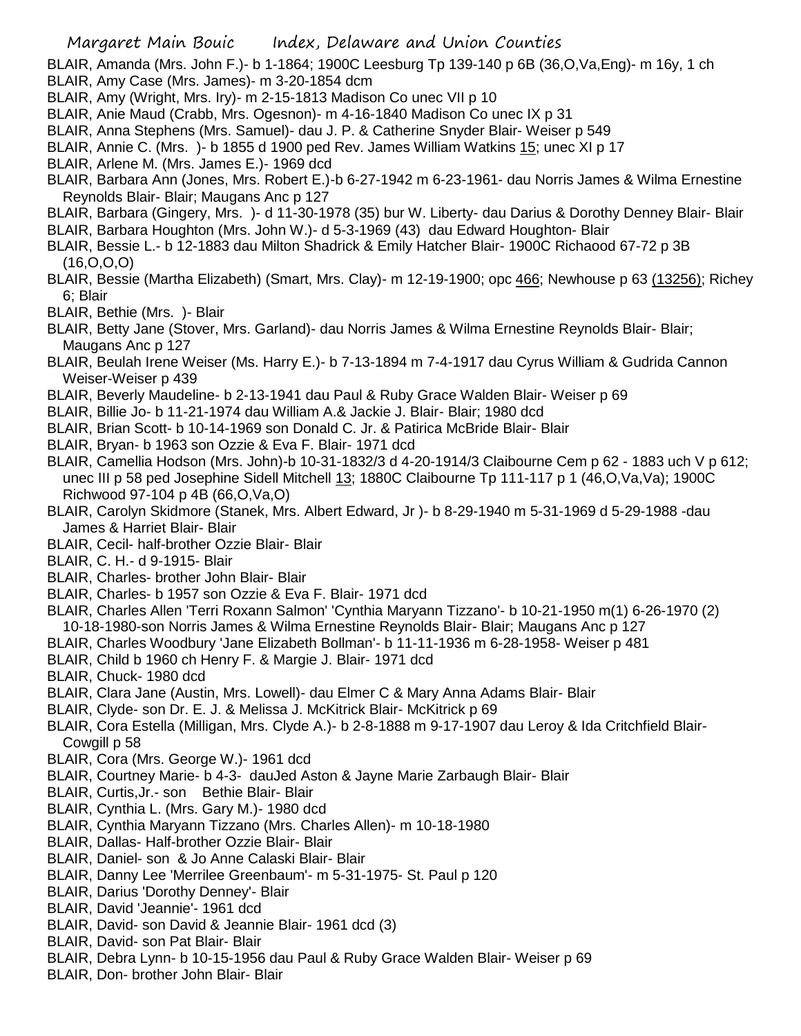BLAIR, Amanda (Mrs. John F.)- b 1-1864; 1900C Leesburg Tp 139-140 p 6B (36,O,Va,Eng)- m 16y, 1 ch
BLAIR, Amy Case (Mrs. James)- m 3-20-1854 dcm
BLAIR, Amy (Wright, Mrs. Iry)- m 2-15-1813 Madison Co unec VII p 10
BLAIR, Anie Maud (Crabb, Mrs. Ogesnon)- m 4-16-1840 Madison Co unec IX p 31
BLAIR, Anna Stephens (Mrs. Samuel)- dau J. P. & Catherine Snyder Blair- Weiser p 549
BLAIR, Annie C. (Mrs. )- b 1855 d 1900 ped Rev. James William Watkins 15; unec XI p 17
BLAIR, Arlene M. (Mrs. James E.)- 1969 dcd
BLAIR, Barbara Ann (Jones, Mrs. Robert E.)-b 6-27-1942 m 6-23-1961- dau Norris James & Wilma Ernestine Reynolds Blair- Blair; Maugans Anc p 127
BLAIR, Barbara (Gingery, Mrs. )- d 11-30-1978 (35) bur W. Liberty- dau Darius & Dorothy Denney Blair- Blair
BLAIR, Barbara Houghton (Mrs. John W.)- d 5-3-1969 (43) dau Edward Houghton- Blair
BLAIR, Bessie L.- b 12-1883 dau Milton Shadrick & Emily Hatcher Blair- 1900C Richaood 67-72 p 3B (16,O,O,O)
BLAIR, Bessie (Martha Elizabeth) (Smart, Mrs. Clay)- m 12-19-1900; opc 466; Newhouse p 63 (13256); Richey 6; Blair
BLAIR, Bethie (Mrs. )- Blair
BLAIR, Betty Jane (Stover, Mrs. Garland)- dau Norris James & Wilma Ernestine Reynolds Blair- Blair; Maugans Anc p 127
BLAIR, Beulah Irene Weiser (Ms. Harry E.)- b 7-13-1894 m 7-4-1917 dau Cyrus William & Gudrida Cannon Weiser-Weiser p 439
BLAIR, Beverly Maudeline- b 2-13-1941 dau Paul & Ruby Grace Walden Blair- Weiser p 69
BLAIR, Billie Jo- b 11-21-1974 dau William A.& Jackie J. Blair- Blair; 1980 dcd
BLAIR, Brian Scott- b 10-14-1969 son Donald C. Jr. & Patirica McBride Blair- Blair
BLAIR, Bryan- b 1963 son Ozzie & Eva F. Blair- 1971 dcd
BLAIR, Camellia Hodson (Mrs. John)-b 10-31-1832/3 d 4-20-1914/3 Claibourne Cem p 62 - 1883 uch V p 612; unec III p 58 ped Josephine Sidell Mitchell 13; 1880C Claibourne Tp 111-117 p 1 (46,O,Va,Va); 1900C Richwood 97-104 p 4B (66,O,Va,O)
BLAIR, Carolyn Skidmore (Stanek, Mrs. Albert Edward, Jr )- b 8-29-1940 m 5-31-1969 d 5-29-1988 -dau James & Harriet Blair- Blair
BLAIR, Cecil- half-brother Ozzie Blair- Blair
BLAIR, C. H.- d 9-1915- Blair
BLAIR, Charles- brother John Blair- Blair
BLAIR, Charles- b 1957 son Ozzie & Eva F. Blair- 1971 dcd
BLAIR, Charles Allen 'Terri Roxann Salmon' 'Cynthia Maryann Tizzano'- b 10-21-1950 m(1) 6-26-1970 (2) 10-18-1980-son Norris James & Wilma Ernestine Reynolds Blair- Blair; Maugans Anc p 127
BLAIR, Charles Woodbury 'Jane Elizabeth Bollman'- b 11-11-1936 m 6-28-1958- Weiser p 481
BLAIR, Child b 1960 ch Henry F. & Margie J. Blair- 1971 dcd
BLAIR, Chuck- 1980 dcd
BLAIR, Clara Jane (Austin, Mrs. Lowell)- dau Elmer C & Mary Anna Adams Blair- Blair
BLAIR, Clyde- son Dr. E. J. & Melissa J. McKitrick Blair- McKitrick p 69
BLAIR, Cora Estella (Milligan, Mrs. Clyde A.)- b 2-8-1888 m 9-17-1907 dau Leroy & Ida Critchfield Blair- Cowgill p 58
BLAIR, Cora (Mrs. George W.)- 1961 dcd
BLAIR, Courtney Marie- b 4-3- dauJed Aston & Jayne Marie Zarbaugh Blair- Blair
BLAIR, Curtis,Jr.- son Bethie Blair- Blair
BLAIR, Cynthia L. (Mrs. Gary M.)- 1980 dcd
BLAIR, Cynthia Maryann Tizzano (Mrs. Charles Allen)- m 10-18-1980
BLAIR, Dallas- Half-brother Ozzie Blair- Blair
BLAIR, Daniel- son & Jo Anne Calaski Blair- Blair
BLAIR, Danny Lee 'Merrilee Greenbaum'- m 5-31-1975- St. Paul p 120
BLAIR, Darius 'Dorothy Denney'- Blair
BLAIR, David 'Jeannie'- 1961 dcd
BLAIR, David- son David & Jeannie Blair- 1961 dcd (3)
BLAIR, David- son Pat Blair- Blair
BLAIR, Debra Lynn- b 10-15-1956 dau Paul & Ruby Grace Walden Blair- Weiser p 69
BLAIR, Don- brother John Blair- Blair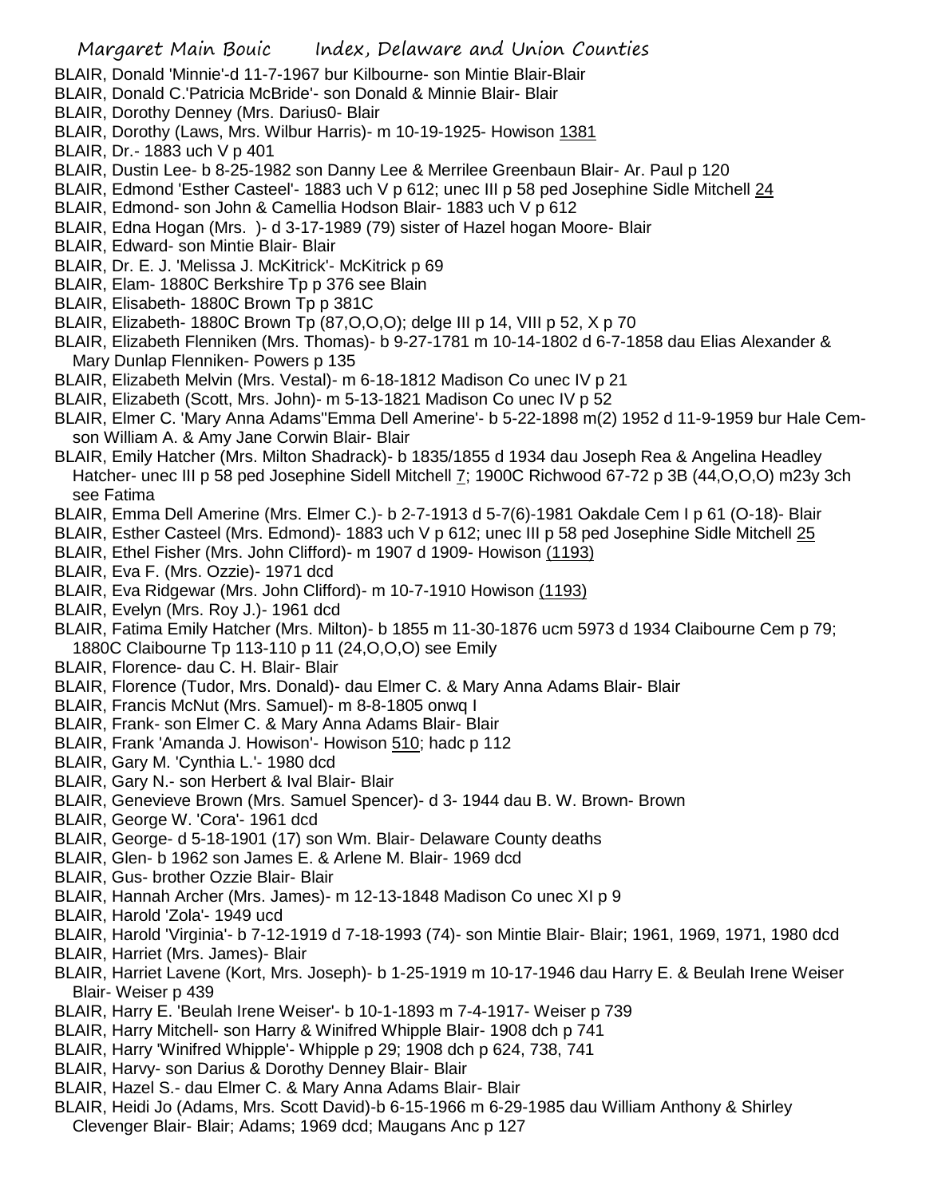BLAIR, Donald 'Minnie'-d 11-7-1967 bur Kilbourne- son Mintie Blair-Blair
BLAIR, Donald C.'Patricia McBride'- son Donald & Minnie Blair- Blair
BLAIR, Dorothy Denney (Mrs. Darius0- Blair
BLAIR, Dorothy (Laws, Mrs. Wilbur Harris)- m 10-19-1925- Howison 1381
BLAIR, Dr.- 1883 uch V p 401
BLAIR, Dustin Lee- b 8-25-1982 son Danny Lee & Merrilee Greenbaun Blair- Ar. Paul p 120
BLAIR, Edmond 'Esther Casteel'- 1883 uch V p 612; unec III p 58 ped Josephine Sidle Mitchell 24
BLAIR, Edmond- son John & Camellia Hodson Blair- 1883 uch V p 612
BLAIR, Edna Hogan (Mrs. )- d 3-17-1989 (79) sister of Hazel hogan Moore- Blair
BLAIR, Edward- son Mintie Blair- Blair
BLAIR, Dr. E. J. 'Melissa J. McKitrick'- McKitrick p 69
BLAIR, Elam- 1880C Berkshire Tp p 376 see Blain
BLAIR, Elisabeth- 1880C Brown Tp p 381C
BLAIR, Elizabeth- 1880C Brown Tp (87,O,O,O); delge III p 14, VIII p 52, X p 70
BLAIR, Elizabeth Flenniken (Mrs. Thomas)- b 9-27-1781 m 10-14-1802 d 6-7-1858 dau Elias Alexander & Mary Dunlap Flenniken- Powers p 135
BLAIR, Elizabeth Melvin (Mrs. Vestal)- m 6-18-1812 Madison Co unec IV p 21
BLAIR, Elizabeth (Scott, Mrs. John)- m 5-13-1821 Madison Co unec IV p 52
BLAIR, Elmer C. 'Mary Anna Adams''Emma Dell Amerine'- b 5-22-1898 m(2) 1952 d 11-9-1959 bur Hale Cem- son William A. & Amy Jane Corwin Blair- Blair
BLAIR, Emily Hatcher (Mrs. Milton Shadrack)- b 1835/1855 d 1934 dau Joseph Rea & Angelina Headley Hatcher- unec III p 58 ped Josephine Sidell Mitchell 7; 1900C Richwood 67-72 p 3B (44,O,O,O) m23y 3ch see Fatima
BLAIR, Emma Dell Amerine (Mrs. Elmer C.)- b 2-7-1913 d 5-7(6)-1981 Oakdale Cem I p 61 (O-18)- Blair
BLAIR, Esther Casteel (Mrs. Edmond)- 1883 uch V p 612; unec III p 58 ped Josephine Sidle Mitchell 25
BLAIR, Ethel Fisher (Mrs. John Clifford)- m 1907 d 1909- Howison (1193)
BLAIR, Eva F. (Mrs. Ozzie)- 1971 dcd
BLAIR, Eva Ridgewar (Mrs. John Clifford)- m 10-7-1910 Howison (1193)
BLAIR, Evelyn (Mrs. Roy J.)- 1961 dcd
BLAIR, Fatima Emily Hatcher (Mrs. Milton)- b 1855 m 11-30-1876 ucm 5973 d 1934 Claibourne Cem p 79; 1880C Claibourne Tp 113-110 p 11 (24,O,O,O) see Emily
BLAIR, Florence- dau C. H. Blair- Blair
BLAIR, Florence (Tudor, Mrs. Donald)- dau Elmer C. & Mary Anna Adams Blair- Blair
BLAIR, Francis McNut (Mrs. Samuel)- m 8-8-1805 onwq I
BLAIR, Frank- son Elmer C. & Mary Anna Adams Blair- Blair
BLAIR, Frank 'Amanda J. Howison'- Howison 510; hadc p 112
BLAIR, Gary M. 'Cynthia L.'- 1980 dcd
BLAIR, Gary N.- son Herbert & Ival Blair- Blair
BLAIR, Genevieve Brown (Mrs. Samuel Spencer)- d 3- 1944 dau B. W. Brown- Brown
BLAIR, George W. 'Cora'- 1961 dcd
BLAIR, George- d 5-18-1901 (17) son Wm. Blair- Delaware County deaths
BLAIR, Glen- b 1962 son James E. & Arlene M. Blair- 1969 dcd
BLAIR, Gus- brother Ozzie Blair- Blair
BLAIR, Hannah Archer (Mrs. James)- m 12-13-1848 Madison Co unec XI p 9
BLAIR, Harold 'Zola'- 1949 ucd
BLAIR, Harold 'Virginia'- b 7-12-1919 d 7-18-1993 (74)- son Mintie Blair- Blair; 1961, 1969, 1971, 1980 dcd
BLAIR, Harriet (Mrs. James)- Blair
BLAIR, Harriet Lavene (Kort, Mrs. Joseph)- b 1-25-1919 m 10-17-1946 dau Harry E. & Beulah Irene Weiser Blair- Weiser p 439
BLAIR, Harry E. 'Beulah Irene Weiser'- b 10-1-1893 m 7-4-1917- Weiser p 739
BLAIR, Harry Mitchell- son Harry & Winifred Whipple Blair- 1908 dch p 741
BLAIR, Harry 'Winifred Whipple'- Whipple p 29; 1908 dch p 624, 738, 741
BLAIR, Harvy- son Darius & Dorothy Denney Blair- Blair
BLAIR, Hazel S.- dau Elmer C. & Mary Anna Adams Blair- Blair
BLAIR, Heidi Jo (Adams, Mrs. Scott David)-b 6-15-1966 m 6-29-1985 dau William Anthony & Shirley Clevenger Blair- Blair; Adams; 1969 dcd; Maugans Anc p 127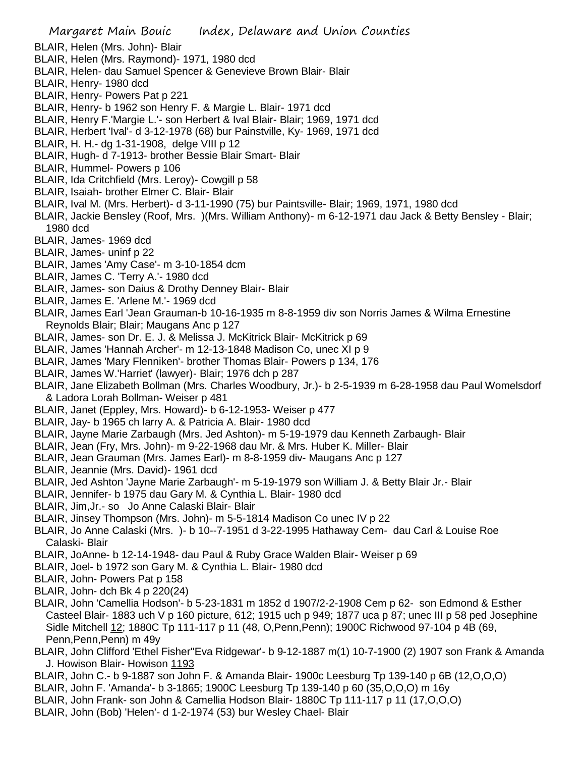BLAIR, Helen (Mrs. John)- Blair

BLAIR, Helen (Mrs. Raymond)- 1971, 1980 dcd

BLAIR, Helen- dau Samuel Spencer & Genevieve Brown Blair- Blair

BLAIR, Henry- 1980 dcd

BLAIR, Henry- Powers Pat p 221

BLAIR, Henry- b 1962 son Henry F. & Margie L. Blair- 1971 dcd

BLAIR, Henry F.'Margie L.'- son Herbert & Ival Blair- Blair; 1969, 1971 dcd

BLAIR, Herbert 'Ival'- d 3-12-1978 (68) bur Painstville, Ky- 1969, 1971 dcd

BLAIR, H. H.- dg 1-31-1908, delge VIII p 12

BLAIR, Hugh- d 7-1913- brother Bessie Blair Smart- Blair

BLAIR, Hummel- Powers p 106

BLAIR, Ida Critchfield (Mrs. Leroy)- Cowgill p 58

BLAIR, Isaiah- brother Elmer C. Blair- Blair

BLAIR, Ival M. (Mrs. Herbert)- d 3-11-1990 (75) bur Paintsville- Blair; 1969, 1971, 1980 dcd

BLAIR, Jackie Bensley (Roof, Mrs. )(Mrs. William Anthony)- m 6-12-1971 dau Jack & Betty Bensley - Blair; 1980 dcd

BLAIR, James- 1969 dcd

BLAIR, James- uninf p 22

BLAIR, James 'Amy Case'- m 3-10-1854 dcm

BLAIR, James C. 'Terry A.'- 1980 dcd

BLAIR, James- son Daius & Drothy Denney Blair- Blair

BLAIR, James E. 'Arlene M.'- 1969 dcd

BLAIR, James Earl 'Jean Grauman-b 10-16-1935 m 8-8-1959 div son Norris James & Wilma Ernestine Reynolds Blair; Blair; Maugans Anc p 127

BLAIR, James- son Dr. E. J. & Melissa J. McKitrick Blair- McKitrick p 69

BLAIR, James 'Hannah Archer'- m 12-13-1848 Madison Co, unec XI p 9

BLAIR, James 'Mary Flenniken'- brother Thomas Blair- Powers p 134, 176

BLAIR, James W.'Harriet' (lawyer)- Blair; 1976 dch p 287

BLAIR, Jane Elizabeth Bollman (Mrs. Charles Woodbury, Jr.)- b 2-5-1939 m 6-28-1958 dau Paul Womelsdorf & Ladora Lorah Bollman- Weiser p 481

BLAIR, Janet (Eppley, Mrs. Howard)- b 6-12-1953- Weiser p 477

BLAIR, Jay- b 1965 ch larry A. & Patricia A. Blair- 1980 dcd

BLAIR, Jayne Marie Zarbaugh (Mrs. Jed Ashton)- m 5-19-1979 dau Kenneth Zarbaugh- Blair

BLAIR, Jean (Fry, Mrs. John)- m 9-22-1968 dau Mr. & Mrs. Huber K. Miller- Blair

BLAIR, Jean Grauman (Mrs. James Earl)- m 8-8-1959 div- Maugans Anc p 127

BLAIR, Jeannie (Mrs. David)- 1961 dcd

BLAIR, Jed Ashton 'Jayne Marie Zarbaugh'- m 5-19-1979 son William J. & Betty Blair Jr.- Blair

BLAIR, Jennifer- b 1975 dau Gary M. & Cynthia L. Blair- 1980 dcd

BLAIR, Jim,Jr.- so Jo Anne Calaski Blair- Blair

BLAIR, Jinsey Thompson (Mrs. John)- m 5-5-1814 Madison Co unec IV p 22

BLAIR, Jo Anne Calaski (Mrs. )- b 10--7-1951 d 3-22-1995 Hathaway Cem- dau Carl & Louise Roe Calaski- Blair

BLAIR, JoAnne- b 12-14-1948- dau Paul & Ruby Grace Walden Blair- Weiser p 69

BLAIR, Joel- b 1972 son Gary M. & Cynthia L. Blair- 1980 dcd

BLAIR, John- Powers Pat p 158

BLAIR, John- dch Bk 4 p 220(24)

BLAIR, John 'Camellia Hodson'- b 5-23-1831 m 1852 d 1907/2-2-1908 Cem p 62- son Edmond & Esther Casteel Blair- 1883 uch V p 160 picture, 612; 1915 uch p 949; 1877 uca p 87; unec III p 58 ped Josephine Sidle Mitchell 12; 1880C Tp 111-117 p 11 (48, O,Penn,Penn); 1900C Richwood 97-104 p 4B (69, Penn,Penn,Penn) m 49y

BLAIR, John Clifford 'Ethel Fisher''Eva Ridgewar'- b 9-12-1887 m(1) 10-7-1900 (2) 1907 son Frank & Amanda J. Howison Blair- Howison 1193

BLAIR, John C.- b 9-1887 son John F. & Amanda Blair- 1900c Leesburg Tp 139-140 p 6B (12,O,O,O)

BLAIR, John F. 'Amanda'- b 3-1865; 1900C Leesburg Tp 139-140 p 60 (35,O,O,O) m 16y

BLAIR, John Frank- son John & Camellia Hodson Blair- 1880C Tp 111-117 p 11 (17,O,O,O)

BLAIR, John (Bob) 'Helen'- d 1-2-1974 (53) bur Wesley Chael- Blair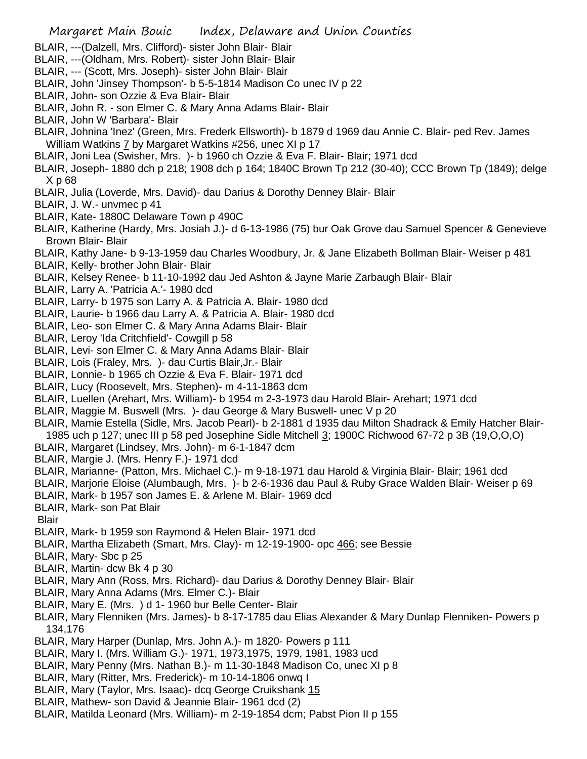BLAIR, ---(Dalzell, Mrs. Clifford)- sister John Blair- Blair
BLAIR, ---(Oldham, Mrs. Robert)- sister John Blair- Blair
BLAIR, --- (Scott, Mrs. Joseph)- sister John Blair- Blair
BLAIR, John 'Jinsey Thompson'- b 5-5-1814 Madison Co unec IV p 22
BLAIR, John- son Ozzie & Eva Blair- Blair
BLAIR, John R. - son Elmer C. & Mary Anna Adams Blair- Blair
BLAIR, John W 'Barbara'- Blair
BLAIR, Johnina 'Inez' (Green, Mrs. Frederk Ellsworth)- b 1879 d 1969 dau Annie C. Blair- ped Rev. James William Watkins 7 by Margaret Watkins #256, unec XI p 17
BLAIR, Joni Lea (Swisher, Mrs. )- b 1960 ch Ozzie & Eva F. Blair- Blair; 1971 dcd
BLAIR, Joseph- 1880 dch p 218; 1908 dch p 164; 1840C Brown Tp 212 (30-40); CCC Brown Tp (1849); delge X p 68
BLAIR, Julia (Loverde, Mrs. David)- dau Darius & Dorothy Denney Blair- Blair
BLAIR, J. W.- unvmec p 41
BLAIR, Kate- 1880C Delaware Town p 490C
BLAIR, Katherine (Hardy, Mrs. Josiah J.)- d 6-13-1986 (75) bur Oak Grove dau Samuel Spencer & Genevieve Brown Blair- Blair
BLAIR, Kathy Jane- b 9-13-1959 dau Charles Woodbury, Jr. & Jane Elizabeth Bollman Blair- Weiser p 481
BLAIR, Kelly- brother John Blair- Blair
BLAIR, Kelsey Renee- b 11-10-1992 dau Jed Ashton & Jayne Marie Zarbaugh Blair- Blair
BLAIR, Larry A. 'Patricia A.'- 1980 dcd
BLAIR, Larry- b 1975 son Larry A. & Patricia A. Blair- 1980 dcd
BLAIR, Laurie- b 1966 dau Larry A. & Patricia A. Blair- 1980 dcd
BLAIR, Leo- son Elmer C. & Mary Anna Adams Blair- Blair
BLAIR, Leroy 'Ida Critchfield'- Cowgill p 58
BLAIR, Levi- son Elmer C. & Mary Anna Adams Blair- Blair
BLAIR, Lois (Fraley, Mrs. )- dau Curtis Blair,Jr.- Blair
BLAIR, Lonnie- b 1965 ch Ozzie & Eva F. Blair- 1971 dcd
BLAIR, Lucy (Roosevelt, Mrs. Stephen)- m 4-11-1863 dcm
BLAIR, Luellen (Arehart, Mrs. William)- b 1954 m 2-3-1973 dau Harold Blair- Arehart; 1971 dcd
BLAIR, Maggie M. Buswell (Mrs. )- dau George & Mary Buswell- unec V p 20
BLAIR, Mamie Estella (Sidle, Mrs. Jacob Pearl)- b 2-1881 d 1935 dau Milton Shadrack & Emily Hatcher Blair- 1985 uch p 127; unec III p 58 ped Josephine Sidle Mitchell 3; 1900C Richwood 67-72 p 3B (19,O,O,O)
BLAIR, Margaret (Lindsey, Mrs. John)- m 6-1-1847 dcm
BLAIR, Margie J. (Mrs. Henry F.)- 1971 dcd
BLAIR, Marianne- (Patton, Mrs. Michael C.)- m 9-18-1971 dau Harold & Virginia Blair- Blair; 1961 dcd
BLAIR, Marjorie Eloise (Alumbaugh, Mrs. )- b 2-6-1936 dau Paul & Ruby Grace Walden Blair- Weiser p 69
BLAIR, Mark- b 1957 son James E. & Arlene M. Blair- 1969 dcd
BLAIR, Mark- son Pat Blair
Blair
BLAIR, Mark- b 1959 son Raymond & Helen Blair- 1971 dcd
BLAIR, Martha Elizabeth (Smart, Mrs. Clay)- m 12-19-1900- opc 466; see Bessie
BLAIR, Mary- Sbc p 25
BLAIR, Martin- dcw Bk 4 p 30
BLAIR, Mary Ann (Ross, Mrs. Richard)- dau Darius & Dorothy Denney Blair- Blair
BLAIR, Mary Anna Adams (Mrs. Elmer C.)- Blair
BLAIR, Mary E. (Mrs. ) d 1- 1960 bur Belle Center- Blair
BLAIR, Mary Flenniken (Mrs. James)- b 8-17-1785 dau Elias Alexander & Mary Dunlap Flenniken- Powers p 134,176
BLAIR, Mary Harper (Dunlap, Mrs. John A.)- m 1820- Powers p 111
BLAIR, Mary I. (Mrs. William G.)- 1971, 1973,1975, 1979, 1981, 1983 ucd
BLAIR, Mary Penny (Mrs. Nathan B.)- m 11-30-1848 Madison Co, unec XI p 8
BLAIR, Mary (Ritter, Mrs. Frederick)- m 10-14-1806 onwq I
BLAIR, Mary (Taylor, Mrs. Isaac)- dcq George Cruikshank 15
BLAIR, Mathew- son David & Jeannie Blair- 1961 dcd (2)
BLAIR, Matilda Leonard (Mrs. William)- m 2-19-1854 dcm; Pabst Pion II p 155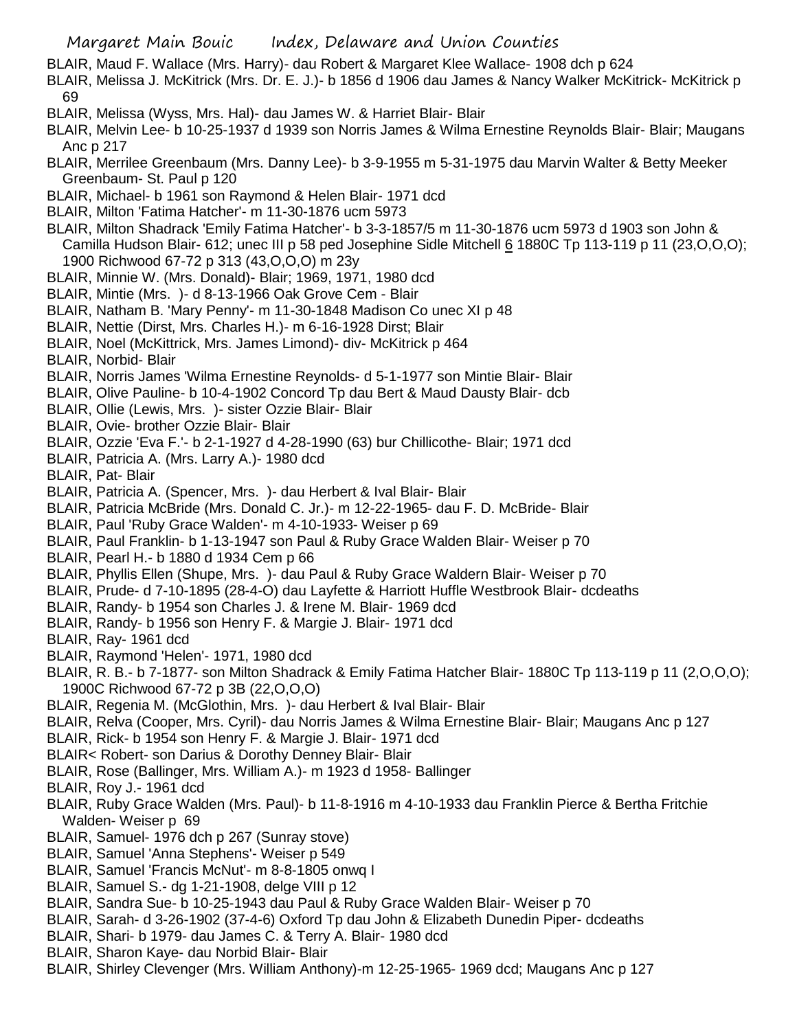BLAIR, Maud F. Wallace (Mrs. Harry)- dau Robert & Margaret Klee Wallace- 1908 dch p 624

BLAIR, Melissa J. McKitrick (Mrs. Dr. E. J.)- b 1856 d 1906 dau James & Nancy Walker McKitrick- McKitrick p 69

BLAIR, Melissa (Wyss, Mrs. Hal)- dau James W. & Harriet Blair- Blair

BLAIR, Melvin Lee- b 10-25-1937 d 1939 son Norris James & Wilma Ernestine Reynolds Blair- Blair; Maugans Anc p 217

BLAIR, Merrilee Greenbaum (Mrs. Danny Lee)- b 3-9-1955 m 5-31-1975 dau Marvin Walter & Betty Meeker Greenbaum- St. Paul p 120

BLAIR, Michael- b 1961 son Raymond & Helen Blair- 1971 dcd

BLAIR, Milton 'Fatima Hatcher'- m 11-30-1876 ucm 5973

BLAIR, Milton Shadrack 'Emily Fatima Hatcher'- b 3-3-1857/5 m 11-30-1876 ucm 5973 d 1903 son John & Camilla Hudson Blair- 612; unec III p 58 ped Josephine Sidle Mitchell 6 1880C Tp 113-119 p 11 (23,O,O,O); 1900 Richwood 67-72 p 313 (43,O,O,O) m 23y

BLAIR, Minnie W. (Mrs. Donald)- Blair; 1969, 1971, 1980 dcd

BLAIR, Mintie (Mrs. )- d 8-13-1966 Oak Grove Cem - Blair

BLAIR, Natham B. 'Mary Penny'- m 11-30-1848 Madison Co unec XI p 48

BLAIR, Nettie (Dirst, Mrs. Charles H.)- m 6-16-1928 Dirst; Blair

BLAIR, Noel (McKittrick, Mrs. James Limond)- div- McKitrick p 464

BLAIR, Norbid- Blair

BLAIR, Norris James 'Wilma Ernestine Reynolds- d 5-1-1977 son Mintie Blair- Blair

BLAIR, Olive Pauline- b 10-4-1902 Concord Tp dau Bert & Maud Dausty Blair- dcb

BLAIR, Ollie (Lewis, Mrs. )- sister Ozzie Blair- Blair

BLAIR, Ovie- brother Ozzie Blair- Blair

BLAIR, Ozzie 'Eva F.'- b 2-1-1927 d 4-28-1990 (63) bur Chillicothe- Blair; 1971 dcd

BLAIR, Patricia A. (Mrs. Larry A.)- 1980 dcd

BLAIR, Pat- Blair

BLAIR, Patricia A. (Spencer, Mrs. )- dau Herbert & Ival Blair- Blair

BLAIR, Patricia McBride (Mrs. Donald C. Jr.)- m 12-22-1965- dau F. D. McBride- Blair

BLAIR, Paul 'Ruby Grace Walden'- m 4-10-1933- Weiser p 69

BLAIR, Paul Franklin- b 1-13-1947 son Paul & Ruby Grace Walden Blair- Weiser p 70

BLAIR, Pearl H.- b 1880 d 1934 Cem p 66

BLAIR, Phyllis Ellen (Shupe, Mrs. )- dau Paul & Ruby Grace Waldern Blair- Weiser p 70

BLAIR, Prude- d 7-10-1895 (28-4-O) dau Layfette & Harriott Huffle Westbrook Blair- dcdeaths

BLAIR, Randy- b 1954 son Charles J. & Irene M. Blair- 1969 dcd

BLAIR, Randy- b 1956 son Henry F. & Margie J. Blair- 1971 dcd

BLAIR, Ray- 1961 dcd

BLAIR, Raymond 'Helen'- 1971, 1980 dcd

BLAIR, R. B.- b 7-1877- son Milton Shadrack & Emily Fatima Hatcher Blair- 1880C Tp 113-119 p 11 (2,O,O,O); 1900C Richwood 67-72 p 3B (22,O,O,O)

BLAIR, Regenia M. (McGlothin, Mrs. )- dau Herbert & Ival Blair- Blair

BLAIR, Relva (Cooper, Mrs. Cyril)- dau Norris James & Wilma Ernestine Blair- Blair; Maugans Anc p 127

BLAIR, Rick- b 1954 son Henry F. & Margie J. Blair- 1971 dcd

BLAIR< Robert- son Darius & Dorothy Denney Blair- Blair

BLAIR, Rose (Ballinger, Mrs. William A.)- m 1923 d 1958- Ballinger

BLAIR, Roy J.- 1961 dcd

BLAIR, Ruby Grace Walden (Mrs. Paul)- b 11-8-1916 m 4-10-1933 dau Franklin Pierce & Bertha Fritchie Walden- Weiser p 69

BLAIR, Samuel- 1976 dch p 267 (Sunray stove)

BLAIR, Samuel 'Anna Stephens'- Weiser p 549

BLAIR, Samuel 'Francis McNut'- m 8-8-1805 onwq I

BLAIR, Samuel S.- dg 1-21-1908, delge VIII p 12

BLAIR, Sandra Sue- b 10-25-1943 dau Paul & Ruby Grace Walden Blair- Weiser p 70

BLAIR, Sarah- d 3-26-1902 (37-4-6) Oxford Tp dau John & Elizabeth Dunedin Piper- dcdeaths

BLAIR, Shari- b 1979- dau James C. & Terry A. Blair- 1980 dcd

BLAIR, Sharon Kaye- dau Norbid Blair- Blair

BLAIR, Shirley Clevenger (Mrs. William Anthony)-m 12-25-1965- 1969 dcd; Maugans Anc p 127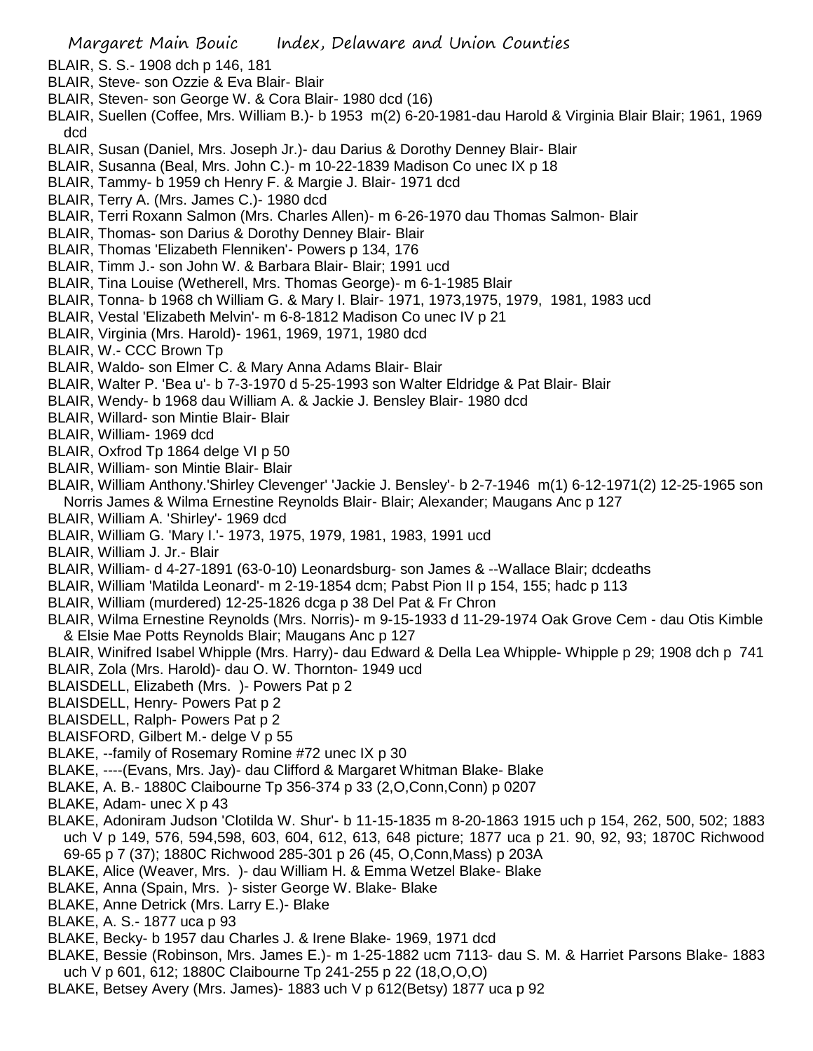BLAIR, S. S.- 1908 dch p 146, 181

BLAIR, Steve- son Ozzie & Eva Blair- Blair

BLAIR, Steven- son George W. & Cora Blair- 1980 dcd (16)

BLAIR, Suellen (Coffee, Mrs. William B.)- b 1953 m(2) 6-20-1981-dau Harold & Virginia Blair Blair; 1961, 1969 dcd

BLAIR, Susan (Daniel, Mrs. Joseph Jr.)- dau Darius & Dorothy Denney Blair- Blair

BLAIR, Susanna (Beal, Mrs. John C.)- m 10-22-1839 Madison Co unec IX p 18

BLAIR, Tammy- b 1959 ch Henry F. & Margie J. Blair- 1971 dcd

BLAIR, Terry A. (Mrs. James C.)- 1980 dcd

BLAIR, Terri Roxann Salmon (Mrs. Charles Allen)- m 6-26-1970 dau Thomas Salmon- Blair

BLAIR, Thomas- son Darius & Dorothy Denney Blair- Blair

BLAIR, Thomas 'Elizabeth Flenniken'- Powers p 134, 176

BLAIR, Timm J.- son John W. & Barbara Blair- Blair; 1991 ucd

BLAIR, Tina Louise (Wetherell, Mrs. Thomas George)- m 6-1-1985 Blair

BLAIR, Tonna- b 1968 ch William G. & Mary I. Blair- 1971, 1973,1975, 1979, 1981, 1983 ucd

BLAIR, Vestal 'Elizabeth Melvin'- m 6-8-1812 Madison Co unec IV p 21

BLAIR, Virginia (Mrs. Harold)- 1961, 1969, 1971, 1980 dcd

BLAIR, W.- CCC Brown Tp

BLAIR, Waldo- son Elmer C. & Mary Anna Adams Blair- Blair

BLAIR, Walter P. 'Bea u'- b 7-3-1970 d 5-25-1993 son Walter Eldridge & Pat Blair- Blair

BLAIR, Wendy- b 1968 dau William A. & Jackie J. Bensley Blair- 1980 dcd

BLAIR, Willard- son Mintie Blair- Blair

BLAIR, William- 1969 dcd

BLAIR, Oxfrod Tp 1864 delge VI p 50

BLAIR, William- son Mintie Blair- Blair

BLAIR, William Anthony.'Shirley Clevenger' 'Jackie J. Bensley'- b 2-7-1946 m(1) 6-12-1971(2) 12-25-1965 son Norris James & Wilma Ernestine Reynolds Blair- Blair; Alexander; Maugans Anc p 127

BLAIR, William A. 'Shirley'- 1969 dcd

BLAIR, William G. 'Mary I.'- 1973, 1975, 1979, 1981, 1983, 1991 ucd

BLAIR, William J. Jr.- Blair

BLAIR, William- d 4-27-1891 (63-0-10) Leonardsburg- son James & --Wallace Blair; dcdeaths

BLAIR, William 'Matilda Leonard'- m 2-19-1854 dcm; Pabst Pion II p 154, 155; hadc p 113

BLAIR, William (murdered) 12-25-1826 dcga p 38 Del Pat & Fr Chron

BLAIR, Wilma Ernestine Reynolds (Mrs. Norris)- m 9-15-1933 d 11-29-1974 Oak Grove Cem - dau Otis Kimble & Elsie Mae Potts Reynolds Blair; Maugans Anc p 127

BLAIR, Winifred Isabel Whipple (Mrs. Harry)- dau Edward & Della Lea Whipple- Whipple p 29; 1908 dch p 741

BLAIR, Zola (Mrs. Harold)- dau O. W. Thornton- 1949 ucd

BLAISDELL, Elizabeth (Mrs. )- Powers Pat p 2

BLAISDELL, Henry- Powers Pat p 2

BLAISDELL, Ralph- Powers Pat p 2

BLAISFORD, Gilbert M.- delge V p 55

BLAKE, --family of Rosemary Romine #72 unec IX p 30

BLAKE, ----(Evans, Mrs. Jay)- dau Clifford & Margaret Whitman Blake- Blake

BLAKE, A. B.- 1880C Claibourne Tp 356-374 p 33 (2,O,Conn,Conn) p 0207

BLAKE, Adam- unec X p 43

BLAKE, Adoniram Judson 'Clotilda W. Shur'- b 11-15-1835 m 8-20-1863 1915 uch p 154, 262, 500, 502; 1883 uch V p 149, 576, 594,598, 603, 604, 612, 613, 648 picture; 1877 uca p 21. 90, 92, 93; 1870C Richwood 69-65 p 7 (37); 1880C Richwood 285-301 p 26 (45, O,Conn,Mass) p 203A

BLAKE, Alice (Weaver, Mrs. )- dau William H. & Emma Wetzel Blake- Blake

BLAKE, Anna (Spain, Mrs. )- sister George W. Blake- Blake

BLAKE, Anne Detrick (Mrs. Larry E.)- Blake

BLAKE, A. S.- 1877 uca p 93

BLAKE, Becky- b 1957 dau Charles J. & Irene Blake- 1969, 1971 dcd

BLAKE, Bessie (Robinson, Mrs. James E.)- m 1-25-1882 ucm 7113- dau S. M. & Harriet Parsons Blake- 1883 uch V p 601, 612; 1880C Claibourne Tp 241-255 p 22 (18,O,O,O)

BLAKE, Betsey Avery (Mrs. James)- 1883 uch V p 612(Betsy) 1877 uca p 92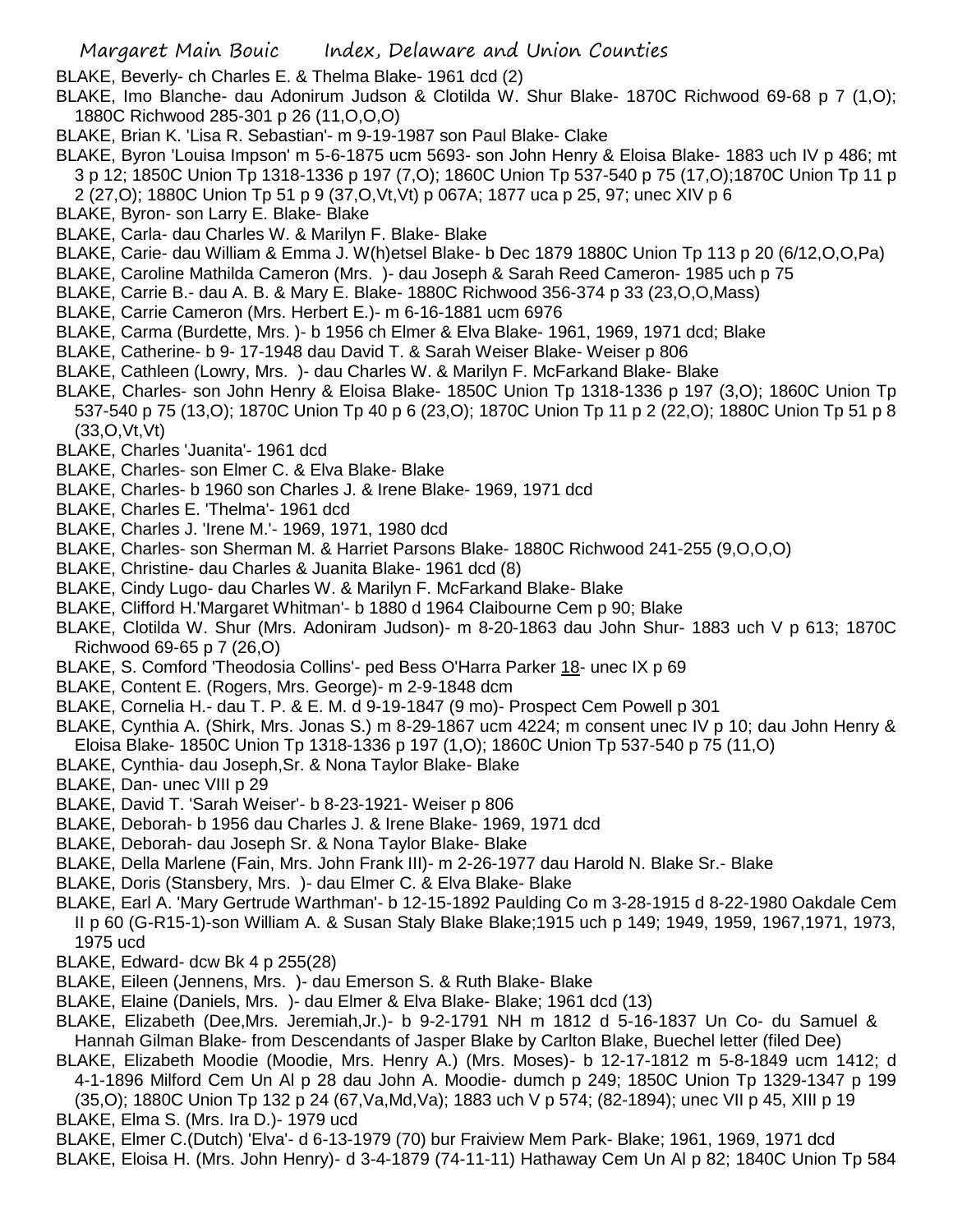BLAKE, Beverly- ch Charles E. & Thelma Blake- 1961 dcd (2)

BLAKE, Imo Blanche- dau Adonirum Judson & Clotilda W. Shur Blake- 1870C Richwood 69-68 p 7 (1,O); 1880C Richwood 285-301 p 26 (11,O,O,O)

BLAKE, Brian K. 'Lisa R. Sebastian'- m 9-19-1987 son Paul Blake- Clake

BLAKE, Byron 'Louisa Impson' m 5-6-1875 ucm 5693- son John Henry & Eloisa Blake- 1883 uch IV p 486; mt 3 p 12; 1850C Union Tp 1318-1336 p 197 (7,O); 1860C Union Tp 537-540 p 75 (17,O);1870C Union Tp 11 p 2 (27,O); 1880C Union Tp 51 p 9 (37,O,Vt,Vt) p 067A; 1877 uca p 25, 97; unec XIV p 6

BLAKE, Byron- son Larry E. Blake- Blake

BLAKE, Carla- dau Charles W. & Marilyn F. Blake- Blake

BLAKE, Carie- dau William & Emma J. W(h)etsel Blake- b Dec 1879 1880C Union Tp 113 p 20 (6/12,O,O,Pa)

BLAKE, Caroline Mathilda Cameron (Mrs. )- dau Joseph & Sarah Reed Cameron- 1985 uch p 75

BLAKE, Carrie B.- dau A. B. & Mary E. Blake- 1880C Richwood 356-374 p 33 (23,O,O,Mass)

BLAKE, Carrie Cameron (Mrs. Herbert E.)- m 6-16-1881 ucm 6976

BLAKE, Carma (Burdette, Mrs. )- b 1956 ch Elmer & Elva Blake- 1961, 1969, 1971 dcd; Blake

BLAKE, Catherine- b 9- 17-1948 dau David T. & Sarah Weiser Blake- Weiser p 806

BLAKE, Cathleen (Lowry, Mrs. )- dau Charles W. & Marilyn F. McFarkand Blake- Blake

BLAKE, Charles- son John Henry & Eloisa Blake- 1850C Union Tp 1318-1336 p 197 (3,O); 1860C Union Tp 537-540 p 75 (13,O); 1870C Union Tp 40 p 6 (23,O); 1870C Union Tp 11 p 2 (22,O); 1880C Union Tp 51 p 8 (33,O,Vt,Vt)

BLAKE, Charles 'Juanita'- 1961 dcd

BLAKE, Charles- son Elmer C. & Elva Blake- Blake

BLAKE, Charles- b 1960 son Charles J. & Irene Blake- 1969, 1971 dcd

BLAKE, Charles E. 'Thelma'- 1961 dcd

BLAKE, Charles J. 'Irene M.'- 1969, 1971, 1980 dcd

BLAKE, Charles- son Sherman M. & Harriet Parsons Blake- 1880C Richwood 241-255 (9,O,O,O)

BLAKE, Christine- dau Charles & Juanita Blake- 1961 dcd (8)

BLAKE, Cindy Lugo- dau Charles W. & Marilyn F. McFarkand Blake- Blake

BLAKE, Clifford H.'Margaret Whitman'- b 1880 d 1964 Claibourne Cem p 90; Blake

BLAKE, Clotilda W. Shur (Mrs. Adoniram Judson)- m 8-20-1863 dau John Shur- 1883 uch V p 613; 1870C Richwood 69-65 p 7 (26,O)

BLAKE, S. Comford 'Theodosia Collins'- ped Bess O'Harra Parker 18- unec IX p 69

BLAKE, Content E. (Rogers, Mrs. George)- m 2-9-1848 dcm

BLAKE, Cornelia H.- dau T. P. & E. M. d 9-19-1847 (9 mo)- Prospect Cem Powell p 301

BLAKE, Cynthia A. (Shirk, Mrs. Jonas S.) m 8-29-1867 ucm 4224; m consent unec IV p 10; dau John Henry & Eloisa Blake- 1850C Union Tp 1318-1336 p 197 (1,O); 1860C Union Tp 537-540 p 75 (11,O)

BLAKE, Cynthia- dau Joseph,Sr. & Nona Taylor Blake- Blake

BLAKE, Dan- unec VIII p 29

BLAKE, David T. 'Sarah Weiser'- b 8-23-1921- Weiser p 806

BLAKE, Deborah- b 1956 dau Charles J. & Irene Blake- 1969, 1971 dcd

BLAKE, Deborah- dau Joseph Sr. & Nona Taylor Blake- Blake

BLAKE, Della Marlene (Fain, Mrs. John Frank III)- m 2-26-1977 dau Harold N. Blake Sr.- Blake

BLAKE, Doris (Stansbery, Mrs. )- dau Elmer C. & Elva Blake- Blake

BLAKE, Earl A. 'Mary Gertrude Warthman'- b 12-15-1892 Paulding Co m 3-28-1915 d 8-22-1980 Oakdale Cem II p 60 (G-R15-1)-son William A. & Susan Staly Blake Blake;1915 uch p 149; 1949, 1959, 1967,1971, 1973, 1975 ucd

BLAKE, Edward- dcw Bk 4 p 255(28)

BLAKE, Eileen (Jennens, Mrs. )- dau Emerson S. & Ruth Blake- Blake

BLAKE, Elaine (Daniels, Mrs. )- dau Elmer & Elva Blake- Blake; 1961 dcd (13)

BLAKE, Elizabeth (Dee,Mrs. Jeremiah,Jr.)- b 9-2-1791 NH m 1812 d 5-16-1837 Un Co- du Samuel & Hannah Gilman Blake- from Descendants of Jasper Blake by Carlton Blake, Buechel letter (filed Dee)

BLAKE, Elizabeth Moodie (Moodie, Mrs. Henry A.) (Mrs. Moses)- b 12-17-1812 m 5-8-1849 ucm 1412; d 4-1-1896 Milford Cem Un Al p 28 dau John A. Moodie- dumch p 249; 1850C Union Tp 1329-1347 p 199 (35,O); 1880C Union Tp 132 p 24 (67,Va,Md,Va); 1883 uch V p 574; (82-1894); unec VII p 45, XIII p 19

BLAKE, Elma S. (Mrs. Ira D.)- 1979 ucd

BLAKE, Elmer C.(Dutch) 'Elva'- d 6-13-1979 (70) bur Fraiview Mem Park- Blake; 1961, 1969, 1971 dcd

BLAKE, Eloisa H. (Mrs. John Henry)- d 3-4-1879 (74-11-11) Hathaway Cem Un Al p 82; 1840C Union Tp 584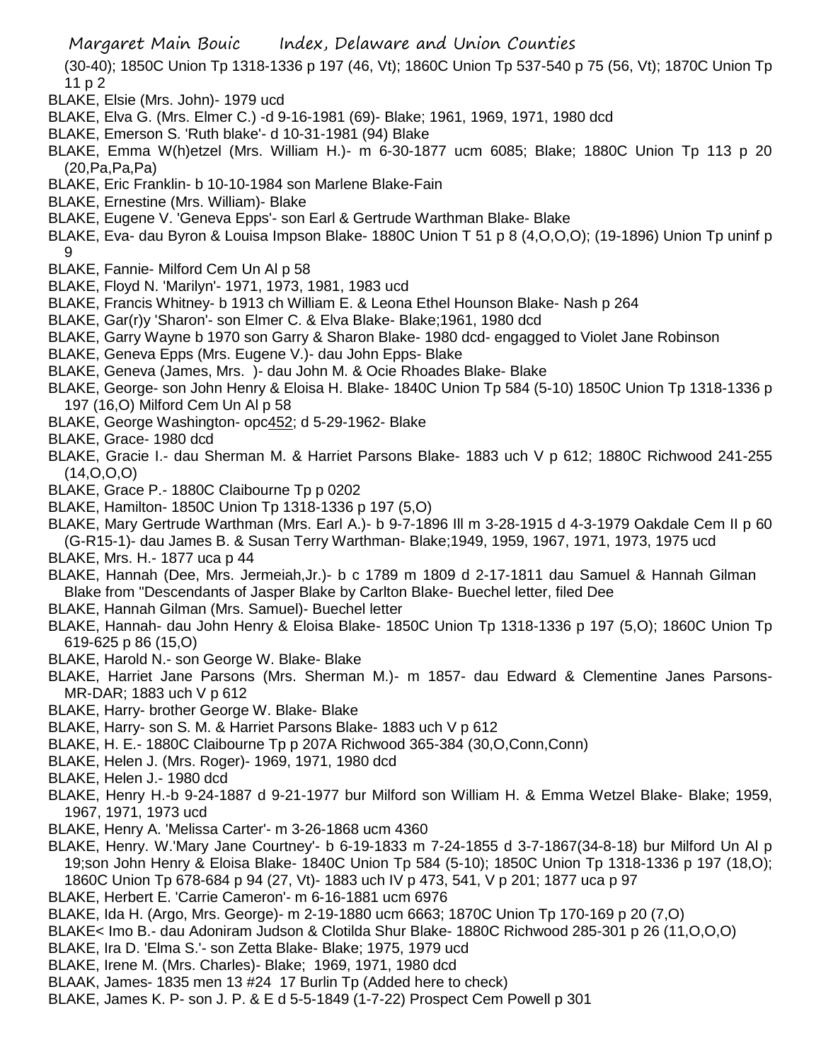(30-40); 1850C Union Tp 1318-1336 p 197 (46, Vt); 1860C Union Tp 537-540 p 75 (56, Vt); 1870C Union Tp 11 p 2

BLAKE, Elsie (Mrs. John)- 1979 ucd

BLAKE, Elva G. (Mrs. Elmer C.) -d 9-16-1981 (69)- Blake; 1961, 1969, 1971, 1980 dcd

BLAKE, Emerson S. 'Ruth blake'- d 10-31-1981 (94) Blake

BLAKE, Emma W(h)etzel (Mrs. William H.)- m 6-30-1877 ucm 6085; Blake; 1880C Union Tp 113 p 20 (20,Pa,Pa,Pa)

BLAKE, Eric Franklin- b 10-10-1984 son Marlene Blake-Fain

BLAKE, Ernestine (Mrs. William)- Blake

BLAKE, Eugene V. 'Geneva Epps'- son Earl & Gertrude Warthman Blake- Blake

BLAKE, Eva- dau Byron & Louisa Impson Blake- 1880C Union T 51 p 8 (4,O,O,O); (19-1896) Union Tp uninf p 9

BLAKE, Fannie- Milford Cem Un Al p 58

BLAKE, Floyd N. 'Marilyn'- 1971, 1973, 1981, 1983 ucd

BLAKE, Francis Whitney- b 1913 ch William E. & Leona Ethel Hounson Blake- Nash p 264

BLAKE, Gar(r)y 'Sharon'- son Elmer C. & Elva Blake- Blake;1961, 1980 dcd

BLAKE, Garry Wayne b 1970 son Garry & Sharon Blake- 1980 dcd- engagged to Violet Jane Robinson

BLAKE, Geneva Epps (Mrs. Eugene V.)- dau John Epps- Blake

BLAKE, Geneva (James, Mrs. )- dau John M. & Ocie Rhoades Blake- Blake

BLAKE, George- son John Henry & Eloisa H. Blake- 1840C Union Tp 584 (5-10) 1850C Union Tp 1318-1336 p 197 (16,O) Milford Cem Un Al p 58

BLAKE, George Washington- opc452; d 5-29-1962- Blake

BLAKE, Grace- 1980 dcd

BLAKE, Gracie I.- dau Sherman M. & Harriet Parsons Blake- 1883 uch V p 612; 1880C Richwood 241-255 (14,O,O,O)

BLAKE, Grace P.- 1880C Claibourne Tp p 0202

BLAKE, Hamilton- 1850C Union Tp 1318-1336 p 197 (5,O)

BLAKE, Mary Gertrude Warthman (Mrs. Earl A.)- b 9-7-1896 Ill m 3-28-1915 d 4-3-1979 Oakdale Cem II p 60 (G-R15-1)- dau James B. & Susan Terry Warthman- Blake;1949, 1959, 1967, 1971, 1973, 1975 ucd

BLAKE, Mrs. H.- 1877 uca p 44

BLAKE, Hannah (Dee, Mrs. Jermeiah,Jr.)- b c 1789 m 1809 d 2-17-1811 dau Samuel & Hannah Gilman Blake from "Descendants of Jasper Blake by Carlton Blake- Buechel letter, filed Dee

BLAKE, Hannah Gilman (Mrs. Samuel)- Buechel letter

BLAKE, Hannah- dau John Henry & Eloisa Blake- 1850C Union Tp 1318-1336 p 197 (5,O); 1860C Union Tp 619-625 p 86 (15,O)

BLAKE, Harold N.- son George W. Blake- Blake

BLAKE, Harriet Jane Parsons (Mrs. Sherman M.)- m 1857- dau Edward & Clementine Janes Parsons- MR-DAR; 1883 uch V p 612

BLAKE, Harry- brother George W. Blake- Blake

BLAKE, Harry- son S. M. & Harriet Parsons Blake- 1883 uch V p 612

BLAKE, H. E.- 1880C Claibourne Tp p 207A Richwood 365-384 (30,O,Conn,Conn)

BLAKE, Helen J. (Mrs. Roger)- 1969, 1971, 1980 dcd

BLAKE, Helen J.- 1980 dcd

BLAKE, Henry H.-b 9-24-1887 d 9-21-1977 bur Milford son William H. & Emma Wetzel Blake- Blake; 1959, 1967, 1971, 1973 ucd

BLAKE, Henry A. 'Melissa Carter'- m 3-26-1868 ucm 4360

BLAKE, Henry. W.'Mary Jane Courtney'- b 6-19-1833 m 7-24-1855 d 3-7-1867(34-8-18) bur Milford Un Al p 19;son John Henry & Eloisa Blake- 1840C Union Tp 584 (5-10); 1850C Union Tp 1318-1336 p 197 (18,O); 1860C Union Tp 678-684 p 94 (27, Vt)- 1883 uch IV p 473, 541, V p 201; 1877 uca p 97

BLAKE, Herbert E. 'Carrie Cameron'- m 6-16-1881 ucm 6976

BLAKE, Ida H. (Argo, Mrs. George)- m 2-19-1880 ucm 6663; 1870C Union Tp 170-169 p 20 (7,O)

BLAKE< Imo B.- dau Adoniram Judson & Clotilda Shur Blake- 1880C Richwood 285-301 p 26 (11,O,O,O)

BLAKE, Ira D. 'Elma S.'- son Zetta Blake- Blake; 1975, 1979 ucd

BLAKE, Irene M. (Mrs. Charles)- Blake; 1969, 1971, 1980 dcd

BLAAK, James- 1835 men 13 #24 17 Burlin Tp (Added here to check)

BLAKE, James K. P- son J. P. & E d 5-5-1849 (1-7-22) Prospect Cem Powell p 301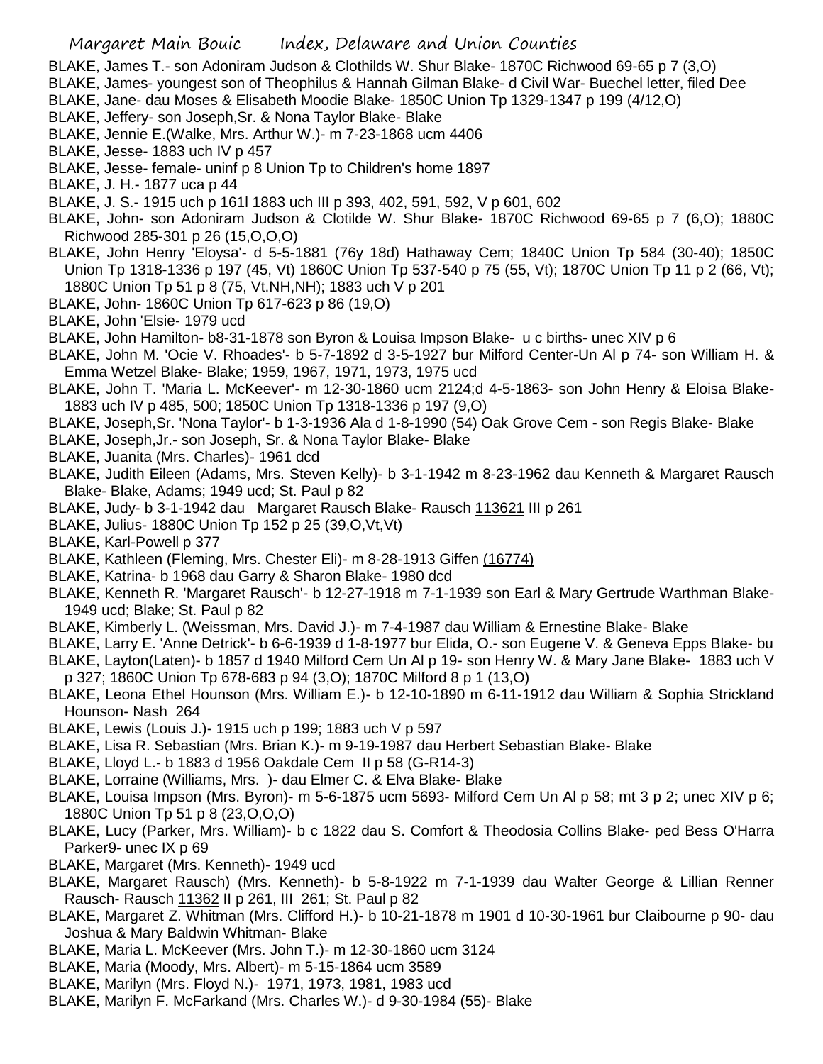BLAKE, James T.- son Adoniram Judson & Clothilds W. Shur Blake- 1870C Richwood 69-65 p 7 (3,O)

BLAKE, James- youngest son of Theophilus & Hannah Gilman Blake- d Civil War- Buechel letter, filed Dee

BLAKE, Jane- dau Moses & Elisabeth Moodie Blake- 1850C Union Tp 1329-1347 p 199 (4/12,O)

BLAKE, Jeffery- son Joseph,Sr. & Nona Taylor Blake- Blake

BLAKE, Jennie E.(Walke, Mrs. Arthur W.)- m 7-23-1868 ucm 4406

BLAKE, Jesse- 1883 uch IV p 457

BLAKE, Jesse- female- uninf p 8 Union Tp to Children's home 1897

BLAKE, J. H.- 1877 uca p 44

BLAKE, J. S.- 1915 uch p 161l 1883 uch III p 393, 402, 591, 592, V p 601, 602

BLAKE, John- son Adoniram Judson & Clotilde W. Shur Blake- 1870C Richwood 69-65 p 7 (6,O); 1880C Richwood 285-301 p 26 (15,O,O,O)

BLAKE, John Henry 'Eloysa'- d 5-5-1881 (76y 18d) Hathaway Cem; 1840C Union Tp 584 (30-40); 1850C Union Tp 1318-1336 p 197 (45, Vt) 1860C Union Tp 537-540 p 75 (55, Vt); 1870C Union Tp 11 p 2 (66, Vt); 1880C Union Tp 51 p 8 (75, Vt.NH,NH); 1883 uch V p 201

BLAKE, John- 1860C Union Tp 617-623 p 86 (19,O)

BLAKE, John 'Elsie- 1979 ucd

BLAKE, John Hamilton- b8-31-1878 son Byron & Louisa Impson Blake- u c births- unec XIV p 6

BLAKE, John M. 'Ocie V. Rhoades'- b 5-7-1892 d 3-5-1927 bur Milford Center-Un Al p 74- son William H. & Emma Wetzel Blake- Blake; 1959, 1967, 1971, 1973, 1975 ucd

BLAKE, John T. 'Maria L. McKeever'- m 12-30-1860 ucm 2124;d 4-5-1863- son John Henry & Eloisa Blake- 1883 uch IV p 485, 500; 1850C Union Tp 1318-1336 p 197 (9,O)

BLAKE, Joseph,Sr. 'Nona Taylor'- b 1-3-1936 Ala d 1-8-1990 (54) Oak Grove Cem - son Regis Blake- Blake

BLAKE, Joseph,Jr.- son Joseph, Sr. & Nona Taylor Blake- Blake

BLAKE, Juanita (Mrs. Charles)- 1961 dcd

BLAKE, Judith Eileen (Adams, Mrs. Steven Kelly)- b 3-1-1942 m 8-23-1962 dau Kenneth & Margaret Rausch Blake- Blake, Adams; 1949 ucd; St. Paul p 82

BLAKE, Judy- b 3-1-1942 dau Margaret Rausch Blake- Rausch 113621 III p 261

BLAKE, Julius- 1880C Union Tp 152 p 25 (39,O,Vt,Vt)

BLAKE, Karl-Powell p 377

BLAKE, Kathleen (Fleming, Mrs. Chester Eli)- m 8-28-1913 Giffen (16774)

BLAKE, Katrina- b 1968 dau Garry & Sharon Blake- 1980 dcd

BLAKE, Kenneth R. 'Margaret Rausch'- b 12-27-1918 m 7-1-1939 son Earl & Mary Gertrude Warthman Blake- 1949 ucd; Blake; St. Paul p 82

BLAKE, Kimberly L. (Weissman, Mrs. David J.)- m 7-4-1987 dau William & Ernestine Blake- Blake

BLAKE, Larry E. 'Anne Detrick'- b 6-6-1939 d 1-8-1977 bur Elida, O.- son Eugene V. & Geneva Epps Blake- bu

BLAKE, Layton(Laten)- b 1857 d 1940 Milford Cem Un Al p 19- son Henry W. & Mary Jane Blake- 1883 uch V p 327; 1860C Union Tp 678-683 p 94 (3,O); 1870C Milford 8 p 1 (13,O)

BLAKE, Leona Ethel Hounson (Mrs. William E.)- b 12-10-1890 m 6-11-1912 dau William & Sophia Strickland Hounson- Nash 264

BLAKE, Lewis (Louis J.)- 1915 uch p 199; 1883 uch V p 597

BLAKE, Lisa R. Sebastian (Mrs. Brian K.)- m 9-19-1987 dau Herbert Sebastian Blake- Blake

BLAKE, Lloyd L.- b 1883 d 1956 Oakdale Cem II p 58 (G-R14-3)

BLAKE, Lorraine (Williams, Mrs. )- dau Elmer C. & Elva Blake- Blake

BLAKE, Louisa Impson (Mrs. Byron)- m 5-6-1875 ucm 5693- Milford Cem Un Al p 58; mt 3 p 2; unec XIV p 6; 1880C Union Tp 51 p 8 (23,O,O,O)

BLAKE, Lucy (Parker, Mrs. William)- b c 1822 dau S. Comfort & Theodosia Collins Blake- ped Bess O'Harra Parker9- unec IX p 69

BLAKE, Margaret (Mrs. Kenneth)- 1949 ucd

BLAKE, Margaret Rausch) (Mrs. Kenneth)- b 5-8-1922 m 7-1-1939 dau Walter George & Lillian Renner Rausch- Rausch 11362 II p 261, III 261; St. Paul p 82

BLAKE, Margaret Z. Whitman (Mrs. Clifford H.)- b 10-21-1878 m 1901 d 10-30-1961 bur Claibourne p 90- dau Joshua & Mary Baldwin Whitman- Blake

BLAKE, Maria L. McKeever (Mrs. John T.)- m 12-30-1860 ucm 3124

BLAKE, Maria (Moody, Mrs. Albert)- m 5-15-1864 ucm 3589

BLAKE, Marilyn (Mrs. Floyd N.)- 1971, 1973, 1981, 1983 ucd

BLAKE, Marilyn F. McFarkand (Mrs. Charles W.)- d 9-30-1984 (55)- Blake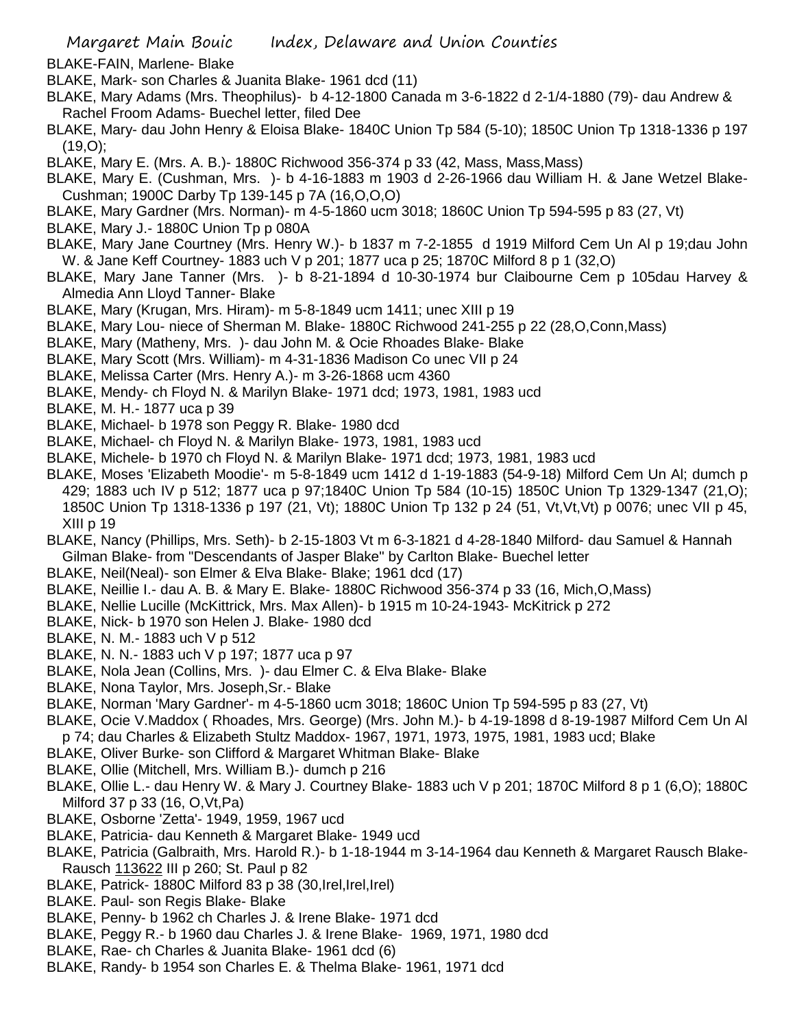BLAKE-FAIN, Marlene- Blake

BLAKE, Mark- son Charles & Juanita Blake- 1961 dcd (11)

BLAKE, Mary Adams (Mrs. Theophilus)- b 4-12-1800 Canada m 3-6-1822 d 2-1/4-1880 (79)- dau Andrew & Rachel Froom Adams- Buechel letter, filed Dee

BLAKE, Mary- dau John Henry & Eloisa Blake- 1840C Union Tp 584 (5-10); 1850C Union Tp 1318-1336 p 197 (19,O);

BLAKE, Mary E. (Mrs. A. B.)- 1880C Richwood 356-374 p 33 (42, Mass, Mass,Mass)

BLAKE, Mary E. (Cushman, Mrs. )- b 4-16-1883 m 1903 d 2-26-1966 dau William H. & Jane Wetzel Blake-Cushman; 1900C Darby Tp 139-145 p 7A (16,O,O,O)

BLAKE, Mary Gardner (Mrs. Norman)- m 4-5-1860 ucm 3018; 1860C Union Tp 594-595 p 83 (27, Vt)

BLAKE, Mary J.- 1880C Union Tp p 080A

BLAKE, Mary Jane Courtney (Mrs. Henry W.)- b 1837 m 7-2-1855 d 1919 Milford Cem Un Al p 19;dau John W. & Jane Keff Courtney- 1883 uch V p 201; 1877 uca p 25; 1870C Milford 8 p 1 (32,O)

BLAKE, Mary Jane Tanner (Mrs. )- b 8-21-1894 d 10-30-1974 bur Claibourne Cem p 105dau Harvey & Almedia Ann Lloyd Tanner- Blake

BLAKE, Mary (Krugan, Mrs. Hiram)- m 5-8-1849 ucm 1411; unec XIII p 19

BLAKE, Mary Lou- niece of Sherman M. Blake- 1880C Richwood 241-255 p 22 (28,O,Conn,Mass)

BLAKE, Mary (Matheny, Mrs. )- dau John M. & Ocie Rhoades Blake- Blake

BLAKE, Mary Scott (Mrs. William)- m 4-31-1836 Madison Co unec VII p 24

BLAKE, Melissa Carter (Mrs. Henry A.)- m 3-26-1868 ucm 4360

BLAKE, Mendy- ch Floyd N. & Marilyn Blake- 1971 dcd; 1973, 1981, 1983 ucd

BLAKE, M. H.- 1877 uca p 39

BLAKE, Michael- b 1978 son Peggy R. Blake- 1980 dcd

BLAKE, Michael- ch Floyd N. & Marilyn Blake- 1973, 1981, 1983 ucd

BLAKE, Michele- b 1970 ch Floyd N. & Marilyn Blake- 1971 dcd; 1973, 1981, 1983 ucd

BLAKE, Moses 'Elizabeth Moodie'- m 5-8-1849 ucm 1412 d 1-19-1883 (54-9-18) Milford Cem Un Al; dumch p 429; 1883 uch IV p 512; 1877 uca p 97;1840C Union Tp 584 (10-15) 1850C Union Tp 1329-1347 (21,O); 1850C Union Tp 1318-1336 p 197 (21, Vt); 1880C Union Tp 132 p 24 (51, Vt,Vt,Vt) p 0076; unec VII p 45, XIII p 19

BLAKE, Nancy (Phillips, Mrs. Seth)- b 2-15-1803 Vt m 6-3-1821 d 4-28-1840 Milford- dau Samuel & Hannah Gilman Blake- from "Descendants of Jasper Blake" by Carlton Blake- Buechel letter

BLAKE, Neil(Neal)- son Elmer & Elva Blake- Blake; 1961 dcd (17)

BLAKE, Neillie I.- dau A. B. & Mary E. Blake- 1880C Richwood 356-374 p 33 (16, Mich,O,Mass)

BLAKE, Nellie Lucille (McKittrick, Mrs. Max Allen)- b 1915 m 10-24-1943- McKitrick p 272

BLAKE, Nick- b 1970 son Helen J. Blake- 1980 dcd

BLAKE, N. M.- 1883 uch V p 512

BLAKE, N. N.- 1883 uch V p 197; 1877 uca p 97

BLAKE, Nola Jean (Collins, Mrs. )- dau Elmer C. & Elva Blake- Blake

BLAKE, Nona Taylor, Mrs. Joseph,Sr.- Blake

BLAKE, Norman 'Mary Gardner'- m 4-5-1860 ucm 3018; 1860C Union Tp 594-595 p 83 (27, Vt)

BLAKE, Ocie V.Maddox ( Rhoades, Mrs. George) (Mrs. John M.)- b 4-19-1898 d 8-19-1987 Milford Cem Un Al p 74; dau Charles & Elizabeth Stultz Maddox- 1967, 1971, 1973, 1975, 1981, 1983 ucd; Blake

BLAKE, Oliver Burke- son Clifford & Margaret Whitman Blake- Blake

BLAKE, Ollie (Mitchell, Mrs. William B.)- dumch p 216

BLAKE, Ollie L.- dau Henry W. & Mary J. Courtney Blake- 1883 uch V p 201; 1870C Milford 8 p 1 (6,O); 1880C Milford 37 p 33 (16, O,Vt,Pa)

BLAKE, Osborne 'Zetta'- 1949, 1959, 1967 ucd

BLAKE, Patricia- dau Kenneth & Margaret Blake- 1949 ucd

BLAKE, Patricia (Galbraith, Mrs. Harold R.)- b 1-18-1944 m 3-14-1964 dau Kenneth & Margaret Rausch Blake-Rausch 113622 III p 260; St. Paul p 82

BLAKE, Patrick- 1880C Milford 83 p 38 (30,Irel,Irel,Irel)

BLAKE. Paul- son Regis Blake- Blake

BLAKE, Penny- b 1962 ch Charles J. & Irene Blake- 1971 dcd

BLAKE, Peggy R.- b 1960 dau Charles J. & Irene Blake- 1969, 1971, 1980 dcd

BLAKE, Rae- ch Charles & Juanita Blake- 1961 dcd (6)

BLAKE, Randy- b 1954 son Charles E. & Thelma Blake- 1961, 1971 dcd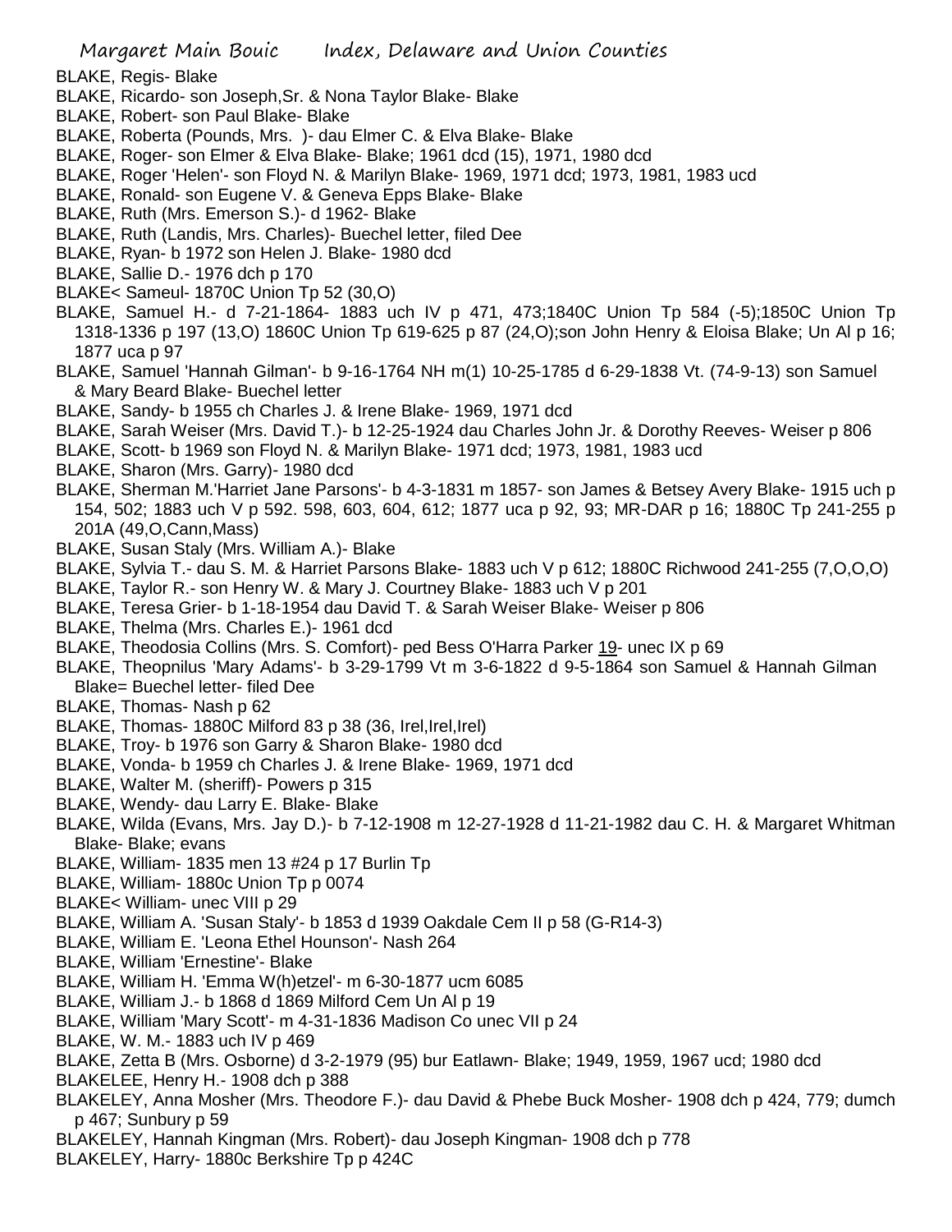BLAKE, Regis- Blake

BLAKE, Ricardo- son Joseph,Sr. & Nona Taylor Blake- Blake

BLAKE, Robert- son Paul Blake- Blake

BLAKE, Roberta (Pounds, Mrs. )- dau Elmer C. & Elva Blake- Blake

BLAKE, Roger- son Elmer & Elva Blake- Blake; 1961 dcd (15), 1971, 1980 dcd

BLAKE, Roger 'Helen'- son Floyd N. & Marilyn Blake- 1969, 1971 dcd; 1973, 1981, 1983 ucd

BLAKE, Ronald- son Eugene V. & Geneva Epps Blake- Blake

BLAKE, Ruth (Mrs. Emerson S.)- d 1962- Blake

BLAKE, Ruth (Landis, Mrs. Charles)- Buechel letter, filed Dee

BLAKE, Ryan- b 1972 son Helen J. Blake- 1980 dcd

BLAKE, Sallie D.- 1976 dch p 170

BLAKE< Sameul- 1870C Union Tp 52 (30,O)

BLAKE, Samuel H.- d 7-21-1864- 1883 uch IV p 471, 473;1840C Union Tp 584 (-5);1850C Union Tp 1318-1336 p 197 (13,O) 1860C Union Tp 619-625 p 87 (24,O);son John Henry & Eloisa Blake; Un Al p 16; 1877 uca p 97

BLAKE, Samuel 'Hannah Gilman'- b 9-16-1764 NH m(1) 10-25-1785 d 6-29-1838 Vt. (74-9-13) son Samuel & Mary Beard Blake- Buechel letter

BLAKE, Sandy- b 1955 ch Charles J. & Irene Blake- 1969, 1971 dcd

BLAKE, Sarah Weiser (Mrs. David T.)- b 12-25-1924 dau Charles John Jr. & Dorothy Reeves- Weiser p 806

BLAKE, Scott- b 1969 son Floyd N. & Marilyn Blake- 1971 dcd; 1973, 1981, 1983 ucd

BLAKE, Sharon (Mrs. Garry)- 1980 dcd

BLAKE, Sherman M.'Harriet Jane Parsons'- b 4-3-1831 m 1857- son James & Betsey Avery Blake- 1915 uch p 154, 502; 1883 uch V p 592. 598, 603, 604, 612; 1877 uca p 92, 93; MR-DAR p 16; 1880C Tp 241-255 p 201A (49,O,Cann,Mass)

BLAKE, Susan Staly (Mrs. William A.)- Blake

BLAKE, Sylvia T.- dau S. M. & Harriet Parsons Blake- 1883 uch V p 612; 1880C Richwood 241-255 (7,O,O,O)

BLAKE, Taylor R.- son Henry W. & Mary J. Courtney Blake- 1883 uch V p 201

BLAKE, Teresa Grier- b 1-18-1954 dau David T. & Sarah Weiser Blake- Weiser p 806

BLAKE, Thelma (Mrs. Charles E.)- 1961 dcd

BLAKE, Theodosia Collins (Mrs. S. Comfort)- ped Bess O'Harra Parker 19- unec IX p 69

BLAKE, Theopnilus 'Mary Adams'- b 3-29-1799 Vt m 3-6-1822 d 9-5-1864 son Samuel & Hannah Gilman Blake= Buechel letter- filed Dee

BLAKE, Thomas- Nash p 62

BLAKE, Thomas- 1880C Milford 83 p 38 (36, Irel,Irel,Irel)

BLAKE, Troy- b 1976 son Garry & Sharon Blake- 1980 dcd

BLAKE, Vonda- b 1959 ch Charles J. & Irene Blake- 1969, 1971 dcd

BLAKE, Walter M. (sheriff)- Powers p 315

BLAKE, Wendy- dau Larry E. Blake- Blake

BLAKE, Wilda (Evans, Mrs. Jay D.)- b 7-12-1908 m 12-27-1928 d 11-21-1982 dau C. H. & Margaret Whitman Blake- Blake; evans

BLAKE, William- 1835 men 13 #24 p 17 Burlin Tp

BLAKE, William- 1880c Union Tp p 0074

BLAKE< William- unec VIII p 29

BLAKE, William A. 'Susan Staly'- b 1853 d 1939 Oakdale Cem II p 58 (G-R14-3)

BLAKE, William E. 'Leona Ethel Hounson'- Nash 264

BLAKE, William 'Ernestine'- Blake

BLAKE, William H. 'Emma W(h)etzel'- m 6-30-1877 ucm 6085

BLAKE, William J.- b 1868 d 1869 Milford Cem Un Al p 19

BLAKE, William 'Mary Scott'- m 4-31-1836 Madison Co unec VII p 24

BLAKE, W. M.- 1883 uch IV p 469

BLAKE, Zetta B (Mrs. Osborne) d 3-2-1979 (95) bur Eatlawn- Blake; 1949, 1959, 1967 ucd; 1980 dcd

BLAKELEE, Henry H.- 1908 dch p 388

BLAKELEY, Anna Mosher (Mrs. Theodore F.)- dau David & Phebe Buck Mosher- 1908 dch p 424, 779; dumch p 467; Sunbury p 59

BLAKELEY, Hannah Kingman (Mrs. Robert)- dau Joseph Kingman- 1908 dch p 778

BLAKELEY, Harry- 1880c Berkshire Tp p 424C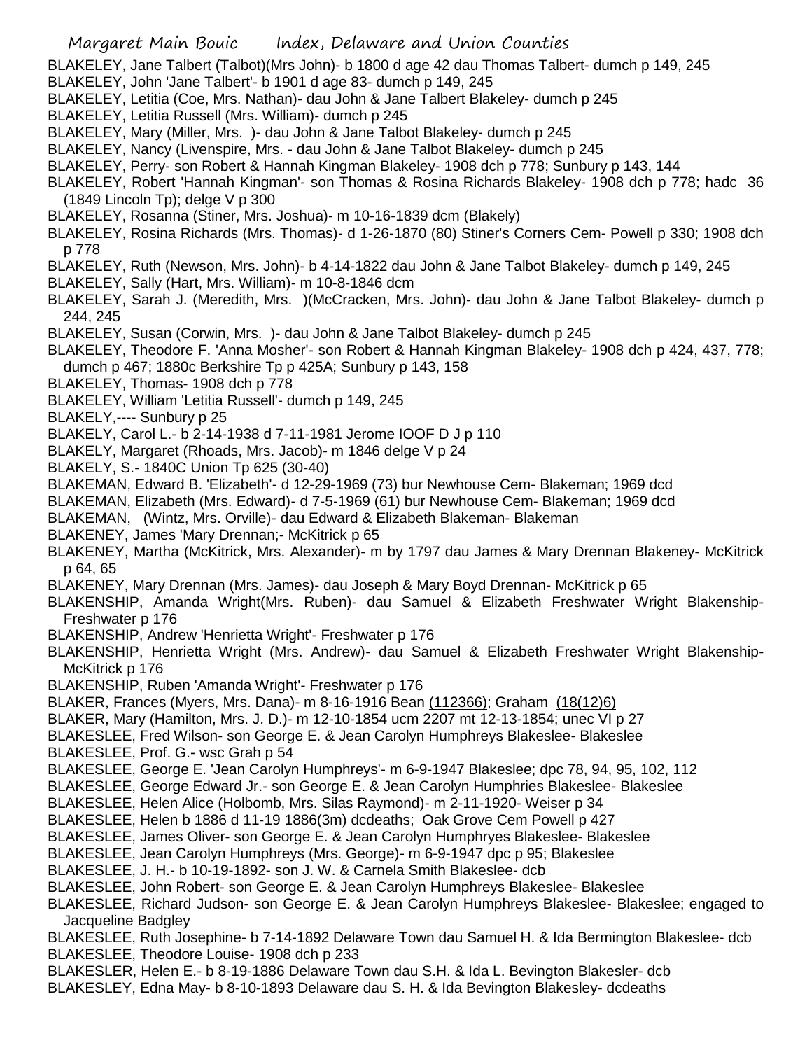BLAKELEY, Jane Talbert (Talbot)(Mrs John)- b 1800 d age 42 dau Thomas Talbert- dumch p 149, 245
BLAKELEY, John 'Jane Talbert'- b 1901 d age 83- dumch p 149, 245
BLAKELEY, Letitia (Coe, Mrs. Nathan)- dau John & Jane Talbert Blakeley- dumch p 245
BLAKELEY, Letitia Russell (Mrs. William)- dumch p 245
BLAKELEY, Mary (Miller, Mrs. )- dau John & Jane Talbot Blakeley- dumch p 245
BLAKELEY, Nancy (Livenspire, Mrs. - dau John & Jane Talbot Blakeley- dumch p 245
BLAKELEY, Perry- son Robert & Hannah Kingman Blakeley- 1908 dch p 778; Sunbury p 143, 144
BLAKELEY, Robert 'Hannah Kingman'- son Thomas & Rosina Richards Blakeley- 1908 dch p 778; hadc 36 (1849 Lincoln Tp); delge V p 300
BLAKELEY, Rosanna (Stiner, Mrs. Joshua)- m 10-16-1839 dcm (Blakely)
BLAKELEY, Rosina Richards (Mrs. Thomas)- d 1-26-1870 (80) Stiner's Corners Cem- Powell p 330; 1908 dch p 778
BLAKELEY, Ruth (Newson, Mrs. John)- b 4-14-1822 dau John & Jane Talbot Blakeley- dumch p 149, 245
BLAKELEY, Sally (Hart, Mrs. William)- m 10-8-1846 dcm
BLAKELEY, Sarah J. (Meredith, Mrs. )(McCracken, Mrs. John)- dau John & Jane Talbot Blakeley- dumch p 244, 245
BLAKELEY, Susan (Corwin, Mrs. )- dau John & Jane Talbot Blakeley- dumch p 245
BLAKELEY, Theodore F. 'Anna Mosher'- son Robert & Hannah Kingman Blakeley- 1908 dch p 424, 437, 778; dumch p 467; 1880c Berkshire Tp p 425A; Sunbury p 143, 158
BLAKELEY, Thomas- 1908 dch p 778
BLAKELEY, William 'Letitia Russell'- dumch p 149, 245
BLAKELY,---- Sunbury p 25
BLAKELY, Carol L.- b 2-14-1938 d 7-11-1981 Jerome IOOF D J p 110
BLAKELY, Margaret (Rhoads, Mrs. Jacob)- m 1846 delge V p 24
BLAKELY, S.- 1840C Union Tp 625 (30-40)
BLAKEMAN, Edward B. 'Elizabeth'- d 12-29-1969 (73) bur Newhouse Cem- Blakeman; 1969 dcd
BLAKEMAN, Elizabeth (Mrs. Edward)- d 7-5-1969 (61) bur Newhouse Cem- Blakeman; 1969 dcd
BLAKEMAN, (Wintz, Mrs. Orville)- dau Edward & Elizabeth Blakeman- Blakeman
BLAKENEY, James 'Mary Drennan;- McKitrick p 65
BLAKENEY, Martha (McKitrick, Mrs. Alexander)- m by 1797 dau James & Mary Drennan Blakeney- McKitrick p 64, 65
BLAKENEY, Mary Drennan (Mrs. James)- dau Joseph & Mary Boyd Drennan- McKitrick p 65
BLAKENSHIP, Amanda Wright(Mrs. Ruben)- dau Samuel & Elizabeth Freshwater Wright Blakenship- Freshwater p 176
BLAKENSHIP, Andrew 'Henrietta Wright'- Freshwater p 176
BLAKENSHIP, Henrietta Wright (Mrs. Andrew)- dau Samuel & Elizabeth Freshwater Wright Blakenship- McKitrick p 176
BLAKENSHIP, Ruben 'Amanda Wright'- Freshwater p 176
BLAKER, Frances (Myers, Mrs. Dana)- m 8-16-1916 Bean (112366); Graham (18(12)6)
BLAKER, Mary (Hamilton, Mrs. J. D.)- m 12-10-1854 ucm 2207 mt 12-13-1854; unec VI p 27
BLAKESLEE, Fred Wilson- son George E. & Jean Carolyn Humphreys Blakeslee- Blakeslee
BLAKESLEE, Prof. G.- wsc Grah p 54
BLAKESLEE, George E. 'Jean Carolyn Humphreys'- m 6-9-1947 Blakeslee; dpc 78, 94, 95, 102, 112
BLAKESLEE, George Edward Jr.- son George E. & Jean Carolyn Humphries Blakeslee- Blakeslee
BLAKESLEE, Helen Alice (Holbomb, Mrs. Silas Raymond)- m 2-11-1920- Weiser p 34
BLAKESLEE, Helen b 1886 d 11-19 1886(3m) dcdeaths; Oak Grove Cem Powell p 427
BLAKESLEE, James Oliver- son George E. & Jean Carolyn Humphryes Blakeslee- Blakeslee
BLAKESLEE, Jean Carolyn Humphreys (Mrs. George)- m 6-9-1947 dpc p 95; Blakeslee
BLAKESLEE, J. H.- b 10-19-1892- son J. W. & Carnela Smith Blakeslee- dcb
BLAKESLEE, John Robert- son George E. & Jean Carolyn Humphreys Blakeslee- Blakeslee
BLAKESLEE, Richard Judson- son George E. & Jean Carolyn Humphreys Blakeslee- Blakeslee; engaged to Jacqueline Badgley
BLAKESLEE, Ruth Josephine- b 7-14-1892 Delaware Town dau Samuel H. & Ida Bermington Blakeslee- dcb
BLAKESLEE, Theodore Louise- 1908 dch p 233
BLAKESLER, Helen E.- b 8-19-1886 Delaware Town dau S.H. & Ida L. Bevington Blakesler- dcb
BLAKESLEY, Edna May- b 8-10-1893 Delaware dau S. H. & Ida Bevington Blakesley- dcdeaths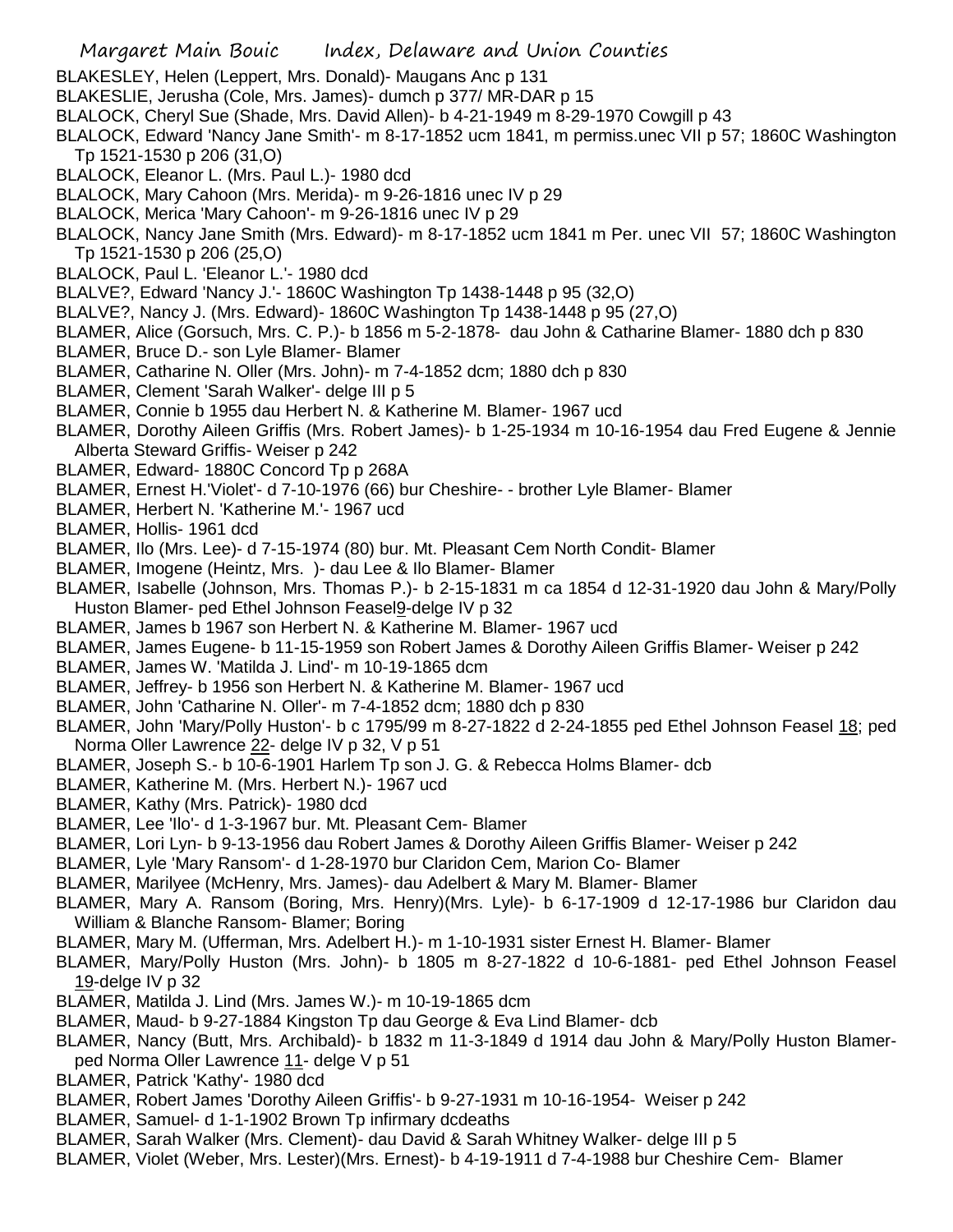BLAKESLEY, Helen (Leppert, Mrs. Donald)- Maugans Anc p 131

BLAKESLIE, Jerusha (Cole, Mrs. James)- dumch p 377/ MR-DAR p 15

BLALOCK, Cheryl Sue (Shade, Mrs. David Allen)- b 4-21-1949 m 8-29-1970 Cowgill p 43

BLALOCK, Edward 'Nancy Jane Smith'- m 8-17-1852 ucm 1841, m permiss.unec VII p 57; 1860C Washington Tp 1521-1530 p 206 (31,O)

BLALOCK, Eleanor L. (Mrs. Paul L.)- 1980 dcd

BLALOCK, Mary Cahoon (Mrs. Merida)- m 9-26-1816 unec IV p 29

BLALOCK, Merica 'Mary Cahoon'- m 9-26-1816 unec IV p 29

BLALOCK, Nancy Jane Smith (Mrs. Edward)- m 8-17-1852 ucm 1841 m Per. unec VII 57; 1860C Washington Tp 1521-1530 p 206 (25,O)

BLALOCK, Paul L. 'Eleanor L.'- 1980 dcd

BLALVE?, Edward 'Nancy J.'- 1860C Washington Tp 1438-1448 p 95 (32,O)

BLALVE?, Nancy J. (Mrs. Edward)- 1860C Washington Tp 1438-1448 p 95 (27,O)

BLAMER, Alice (Gorsuch, Mrs. C. P.)- b 1856 m 5-2-1878- dau John & Catharine Blamer- 1880 dch p 830

BLAMER, Bruce D.- son Lyle Blamer- Blamer

BLAMER, Catharine N. Oller (Mrs. John)- m 7-4-1852 dcm; 1880 dch p 830

BLAMER, Clement 'Sarah Walker'- delge III p 5

BLAMER, Connie b 1955 dau Herbert N. & Katherine M. Blamer- 1967 ucd

BLAMER, Dorothy Aileen Griffis (Mrs. Robert James)- b 1-25-1934 m 10-16-1954 dau Fred Eugene & Jennie Alberta Steward Griffis- Weiser p 242

BLAMER, Edward- 1880C Concord Tp p 268A

BLAMER, Ernest H.'Violet'- d 7-10-1976 (66) bur Cheshire- - brother Lyle Blamer- Blamer

BLAMER, Herbert N. 'Katherine M.'- 1967 ucd

BLAMER, Hollis- 1961 dcd

BLAMER, Ilo (Mrs. Lee)- d 7-15-1974 (80) bur. Mt. Pleasant Cem North Condit- Blamer

BLAMER, Imogene (Heintz, Mrs. )- dau Lee & Ilo Blamer- Blamer

BLAMER, Isabelle (Johnson, Mrs. Thomas P.)- b 2-15-1831 m ca 1854 d 12-31-1920 dau John & Mary/Polly Huston Blamer- ped Ethel Johnson Feasel9-delge IV p 32

BLAMER, James b 1967 son Herbert N. & Katherine M. Blamer- 1967 ucd

BLAMER, James Eugene- b 11-15-1959 son Robert James & Dorothy Aileen Griffis Blamer- Weiser p 242

BLAMER, James W. 'Matilda J. Lind'- m 10-19-1865 dcm

BLAMER, Jeffrey- b 1956 son Herbert N. & Katherine M. Blamer- 1967 ucd

BLAMER, John 'Catharine N. Oller'- m 7-4-1852 dcm; 1880 dch p 830

BLAMER, John 'Mary/Polly Huston'- b c 1795/99 m 8-27-1822 d 2-24-1855 ped Ethel Johnson Feasel 18; ped Norma Oller Lawrence 22- delge IV p 32, V p 51

BLAMER, Joseph S.- b 10-6-1901 Harlem Tp son J. G. & Rebecca Holms Blamer- dcb

BLAMER, Katherine M. (Mrs. Herbert N.)- 1967 ucd

BLAMER, Kathy (Mrs. Patrick)- 1980 dcd

BLAMER, Lee 'Ilo'- d 1-3-1967 bur. Mt. Pleasant Cem- Blamer

BLAMER, Lori Lyn- b 9-13-1956 dau Robert James & Dorothy Aileen Griffis Blamer- Weiser p 242

BLAMER, Lyle 'Mary Ransom'- d 1-28-1970 bur Claridon Cem, Marion Co- Blamer

BLAMER, Marilyee (McHenry, Mrs. James)- dau Adelbert & Mary M. Blamer- Blamer

BLAMER, Mary A. Ransom (Boring, Mrs. Henry)(Mrs. Lyle)- b 6-17-1909 d 12-17-1986 bur Claridon dau William & Blanche Ransom- Blamer; Boring

BLAMER, Mary M. (Ufferman, Mrs. Adelbert H.)- m 1-10-1931 sister Ernest H. Blamer- Blamer

BLAMER, Mary/Polly Huston (Mrs. John)- b 1805 m 8-27-1822 d 10-6-1881- ped Ethel Johnson Feasel 19-delge IV p 32

BLAMER, Matilda J. Lind (Mrs. James W.)- m 10-19-1865 dcm

BLAMER, Maud- b 9-27-1884 Kingston Tp dau George & Eva Lind Blamer- dcb

BLAMER, Nancy (Butt, Mrs. Archibald)- b 1832 m 11-3-1849 d 1914 dau John & Mary/Polly Huston Blamer- ped Norma Oller Lawrence 11- delge V p 51

BLAMER, Patrick 'Kathy'- 1980 dcd

BLAMER, Robert James 'Dorothy Aileen Griffis'- b 9-27-1931 m 10-16-1954- Weiser p 242

BLAMER, Samuel- d 1-1-1902 Brown Tp infirmary dcdeaths

BLAMER, Sarah Walker (Mrs. Clement)- dau David & Sarah Whitney Walker- delge III p 5

BLAMER, Violet (Weber, Mrs. Lester)(Mrs. Ernest)- b 4-19-1911 d 7-4-1988 bur Cheshire Cem- Blamer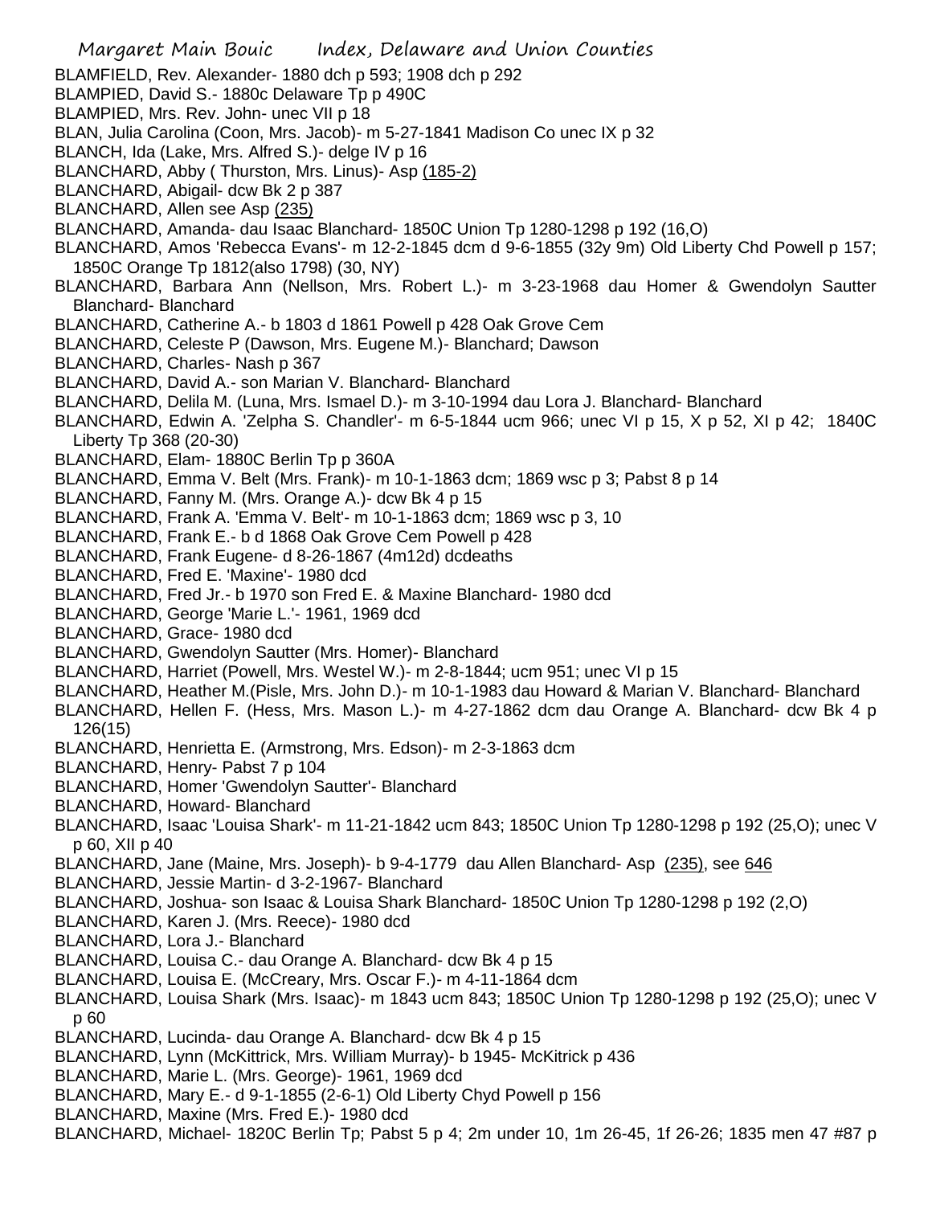BLAMFIELD, Rev. Alexander- 1880 dch p 593; 1908 dch p 292

BLAMPIED, David S.- 1880c Delaware Tp p 490C

BLAMPIED, Mrs. Rev. John- unec VII p 18

BLAN, Julia Carolina (Coon, Mrs. Jacob)- m 5-27-1841 Madison Co unec IX p 32

BLANCH, Ida (Lake, Mrs. Alfred S.)- delge IV p 16

BLANCHARD, Abby ( Thurston, Mrs. Linus)- Asp (185-2)

BLANCHARD, Abigail- dcw Bk 2 p 387

BLANCHARD, Allen see Asp (235)

BLANCHARD, Amanda- dau Isaac Blanchard- 1850C Union Tp 1280-1298 p 192 (16,O)

BLANCHARD, Amos 'Rebecca Evans'- m 12-2-1845 dcm d 9-6-1855 (32y 9m) Old Liberty Chd Powell p 157; 1850C Orange Tp 1812(also 1798) (30, NY)

BLANCHARD, Barbara Ann (Nellson, Mrs. Robert L.)- m 3-23-1968 dau Homer & Gwendolyn Sautter Blanchard- Blanchard

BLANCHARD, Catherine A.- b 1803 d 1861 Powell p 428 Oak Grove Cem

BLANCHARD, Celeste P (Dawson, Mrs. Eugene M.)- Blanchard; Dawson

BLANCHARD, Charles- Nash p 367

BLANCHARD, David A.- son Marian V. Blanchard- Blanchard

BLANCHARD, Delila M. (Luna, Mrs. Ismael D.)- m 3-10-1994 dau Lora J. Blanchard- Blanchard

BLANCHARD, Edwin A. 'Zelpha S. Chandler'- m 6-5-1844 ucm 966; unec VI p 15, X p 52, XI p 42; 1840C Liberty Tp 368 (20-30)

BLANCHARD, Elam- 1880C Berlin Tp p 360A

BLANCHARD, Emma V. Belt (Mrs. Frank)- m 10-1-1863 dcm; 1869 wsc p 3; Pabst 8 p 14

BLANCHARD, Fanny M. (Mrs. Orange A.)- dcw Bk 4 p 15

BLANCHARD, Frank A. 'Emma V. Belt'- m 10-1-1863 dcm; 1869 wsc p 3, 10

BLANCHARD, Frank E.- b d 1868 Oak Grove Cem Powell p 428

BLANCHARD, Frank Eugene- d 8-26-1867 (4m12d) dcdeaths

BLANCHARD, Fred E. 'Maxine'- 1980 dcd

BLANCHARD, Fred Jr.- b 1970 son Fred E. & Maxine Blanchard- 1980 dcd

BLANCHARD, George 'Marie L.'- 1961, 1969 dcd

BLANCHARD, Grace- 1980 dcd

BLANCHARD, Gwendolyn Sautter (Mrs. Homer)- Blanchard

BLANCHARD, Harriet (Powell, Mrs. Westel W.)- m 2-8-1844; ucm 951; unec VI p 15

BLANCHARD, Heather M.(Pisle, Mrs. John D.)- m 10-1-1983 dau Howard & Marian V. Blanchard- Blanchard

BLANCHARD, Hellen F. (Hess, Mrs. Mason L.)- m 4-27-1862 dcm dau Orange A. Blanchard- dcw Bk 4 p 126(15)

BLANCHARD, Henrietta E. (Armstrong, Mrs. Edson)- m 2-3-1863 dcm

BLANCHARD, Henry- Pabst 7 p 104

BLANCHARD, Homer 'Gwendolyn Sautter'- Blanchard

BLANCHARD, Howard- Blanchard

BLANCHARD, Isaac 'Louisa Shark'- m 11-21-1842 ucm 843; 1850C Union Tp 1280-1298 p 192 (25,O); unec V p 60, XII p 40

BLANCHARD, Jane (Maine, Mrs. Joseph)- b 9-4-1779 dau Allen Blanchard- Asp (235), see 646

BLANCHARD, Jessie Martin- d 3-2-1967- Blanchard

BLANCHARD, Joshua- son Isaac & Louisa Shark Blanchard- 1850C Union Tp 1280-1298 p 192 (2,O)

BLANCHARD, Karen J. (Mrs. Reece)- 1980 dcd

BLANCHARD, Lora J.- Blanchard

BLANCHARD, Louisa C.- dau Orange A. Blanchard- dcw Bk 4 p 15

BLANCHARD, Louisa E. (McCreary, Mrs. Oscar F.)- m 4-11-1864 dcm

BLANCHARD, Louisa Shark (Mrs. Isaac)- m 1843 ucm 843; 1850C Union Tp 1280-1298 p 192 (25,O); unec V p 60

BLANCHARD, Lucinda- dau Orange A. Blanchard- dcw Bk 4 p 15

BLANCHARD, Lynn (McKittrick, Mrs. William Murray)- b 1945- McKitrick p 436

BLANCHARD, Marie L. (Mrs. George)- 1961, 1969 dcd

BLANCHARD, Mary E.- d 9-1-1855 (2-6-1) Old Liberty Chyd Powell p 156

BLANCHARD, Maxine (Mrs. Fred E.)- 1980 dcd

BLANCHARD, Michael- 1820C Berlin Tp; Pabst 5 p 4; 2m under 10, 1m 26-45, 1f 26-26; 1835 men 47 #87 p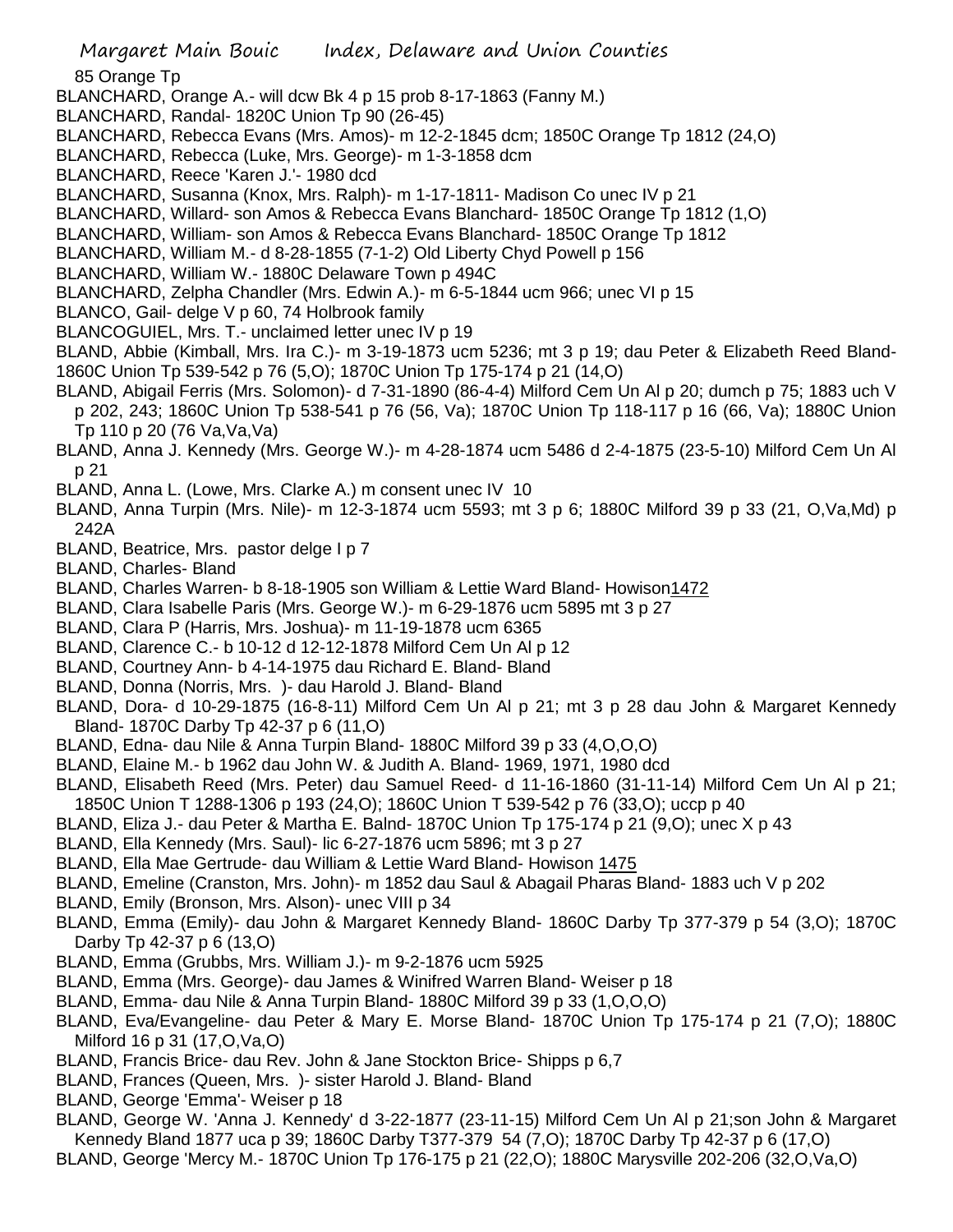85 Orange Tp

BLANCHARD, Orange A.- will dcw Bk 4 p 15 prob 8-17-1863 (Fanny M.)

BLANCHARD, Randal- 1820C Union Tp 90 (26-45)

BLANCHARD, Rebecca Evans (Mrs. Amos)- m 12-2-1845 dcm; 1850C Orange Tp 1812 (24,O)

BLANCHARD, Rebecca (Luke, Mrs. George)- m 1-3-1858 dcm

BLANCHARD, Reece 'Karen J.'- 1980 dcd

BLANCHARD, Susanna (Knox, Mrs. Ralph)- m 1-17-1811- Madison Co unec IV p 21

BLANCHARD, Willard- son Amos & Rebecca Evans Blanchard- 1850C Orange Tp 1812 (1,O)

BLANCHARD, William- son Amos & Rebecca Evans Blanchard- 1850C Orange Tp 1812

BLANCHARD, William M.- d 8-28-1855 (7-1-2) Old Liberty Chyd Powell p 156

BLANCHARD, William W.- 1880C Delaware Town p 494C

BLANCHARD, Zelpha Chandler (Mrs. Edwin A.)- m 6-5-1844 ucm 966; unec VI p 15

BLANCO, Gail- delge V p 60, 74 Holbrook family

BLANCOGUIEL, Mrs. T.- unclaimed letter unec IV p 19

BLAND, Abbie (Kimball, Mrs. Ira C.)- m 3-19-1873 ucm 5236; mt 3 p 19; dau Peter & Elizabeth Reed Bland- 1860C Union Tp 539-542 p 76 (5,O); 1870C Union Tp 175-174 p 21 (14,O)

BLAND, Abigail Ferris (Mrs. Solomon)- d 7-31-1890 (86-4-4) Milford Cem Un Al p 20; dumch p 75; 1883 uch V p 202, 243; 1860C Union Tp 538-541 p 76 (56, Va); 1870C Union Tp 118-117 p 16 (66, Va); 1880C Union Tp 110 p 20 (76 Va,Va,Va)

BLAND, Anna J. Kennedy (Mrs. George W.)- m 4-28-1874 ucm 5486 d 2-4-1875 (23-5-10) Milford Cem Un Al p 21

BLAND, Anna L. (Lowe, Mrs. Clarke A.) m consent unec IV 10

BLAND, Anna Turpin (Mrs. Nile)- m 12-3-1874 ucm 5593; mt 3 p 6; 1880C Milford 39 p 33 (21, O,Va,Md) p 242A

BLAND, Beatrice, Mrs. pastor delge I p 7

BLAND, Charles- Bland

BLAND, Charles Warren- b 8-18-1905 son William & Lettie Ward Bland- Howison1472

BLAND, Clara Isabelle Paris (Mrs. George W.)- m 6-29-1876 ucm 5895 mt 3 p 27

BLAND, Clara P (Harris, Mrs. Joshua)- m 11-19-1878 ucm 6365

BLAND, Clarence C.- b 10-12 d 12-12-1878 Milford Cem Un Al p 12

BLAND, Courtney Ann- b 4-14-1975 dau Richard E. Bland- Bland

BLAND, Donna (Norris, Mrs. )- dau Harold J. Bland- Bland

BLAND, Dora- d 10-29-1875 (16-8-11) Milford Cem Un Al p 21; mt 3 p 28 dau John & Margaret Kennedy Bland- 1870C Darby Tp 42-37 p 6 (11,O)

BLAND, Edna- dau Nile & Anna Turpin Bland- 1880C Milford 39 p 33 (4,O,O,O)

BLAND, Elaine M.- b 1962 dau John W. & Judith A. Bland- 1969, 1971, 1980 dcd

BLAND, Elisabeth Reed (Mrs. Peter) dau Samuel Reed- d 11-16-1860 (31-11-14) Milford Cem Un Al p 21; 1850C Union T 1288-1306 p 193 (24,O); 1860C Union T 539-542 p 76 (33,O); uccp p 40

BLAND, Eliza J.- dau Peter & Martha E. Balnd- 1870C Union Tp 175-174 p 21 (9,O); unec X p 43

BLAND, Ella Kennedy (Mrs. Saul)- lic 6-27-1876 ucm 5896; mt 3 p 27

BLAND, Ella Mae Gertrude- dau William & Lettie Ward Bland- Howison 1475

BLAND, Emeline (Cranston, Mrs. John)- m 1852 dau Saul & Abagail Pharas Bland- 1883 uch V p 202

BLAND, Emily (Bronson, Mrs. Alson)- unec VIII p 34

BLAND, Emma (Emily)- dau John & Margaret Kennedy Bland- 1860C Darby Tp 377-379 p 54 (3,O); 1870C Darby Tp 42-37 p 6 (13,O)

BLAND, Emma (Grubbs, Mrs. William J.)- m 9-2-1876 ucm 5925

BLAND, Emma (Mrs. George)- dau James & Winifred Warren Bland- Weiser p 18

BLAND, Emma- dau Nile & Anna Turpin Bland- 1880C Milford 39 p 33 (1,O,O,O)

BLAND, Eva/Evangeline- dau Peter & Mary E. Morse Bland- 1870C Union Tp 175-174 p 21 (7,O); 1880C Milford 16 p 31 (17,O,Va,O)

BLAND, Francis Brice- dau Rev. John & Jane Stockton Brice- Shipps p 6,7

BLAND, Frances (Queen, Mrs. )- sister Harold J. Bland- Bland

BLAND, George 'Emma'- Weiser p 18

BLAND, George W. 'Anna J. Kennedy' d 3-22-1877 (23-11-15) Milford Cem Un Al p 21;son John & Margaret Kennedy Bland 1877 uca p 39; 1860C Darby T377-379 54 (7,O); 1870C Darby Tp 42-37 p 6 (17,O)

BLAND, George 'Mercy M.- 1870C Union Tp 176-175 p 21 (22,O); 1880C Marysville 202-206 (32,O,Va,O)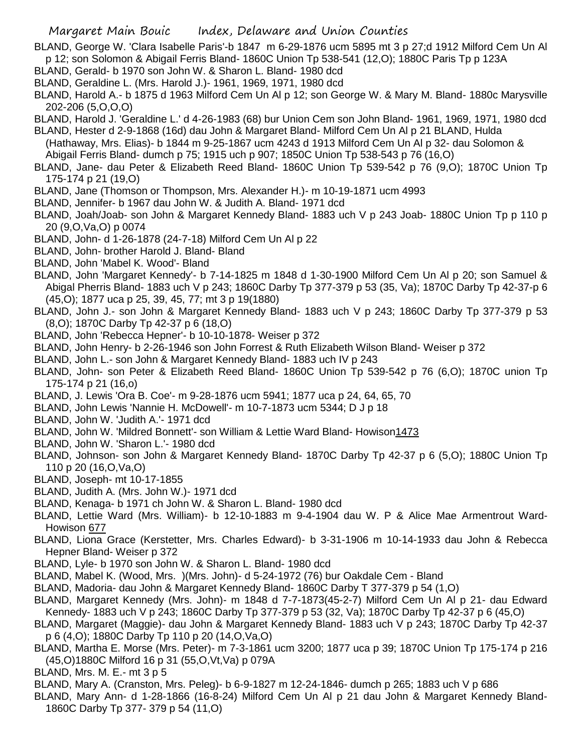BLAND, George W. 'Clara Isabelle Paris'-b 1847 m 6-29-1876 ucm 5895 mt 3 p 27;d 1912 Milford Cem Un Al p 12; son Solomon & Abigail Ferris Bland- 1860C Union Tp 538-541 (12,O); 1880C Paris Tp p 123A

BLAND, Gerald- b 1970 son John W. & Sharon L. Bland- 1980 dcd

BLAND, Geraldine L. (Mrs. Harold J.)- 1961, 1969, 1971, 1980 dcd

BLAND, Harold A.- b 1875 d 1963 Milford Cem Un Al p 12; son George W. & Mary M. Bland- 1880c Marysville 202-206 (5,O,O,O)

BLAND, Harold J. 'Geraldine L.' d 4-26-1983 (68) bur Union Cem son John Bland- 1961, 1969, 1971, 1980 dcd

BLAND, Hester d 2-9-1868 (16d) dau John & Margaret Bland- Milford Cem Un Al p 21 BLAND, Hulda (Hathaway, Mrs. Elias)- b 1844 m 9-25-1867 ucm 4243 d 1913 Milford Cem Un Al p 32- dau Solomon & Abigail Ferris Bland- dumch p 75; 1915 uch p 907; 1850C Union Tp 538-543 p 76 (16,O)

BLAND, Jane- dau Peter & Elizabeth Reed Bland- 1860C Union Tp 539-542 p 76 (9,O); 1870C Union Tp 175-174 p 21 (19,O)

BLAND, Jane (Thomson or Thompson, Mrs. Alexander H.)- m 10-19-1871 ucm 4993

BLAND, Jennifer- b 1967 dau John W. & Judith A. Bland- 1971 dcd

BLAND, Joah/Joab- son John & Margaret Kennedy Bland- 1883 uch V p 243 Joab- 1880C Union Tp p 110 p 20 (9,O,Va,O) p 0074

BLAND, John- d 1-26-1878 (24-7-18) Milford Cem Un Al p 22

BLAND, John- brother Harold J. Bland- Bland

BLAND, John 'Mabel K. Wood'- Bland

BLAND, John 'Margaret Kennedy'- b 7-14-1825 m 1848 d 1-30-1900 Milford Cem Un Al p 20; son Samuel & Abigal Pherris Bland- 1883 uch V p 243; 1860C Darby Tp 377-379 p 53 (35, Va); 1870C Darby Tp 42-37-p 6 (45,O); 1877 uca p 25, 39, 45, 77; mt 3 p 19(1880)

BLAND, John J.- son John & Margaret Kennedy Bland- 1883 uch V p 243; 1860C Darby Tp 377-379 p 53 (8,O); 1870C Darby Tp 42-37 p 6 (18,O)

BLAND, John 'Rebecca Hepner'- b 10-10-1878- Weiser p 372

BLAND, John Henry- b 2-26-1946 son John Forrest & Ruth Elizabeth Wilson Bland- Weiser p 372

BLAND, John L.- son John & Margaret Kennedy Bland- 1883 uch IV p 243

BLAND, John- son Peter & Elizabeth Reed Bland- 1860C Union Tp 539-542 p 76 (6,O); 1870C union Tp 175-174 p 21 (16,o)

BLAND, J. Lewis 'Ora B. Coe'- m 9-28-1876 ucm 5941; 1877 uca p 24, 64, 65, 70

BLAND, John Lewis 'Nannie H. McDowell'- m 10-7-1873 ucm 5344; D J p 18

BLAND, John W. 'Judith A.'- 1971 dcd

BLAND, John W. 'Mildred Bonnett'- son William & Lettie Ward Bland- Howison1473

BLAND, John W. 'Sharon L.'- 1980 dcd

BLAND, Johnson- son John & Margaret Kennedy Bland- 1870C Darby Tp 42-37 p 6 (5,O); 1880C Union Tp 110 p 20 (16,O,Va,O)

BLAND, Joseph- mt 10-17-1855

BLAND, Judith A. (Mrs. John W.)- 1971 dcd

BLAND, Kenaga- b 1971 ch John W. & Sharon L. Bland- 1980 dcd

BLAND, Lettie Ward (Mrs. William)- b 12-10-1883 m 9-4-1904 dau W. P & Alice Mae Armentrout Ward- Howison 677

BLAND, Liona Grace (Kerstetter, Mrs. Charles Edward)- b 3-31-1906 m 10-14-1933 dau John & Rebecca Hepner Bland- Weiser p 372

BLAND, Lyle- b 1970 son John W. & Sharon L. Bland- 1980 dcd

BLAND, Mabel K. (Wood, Mrs. )(Mrs. John)- d 5-24-1972 (76) bur Oakdale Cem - Bland

BLAND, Madoria- dau John & Margaret Kennedy Bland- 1860C Darby T 377-379 p 54 (1,O)

BLAND, Margaret Kennedy (Mrs. John)- m 1848 d 7-7-1873(45-2-7) Milford Cem Un Al p 21- dau Edward Kennedy- 1883 uch V p 243; 1860C Darby Tp 377-379 p 53 (32, Va); 1870C Darby Tp 42-37 p 6 (45,O)

BLAND, Margaret (Maggie)- dau John & Margaret Kennedy Bland- 1883 uch V p 243; 1870C Darby Tp 42-37 p 6 (4,O); 1880C Darby Tp 110 p 20 (14,O,Va,O)

BLAND, Martha E. Morse (Mrs. Peter)- m 7-3-1861 ucm 3200; 1877 uca p 39; 1870C Union Tp 175-174 p 216 (45,O)1880C Milford 16 p 31 (55,O,Vt,Va) p 079A

BLAND, Mrs. M. E.- mt 3 p 5

BLAND, Mary A. (Cranston, Mrs. Peleg)- b 6-9-1827 m 12-24-1846- dumch p 265; 1883 uch V p 686

BLAND, Mary Ann- d 1-28-1866 (16-8-24) Milford Cem Un Al p 21 dau John & Margaret Kennedy Bland- 1860C Darby Tp 377- 379 p 54 (11,O)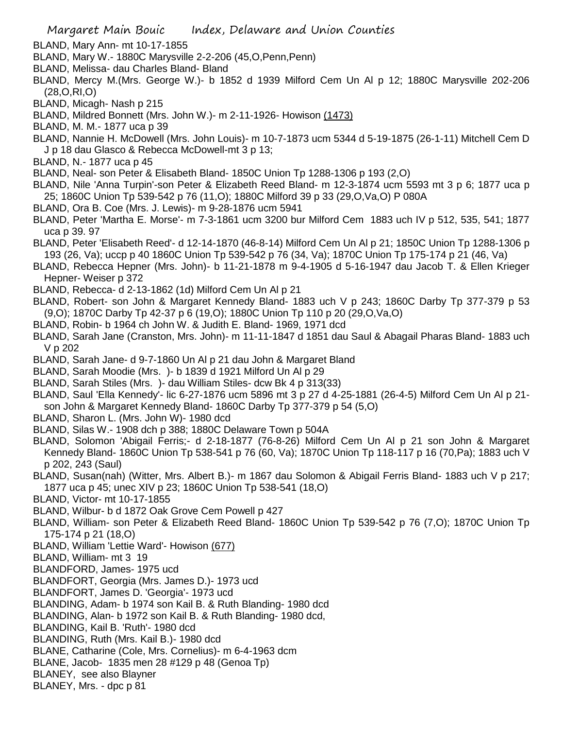BLAND, Mary Ann- mt 10-17-1855

BLAND, Mary W.- 1880C Marysville 2-2-206 (45,O,Penn,Penn)

BLAND, Melissa- dau Charles Bland- Bland

BLAND, Mercy M.(Mrs. George W.)- b 1852 d 1939 Milford Cem Un Al p 12; 1880C Marysville 202-206 (28,O,RI,O)

BLAND, Micagh- Nash p 215

BLAND, Mildred Bonnett (Mrs. John W.)- m 2-11-1926- Howison (1473)

BLAND, M. M.- 1877 uca p 39

BLAND, Nannie H. McDowell (Mrs. John Louis)- m 10-7-1873 ucm 5344 d 5-19-1875 (26-1-11) Mitchell Cem D J p 18 dau Glasco & Rebecca McDowell-mt 3 p 13;

BLAND, N.- 1877 uca p 45

BLAND, Neal- son Peter & Elisabeth Bland- 1850C Union Tp 1288-1306 p 193 (2,O)

BLAND, Nile 'Anna Turpin'-son Peter & Elizabeth Reed Bland- m 12-3-1874 ucm 5593 mt 3 p 6; 1877 uca p 25; 1860C Union Tp 539-542 p 76 (11,O); 1880C Milford 39 p 33 (29,O,Va,O) P 080A

BLAND, Ora B. Coe (Mrs. J. Lewis)- m 9-28-1876 ucm 5941

BLAND, Peter 'Martha E. Morse'- m 7-3-1861 ucm 3200 bur Milford Cem 1883 uch IV p 512, 535, 541; 1877 uca p 39. 97

BLAND, Peter 'Elisabeth Reed'- d 12-14-1870 (46-8-14) Milford Cem Un Al p 21; 1850C Union Tp 1288-1306 p 193 (26, Va); uccp p 40 1860C Union Tp 539-542 p 76 (34, Va); 1870C Union Tp 175-174 p 21 (46, Va)

BLAND, Rebecca Hepner (Mrs. John)- b 11-21-1878 m 9-4-1905 d 5-16-1947 dau Jacob T. & Ellen Krieger Hepner- Weiser p 372

BLAND, Rebecca- d 2-13-1862 (1d) Milford Cem Un Al p 21

BLAND, Robert- son John & Margaret Kennedy Bland- 1883 uch V p 243; 1860C Darby Tp 377-379 p 53 (9,O); 1870C Darby Tp 42-37 p 6 (19,O); 1880C Union Tp 110 p 20 (29,O,Va,O)

BLAND, Robin- b 1964 ch John W. & Judith E. Bland- 1969, 1971 dcd

BLAND, Sarah Jane (Cranston, Mrs. John)- m 11-11-1847 d 1851 dau Saul & Abagail Pharas Bland- 1883 uch V p 202

BLAND, Sarah Jane- d 9-7-1860 Un Al p 21 dau John & Margaret Bland

BLAND, Sarah Moodie (Mrs. )- b 1839 d 1921 Milford Un Al p 29

BLAND, Sarah Stiles (Mrs. )- dau William Stiles- dcw Bk 4 p 313(33)

BLAND, Saul 'Ella Kennedy'- lic 6-27-1876 ucm 5896 mt 3 p 27 d 4-25-1881 (26-4-5) Milford Cem Un Al p 21- son John & Margaret Kennedy Bland- 1860C Darby Tp 377-379 p 54 (5,O)

BLAND, Sharon L. (Mrs. John W)- 1980 dcd

BLAND, Silas W.- 1908 dch p 388; 1880C Delaware Town p 504A

BLAND, Solomon 'Abigail Ferris;- d 2-18-1877 (76-8-26) Milford Cem Un Al p 21 son John & Margaret Kennedy Bland- 1860C Union Tp 538-541 p 76 (60, Va); 1870C Union Tp 118-117 p 16 (70,Pa); 1883 uch V p 202, 243 (Saul)

BLAND, Susan(nah) (Witter, Mrs. Albert B.)- m 1867 dau Solomon & Abigail Ferris Bland- 1883 uch V p 217; 1877 uca p 45; unec XIV p 23; 1860C Union Tp 538-541 (18,O)

BLAND, Victor- mt 10-17-1855

BLAND, Wilbur- b d 1872 Oak Grove Cem Powell p 427

BLAND, William- son Peter & Elizabeth Reed Bland- 1860C Union Tp 539-542 p 76 (7,O); 1870C Union Tp 175-174 p 21 (18,O)

BLAND, William 'Lettie Ward'- Howison (677)

BLAND, William- mt 3 19

BLANDFORD, James- 1975 ucd

BLANDFORT, Georgia (Mrs. James D.)- 1973 ucd

BLANDFORT, James D. 'Georgia'- 1973 ucd

BLANDING, Adam- b 1974 son Kail B. & Ruth Blanding- 1980 dcd

BLANDING, Alan- b 1972 son Kail B. & Ruth Blanding- 1980 dcd,

BLANDING, Kail B. 'Ruth'- 1980 dcd

BLANDING, Ruth (Mrs. Kail B.)- 1980 dcd

BLANE, Catharine (Cole, Mrs. Cornelius)- m 6-4-1963 dcm

BLANE, Jacob- 1835 men 28 #129 p 48 (Genoa Tp)

BLANEY, see also Blayner

BLANEY, Mrs. - dpc p 81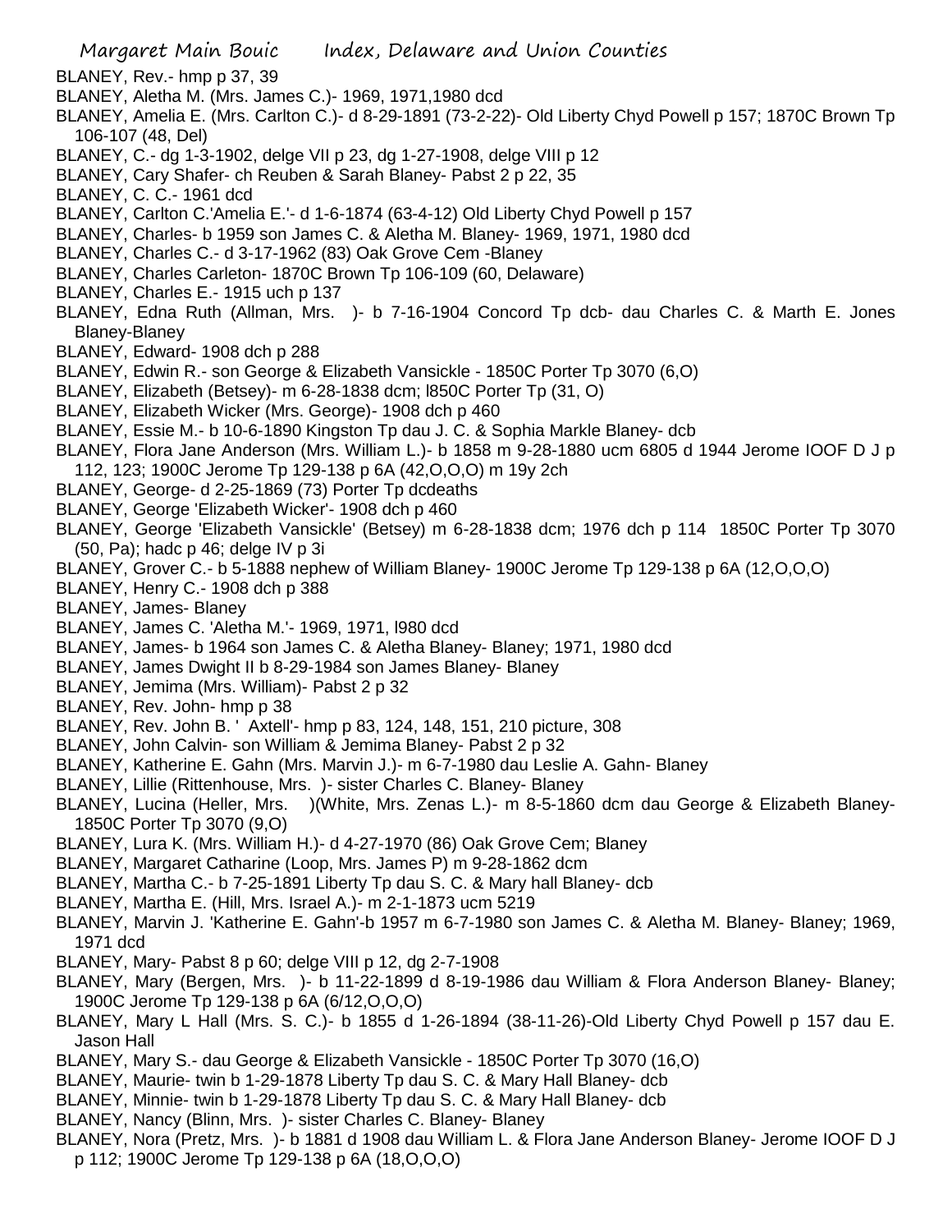BLANEY, Rev.- hmp p 37, 39

BLANEY, Aletha M. (Mrs. James C.)- 1969, 1971,1980 dcd

BLANEY, Amelia E. (Mrs. Carlton C.)- d 8-29-1891 (73-2-22)- Old Liberty Chyd Powell p 157; 1870C Brown Tp 106-107 (48, Del)

BLANEY, C.- dg 1-3-1902, delge VII p 23, dg 1-27-1908, delge VIII p 12

BLANEY, Cary Shafer- ch Reuben & Sarah Blaney- Pabst 2 p 22, 35

BLANEY, C. C.- 1961 dcd

BLANEY, Carlton C.'Amelia E.'- d 1-6-1874 (63-4-12) Old Liberty Chyd Powell p 157

BLANEY, Charles- b 1959 son James C. & Aletha M. Blaney- 1969, 1971, 1980 dcd

BLANEY, Charles C.- d 3-17-1962 (83) Oak Grove Cem -Blaney

BLANEY, Charles Carleton- 1870C Brown Tp 106-109 (60, Delaware)

BLANEY, Charles E.- 1915 uch p 137

BLANEY, Edna Ruth (Allman, Mrs. )- b 7-16-1904 Concord Tp dcb- dau Charles C. & Marth E. Jones Blaney-Blaney

BLANEY, Edward- 1908 dch p 288

BLANEY, Edwin R.- son George & Elizabeth Vansickle - 1850C Porter Tp 3070 (6,O)

BLANEY, Elizabeth (Betsey)- m 6-28-1838 dcm; l850C Porter Tp (31, O)

BLANEY, Elizabeth Wicker (Mrs. George)- 1908 dch p 460

BLANEY, Essie M.- b 10-6-1890 Kingston Tp dau J. C. & Sophia Markle Blaney- dcb

BLANEY, Flora Jane Anderson (Mrs. William L.)- b 1858 m 9-28-1880 ucm 6805 d 1944 Jerome IOOF D J p 112, 123; 1900C Jerome Tp 129-138 p 6A (42,O,O,O) m 19y 2ch

BLANEY, George- d 2-25-1869 (73) Porter Tp dcdeaths

BLANEY, George 'Elizabeth Wicker'- 1908 dch p 460

BLANEY, George 'Elizabeth Vansickle' (Betsey) m 6-28-1838 dcm; 1976 dch p 114 1850C Porter Tp 3070 (50, Pa); hadc p 46; delge IV p 3i

BLANEY, Grover C.- b 5-1888 nephew of William Blaney- 1900C Jerome Tp 129-138 p 6A (12,O,O,O)

BLANEY, Henry C.- 1908 dch p 388

BLANEY, James- Blaney

BLANEY, James C. 'Aletha M.'- 1969, 1971, l980 dcd

BLANEY, James- b 1964 son James C. & Aletha Blaney- Blaney; 1971, 1980 dcd

BLANEY, James Dwight II b 8-29-1984 son James Blaney- Blaney

BLANEY, Jemima (Mrs. William)- Pabst 2 p 32

BLANEY, Rev. John- hmp p 38

BLANEY, Rev. John B. ' Axtell'- hmp p 83, 124, 148, 151, 210 picture, 308

BLANEY, John Calvin- son William & Jemima Blaney- Pabst 2 p 32

BLANEY, Katherine E. Gahn (Mrs. Marvin J.)- m 6-7-1980 dau Leslie A. Gahn- Blaney

BLANEY, Lillie (Rittenhouse, Mrs. )- sister Charles C. Blaney- Blaney

BLANEY, Lucina (Heller, Mrs. )(White, Mrs. Zenas L.)- m 8-5-1860 dcm dau George & Elizabeth Blaney- 1850C Porter Tp 3070 (9,O)

BLANEY, Lura K. (Mrs. William H.)- d 4-27-1970 (86) Oak Grove Cem; Blaney

BLANEY, Margaret Catharine (Loop, Mrs. James P) m 9-28-1862 dcm

BLANEY, Martha C.- b 7-25-1891 Liberty Tp dau S. C. & Mary hall Blaney- dcb

BLANEY, Martha E. (Hill, Mrs. Israel A.)- m 2-1-1873 ucm 5219

BLANEY, Marvin J. 'Katherine E. Gahn'-b 1957 m 6-7-1980 son James C. & Aletha M. Blaney- Blaney; 1969, 1971 dcd

BLANEY, Mary- Pabst 8 p 60; delge VIII p 12, dg 2-7-1908

BLANEY, Mary (Bergen, Mrs. )- b 11-22-1899 d 8-19-1986 dau William & Flora Anderson Blaney- Blaney; 1900C Jerome Tp 129-138 p 6A (6/12,O,O,O)

BLANEY, Mary L Hall (Mrs. S. C.)- b 1855 d 1-26-1894 (38-11-26)-Old Liberty Chyd Powell p 157 dau E. Jason Hall

BLANEY, Mary S.- dau George & Elizabeth Vansickle - 1850C Porter Tp 3070 (16,O)

BLANEY, Maurie- twin b 1-29-1878 Liberty Tp dau S. C. & Mary Hall Blaney- dcb

BLANEY, Minnie- twin b 1-29-1878 Liberty Tp dau S. C. & Mary Hall Blaney- dcb

BLANEY, Nancy (Blinn, Mrs. )- sister Charles C. Blaney- Blaney

BLANEY, Nora (Pretz, Mrs. )- b 1881 d 1908 dau William L. & Flora Jane Anderson Blaney- Jerome IOOF D J p 112; 1900C Jerome Tp 129-138 p 6A (18,O,O,O)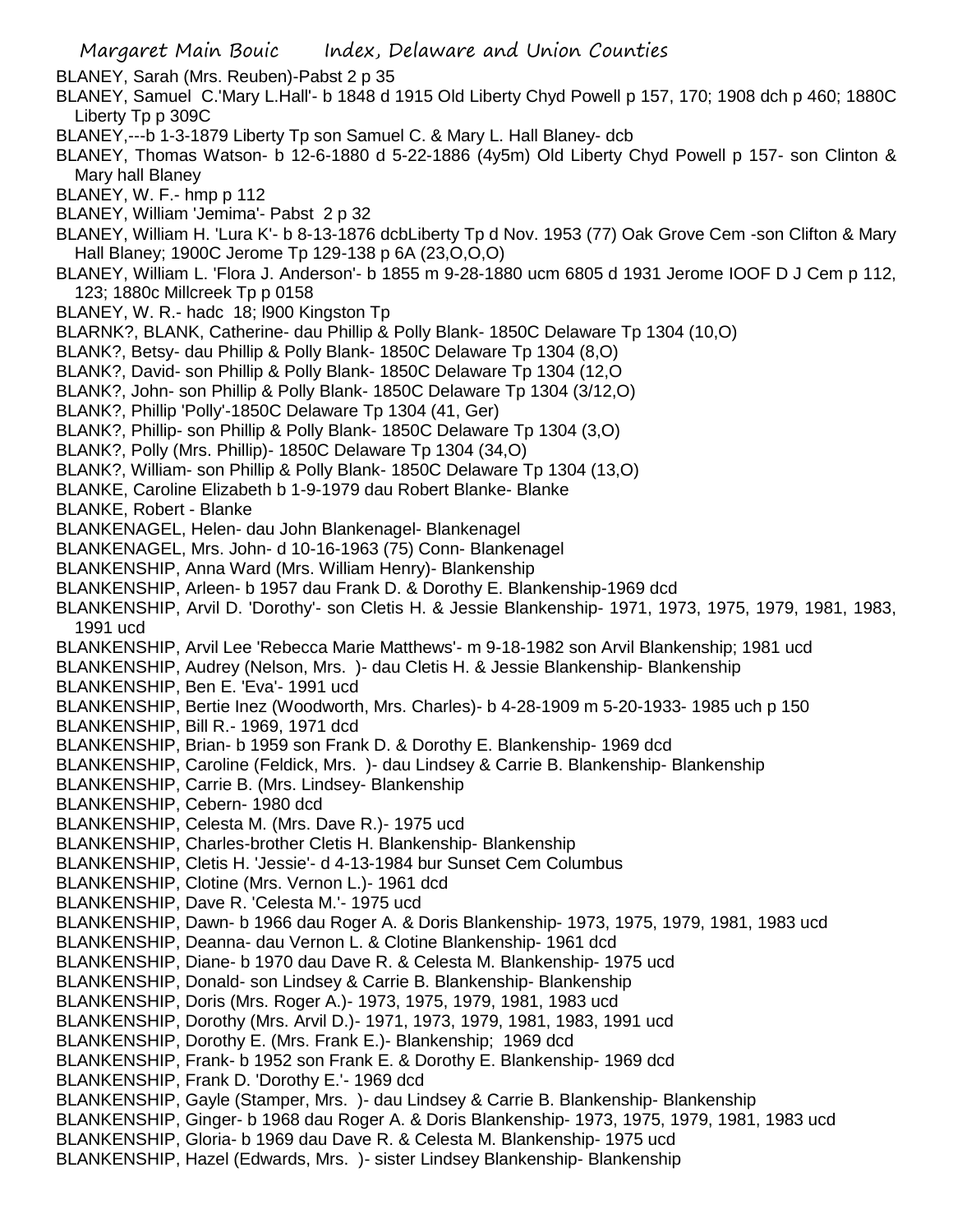BLANEY, Sarah (Mrs. Reuben)-Pabst 2 p 35

BLANEY, Samuel C.'Mary L.Hall'- b 1848 d 1915 Old Liberty Chyd Powell p 157, 170; 1908 dch p 460; 1880C Liberty Tp p 309C

BLANEY,---b 1-3-1879 Liberty Tp son Samuel C. & Mary L. Hall Blaney- dcb

BLANEY, Thomas Watson- b 12-6-1880 d 5-22-1886 (4y5m) Old Liberty Chyd Powell p 157- son Clinton & Mary hall Blaney

BLANEY, W. F.- hmp p 112

BLANEY, William 'Jemima'- Pabst 2 p 32

BLANEY, William H. 'Lura K'- b 8-13-1876 dcbLiberty Tp d Nov. 1953 (77) Oak Grove Cem -son Clifton & Mary Hall Blaney; 1900C Jerome Tp 129-138 p 6A (23,O,O,O)

BLANEY, William L. 'Flora J. Anderson'- b 1855 m 9-28-1880 ucm 6805 d 1931 Jerome IOOF D J Cem p 112, 123; 1880c Millcreek Tp p 0158

BLANEY, W. R.- hadc 18; l900 Kingston Tp

BLARNK?, BLANK, Catherine- dau Phillip & Polly Blank- 1850C Delaware Tp 1304 (10,O)

BLANK?, Betsy- dau Phillip & Polly Blank- 1850C Delaware Tp 1304 (8,O)

BLANK?, David- son Phillip & Polly Blank- 1850C Delaware Tp 1304 (12,O

BLANK?, John- son Phillip & Polly Blank- 1850C Delaware Tp 1304 (3/12,O)

BLANK?, Phillip 'Polly'-1850C Delaware Tp 1304 (41, Ger)

BLANK?, Phillip- son Phillip & Polly Blank- 1850C Delaware Tp 1304 (3,O)

BLANK?, Polly (Mrs. Phillip)- 1850C Delaware Tp 1304 (34,O)

BLANK?, William- son Phillip & Polly Blank- 1850C Delaware Tp 1304 (13,O)

BLANKE, Caroline Elizabeth b 1-9-1979 dau Robert Blanke- Blanke

BLANKE, Robert - Blanke

BLANKENAGEL, Helen- dau John Blankenagel- Blankenagel

BLANKENAGEL, Mrs. John- d 10-16-1963 (75) Conn- Blankenagel

BLANKENSHIP, Anna Ward (Mrs. William Henry)- Blankenship

BLANKENSHIP, Arleen- b 1957 dau Frank D. & Dorothy E. Blankenship-1969 dcd

BLANKENSHIP, Arvil D. 'Dorothy'- son Cletis H. & Jessie Blankenship- 1971, 1973, 1975, 1979, 1981, 1983, 1991 ucd

BLANKENSHIP, Arvil Lee 'Rebecca Marie Matthews'- m 9-18-1982 son Arvil Blankenship; 1981 ucd

BLANKENSHIP, Audrey (Nelson, Mrs. )- dau Cletis H. & Jessie Blankenship- Blankenship

BLANKENSHIP, Ben E. 'Eva'- 1991 ucd

BLANKENSHIP, Bertie Inez (Woodworth, Mrs. Charles)- b 4-28-1909 m 5-20-1933- 1985 uch p 150

BLANKENSHIP, Bill R.- 1969, 1971 dcd

BLANKENSHIP, Brian- b 1959 son Frank D. & Dorothy E. Blankenship- 1969 dcd

BLANKENSHIP, Caroline (Feldick, Mrs. )- dau Lindsey & Carrie B. Blankenship- Blankenship

BLANKENSHIP, Carrie B. (Mrs. Lindsey- Blankenship

BLANKENSHIP, Cebern- 1980 dcd

BLANKENSHIP, Celesta M. (Mrs. Dave R.)- 1975 ucd

BLANKENSHIP, Charles-brother Cletis H. Blankenship- Blankenship

BLANKENSHIP, Cletis H. 'Jessie'- d 4-13-1984 bur Sunset Cem Columbus

BLANKENSHIP, Clotine (Mrs. Vernon L.)- 1961 dcd

BLANKENSHIP, Dave R. 'Celesta M.'- 1975 ucd

BLANKENSHIP, Dawn- b 1966 dau Roger A. & Doris Blankenship- 1973, 1975, 1979, 1981, 1983 ucd

BLANKENSHIP, Deanna- dau Vernon L. & Clotine Blankenship- 1961 dcd

BLANKENSHIP, Diane- b 1970 dau Dave R. & Celesta M. Blankenship- 1975 ucd

BLANKENSHIP, Donald- son Lindsey & Carrie B. Blankenship- Blankenship

BLANKENSHIP, Doris (Mrs. Roger A.)- 1973, 1975, 1979, 1981, 1983 ucd

BLANKENSHIP, Dorothy (Mrs. Arvil D.)- 1971, 1973, 1979, 1981, 1983, 1991 ucd

BLANKENSHIP, Dorothy E. (Mrs. Frank E.)- Blankenship; 1969 dcd

BLANKENSHIP, Frank- b 1952 son Frank E. & Dorothy E. Blankenship- 1969 dcd

BLANKENSHIP, Frank D. 'Dorothy E.'- 1969 dcd

BLANKENSHIP, Gayle (Stamper, Mrs. )- dau Lindsey & Carrie B. Blankenship- Blankenship

BLANKENSHIP, Ginger- b 1968 dau Roger A. & Doris Blankenship- 1973, 1975, 1979, 1981, 1983 ucd

BLANKENSHIP, Gloria- b 1969 dau Dave R. & Celesta M. Blankenship- 1975 ucd

BLANKENSHIP, Hazel (Edwards, Mrs. )- sister Lindsey Blankenship- Blankenship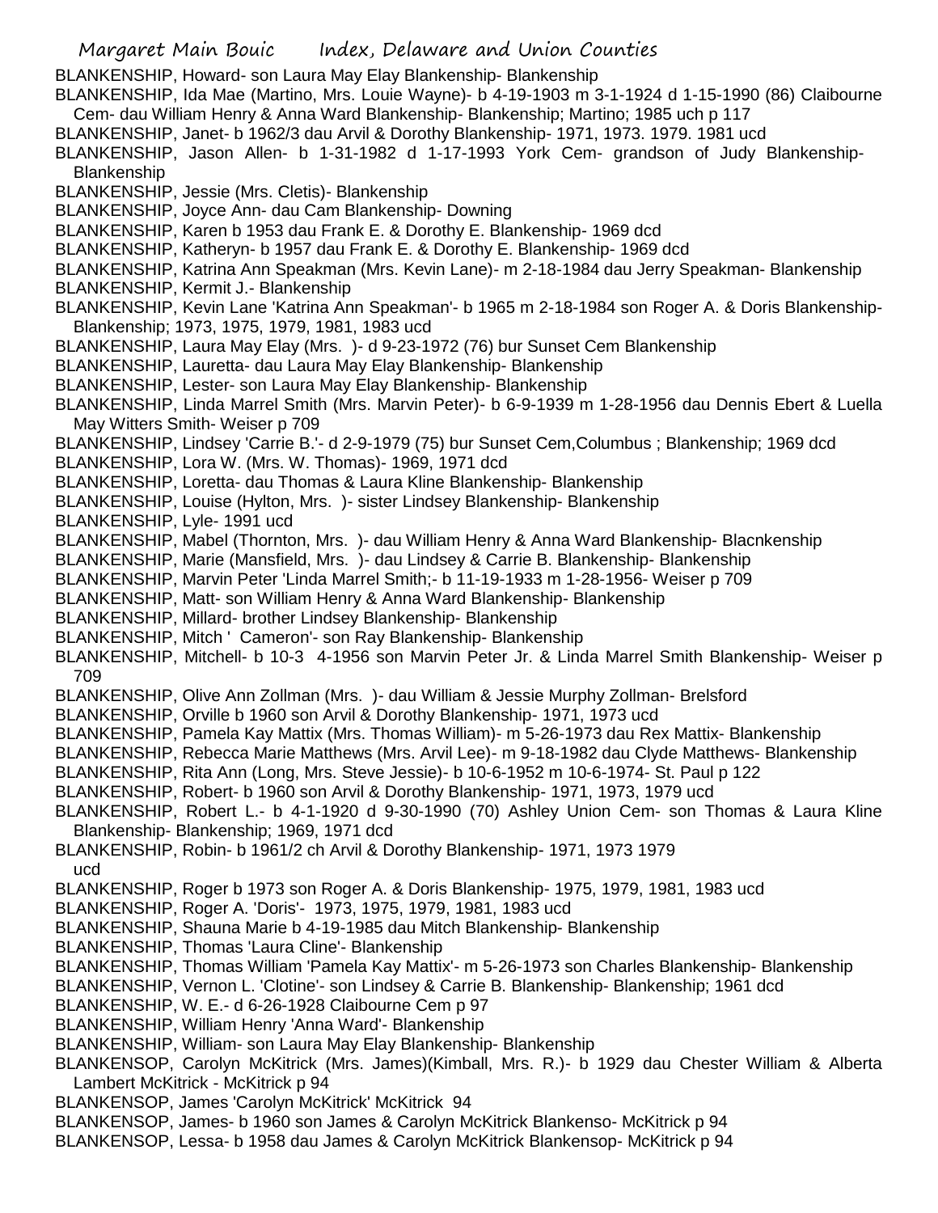BLANKENSHIP, Howard- son Laura May Elay Blankenship- Blankenship

BLANKENSHIP, Ida Mae (Martino, Mrs. Louie Wayne)- b 4-19-1903 m 3-1-1924 d 1-15-1990 (86) Claibourne Cem- dau William Henry & Anna Ward Blankenship- Blankenship; Martino; 1985 uch p 117

BLANKENSHIP, Janet- b 1962/3 dau Arvil & Dorothy Blankenship- 1971, 1973. 1979. 1981 ucd

BLANKENSHIP, Jason Allen- b 1-31-1982 d 1-17-1993 York Cem- grandson of Judy Blankenship- Blankenship

BLANKENSHIP, Jessie (Mrs. Cletis)- Blankenship

BLANKENSHIP, Joyce Ann- dau Cam Blankenship- Downing

BLANKENSHIP, Karen b 1953 dau Frank E. & Dorothy E. Blankenship- 1969 dcd

BLANKENSHIP, Katheryn- b 1957 dau Frank E. & Dorothy E. Blankenship- 1969 dcd

BLANKENSHIP, Katrina Ann Speakman (Mrs. Kevin Lane)- m 2-18-1984 dau Jerry Speakman- Blankenship

BLANKENSHIP, Kermit J.- Blankenship

BLANKENSHIP, Kevin Lane 'Katrina Ann Speakman'- b 1965 m 2-18-1984 son Roger A. & Doris Blankenship- Blankenship; 1973, 1975, 1979, 1981, 1983 ucd

BLANKENSHIP, Laura May Elay (Mrs. )- d 9-23-1972 (76) bur Sunset Cem Blankenship

BLANKENSHIP, Lauretta- dau Laura May Elay Blankenship- Blankenship

BLANKENSHIP, Lester- son Laura May Elay Blankenship- Blankenship

BLANKENSHIP, Linda Marrel Smith (Mrs. Marvin Peter)- b 6-9-1939 m 1-28-1956 dau Dennis Ebert & Luella May Witters Smith- Weiser p 709

BLANKENSHIP, Lindsey 'Carrie B.'- d 2-9-1979 (75) bur Sunset Cem,Columbus ; Blankenship; 1969 dcd

BLANKENSHIP, Lora W. (Mrs. W. Thomas)- 1969, 1971 dcd

BLANKENSHIP, Loretta- dau Thomas & Laura Kline Blankenship- Blankenship

BLANKENSHIP, Louise (Hylton, Mrs. )- sister Lindsey Blankenship- Blankenship

BLANKENSHIP, Lyle- 1991 ucd

BLANKENSHIP, Mabel (Thornton, Mrs. )- dau William Henry & Anna Ward Blankenship- Blacnkenship

BLANKENSHIP, Marie (Mansfield, Mrs. )- dau Lindsey & Carrie B. Blankenship- Blankenship

BLANKENSHIP, Marvin Peter 'Linda Marrel Smith;- b 11-19-1933 m 1-28-1956- Weiser p 709

BLANKENSHIP, Matt- son William Henry & Anna Ward Blankenship- Blankenship

BLANKENSHIP, Millard- brother Lindsey Blankenship- Blankenship

BLANKENSHIP, Mitch ' Cameron'- son Ray Blankenship- Blankenship

BLANKENSHIP, Mitchell- b 10-3 4-1956 son Marvin Peter Jr. & Linda Marrel Smith Blankenship- Weiser p 709

BLANKENSHIP, Olive Ann Zollman (Mrs. )- dau William & Jessie Murphy Zollman- Brelsford

BLANKENSHIP, Orville b 1960 son Arvil & Dorothy Blankenship- 1971, 1973 ucd

BLANKENSHIP, Pamela Kay Mattix (Mrs. Thomas William)- m 5-26-1973 dau Rex Mattix- Blankenship

BLANKENSHIP, Rebecca Marie Matthews (Mrs. Arvil Lee)- m 9-18-1982 dau Clyde Matthews- Blankenship

BLANKENSHIP, Rita Ann (Long, Mrs. Steve Jessie)- b 10-6-1952 m 10-6-1974- St. Paul p 122

BLANKENSHIP, Robert- b 1960 son Arvil & Dorothy Blankenship- 1971, 1973, 1979 ucd

BLANKENSHIP, Robert L.- b 4-1-1920 d 9-30-1990 (70) Ashley Union Cem- son Thomas & Laura Kline Blankenship- Blankenship; 1969, 1971 dcd

BLANKENSHIP, Robin- b 1961/2 ch Arvil & Dorothy Blankenship- 1971, 1973 1979 ucd

BLANKENSHIP, Roger b 1973 son Roger A. & Doris Blankenship- 1975, 1979, 1981, 1983 ucd

BLANKENSHIP, Roger A. 'Doris'- 1973, 1975, 1979, 1981, 1983 ucd

BLANKENSHIP, Shauna Marie b 4-19-1985 dau Mitch Blankenship- Blankenship

BLANKENSHIP, Thomas 'Laura Cline'- Blankenship

BLANKENSHIP, Thomas William 'Pamela Kay Mattix'- m 5-26-1973 son Charles Blankenship- Blankenship

BLANKENSHIP, Vernon L. 'Clotine'- son Lindsey & Carrie B. Blankenship- Blankenship; 1961 dcd

BLANKENSHIP, W. E.- d 6-26-1928 Claibourne Cem p 97

BLANKENSHIP, William Henry 'Anna Ward'- Blankenship

BLANKENSHIP, William- son Laura May Elay Blankenship- Blankenship

BLANKENSOP, Carolyn McKitrick (Mrs. James)(Kimball, Mrs. R.)- b 1929 dau Chester William & Alberta Lambert McKitrick - McKitrick p 94

BLANKENSOP, James 'Carolyn McKitrick' McKitrick 94

BLANKENSOP, James- b 1960 son James & Carolyn McKitrick Blankenso- McKitrick p 94

BLANKENSOP, Lessa- b 1958 dau James & Carolyn McKitrick Blankensop- McKitrick p 94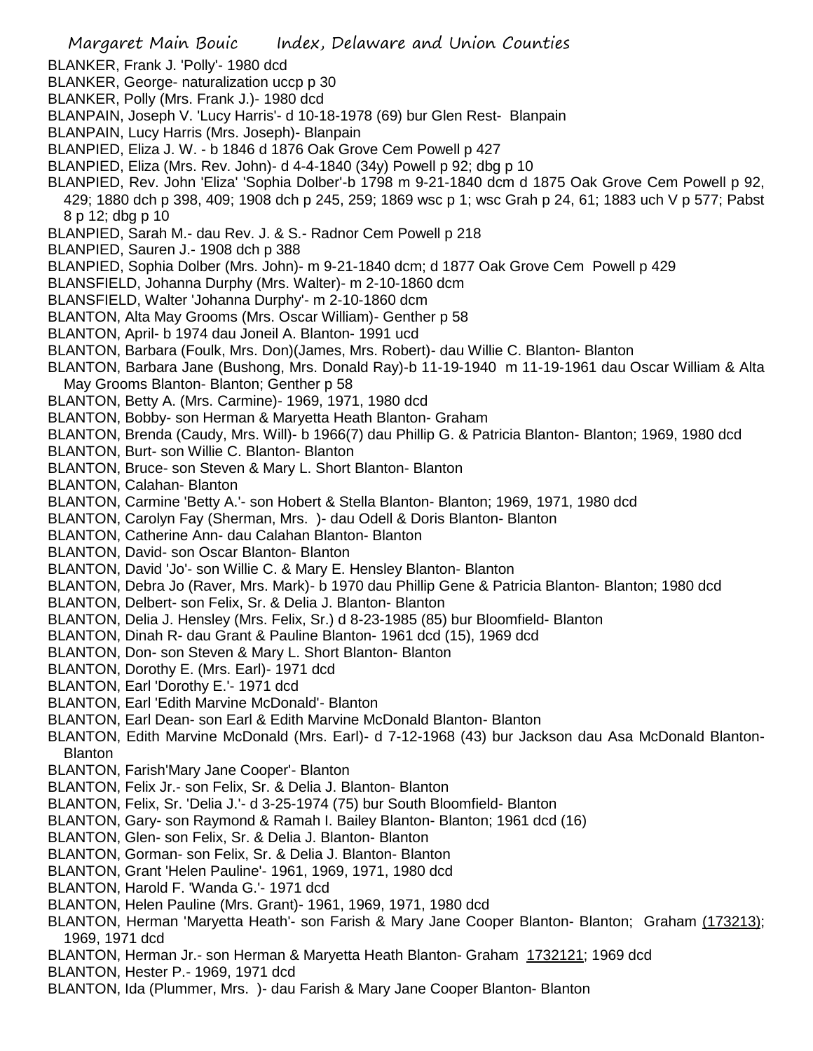BLANKER, Frank J. 'Polly'- 1980 dcd
BLANKER, George- naturalization uccp p 30
BLANKER, Polly (Mrs. Frank J.)- 1980 dcd
BLANPAIN, Joseph V. 'Lucy Harris'- d 10-18-1978 (69) bur Glen Rest- Blanpain
BLANPAIN, Lucy Harris (Mrs. Joseph)- Blanpain
BLANPIED, Eliza J. W. - b 1846 d 1876 Oak Grove Cem Powell p 427
BLANPIED, Eliza (Mrs. Rev. John)- d 4-4-1840 (34y) Powell p 92; dbg p 10
BLANPIED, Rev. John 'Eliza' 'Sophia Dolber'-b 1798 m 9-21-1840 dcm d 1875 Oak Grove Cem Powell p 92, 429; 1880 dch p 398, 409; 1908 dch p 245, 259; 1869 wsc p 1; wsc Grah p 24, 61; 1883 uch V p 577; Pabst 8 p 12; dbg p 10
BLANPIED, Sarah M.- dau Rev. J. & S.- Radnor Cem Powell p 218
BLANPIED, Sauren J.- 1908 dch p 388
BLANPIED, Sophia Dolber (Mrs. John)- m 9-21-1840 dcm; d 1877 Oak Grove Cem Powell p 429
BLANSFIELD, Johanna Durphy (Mrs. Walter)- m 2-10-1860 dcm
BLANSFIELD, Walter 'Johanna Durphy'- m 2-10-1860 dcm
BLANTON, Alta May Grooms (Mrs. Oscar William)- Genther p 58
BLANTON, April- b 1974 dau Joneil A. Blanton- 1991 ucd
BLANTON, Barbara (Foulk, Mrs. Don)(James, Mrs. Robert)- dau Willie C. Blanton- Blanton
BLANTON, Barbara Jane (Bushong, Mrs. Donald Ray)-b 11-19-1940 m 11-19-1961 dau Oscar William & Alta May Grooms Blanton- Blanton; Genther p 58
BLANTON, Betty A. (Mrs. Carmine)- 1969, 1971, 1980 dcd
BLANTON, Bobby- son Herman & Maryetta Heath Blanton- Graham
BLANTON, Brenda (Caudy, Mrs. Will)- b 1966(7) dau Phillip G. & Patricia Blanton- Blanton; 1969, 1980 dcd
BLANTON, Burt- son Willie C. Blanton- Blanton
BLANTON, Bruce- son Steven & Mary L. Short Blanton- Blanton
BLANTON, Calahan- Blanton
BLANTON, Carmine 'Betty A.'- son Hobert & Stella Blanton- Blanton; 1969, 1971, 1980 dcd
BLANTON, Carolyn Fay (Sherman, Mrs. )- dau Odell & Doris Blanton- Blanton
BLANTON, Catherine Ann- dau Calahan Blanton- Blanton
BLANTON, David- son Oscar Blanton- Blanton
BLANTON, David 'Jo'- son Willie C. & Mary E. Hensley Blanton- Blanton
BLANTON, Debra Jo (Raver, Mrs. Mark)- b 1970 dau Phillip Gene & Patricia Blanton- Blanton; 1980 dcd
BLANTON, Delbert- son Felix, Sr. & Delia J. Blanton- Blanton
BLANTON, Delia J. Hensley (Mrs. Felix, Sr.) d 8-23-1985 (85) bur Bloomfield- Blanton
BLANTON, Dinah R- dau Grant & Pauline Blanton- 1961 dcd (15), 1969 dcd
BLANTON, Don- son Steven & Mary L. Short Blanton- Blanton
BLANTON, Dorothy E. (Mrs. Earl)- 1971 dcd
BLANTON, Earl 'Dorothy E.'- 1971 dcd
BLANTON, Earl 'Edith Marvine McDonald'- Blanton
BLANTON, Earl Dean- son Earl & Edith Marvine McDonald Blanton- Blanton
BLANTON, Edith Marvine McDonald (Mrs. Earl)- d 7-12-1968 (43) bur Jackson dau Asa McDonald Blanton- Blanton
BLANTON, Farish'Mary Jane Cooper'- Blanton
BLANTON, Felix Jr.- son Felix, Sr. & Delia J. Blanton- Blanton
BLANTON, Felix, Sr. 'Delia J.'- d 3-25-1974 (75) bur South Bloomfield- Blanton
BLANTON, Gary- son Raymond & Ramah I. Bailey Blanton- Blanton; 1961 dcd (16)
BLANTON, Glen- son Felix, Sr. & Delia J. Blanton- Blanton
BLANTON, Gorman- son Felix, Sr. & Delia J. Blanton- Blanton
BLANTON, Grant 'Helen Pauline'- 1961, 1969, 1971, 1980 dcd
BLANTON, Harold F. 'Wanda G.'- 1971 dcd
BLANTON, Helen Pauline (Mrs. Grant)- 1961, 1969, 1971, 1980 dcd
BLANTON, Herman 'Maryetta Heath'- son Farish & Mary Jane Cooper Blanton- Blanton; Graham (173213); 1969, 1971 dcd
BLANTON, Herman Jr.- son Herman & Maryetta Heath Blanton- Graham 1732121; 1969 dcd
BLANTON, Hester P.- 1969, 1971 dcd
BLANTON, Ida (Plummer, Mrs. )- dau Farish & Mary Jane Cooper Blanton- Blanton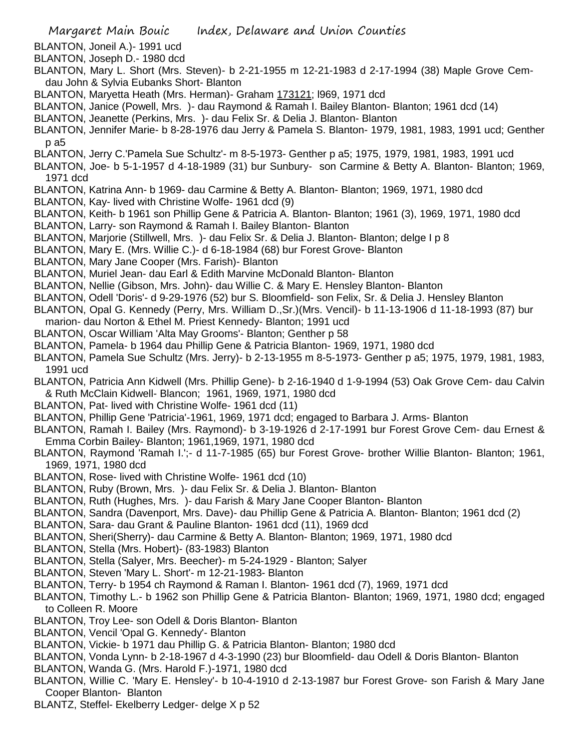BLANTON, Joneil A.)- 1991 ucd

BLANTON, Joseph D.- 1980 dcd

BLANTON, Mary L. Short (Mrs. Steven)- b 2-21-1955 m 12-21-1983 d 2-17-1994 (38) Maple Grove Cem- dau John & Sylvia Eubanks Short- Blanton

BLANTON, Maryetta Heath (Mrs. Herman)- Graham 173121; l969, 1971 dcd

BLANTON, Janice (Powell, Mrs. )- dau Raymond & Ramah I. Bailey Blanton- Blanton; 1961 dcd (14)

BLANTON, Jeanette (Perkins, Mrs. )- dau Felix Sr. & Delia J. Blanton- Blanton

BLANTON, Jennifer Marie- b 8-28-1976 dau Jerry & Pamela S. Blanton- 1979, 1981, 1983, 1991 ucd; Genther p a5

BLANTON, Jerry C.'Pamela Sue Schultz'- m 8-5-1973- Genther p a5; 1975, 1979, 1981, 1983, 1991 ucd

BLANTON, Joe- b 5-1-1957 d 4-18-1989 (31) bur Sunbury- son Carmine & Betty A. Blanton- Blanton; 1969, 1971 dcd

BLANTON, Katrina Ann- b 1969- dau Carmine & Betty A. Blanton- Blanton; 1969, 1971, 1980 dcd

BLANTON, Kay- lived with Christine Wolfe- 1961 dcd (9)

BLANTON, Keith- b 1961 son Phillip Gene & Patricia A. Blanton- Blanton; 1961 (3), 1969, 1971, 1980 dcd

BLANTON, Larry- son Raymond & Ramah I. Bailey Blanton- Blanton

BLANTON, Marjorie (Stillwell, Mrs. )- dau Felix Sr. & Delia J. Blanton- Blanton; delge I p 8

BLANTON, Mary E. (Mrs. Willie C.)- d 6-18-1984 (68) bur Forest Grove- Blanton

BLANTON, Mary Jane Cooper (Mrs. Farish)- Blanton

BLANTON, Muriel Jean- dau Earl & Edith Marvine McDonald Blanton- Blanton

BLANTON, Nellie (Gibson, Mrs. John)- dau Willie C. & Mary E. Hensley Blanton- Blanton

BLANTON, Odell 'Doris'- d 9-29-1976 (52) bur S. Bloomfield- son Felix, Sr. & Delia J. Hensley Blanton

BLANTON, Opal G. Kennedy (Perry, Mrs. William D.,Sr.)(Mrs. Vencil)- b 11-13-1906 d 11-18-1993 (87) bur marion- dau Norton & Ethel M. Priest Kennedy- Blanton; 1991 ucd

BLANTON, Oscar William 'Alta May Grooms'- Blanton; Genther p 58

BLANTON, Pamela- b 1964 dau Phillip Gene & Patricia Blanton- 1969, 1971, 1980 dcd

BLANTON, Pamela Sue Schultz (Mrs. Jerry)- b 2-13-1955 m 8-5-1973- Genther p a5; 1975, 1979, 1981, 1983, 1991 ucd

BLANTON, Patricia Ann Kidwell (Mrs. Phillip Gene)- b 2-16-1940 d 1-9-1994 (53) Oak Grove Cem- dau Calvin & Ruth McClain Kidwell- Blancon; 1961, 1969, 1971, 1980 dcd

BLANTON, Pat- lived with Christine Wolfe- 1961 dcd (11)

BLANTON, Phillip Gene 'Patricia'-1961, 1969, 1971 dcd; engaged to Barbara J. Arms- Blanton

BLANTON, Ramah I. Bailey (Mrs. Raymond)- b 3-19-1926 d 2-17-1991 bur Forest Grove Cem- dau Ernest & Emma Corbin Bailey- Blanton; 1961,1969, 1971, 1980 dcd

BLANTON, Raymond 'Ramah I.';- d 11-7-1985 (65) bur Forest Grove- brother Willie Blanton- Blanton; 1961, 1969, 1971, 1980 dcd

BLANTON, Rose- lived with Christine Wolfe- 1961 dcd (10)

BLANTON, Ruby (Brown, Mrs. )- dau Felix Sr. & Delia J. Blanton- Blanton

BLANTON, Ruth (Hughes, Mrs. )- dau Farish & Mary Jane Cooper Blanton- Blanton

BLANTON, Sandra (Davenport, Mrs. Dave)- dau Phillip Gene & Patricia A. Blanton- Blanton; 1961 dcd (2)

BLANTON, Sara- dau Grant & Pauline Blanton- 1961 dcd (11), 1969 dcd

BLANTON, Sheri(Sherry)- dau Carmine & Betty A. Blanton- Blanton; 1969, 1971, 1980 dcd

BLANTON, Stella (Mrs. Hobert)- (83-1983) Blanton

BLANTON, Stella (Salyer, Mrs. Beecher)- m 5-24-1929 - Blanton; Salyer

BLANTON, Steven 'Mary L. Short'- m 12-21-1983- Blanton

BLANTON, Terry- b 1954 ch Raymond & Raman I. Blanton- 1961 dcd (7), 1969, 1971 dcd

BLANTON, Timothy L.- b 1962 son Phillip Gene & Patricia Blanton- Blanton; 1969, 1971, 1980 dcd; engaged to Colleen R. Moore

BLANTON, Troy Lee- son Odell & Doris Blanton- Blanton

BLANTON, Vencil 'Opal G. Kennedy'- Blanton

BLANTON, Vickie- b 1971 dau Phillip G. & Patricia Blanton- Blanton; 1980 dcd

BLANTON, Vonda Lynn- b 2-18-1967 d 4-3-1990 (23) bur Bloomfield- dau Odell & Doris Blanton- Blanton

BLANTON, Wanda G. (Mrs. Harold F.)-1971, 1980 dcd

BLANTON, Willie C. 'Mary E. Hensley'- b 10-4-1910 d 2-13-1987 bur Forest Grove- son Farish & Mary Jane Cooper Blanton- Blanton

BLANTZ, Steffel- Ekelberry Ledger- delge X p 52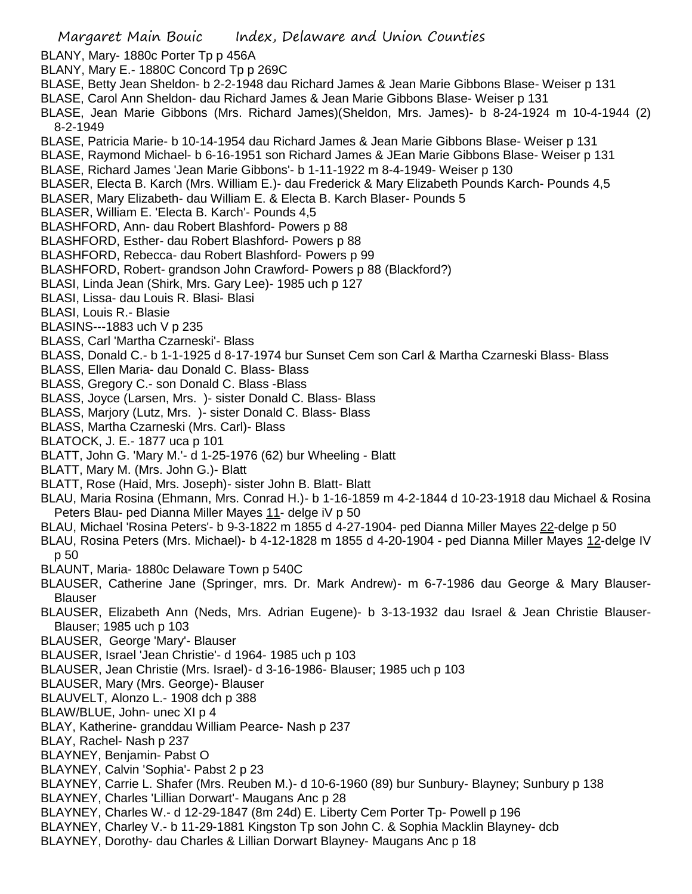BLANY, Mary- 1880c Porter Tp p 456A
BLANY, Mary E.- 1880C Concord Tp p 269C
BLASE, Betty Jean Sheldon- b 2-2-1948 dau Richard James & Jean Marie Gibbons Blase- Weiser p 131
BLASE, Carol Ann Sheldon- dau Richard James & Jean Marie Gibbons Blase- Weiser p 131
BLASE, Jean Marie Gibbons (Mrs. Richard James)(Sheldon, Mrs. James)- b 8-24-1924 m 10-4-1944 (2) 8-2-1949
BLASE, Patricia Marie- b 10-14-1954 dau Richard James & Jean Marie Gibbons Blase- Weiser p 131
BLASE, Raymond Michael- b 6-16-1951 son Richard James & JEan Marie Gibbons Blase- Weiser p 131
BLASE, Richard James 'Jean Marie Gibbons'- b 1-11-1922 m 8-4-1949- Weiser p 130
BLASER, Electa B. Karch (Mrs. William E.)- dau Frederick & Mary Elizabeth Pounds Karch- Pounds 4,5
BLASER, Mary Elizabeth- dau William E. & Electa B. Karch Blaser- Pounds 5
BLASER, William E. 'Electa B. Karch'- Pounds 4,5
BLASHFORD, Ann- dau Robert Blashford- Powers p 88
BLASHFORD, Esther- dau Robert Blashford- Powers p 88
BLASHFORD, Rebecca- dau Robert Blashford- Powers p 99
BLASHFORD, Robert- grandson John Crawford- Powers p 88 (Blackford?)
BLASI, Linda Jean (Shirk, Mrs. Gary Lee)- 1985 uch p 127
BLASI, Lissa- dau Louis R. Blasi- Blasi
BLASI, Louis R.- Blasie
BLASINS---1883 uch V p 235
BLASS, Carl 'Martha Czarneski'- Blass
BLASS, Donald C.- b 1-1-1925 d 8-17-1974 bur Sunset Cem son Carl & Martha Czarneski Blass- Blass
BLASS, Ellen Maria- dau Donald C. Blass- Blass
BLASS, Gregory C.- son Donald C. Blass -Blass
BLASS, Joyce (Larsen, Mrs. )- sister Donald C. Blass- Blass
BLASS, Marjory (Lutz, Mrs. )- sister Donald C. Blass- Blass
BLASS, Martha Czarneski (Mrs. Carl)- Blass
BLATOCK, J. E.- 1877 uca p 101
BLATT, John G. 'Mary M.'- d 1-25-1976 (62) bur Wheeling - Blatt
BLATT, Mary M. (Mrs. John G.)- Blatt
BLATT, Rose (Haid, Mrs. Joseph)- sister John B. Blatt- Blatt
BLAU, Maria Rosina (Ehmann, Mrs. Conrad H.)- b 1-16-1859 m 4-2-1844 d 10-23-1918 dau Michael & Rosina Peters Blau- ped Dianna Miller Mayes 11- delge iV p 50
BLAU, Michael 'Rosina Peters'- b 9-3-1822 m 1855 d 4-27-1904- ped Dianna Miller Mayes 22-delge p 50
BLAU, Rosina Peters (Mrs. Michael)- b 4-12-1828 m 1855 d 4-20-1904 - ped Dianna Miller Mayes 12-delge IV p 50
BLAUNT, Maria- 1880c Delaware Town p 540C
BLAUSER, Catherine Jane (Springer, mrs. Dr. Mark Andrew)- m 6-7-1986 dau George & Mary Blauser- Blauser
BLAUSER, Elizabeth Ann (Neds, Mrs. Adrian Eugene)- b 3-13-1932 dau Israel & Jean Christie Blauser- Blauser; 1985 uch p 103
BLAUSER, George 'Mary'- Blauser
BLAUSER, Israel 'Jean Christie'- d 1964- 1985 uch p 103
BLAUSER, Jean Christie (Mrs. Israel)- d 3-16-1986- Blauser; 1985 uch p 103
BLAUSER, Mary (Mrs. George)- Blauser
BLAUVELT, Alonzo L.- 1908 dch p 388
BLAW/BLUE, John- unec XI p 4
BLAY, Katherine- granddau William Pearce- Nash p 237
BLAY, Rachel- Nash p 237
BLAYNEY, Benjamin- Pabst O
BLAYNEY, Calvin 'Sophia'- Pabst 2 p 23
BLAYNEY, Carrie L. Shafer (Mrs. Reuben M.)- d 10-6-1960 (89) bur Sunbury- Blayney; Sunbury p 138
BLAYNEY, Charles 'Lillian Dorwart'- Maugans Anc p 28
BLAYNEY, Charles W.- d 12-29-1847 (8m 24d) E. Liberty Cem Porter Tp- Powell p 196
BLAYNEY, Charley V.- b 11-29-1881 Kingston Tp son John C. & Sophia Macklin Blayney- dcb
BLAYNEY, Dorothy- dau Charles & Lillian Dorwart Blayney- Maugans Anc p 18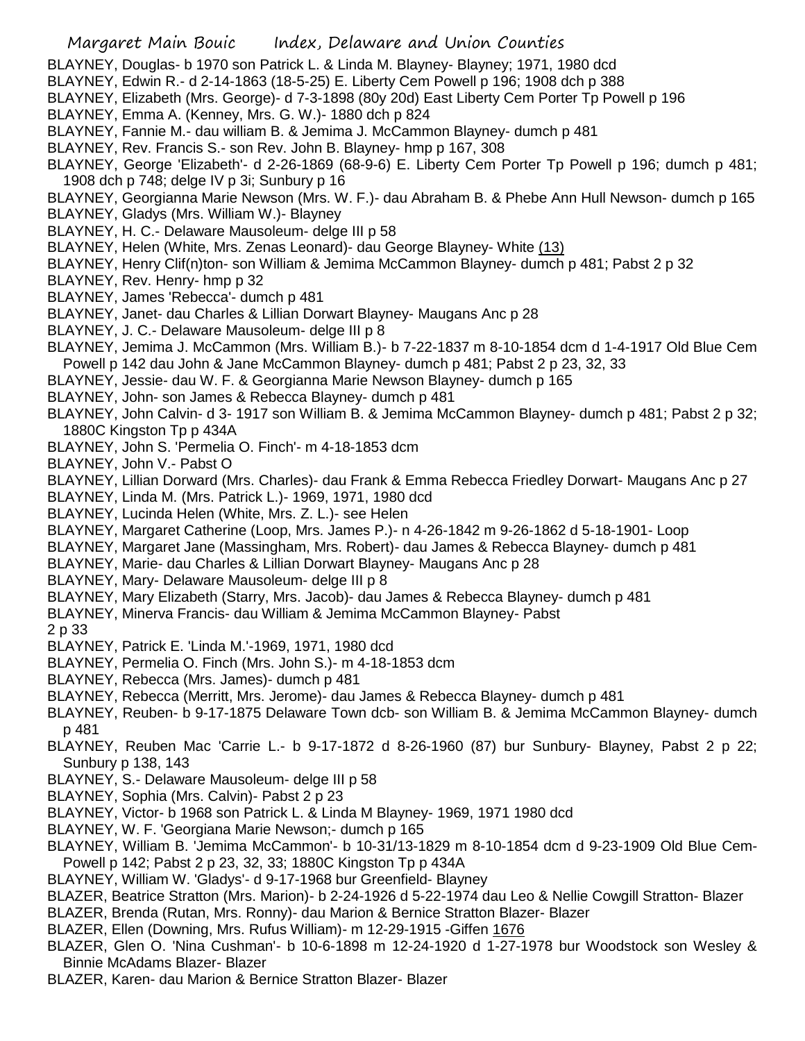BLAYNEY, Douglas- b 1970 son Patrick L. & Linda M. Blayney- Blayney; 1971, 1980 dcd

BLAYNEY, Edwin R.- d 2-14-1863 (18-5-25) E. Liberty Cem Powell p 196; 1908 dch p 388

BLAYNEY, Elizabeth (Mrs. George)- d 7-3-1898 (80y 20d) East Liberty Cem Porter Tp Powell p 196

BLAYNEY, Emma A. (Kenney, Mrs. G. W.)- 1880 dch p 824

BLAYNEY, Fannie M.- dau william B. & Jemima J. McCammon Blayney- dumch p 481

BLAYNEY, Rev. Francis S.- son Rev. John B. Blayney- hmp p 167, 308

BLAYNEY, George 'Elizabeth'- d 2-26-1869 (68-9-6) E. Liberty Cem Porter Tp Powell p 196; dumch p 481; 1908 dch p 748; delge IV p 3i; Sunbury p 16

BLAYNEY, Georgianna Marie Newson (Mrs. W. F.)- dau Abraham B. & Phebe Ann Hull Newson- dumch p 165

BLAYNEY, Gladys (Mrs. William W.)- Blayney

BLAYNEY, H. C.- Delaware Mausoleum- delge III p 58

BLAYNEY, Helen (White, Mrs. Zenas Leonard)- dau George Blayney- White (13)

BLAYNEY, Henry Clif(n)ton- son William & Jemima McCammon Blayney- dumch p 481; Pabst 2 p 32

BLAYNEY, Rev. Henry- hmp p 32

BLAYNEY, James 'Rebecca'- dumch p 481

BLAYNEY, Janet- dau Charles & Lillian Dorwart Blayney- Maugans Anc p 28

BLAYNEY, J. C.- Delaware Mausoleum- delge III p 8

BLAYNEY, Jemima J. McCammon (Mrs. William B.)- b 7-22-1837 m 8-10-1854 dcm d 1-4-1917 Old Blue Cem Powell p 142 dau John & Jane McCammon Blayney- dumch p 481; Pabst 2 p 23, 32, 33

BLAYNEY, Jessie- dau W. F. & Georgianna Marie Newson Blayney- dumch p 165

BLAYNEY, John- son James & Rebecca Blayney- dumch p 481

BLAYNEY, John Calvin- d 3- 1917 son William B. & Jemima McCammon Blayney- dumch p 481; Pabst 2 p 32; 1880C Kingston Tp p 434A

BLAYNEY, John S. 'Permelia O. Finch'- m 4-18-1853 dcm

BLAYNEY, John V.- Pabst O

BLAYNEY, Lillian Dorward (Mrs. Charles)- dau Frank & Emma Rebecca Friedley Dorwart- Maugans Anc p 27

BLAYNEY, Linda M. (Mrs. Patrick L.)- 1969, 1971, 1980 dcd

BLAYNEY, Lucinda Helen (White, Mrs. Z. L.)- see Helen

BLAYNEY, Margaret Catherine (Loop, Mrs. James P.)- n 4-26-1842 m 9-26-1862 d 5-18-1901- Loop

BLAYNEY, Margaret Jane (Massingham, Mrs. Robert)- dau James & Rebecca Blayney- dumch p 481

BLAYNEY, Marie- dau Charles & Lillian Dorwart Blayney- Maugans Anc p 28

BLAYNEY, Mary- Delaware Mausoleum- delge III p 8

BLAYNEY, Mary Elizabeth (Starry, Mrs. Jacob)- dau James & Rebecca Blayney- dumch p 481

BLAYNEY, Minerva Francis- dau William & Jemima McCammon Blayney- Pabst
2 p 33

BLAYNEY, Patrick E. 'Linda M.'-1969, 1971, 1980 dcd

BLAYNEY, Permelia O. Finch (Mrs. John S.)- m 4-18-1853 dcm

BLAYNEY, Rebecca (Mrs. James)- dumch p 481

BLAYNEY, Rebecca (Merritt, Mrs. Jerome)- dau James & Rebecca Blayney- dumch p 481

BLAYNEY, Reuben- b 9-17-1875 Delaware Town dcb- son William B. & Jemima McCammon Blayney- dumch p 481

BLAYNEY, Reuben Mac 'Carrie L.- b 9-17-1872 d 8-26-1960 (87) bur Sunbury- Blayney, Pabst 2 p 22; Sunbury p 138, 143

BLAYNEY, S.- Delaware Mausoleum- delge III p 58

BLAYNEY, Sophia (Mrs. Calvin)- Pabst 2 p 23

BLAYNEY, Victor- b 1968 son Patrick L. & Linda M Blayney- 1969, 1971 1980 dcd

BLAYNEY, W. F. 'Georgiana Marie Newson;- dumch p 165

BLAYNEY, William B. 'Jemima McCammon'- b 10-31/13-1829 m 8-10-1854 dcm d 9-23-1909 Old Blue Cem-Powell p 142; Pabst 2 p 23, 32, 33; 1880C Kingston Tp p 434A

BLAYNEY, William W. 'Gladys'- d 9-17-1968 bur Greenfield- Blayney

BLAZER, Beatrice Stratton (Mrs. Marion)- b 2-24-1926 d 5-22-1974 dau Leo & Nellie Cowgill Stratton- Blazer

BLAZER, Brenda (Rutan, Mrs. Ronny)- dau Marion & Bernice Stratton Blazer- Blazer

BLAZER, Ellen (Downing, Mrs. Rufus William)- m 12-29-1915 -Giffen 1676

BLAZER, Glen O. 'Nina Cushman'- b 10-6-1898 m 12-24-1920 d 1-27-1978 bur Woodstock son Wesley & Binnie McAdams Blazer- Blazer

BLAZER, Karen- dau Marion & Bernice Stratton Blazer- Blazer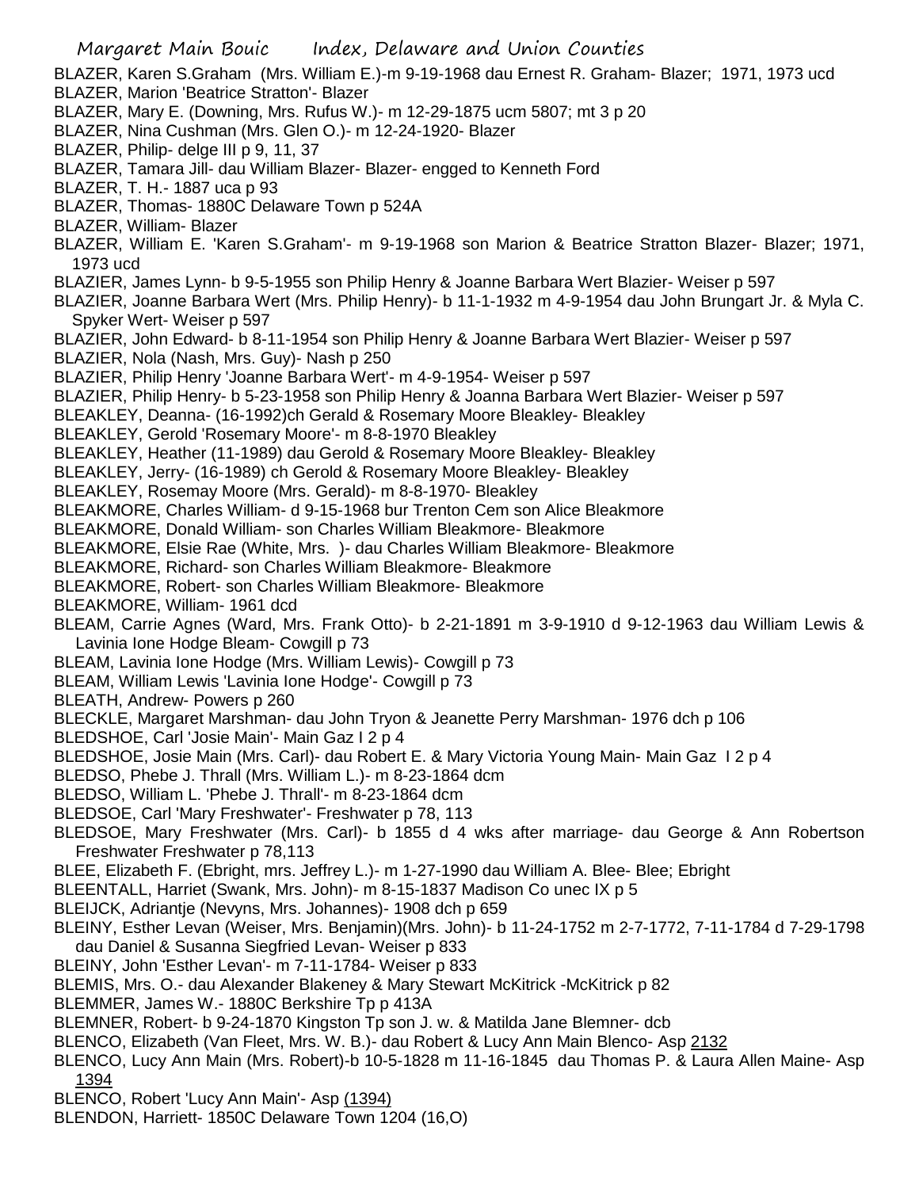BLAZER, Karen S.Graham (Mrs. William E.)-m 9-19-1968 dau Ernest R. Graham- Blazer; 1971, 1973 ucd

BLAZER, Marion 'Beatrice Stratton'- Blazer

BLAZER, Mary E. (Downing, Mrs. Rufus W.)- m 12-29-1875 ucm 5807; mt 3 p 20

BLAZER, Nina Cushman (Mrs. Glen O.)- m 12-24-1920- Blazer

BLAZER, Philip- delge III p 9, 11, 37

BLAZER, Tamara Jill- dau William Blazer- Blazer- engged to Kenneth Ford

BLAZER, T. H.- 1887 uca p 93

BLAZER, Thomas- 1880C Delaware Town p 524A

BLAZER, William- Blazer

BLAZER, William E. 'Karen S.Graham'- m 9-19-1968 son Marion & Beatrice Stratton Blazer- Blazer; 1971, 1973 ucd

BLAZIER, James Lynn- b 9-5-1955 son Philip Henry & Joanne Barbara Wert Blazier- Weiser p 597

BLAZIER, Joanne Barbara Wert (Mrs. Philip Henry)- b 11-1-1932 m 4-9-1954 dau John Brungart Jr. & Myla C. Spyker Wert- Weiser p 597

BLAZIER, John Edward- b 8-11-1954 son Philip Henry & Joanne Barbara Wert Blazier- Weiser p 597

BLAZIER, Nola (Nash, Mrs. Guy)- Nash p 250

BLAZIER, Philip Henry 'Joanne Barbara Wert'- m 4-9-1954- Weiser p 597

BLAZIER, Philip Henry- b 5-23-1958 son Philip Henry & Joanna Barbara Wert Blazier- Weiser p 597

BLEAKLEY, Deanna- (16-1992)ch Gerald & Rosemary Moore Bleakley- Bleakley

BLEAKLEY, Gerold 'Rosemary Moore'- m 8-8-1970 Bleakley

BLEAKLEY, Heather (11-1989) dau Gerold & Rosemary Moore Bleakley- Bleakley

BLEAKLEY, Jerry- (16-1989) ch Gerold & Rosemary Moore Bleakley- Bleakley

BLEAKLEY, Rosemay Moore (Mrs. Gerald)- m 8-8-1970- Bleakley

BLEAKMORE, Charles William- d 9-15-1968 bur Trenton Cem son Alice Bleakmore

BLEAKMORE, Donald William- son Charles William Bleakmore- Bleakmore

BLEAKMORE, Elsie Rae (White, Mrs. )- dau Charles William Bleakmore- Bleakmore

BLEAKMORE, Richard- son Charles William Bleakmore- Bleakmore

BLEAKMORE, Robert- son Charles William Bleakmore- Bleakmore

BLEAKMORE, William- 1961 dcd

BLEAM, Carrie Agnes (Ward, Mrs. Frank Otto)- b 2-21-1891 m 3-9-1910 d 9-12-1963 dau William Lewis & Lavinia Ione Hodge Bleam- Cowgill p 73

BLEAM, Lavinia Ione Hodge (Mrs. William Lewis)- Cowgill p 73

BLEAM, William Lewis 'Lavinia Ione Hodge'- Cowgill p 73

BLEATH, Andrew- Powers p 260

BLECKLE, Margaret Marshman- dau John Tryon & Jeanette Perry Marshman- 1976 dch p 106

BLEDSHOE, Carl 'Josie Main'- Main Gaz I 2 p 4

BLEDSHOE, Josie Main (Mrs. Carl)- dau Robert E. & Mary Victoria Young Main- Main Gaz I 2 p 4

BLEDSO, Phebe J. Thrall (Mrs. William L.)- m 8-23-1864 dcm

BLEDSO, William L. 'Phebe J. Thrall'- m 8-23-1864 dcm

BLEDSOE, Carl 'Mary Freshwater'- Freshwater p 78, 113

BLEDSOE, Mary Freshwater (Mrs. Carl)- b 1855 d 4 wks after marriage- dau George & Ann Robertson Freshwater Freshwater p 78,113

BLEE, Elizabeth F. (Ebright, mrs. Jeffrey L.)- m 1-27-1990 dau William A. Blee- Blee; Ebright

BLEENTALL, Harriet (Swank, Mrs. John)- m 8-15-1837 Madison Co unec IX p 5

BLEIJCK, Adriantje (Nevyns, Mrs. Johannes)- 1908 dch p 659

BLEINY, Esther Levan (Weiser, Mrs. Benjamin)(Mrs. John)- b 11-24-1752 m 2-7-1772, 7-11-1784 d 7-29-1798 dau Daniel & Susanna Siegfried Levan- Weiser p 833

BLEINY, John 'Esther Levan'- m 7-11-1784- Weiser p 833

BLEMIS, Mrs. O.- dau Alexander Blakeney & Mary Stewart McKitrick -McKitrick p 82

BLEMMER, James W.- 1880C Berkshire Tp p 413A

BLEMNER, Robert- b 9-24-1870 Kingston Tp son J. w. & Matilda Jane Blemner- dcb

BLENCO, Elizabeth (Van Fleet, Mrs. W. B.)- dau Robert & Lucy Ann Main Blenco- Asp 2132

BLENCO, Lucy Ann Main (Mrs. Robert)-b 10-5-1828 m 11-16-1845 dau Thomas P. & Laura Allen Maine- Asp 1394

BLENCO, Robert 'Lucy Ann Main'- Asp (1394)

BLENDON, Harriett- 1850C Delaware Town 1204 (16,O)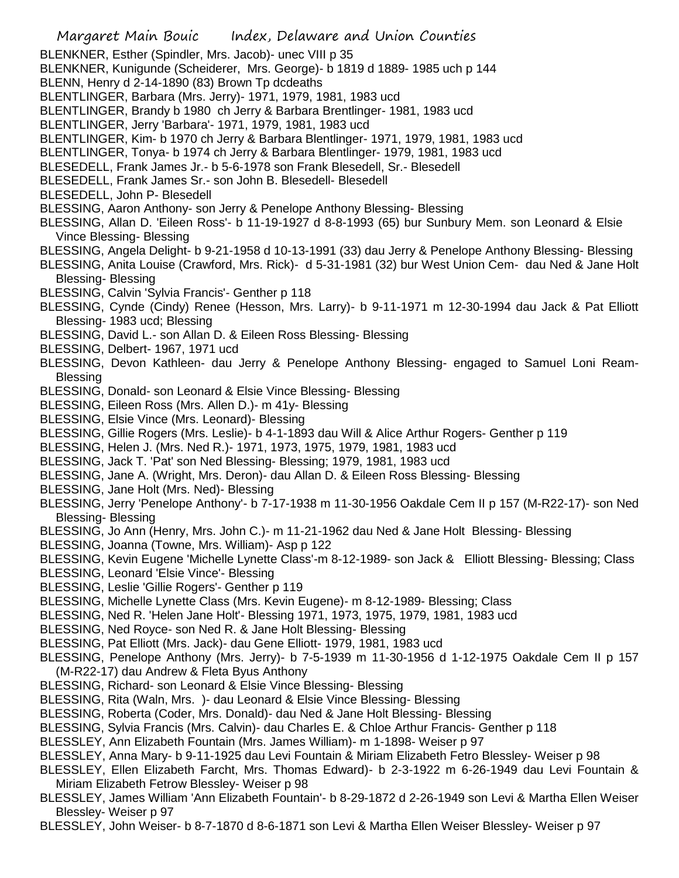BLENKNER, Esther (Spindler, Mrs. Jacob)- unec VIII p 35
BLENKNER, Kunigunde (Scheiderer, Mrs. George)- b 1819 d 1889- 1985 uch p 144
BLENN, Henry d 2-14-1890 (83) Brown Tp dcdeaths
BLENTLINGER, Barbara (Mrs. Jerry)- 1971, 1979, 1981, 1983 ucd
BLENTLINGER, Brandy b 1980 ch Jerry & Barbara Brentlinger- 1981, 1983 ucd
BLENTLINGER, Jerry 'Barbara'- 1971, 1979, 1981, 1983 ucd
BLENTLINGER, Kim- b 1970 ch Jerry & Barbara Blentlinger- 1971, 1979, 1981, 1983 ucd
BLENTLINGER, Tonya- b 1974 ch Jerry & Barbara Blentlinger- 1979, 1981, 1983 ucd
BLESEDELL, Frank James Jr.- b 5-6-1978 son Frank Blesedell, Sr.- Blesedell
BLESEDELL, Frank James Sr.- son John B. Blesedell- Blesedell
BLESEDELL, John P- Blesedell
BLESSING, Aaron Anthony- son Jerry & Penelope Anthony Blessing- Blessing
BLESSING, Allan D. 'Eileen Ross'- b 11-19-1927 d 8-8-1993 (65) bur Sunbury Mem. son Leonard & Elsie Vince Blessing- Blessing
BLESSING, Angela Delight- b 9-21-1958 d 10-13-1991 (33) dau Jerry & Penelope Anthony Blessing- Blessing
BLESSING, Anita Louise (Crawford, Mrs. Rick)- d 5-31-1981 (32) bur West Union Cem- dau Ned & Jane Holt Blessing- Blessing
BLESSING, Calvin 'Sylvia Francis'- Genther p 118
BLESSING, Cynde (Cindy) Renee (Hesson, Mrs. Larry)- b 9-11-1971 m 12-30-1994 dau Jack & Pat Elliott Blessing- 1983 ucd; Blessing
BLESSING, David L.- son Allan D. & Eileen Ross Blessing- Blessing
BLESSING, Delbert- 1967, 1971 ucd
BLESSING, Devon Kathleen- dau Jerry & Penelope Anthony Blessing- engaged to Samuel Loni Ream- Blessing
BLESSING, Donald- son Leonard & Elsie Vince Blessing- Blessing
BLESSING, Eileen Ross (Mrs. Allen D.)- m 41y- Blessing
BLESSING, Elsie Vince (Mrs. Leonard)- Blessing
BLESSING, Gillie Rogers (Mrs. Leslie)- b 4-1-1893 dau Will & Alice Arthur Rogers- Genther p 119
BLESSING, Helen J. (Mrs. Ned R.)- 1971, 1973, 1975, 1979, 1981, 1983 ucd
BLESSING, Jack T. 'Pat' son Ned Blessing- Blessing; 1979, 1981, 1983 ucd
BLESSING, Jane A. (Wright, Mrs. Deron)- dau Allan D. & Eileen Ross Blessing- Blessing
BLESSING, Jane Holt (Mrs. Ned)- Blessing
BLESSING, Jerry 'Penelope Anthony'- b 7-17-1938 m 11-30-1956 Oakdale Cem II p 157 (M-R22-17)- son Ned Blessing- Blessing
BLESSING, Jo Ann (Henry, Mrs. John C.)- m 11-21-1962 dau Ned & Jane Holt Blessing- Blessing
BLESSING, Joanna (Towne, Mrs. William)- Asp p 122
BLESSING, Kevin Eugene 'Michelle Lynette Class'-m 8-12-1989- son Jack & Elliott Blessing- Blessing; Class
BLESSING, Leonard 'Elsie Vince'- Blessing
BLESSING, Leslie 'Gillie Rogers'- Genther p 119
BLESSING, Michelle Lynette Class (Mrs. Kevin Eugene)- m 8-12-1989- Blessing; Class
BLESSING, Ned R. 'Helen Jane Holt'- Blessing 1971, 1973, 1975, 1979, 1981, 1983 ucd
BLESSING, Ned Royce- son Ned R. & Jane Holt Blessing 1979- Blessing
BLESSING, Pat Elliott (Mrs. Jack)- dau Gene Elliott- 1979, 1981, 1983 ucd
BLESSING, Penelope Anthony (Mrs. Jerry)- b 7-5-1939 m 11-30-1956 d 1-12-1975 Oakdale Cem II p 157 (M-R22-17) dau Andrew & Fleta Byus Anthony
BLESSING, Richard- son Leonard & Elsie Vince Blessing- Blessing
BLESSING, Rita (Waln, Mrs. )- dau Leonard & Elsie Vince Blessing- Blessing
BLESSING, Roberta (Coder, Mrs. Donald)- dau Ned & Jane Holt Blessing- Blessing
BLESSING, Sylvia Francis (Mrs. Calvin)- dau Charles E. & Chloe Arthur Francis- Genther p 118
BLESSLEY, Ann Elizabeth Fountain (Mrs. James William)- m 1-1898- Weiser p 97
BLESSLEY, Anna Mary- b 9-11-1925 dau Levi Fountain & Miriam Elizabeth Fetro Blessley- Weiser p 98
BLESSLEY, Ellen Elizabeth Farcht, Mrs. Thomas Edward)- b 2-3-1922 m 6-26-1949 dau Levi Fountain & Miriam Elizabeth Fetrow Blessley- Weiser p 98
BLESSLEY, James William 'Ann Elizabeth Fountain'- b 8-29-1872 d 2-26-1949 son Levi & Martha Ellen Weiser Blessley- Weiser p 97
BLESSLEY, John Weiser- b 8-7-1870 d 8-6-1871 son Levi & Martha Ellen Weiser Blessley- Weiser p 97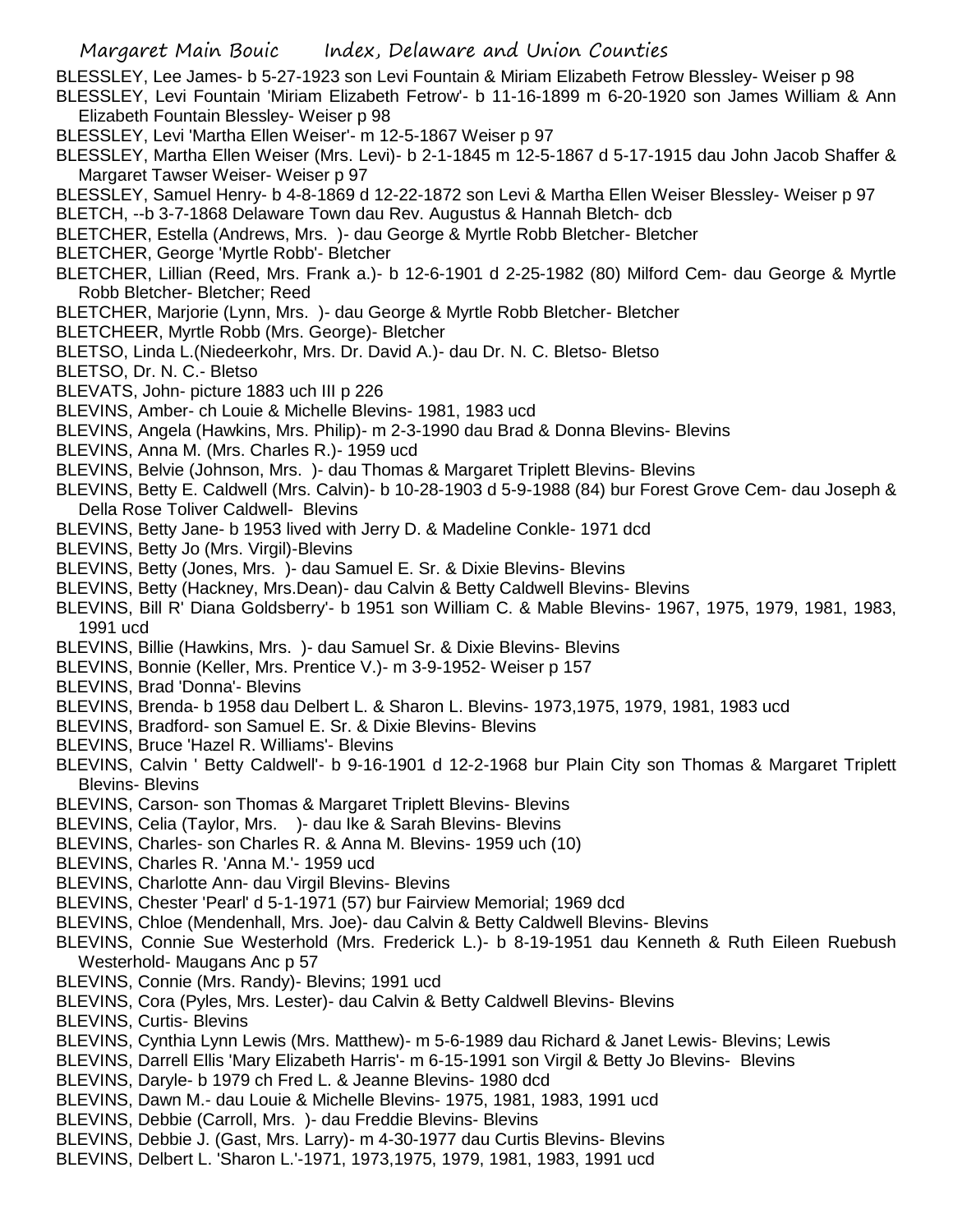BLESSLEY, Lee James- b 5-27-1923 son Levi Fountain & Miriam Elizabeth Fetrow Blessley- Weiser p 98
BLESSLEY, Levi Fountain 'Miriam Elizabeth Fetrow'- b 11-16-1899 m 6-20-1920 son James William & Ann Elizabeth Fountain Blessley- Weiser p 98
BLESSLEY, Levi 'Martha Ellen Weiser'- m 12-5-1867 Weiser p 97
BLESSLEY, Martha Ellen Weiser (Mrs. Levi)- b 2-1-1845 m 12-5-1867 d 5-17-1915 dau John Jacob Shaffer & Margaret Tawser Weiser- Weiser p 97
BLESSLEY, Samuel Henry- b 4-8-1869 d 12-22-1872 son Levi & Martha Ellen Weiser Blessley- Weiser p 97
BLETCH, --b 3-7-1868 Delaware Town dau Rev. Augustus & Hannah Bletch- dcb
BLETCHER, Estella (Andrews, Mrs. )- dau George & Myrtle Robb Bletcher- Bletcher
BLETCHER, George 'Myrtle Robb'- Bletcher
BLETCHER, Lillian (Reed, Mrs. Frank a.)- b 12-6-1901 d 2-25-1982 (80) Milford Cem- dau George & Myrtle Robb Bletcher- Bletcher; Reed
BLETCHER, Marjorie (Lynn, Mrs. )- dau George & Myrtle Robb Bletcher- Bletcher
BLETCHEER, Myrtle Robb (Mrs. George)- Bletcher
BLETSO, Linda L.(Niedeerkohr, Mrs. Dr. David A.)- dau Dr. N. C. Bletso- Bletso
BLETSO, Dr. N. C.- Bletso
BLEVATS, John- picture 1883 uch III p 226
BLEVINS, Amber- ch Louie & Michelle Blevins- 1981, 1983 ucd
BLEVINS, Angela (Hawkins, Mrs. Philip)- m 2-3-1990 dau Brad & Donna Blevins- Blevins
BLEVINS, Anna M. (Mrs. Charles R.)- 1959 ucd
BLEVINS, Belvie (Johnson, Mrs. )- dau Thomas & Margaret Triplett Blevins- Blevins
BLEVINS, Betty E. Caldwell (Mrs. Calvin)- b 10-28-1903 d 5-9-1988 (84) bur Forest Grove Cem- dau Joseph & Della Rose Toliver Caldwell- Blevins
BLEVINS, Betty Jane- b 1953 lived with Jerry D. & Madeline Conkle- 1971 dcd
BLEVINS, Betty Jo (Mrs. Virgil)-Blevins
BLEVINS, Betty (Jones, Mrs. )- dau Samuel E. Sr. & Dixie Blevins- Blevins
BLEVINS, Betty (Hackney, Mrs.Dean)- dau Calvin & Betty Caldwell Blevins- Blevins
BLEVINS, Bill R' Diana Goldsberry'- b 1951 son William C. & Mable Blevins- 1967, 1975, 1979, 1981, 1983, 1991 ucd
BLEVINS, Billie (Hawkins, Mrs. )- dau Samuel Sr. & Dixie Blevins- Blevins
BLEVINS, Bonnie (Keller, Mrs. Prentice V.)- m 3-9-1952- Weiser p 157
BLEVINS, Brad 'Donna'- Blevins
BLEVINS, Brenda- b 1958 dau Delbert L. & Sharon L. Blevins- 1973,1975, 1979, 1981, 1983 ucd
BLEVINS, Bradford- son Samuel E. Sr. & Dixie Blevins- Blevins
BLEVINS, Bruce 'Hazel R. Williams'- Blevins
BLEVINS, Calvin ' Betty Caldwell'- b 9-16-1901 d 12-2-1968 bur Plain City son Thomas & Margaret Triplett Blevins- Blevins
BLEVINS, Carson- son Thomas & Margaret Triplett Blevins- Blevins
BLEVINS, Celia (Taylor, Mrs. )- dau Ike & Sarah Blevins- Blevins
BLEVINS, Charles- son Charles R. & Anna M. Blevins- 1959 uch (10)
BLEVINS, Charles R. 'Anna M.'- 1959 ucd
BLEVINS, Charlotte Ann- dau Virgil Blevins- Blevins
BLEVINS, Chester 'Pearl' d 5-1-1971 (57) bur Fairview Memorial; 1969 dcd
BLEVINS, Chloe (Mendenhall, Mrs. Joe)- dau Calvin & Betty Caldwell Blevins- Blevins
BLEVINS, Connie Sue Westerhold (Mrs. Frederick L.)- b 8-19-1951 dau Kenneth & Ruth Eileen Ruebush Westerhold- Maugans Anc p 57
BLEVINS, Connie (Mrs. Randy)- Blevins; 1991 ucd
BLEVINS, Cora (Pyles, Mrs. Lester)- dau Calvin & Betty Caldwell Blevins- Blevins
BLEVINS, Curtis- Blevins
BLEVINS, Cynthia Lynn Lewis (Mrs. Matthew)- m 5-6-1989 dau Richard & Janet Lewis- Blevins; Lewis
BLEVINS, Darrell Ellis 'Mary Elizabeth Harris'- m 6-15-1991 son Virgil & Betty Jo Blevins- Blevins
BLEVINS, Daryle- b 1979 ch Fred L. & Jeanne Blevins- 1980 dcd
BLEVINS, Dawn M.- dau Louie & Michelle Blevins- 1975, 1981, 1983, 1991 ucd
BLEVINS, Debbie (Carroll, Mrs. )- dau Freddie Blevins- Blevins
BLEVINS, Debbie J. (Gast, Mrs. Larry)- m 4-30-1977 dau Curtis Blevins- Blevins
BLEVINS, Delbert L. 'Sharon L.'-1971, 1973,1975, 1979, 1981, 1983, 1991 ucd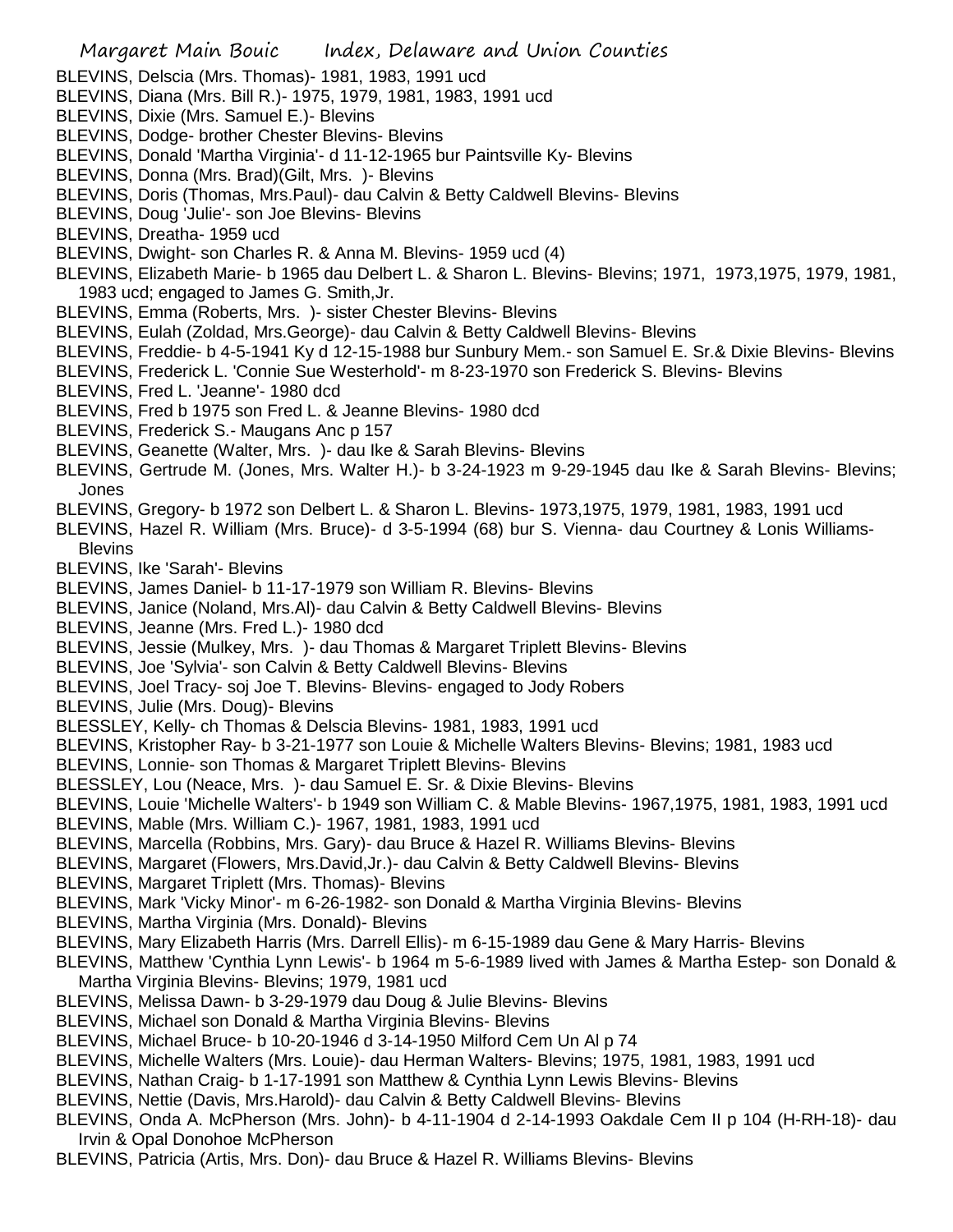BLEVINS, Delscia (Mrs. Thomas)- 1981, 1983, 1991 ucd
BLEVINS, Diana (Mrs. Bill R.)- 1975, 1979, 1981, 1983, 1991 ucd
BLEVINS, Dixie (Mrs. Samuel E.)- Blevins
BLEVINS, Dodge- brother Chester Blevins- Blevins
BLEVINS, Donald 'Martha Virginia'- d 11-12-1965 bur Paintsville Ky- Blevins
BLEVINS, Donna (Mrs. Brad)(Gilt, Mrs. )- Blevins
BLEVINS, Doris (Thomas, Mrs.Paul)- dau Calvin & Betty Caldwell Blevins- Blevins
BLEVINS, Doug 'Julie'- son Joe Blevins- Blevins
BLEVINS, Dreatha- 1959 ucd
BLEVINS, Dwight- son Charles R. & Anna M. Blevins- 1959 ucd (4)
BLEVINS, Elizabeth Marie- b 1965 dau Delbert L. & Sharon L. Blevins- Blevins; 1971, 1973,1975, 1979, 1981, 1983 ucd; engaged to James G. Smith,Jr.
BLEVINS, Emma (Roberts, Mrs. )- sister Chester Blevins- Blevins
BLEVINS, Eulah (Zoldad, Mrs.George)- dau Calvin & Betty Caldwell Blevins- Blevins
BLEVINS, Freddie- b 4-5-1941 Ky d 12-15-1988 bur Sunbury Mem.- son Samuel E. Sr.& Dixie Blevins- Blevins
BLEVINS, Frederick L. 'Connie Sue Westerhold'- m 8-23-1970 son Frederick S. Blevins- Blevins
BLEVINS, Fred L. 'Jeanne'- 1980 dcd
BLEVINS, Fred b 1975 son Fred L. & Jeanne Blevins- 1980 dcd
BLEVINS, Frederick S.- Maugans Anc p 157
BLEVINS, Geanette (Walter, Mrs. )- dau Ike & Sarah Blevins- Blevins
BLEVINS, Gertrude M. (Jones, Mrs. Walter H.)- b 3-24-1923 m 9-29-1945 dau Ike & Sarah Blevins- Blevins; Jones
BLEVINS, Gregory- b 1972 son Delbert L. & Sharon L. Blevins- 1973,1975, 1979, 1981, 1983, 1991 ucd
BLEVINS, Hazel R. William (Mrs. Bruce)- d 3-5-1994 (68) bur S. Vienna- dau Courtney & Lonis Williams- Blevins
BLEVINS, Ike 'Sarah'- Blevins
BLEVINS, James Daniel- b 11-17-1979 son William R. Blevins- Blevins
BLEVINS, Janice (Noland, Mrs.Al)- dau Calvin & Betty Caldwell Blevins- Blevins
BLEVINS, Jeanne (Mrs. Fred L.)- 1980 dcd
BLEVINS, Jessie (Mulkey, Mrs. )- dau Thomas & Margaret Triplett Blevins- Blevins
BLEVINS, Joe 'Sylvia'- son Calvin & Betty Caldwell Blevins- Blevins
BLEVINS, Joel Tracy- soj Joe T. Blevins- Blevins- engaged to Jody Robers
BLEVINS, Julie (Mrs. Doug)- Blevins
BLESSLEY, Kelly- ch Thomas & Delscia Blevins- 1981, 1983, 1991 ucd
BLEVINS, Kristopher Ray- b 3-21-1977 son Louie & Michelle Walters Blevins- Blevins; 1981, 1983 ucd
BLEVINS, Lonnie- son Thomas & Margaret Triplett Blevins- Blevins
BLESSLEY, Lou (Neace, Mrs. )- dau Samuel E. Sr. & Dixie Blevins- Blevins
BLEVINS, Louie 'Michelle Walters'- b 1949 son William C. & Mable Blevins- 1967,1975, 1981, 1983, 1991 ucd
BLEVINS, Mable (Mrs. William C.)- 1967, 1981, 1983, 1991 ucd
BLEVINS, Marcella (Robbins, Mrs. Gary)- dau Bruce & Hazel R. Williams Blevins- Blevins
BLEVINS, Margaret (Flowers, Mrs.David,Jr.)- dau Calvin & Betty Caldwell Blevins- Blevins
BLEVINS, Margaret Triplett (Mrs. Thomas)- Blevins
BLEVINS, Mark 'Vicky Minor'- m 6-26-1982- son Donald & Martha Virginia Blevins- Blevins
BLEVINS, Martha Virginia (Mrs. Donald)- Blevins
BLEVINS, Mary Elizabeth Harris (Mrs. Darrell Ellis)- m 6-15-1989 dau Gene & Mary Harris- Blevins
BLEVINS, Matthew 'Cynthia Lynn Lewis'- b 1964 m 5-6-1989 lived with James & Martha Estep- son Donald & Martha Virginia Blevins- Blevins; 1979, 1981 ucd
BLEVINS, Melissa Dawn- b 3-29-1979 dau Doug & Julie Blevins- Blevins
BLEVINS, Michael son Donald & Martha Virginia Blevins- Blevins
BLEVINS, Michael Bruce- b 10-20-1946 d 3-14-1950 Milford Cem Un Al p 74
BLEVINS, Michelle Walters (Mrs. Louie)- dau Herman Walters- Blevins; 1975, 1981, 1983, 1991 ucd
BLEVINS, Nathan Craig- b 1-17-1991 son Matthew & Cynthia Lynn Lewis Blevins- Blevins
BLEVINS, Nettie (Davis, Mrs.Harold)- dau Calvin & Betty Caldwell Blevins- Blevins
BLEVINS, Onda A. McPherson (Mrs. John)- b 4-11-1904 d 2-14-1993 Oakdale Cem II p 104 (H-RH-18)- dau Irvin & Opal Donohoe McPherson
BLEVINS, Patricia (Artis, Mrs. Don)- dau Bruce & Hazel R. Williams Blevins- Blevins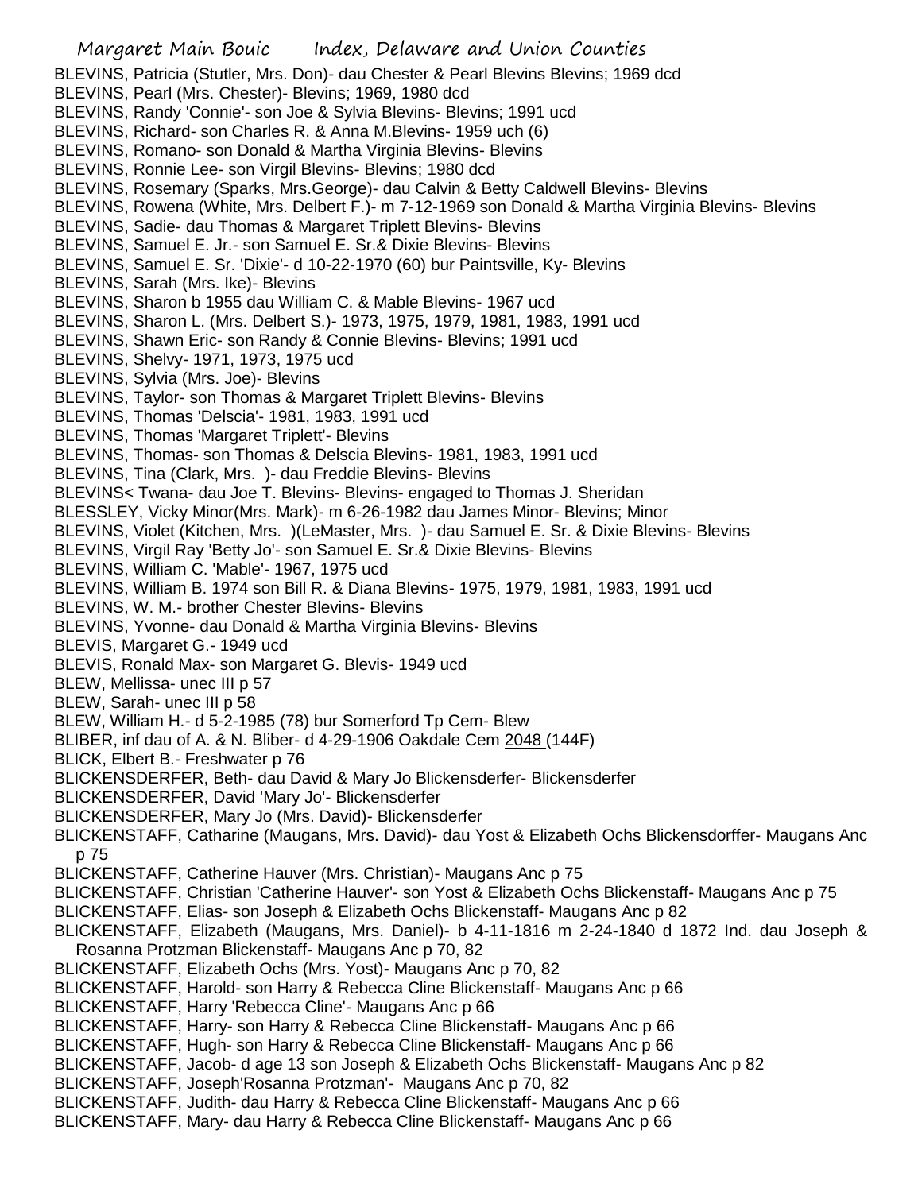BLEVINS, Patricia (Stutler, Mrs. Don)- dau Chester & Pearl Blevins Blevins; 1969 dcd
BLEVINS, Pearl (Mrs. Chester)- Blevins; 1969, 1980 dcd
BLEVINS, Randy 'Connie'- son Joe & Sylvia Blevins- Blevins; 1991 ucd
BLEVINS, Richard- son Charles R. & Anna M.Blevins- 1959 uch (6)
BLEVINS, Romano- son Donald & Martha Virginia Blevins- Blevins
BLEVINS, Ronnie Lee- son Virgil Blevins- Blevins; 1980 dcd
BLEVINS, Rosemary (Sparks, Mrs.George)- dau Calvin & Betty Caldwell Blevins- Blevins
BLEVINS, Rowena (White, Mrs. Delbert F.)- m 7-12-1969 son Donald & Martha Virginia Blevins- Blevins
BLEVINS, Sadie- dau Thomas & Margaret Triplett Blevins- Blevins
BLEVINS, Samuel E. Jr.- son Samuel E. Sr.& Dixie Blevins- Blevins
BLEVINS, Samuel E. Sr. 'Dixie'- d 10-22-1970 (60) bur Paintsville, Ky- Blevins
BLEVINS, Sarah (Mrs. Ike)- Blevins
BLEVINS, Sharon b 1955 dau William C. & Mable Blevins- 1967 ucd
BLEVINS, Sharon L. (Mrs. Delbert S.)- 1973, 1975, 1979, 1981, 1983, 1991 ucd
BLEVINS, Shawn Eric- son Randy & Connie Blevins- Blevins; 1991 ucd
BLEVINS, Shelvy- 1971, 1973, 1975 ucd
BLEVINS, Sylvia (Mrs. Joe)- Blevins
BLEVINS, Taylor- son Thomas & Margaret Triplett Blevins- Blevins
BLEVINS, Thomas 'Delscia'- 1981, 1983, 1991 ucd
BLEVINS, Thomas 'Margaret Triplett'- Blevins
BLEVINS, Thomas- son Thomas & Delscia Blevins- 1981, 1983, 1991 ucd
BLEVINS, Tina (Clark, Mrs. )- dau Freddie Blevins- Blevins
BLEVINS< Twana- dau Joe T. Blevins- Blevins- engaged to Thomas J. Sheridan
BLESSLEY, Vicky Minor(Mrs. Mark)- m 6-26-1982 dau James Minor- Blevins; Minor
BLEVINS, Violet (Kitchen, Mrs. )(LeMaster, Mrs. )- dau Samuel E. Sr. & Dixie Blevins- Blevins
BLEVINS, Virgil Ray 'Betty Jo'- son Samuel E. Sr.& Dixie Blevins- Blevins
BLEVINS, William C. 'Mable'- 1967, 1975 ucd
BLEVINS, William B. 1974 son Bill R. & Diana Blevins- 1975, 1979, 1981, 1983, 1991 ucd
BLEVINS, W. M.- brother Chester Blevins- Blevins
BLEVINS, Yvonne- dau Donald & Martha Virginia Blevins- Blevins
BLEVIS, Margaret G.- 1949 ucd
BLEVIS, Ronald Max- son Margaret G. Blevis- 1949 ucd
BLEW, Mellissa- unec III p 57
BLEW, Sarah- unec III p 58
BLEW, William H.- d 5-2-1985 (78) bur Somerford Tp Cem- Blew
BLIBER, inf dau of A. & N. Bliber- d 4-29-1906 Oakdale Cem 2048 (144F)
BLICK, Elbert B.- Freshwater p 76
BLICKENSDERFER, Beth- dau David & Mary Jo Blickensderfer- Blickensderfer
BLICKENSDERFER, David 'Mary Jo'- Blickensderfer
BLICKENSDERFER, Mary Jo (Mrs. David)- Blickensderfer
BLICKENSTAFF, Catharine (Maugans, Mrs. David)- dau Yost & Elizabeth Ochs Blickensdorffer- Maugans Anc p 75
BLICKENSTAFF, Catherine Hauver (Mrs. Christian)- Maugans Anc p 75
BLICKENSTAFF, Christian 'Catherine Hauver'- son Yost & Elizabeth Ochs Blickenstaff- Maugans Anc p 75
BLICKENSTAFF, Elias- son Joseph & Elizabeth Ochs Blickenstaff- Maugans Anc p 82
BLICKENSTAFF, Elizabeth (Maugans, Mrs. Daniel)- b 4-11-1816 m 2-24-1840 d 1872 Ind. dau Joseph & Rosanna Protzman Blickenstaff- Maugans Anc p 70, 82
BLICKENSTAFF, Elizabeth Ochs (Mrs. Yost)- Maugans Anc p 70, 82
BLICKENSTAFF, Harold- son Harry & Rebecca Cline Blickenstaff- Maugans Anc p 66
BLICKENSTAFF, Harry 'Rebecca Cline'- Maugans Anc p 66
BLICKENSTAFF, Harry- son Harry & Rebecca Cline Blickenstaff- Maugans Anc p 66
BLICKENSTAFF, Hugh- son Harry & Rebecca Cline Blickenstaff- Maugans Anc p 66
BLICKENSTAFF, Jacob- d age 13 son Joseph & Elizabeth Ochs Blickenstaff- Maugans Anc p 82
BLICKENSTAFF, Joseph'Rosanna Protzman'- Maugans Anc p 70, 82
BLICKENSTAFF, Judith- dau Harry & Rebecca Cline Blickenstaff- Maugans Anc p 66
BLICKENSTAFF, Mary- dau Harry & Rebecca Cline Blickenstaff- Maugans Anc p 66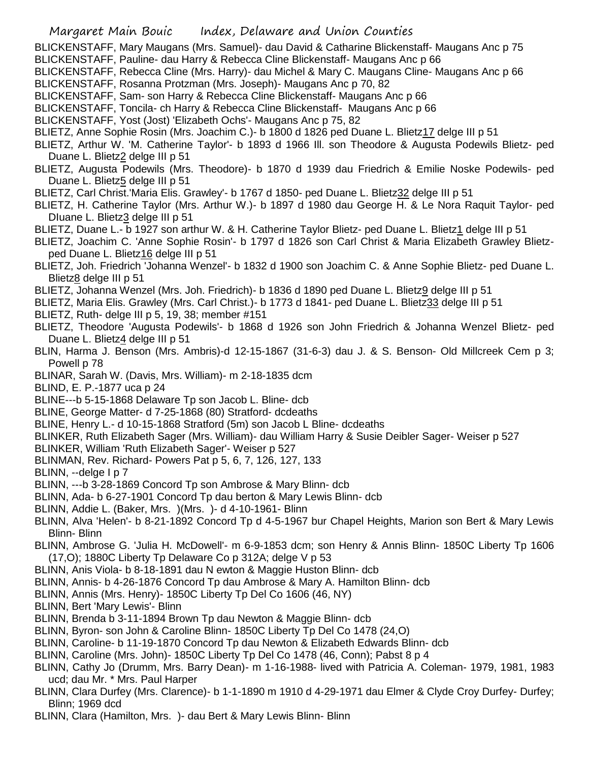BLICKENSTAFF, Mary Maugans (Mrs. Samuel)- dau David & Catharine Blickenstaff- Maugans Anc p 75

BLICKENSTAFF, Pauline- dau Harry & Rebecca Cline Blickenstaff- Maugans Anc p 66

BLICKENSTAFF, Rebecca Cline (Mrs. Harry)- dau Michel & Mary C. Maugans Cline- Maugans Anc p 66

BLICKENSTAFF, Rosanna Protzman (Mrs. Joseph)- Maugans Anc p 70, 82

BLICKENSTAFF, Sam- son Harry & Rebecca Cline Blickenstaff- Maugans Anc p 66

BLICKENSTAFF, Toncila- ch Harry & Rebecca Cline Blickenstaff- Maugans Anc p 66

BLICKENSTAFF, Yost (Jost) 'Elizabeth Ochs'- Maugans Anc p 75, 82

BLIETZ, Anne Sophie Rosin (Mrs. Joachim C.)- b 1800 d 1826 ped Duane L. Blietz17 delge III p 51

BLIETZ, Arthur W. 'M. Catherine Taylor'- b 1893 d 1966 Ill. son Theodore & Augusta Podewils Blietz- ped Duane L. Blietz2 delge III p 51

BLIETZ, Augusta Podewils (Mrs. Theodore)- b 1870 d 1939 dau Friedrich & Emilie Noske Podewils- ped Duane L. Blietz5 delge III p 51

BLIETZ, Carl Christ.'Maria Elis. Grawley'- b 1767 d 1850- ped Duane L. Blietz32 delge III p 51

BLIETZ, H. Catherine Taylor (Mrs. Arthur W.)- b 1897 d 1980 dau George H. & Le Nora Raquit Taylor- ped DIuane L. Blietz3 delge III p 51

BLIETZ, Duane L.- b 1927 son arthur W. & H. Catherine Taylor Blietz- ped Duane L. Blietz1 delge III p 51

BLIETZ, Joachim C. 'Anne Sophie Rosin'- b 1797 d 1826 son Carl Christ & Maria Elizabeth Grawley Blietz- ped Duane L. Blietz16 delge III p 51

BLIETZ, Joh. Friedrich 'Johanna Wenzel'- b 1832 d 1900 son Joachim C. & Anne Sophie Blietz- ped Duane L. Blietz8 delge III p 51

BLIETZ, Johanna Wenzel (Mrs. Joh. Friedrich)- b 1836 d 1890 ped Duane L. Blietz9 delge III p 51

BLIETZ, Maria Elis. Grawley (Mrs. Carl Christ.)- b 1773 d 1841- ped Duane L. Blietz33 delge III p 51

BLIETZ, Ruth- delge III p 5, 19, 38; member #151

BLIETZ, Theodore 'Augusta Podewils'- b 1868 d 1926 son John Friedrich & Johanna Wenzel Blietz- ped Duane L. Blietz4 delge III p 51

BLIN, Harma J. Benson (Mrs. Ambris)-d 12-15-1867 (31-6-3) dau J. & S. Benson- Old Millcreek Cem p 3; Powell p 78

BLINAR, Sarah W. (Davis, Mrs. William)- m 2-18-1835 dcm

BLIND, E. P.-1877 uca p 24

BLINE---b 5-15-1868 Delaware Tp son Jacob L. Bline- dcb

BLINE, George Matter- d 7-25-1868 (80) Stratford- dcdeaths

BLINE, Henry L.- d 10-15-1868 Stratford (5m) son Jacob L Bline- dcdeaths

BLINKER, Ruth Elizabeth Sager (Mrs. William)- dau William Harry & Susie Deibler Sager- Weiser p 527

BLINKER, William 'Ruth Elizabeth Sager'- Weiser p 527

BLINMAN, Rev. Richard- Powers Pat p 5, 6, 7, 126, 127, 133

BLINN, --delge I p 7

BLINN, ---b 3-28-1869 Concord Tp son Ambrose & Mary Blinn- dcb

BLINN, Ada- b 6-27-1901 Concord Tp dau berton & Mary Lewis Blinn- dcb

BLINN, Addie L. (Baker, Mrs. )(Mrs. )- d 4-10-1961- Blinn

BLINN, Alva 'Helen'- b 8-21-1892 Concord Tp d 4-5-1967 bur Chapel Heights, Marion son Bert & Mary Lewis Blinn- Blinn

BLINN, Ambrose G. 'Julia H. McDowell'- m 6-9-1853 dcm; son Henry & Annis Blinn- 1850C Liberty Tp 1606 (17,O); 1880C Liberty Tp Delaware Co p 312A; delge V p 53

BLINN, Anis Viola- b 8-18-1891 dau N ewton & Maggie Huston Blinn- dcb

BLINN, Annis- b 4-26-1876 Concord Tp dau Ambrose & Mary A. Hamilton Blinn- dcb

BLINN, Annis (Mrs. Henry)- 1850C Liberty Tp Del Co 1606 (46, NY)

BLINN, Bert 'Mary Lewis'- Blinn

BLINN, Brenda b 3-11-1894 Brown Tp dau Newton & Maggie Blinn- dcb

BLINN, Byron- son John & Caroline Blinn- 1850C Liberty Tp Del Co 1478 (24,O)

BLINN, Caroline- b 11-19-1870 Concord Tp dau Newton & Elizabeth Edwards Blinn- dcb

BLINN, Caroline (Mrs. John)- 1850C Liberty Tp Del Co 1478 (46, Conn); Pabst 8 p 4

BLINN, Cathy Jo (Drumm, Mrs. Barry Dean)- m 1-16-1988- lived with Patricia A. Coleman- 1979, 1981, 1983 ucd; dau Mr. * Mrs. Paul Harper

BLINN, Clara Durfey (Mrs. Clarence)- b 1-1-1890 m 1910 d 4-29-1971 dau Elmer & Clyde Croy Durfey- Durfey; Blinn; 1969 dcd

BLINN, Clara (Hamilton, Mrs. )- dau Bert & Mary Lewis Blinn- Blinn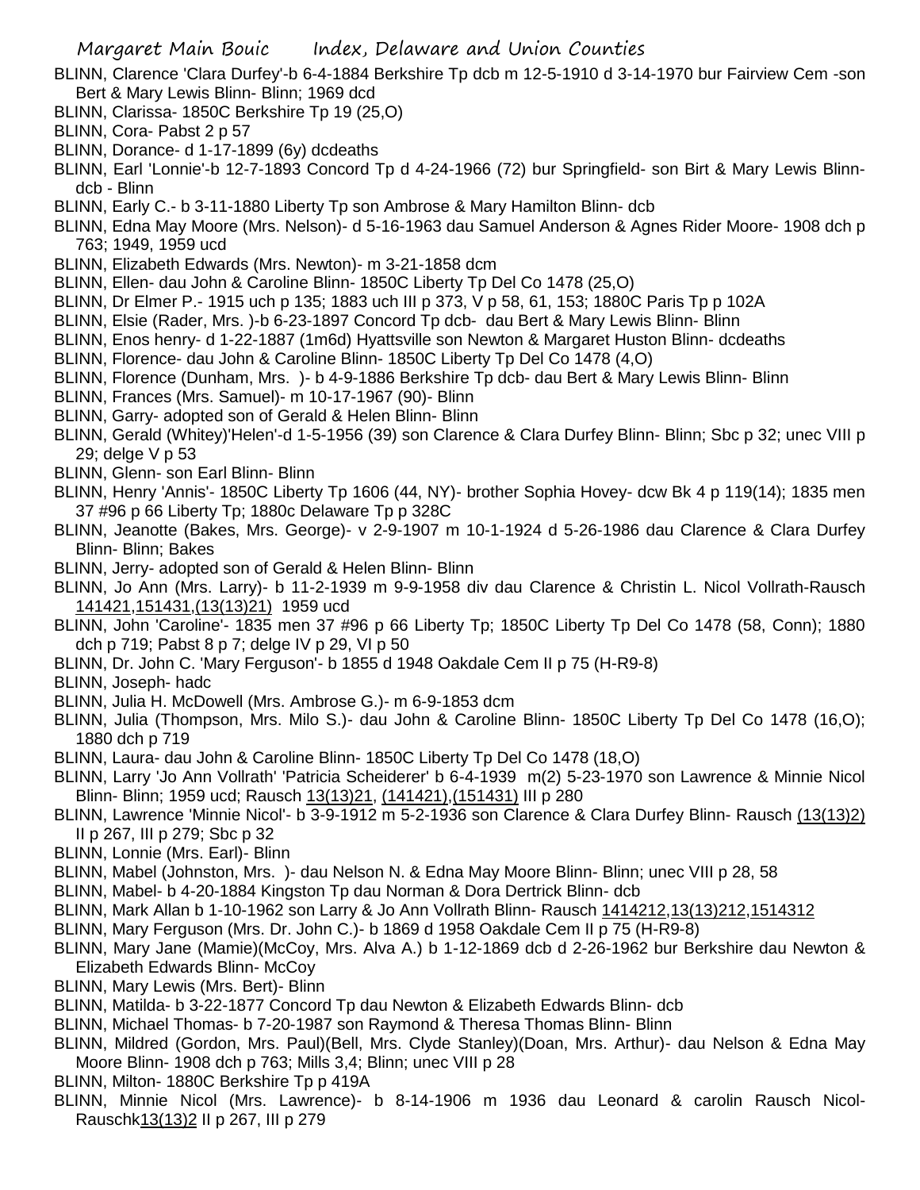BLINN, Clarence 'Clara Durfey'-b 6-4-1884 Berkshire Tp dcb m 12-5-1910 d 3-14-1970 bur Fairview Cem -son Bert & Mary Lewis Blinn- Blinn; 1969 dcd

BLINN, Clarissa- 1850C Berkshire Tp 19 (25,O)

BLINN, Cora- Pabst 2 p 57

BLINN, Dorance- d 1-17-1899 (6y) dcdeaths

BLINN, Earl 'Lonnie'-b 12-7-1893 Concord Tp d 4-24-1966 (72) bur Springfield- son Birt & Mary Lewis Blinn-dcb - Blinn

BLINN, Early C.- b 3-11-1880 Liberty Tp son Ambrose & Mary Hamilton Blinn- dcb

BLINN, Edna May Moore (Mrs. Nelson)- d 5-16-1963 dau Samuel Anderson & Agnes Rider Moore- 1908 dch p 763; 1949, 1959 ucd

BLINN, Elizabeth Edwards (Mrs. Newton)- m 3-21-1858 dcm

BLINN, Ellen- dau John & Caroline Blinn- 1850C Liberty Tp Del Co 1478 (25,O)

BLINN, Dr Elmer P.- 1915 uch p 135; 1883 uch III p 373, V p 58, 61, 153; 1880C Paris Tp p 102A

BLINN, Elsie (Rader, Mrs. )-b 6-23-1897 Concord Tp dcb- dau Bert & Mary Lewis Blinn- Blinn

BLINN, Enos henry- d 1-22-1887 (1m6d) Hyattsville son Newton & Margaret Huston Blinn- dcdeaths

BLINN, Florence- dau John & Caroline Blinn- 1850C Liberty Tp Del Co 1478 (4,O)

BLINN, Florence (Dunham, Mrs. )- b 4-9-1886 Berkshire Tp dcb- dau Bert & Mary Lewis Blinn- Blinn

BLINN, Frances (Mrs. Samuel)- m 10-17-1967 (90)- Blinn

BLINN, Garry- adopted son of Gerald & Helen Blinn- Blinn

BLINN, Gerald (Whitey)'Helen'-d 1-5-1956 (39) son Clarence & Clara Durfey Blinn- Blinn; Sbc p 32; unec VIII p 29; delge V p 53

BLINN, Glenn- son Earl Blinn- Blinn

BLINN, Henry 'Annis'- 1850C Liberty Tp 1606 (44, NY)- brother Sophia Hovey- dcw Bk 4 p 119(14); 1835 men 37 #96 p 66 Liberty Tp; 1880c Delaware Tp p 328C

BLINN, Jeanotte (Bakes, Mrs. George)- v 2-9-1907 m 10-1-1924 d 5-26-1986 dau Clarence & Clara Durfey Blinn- Blinn; Bakes

BLINN, Jerry- adopted son of Gerald & Helen Blinn- Blinn

BLINN, Jo Ann (Mrs. Larry)- b 11-2-1939 m 9-9-1958 div dau Clarence & Christin L. Nicol Vollrath-Rausch 141421,151431,(13(13)21) 1959 ucd

BLINN, John 'Caroline'- 1835 men 37 #96 p 66 Liberty Tp; 1850C Liberty Tp Del Co 1478 (58, Conn); 1880 dch p 719; Pabst 8 p 7; delge IV p 29, VI p 50

BLINN, Dr. John C. 'Mary Ferguson'- b 1855 d 1948 Oakdale Cem II p 75 (H-R9-8)

BLINN, Joseph- hadc

BLINN, Julia H. McDowell (Mrs. Ambrose G.)- m 6-9-1853 dcm

BLINN, Julia (Thompson, Mrs. Milo S.)- dau John & Caroline Blinn- 1850C Liberty Tp Del Co 1478 (16,O); 1880 dch p 719

BLINN, Laura- dau John & Caroline Blinn- 1850C Liberty Tp Del Co 1478 (18,O)

BLINN, Larry 'Jo Ann Vollrath' 'Patricia Scheiderer' b 6-4-1939 m(2) 5-23-1970 son Lawrence & Minnie Nicol Blinn- Blinn; 1959 ucd; Rausch 13(13)21, (141421),(151431) III p 280

BLINN, Lawrence 'Minnie Nicol'- b 3-9-1912 m 5-2-1936 son Clarence & Clara Durfey Blinn- Rausch (13(13)2) II p 267, III p 279; Sbc p 32

BLINN, Lonnie (Mrs. Earl)- Blinn

BLINN, Mabel (Johnston, Mrs. )- dau Nelson N. & Edna May Moore Blinn- Blinn; unec VIII p 28, 58

BLINN, Mabel- b 4-20-1884 Kingston Tp dau Norman & Dora Dertrick Blinn- dcb

BLINN, Mark Allan b 1-10-1962 son Larry & Jo Ann Vollrath Blinn- Rausch 1414212,13(13)212,1514312

BLINN, Mary Ferguson (Mrs. Dr. John C.)- b 1869 d 1958 Oakdale Cem II p 75 (H-R9-8)

BLINN, Mary Jane (Mamie)(McCoy, Mrs. Alva A.) b 1-12-1869 dcb d 2-26-1962 bur Berkshire dau Newton & Elizabeth Edwards Blinn- McCoy

BLINN, Mary Lewis (Mrs. Bert)- Blinn

BLINN, Matilda- b 3-22-1877 Concord Tp dau Newton & Elizabeth Edwards Blinn- dcb

BLINN, Michael Thomas- b 7-20-1987 son Raymond & Theresa Thomas Blinn- Blinn

BLINN, Mildred (Gordon, Mrs. Paul)(Bell, Mrs. Clyde Stanley)(Doan, Mrs. Arthur)- dau Nelson & Edna May Moore Blinn- 1908 dch p 763; Mills 3,4; Blinn; unec VIII p 28

BLINN, Milton- 1880C Berkshire Tp p 419A

BLINN, Minnie Nicol (Mrs. Lawrence)- b 8-14-1906 m 1936 dau Leonard & carolin Rausch Nicol-Rauschk13(13)2 II p 267, III p 279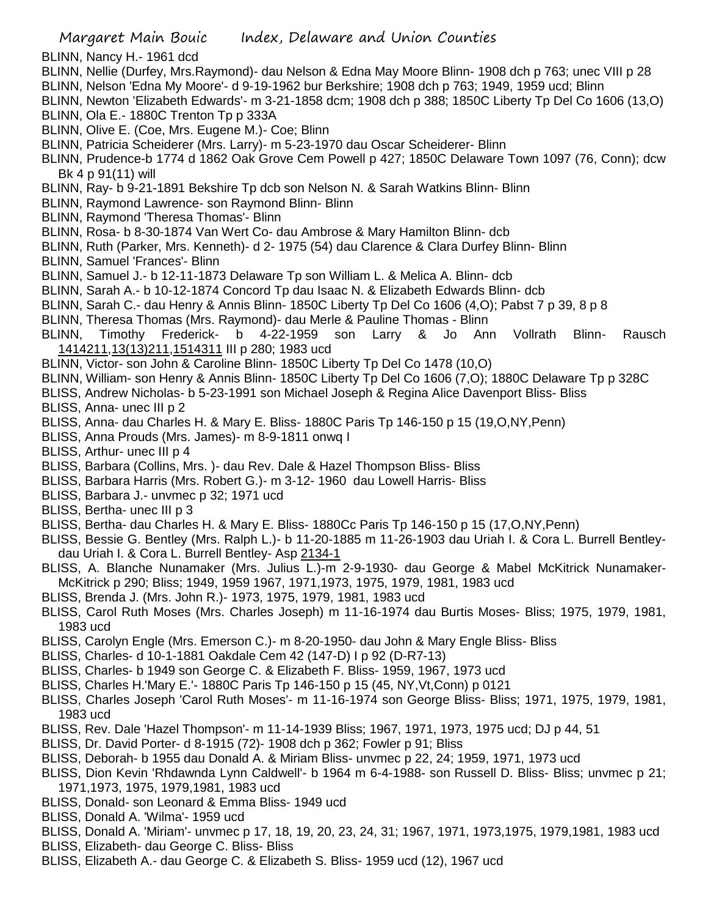BLINN, Nancy H.- 1961 dcd

BLINN, Nellie (Durfey, Mrs.Raymond)- dau Nelson & Edna May Moore Blinn- 1908 dch p 763; unec VIII p 28

BLINN, Nelson 'Edna My Moore'- d 9-19-1962 bur Berkshire; 1908 dch p 763; 1949, 1959 ucd; Blinn

BLINN, Newton 'Elizabeth Edwards'- m 3-21-1858 dcm; 1908 dch p 388; 1850C Liberty Tp Del Co 1606 (13,O)

BLINN, Ola E.- 1880C Trenton Tp p 333A

BLINN, Olive E. (Coe, Mrs. Eugene M.)- Coe; Blinn

BLINN, Patricia Scheiderer (Mrs. Larry)- m 5-23-1970 dau Oscar Scheiderer- Blinn

BLINN, Prudence-b 1774 d 1862 Oak Grove Cem Powell p 427; 1850C Delaware Town 1097 (76, Conn); dcw Bk 4 p 91(11) will

BLINN, Ray- b 9-21-1891 Bekshire Tp dcb son Nelson N. & Sarah Watkins Blinn- Blinn

BLINN, Raymond Lawrence- son Raymond Blinn- Blinn

BLINN, Raymond 'Theresa Thomas'- Blinn

BLINN, Rosa- b 8-30-1874 Van Wert Co- dau Ambrose & Mary Hamilton Blinn- dcb

BLINN, Ruth (Parker, Mrs. Kenneth)- d 2- 1975 (54) dau Clarence & Clara Durfey Blinn- Blinn

BLINN, Samuel 'Frances'- Blinn

BLINN, Samuel J.- b 12-11-1873 Delaware Tp son William L. & Melica A. Blinn- dcb

BLINN, Sarah A.- b 10-12-1874 Concord Tp dau Isaac N. & Elizabeth Edwards Blinn- dcb

BLINN, Sarah C.- dau Henry & Annis Blinn- 1850C Liberty Tp Del Co 1606 (4,O); Pabst 7 p 39, 8 p 8

BLINN, Theresa Thomas (Mrs. Raymond)- dau Merle & Pauline Thomas - Blinn

BLINN, Timothy Frederick- b 4-22-1959 son Larry & Jo Ann Vollrath Blinn- Rausch 1414211,13(13)211,1514311 III p 280; 1983 ucd

BLINN, Victor- son John & Caroline Blinn- 1850C Liberty Tp Del Co 1478 (10,O)

BLINN, William- son Henry & Annis Blinn- 1850C Liberty Tp Del Co 1606 (7,O); 1880C Delaware Tp p 328C

BLISS, Andrew Nicholas- b 5-23-1991 son Michael Joseph & Regina Alice Davenport Bliss- Bliss

BLISS, Anna- unec III p 2

BLISS, Anna- dau Charles H. & Mary E. Bliss- 1880C Paris Tp 146-150 p 15 (19,O,NY,Penn)

BLISS, Anna Prouds (Mrs. James)- m 8-9-1811 onwq I

BLISS, Arthur- unec III p 4

BLISS, Barbara (Collins, Mrs. )- dau Rev. Dale & Hazel Thompson Bliss- Bliss

BLISS, Barbara Harris (Mrs. Robert G.)- m 3-12- 1960 dau Lowell Harris- Bliss

BLISS, Barbara J.- unvmec p 32; 1971 ucd

BLISS, Bertha- unec III p 3

BLISS, Bertha- dau Charles H. & Mary E. Bliss- 1880Cc Paris Tp 146-150 p 15 (17,O,NY,Penn)

BLISS, Bessie G. Bentley (Mrs. Ralph L.)- b 11-20-1885 m 11-26-1903 dau Uriah I. & Cora L. Burrell Bentley- dau Uriah I. & Cora L. Burrell Bentley- Asp 2134-1

BLISS, A. Blanche Nunamaker (Mrs. Julius L.)-m 2-9-1930- dau George & Mabel McKitrick Nunamaker- McKitrick p 290; Bliss; 1949, 1959 1967, 1971,1973, 1975, 1979, 1981, 1983 ucd

BLISS, Brenda J. (Mrs. John R.)- 1973, 1975, 1979, 1981, 1983 ucd

BLISS, Carol Ruth Moses (Mrs. Charles Joseph) m 11-16-1974 dau Burtis Moses- Bliss; 1975, 1979, 1981, 1983 ucd

BLISS, Carolyn Engle (Mrs. Emerson C.)- m 8-20-1950- dau John & Mary Engle Bliss- Bliss

BLISS, Charles- d 10-1-1881 Oakdale Cem 42 (147-D) I p 92 (D-R7-13)

BLISS, Charles- b 1949 son George C. & Elizabeth F. Bliss- 1959, 1967, 1973 ucd

BLISS, Charles H.'Mary E.'- 1880C Paris Tp 146-150 p 15 (45, NY,Vt,Conn) p 0121

BLISS, Charles Joseph 'Carol Ruth Moses'- m 11-16-1974 son George Bliss- Bliss; 1971, 1975, 1979, 1981, 1983 ucd

BLISS, Rev. Dale 'Hazel Thompson'- m 11-14-1939 Bliss; 1967, 1971, 1973, 1975 ucd; DJ p 44, 51

BLISS, Dr. David Porter- d 8-1915 (72)- 1908 dch p 362; Fowler p 91; Bliss

BLISS, Deborah- b 1955 dau Donald A. & Miriam Bliss- unvmec p 22, 24; 1959, 1971, 1973 ucd

BLISS, Dion Kevin 'Rhdawnda Lynn Caldwell'- b 1964 m 6-4-1988- son Russell D. Bliss- Bliss; unvmec p 21; 1971,1973, 1975, 1979,1981, 1983 ucd

BLISS, Donald- son Leonard & Emma Bliss- 1949 ucd

BLISS, Donald A. 'Wilma'- 1959 ucd

BLISS, Donald A. 'Miriam'- unvmec p 17, 18, 19, 20, 23, 24, 31; 1967, 1971, 1973,1975, 1979,1981, 1983 ucd

BLISS, Elizabeth- dau George C. Bliss- Bliss

BLISS, Elizabeth A.- dau George C. & Elizabeth S. Bliss- 1959 ucd (12), 1967 ucd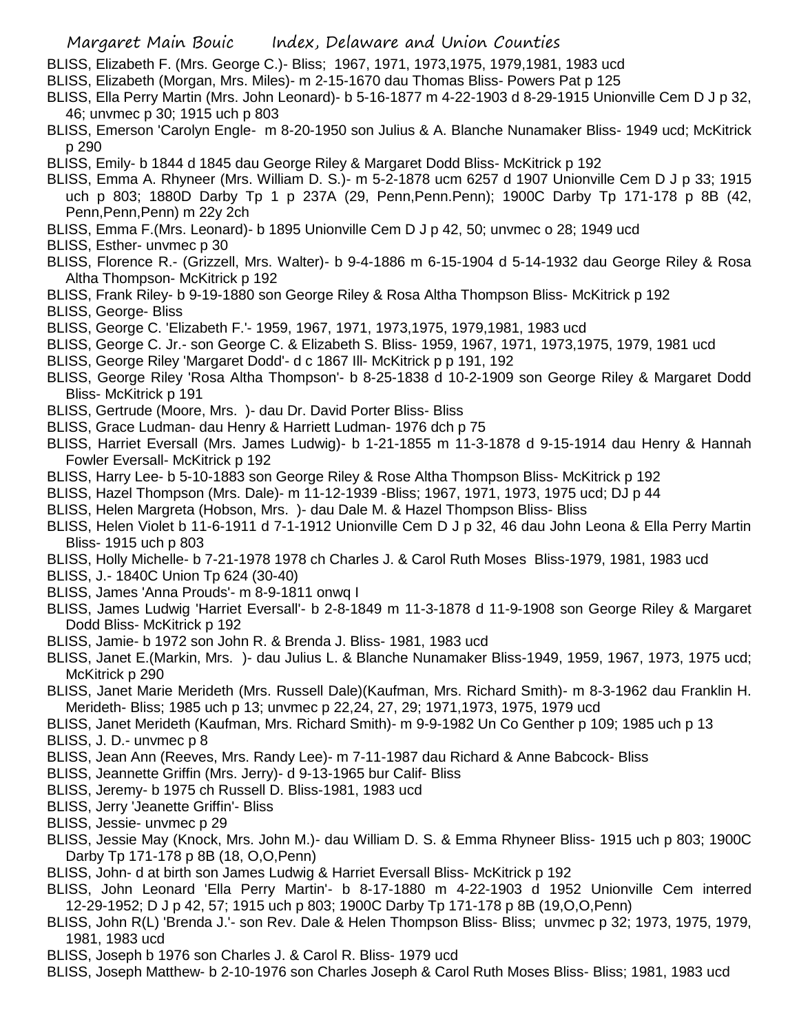BLISS, Elizabeth F. (Mrs. George C.)- Bliss; 1967, 1971, 1973,1975, 1979,1981, 1983 ucd

BLISS, Elizabeth (Morgan, Mrs. Miles)- m 2-15-1670 dau Thomas Bliss- Powers Pat p 125

BLISS, Ella Perry Martin (Mrs. John Leonard)- b 5-16-1877 m 4-22-1903 d 8-29-1915 Unionville Cem D J p 32, 46; unvmec p 30; 1915 uch p 803

BLISS, Emerson 'Carolyn Engle- m 8-20-1950 son Julius & A. Blanche Nunamaker Bliss- 1949 ucd; McKitrick p 290

BLISS, Emily- b 1844 d 1845 dau George Riley & Margaret Dodd Bliss- McKitrick p 192

BLISS, Emma A. Rhyneer (Mrs. William D. S.)- m 5-2-1878 ucm 6257 d 1907 Unionville Cem D J p 33; 1915 uch p 803; 1880D Darby Tp 1 p 237A (29, Penn,Penn.Penn); 1900C Darby Tp 171-178 p 8B (42, Penn,Penn,Penn) m 22y 2ch

BLISS, Emma F.(Mrs. Leonard)- b 1895 Unionville Cem D J p 42, 50; unvmec o 28; 1949 ucd

BLISS, Esther- unvmec p 30

BLISS, Florence R.- (Grizzell, Mrs. Walter)- b 9-4-1886 m 6-15-1904 d 5-14-1932 dau George Riley & Rosa Altha Thompson- McKitrick p 192

BLISS, Frank Riley- b 9-19-1880 son George Riley & Rosa Altha Thompson Bliss- McKitrick p 192

BLISS, George- Bliss

BLISS, George C. 'Elizabeth F.'- 1959, 1967, 1971, 1973,1975, 1979,1981, 1983 ucd

BLISS, George C. Jr.- son George C. & Elizabeth S. Bliss- 1959, 1967, 1971, 1973,1975, 1979, 1981 ucd

BLISS, George Riley 'Margaret Dodd'- d c 1867 Ill- McKitrick p p 191, 192

BLISS, George Riley 'Rosa Altha Thompson'- b 8-25-1838 d 10-2-1909 son George Riley & Margaret Dodd Bliss- McKitrick p 191

BLISS, Gertrude (Moore, Mrs. )- dau Dr. David Porter Bliss- Bliss

BLISS, Grace Ludman- dau Henry & Harriett Ludman- 1976 dch p 75

BLISS, Harriet Eversall (Mrs. James Ludwig)- b 1-21-1855 m 11-3-1878 d 9-15-1914 dau Henry & Hannah Fowler Eversall- McKitrick p 192

BLISS, Harry Lee- b 5-10-1883 son George Riley & Rose Altha Thompson Bliss- McKitrick p 192

BLISS, Hazel Thompson (Mrs. Dale)- m 11-12-1939 -Bliss; 1967, 1971, 1973, 1975 ucd; DJ p 44

BLISS, Helen Margreta (Hobson, Mrs. )- dau Dale M. & Hazel Thompson Bliss- Bliss

BLISS, Helen Violet b 11-6-1911 d 7-1-1912 Unionville Cem D J p 32, 46 dau John Leona & Ella Perry Martin Bliss- 1915 uch p 803

BLISS, Holly Michelle- b 7-21-1978 1978 ch Charles J. & Carol Ruth Moses Bliss-1979, 1981, 1983 ucd

BLISS, J.- 1840C Union Tp 624 (30-40)

BLISS, James 'Anna Prouds'- m 8-9-1811 onwq I

BLISS, James Ludwig 'Harriet Eversall'- b 2-8-1849 m 11-3-1878 d 11-9-1908 son George Riley & Margaret Dodd Bliss- McKitrick p 192

BLISS, Jamie- b 1972 son John R. & Brenda J. Bliss- 1981, 1983 ucd

BLISS, Janet E.(Markin, Mrs. )- dau Julius L. & Blanche Nunamaker Bliss-1949, 1959, 1967, 1973, 1975 ucd; McKitrick p 290

BLISS, Janet Marie Merideth (Mrs. Russell Dale)(Kaufman, Mrs. Richard Smith)- m 8-3-1962 dau Franklin H. Merideth- Bliss; 1985 uch p 13; unvmec p 22,24, 27, 29; 1971,1973, 1975, 1979 ucd

BLISS, Janet Merideth (Kaufman, Mrs. Richard Smith)- m 9-9-1982 Un Co Genther p 109; 1985 uch p 13

BLISS, J. D.- unvmec p 8

BLISS, Jean Ann (Reeves, Mrs. Randy Lee)- m 7-11-1987 dau Richard & Anne Babcock- Bliss

BLISS, Jeannette Griffin (Mrs. Jerry)- d 9-13-1965 bur Calif- Bliss

BLISS, Jeremy- b 1975 ch Russell D. Bliss-1981, 1983 ucd

BLISS, Jerry 'Jeanette Griffin'- Bliss

BLISS, Jessie- unvmec p 29

BLISS, Jessie May (Knock, Mrs. John M.)- dau William D. S. & Emma Rhyneer Bliss- 1915 uch p 803; 1900C Darby Tp 171-178 p 8B (18, O,O,Penn)

BLISS, John- d at birth son James Ludwig & Harriet Eversall Bliss- McKitrick p 192

BLISS, John Leonard 'Ella Perry Martin'- b 8-17-1880 m 4-22-1903 d 1952 Unionville Cem interred 12-29-1952; D J p 42, 57; 1915 uch p 803; 1900C Darby Tp 171-178 p 8B (19,O,O,Penn)

BLISS, John R(L) 'Brenda J.'- son Rev. Dale & Helen Thompson Bliss- Bliss; unvmec p 32; 1973, 1975, 1979, 1981, 1983 ucd

BLISS, Joseph b 1976 son Charles J. & Carol R. Bliss- 1979 ucd

BLISS, Joseph Matthew- b 2-10-1976 son Charles Joseph & Carol Ruth Moses Bliss- Bliss; 1981, 1983 ucd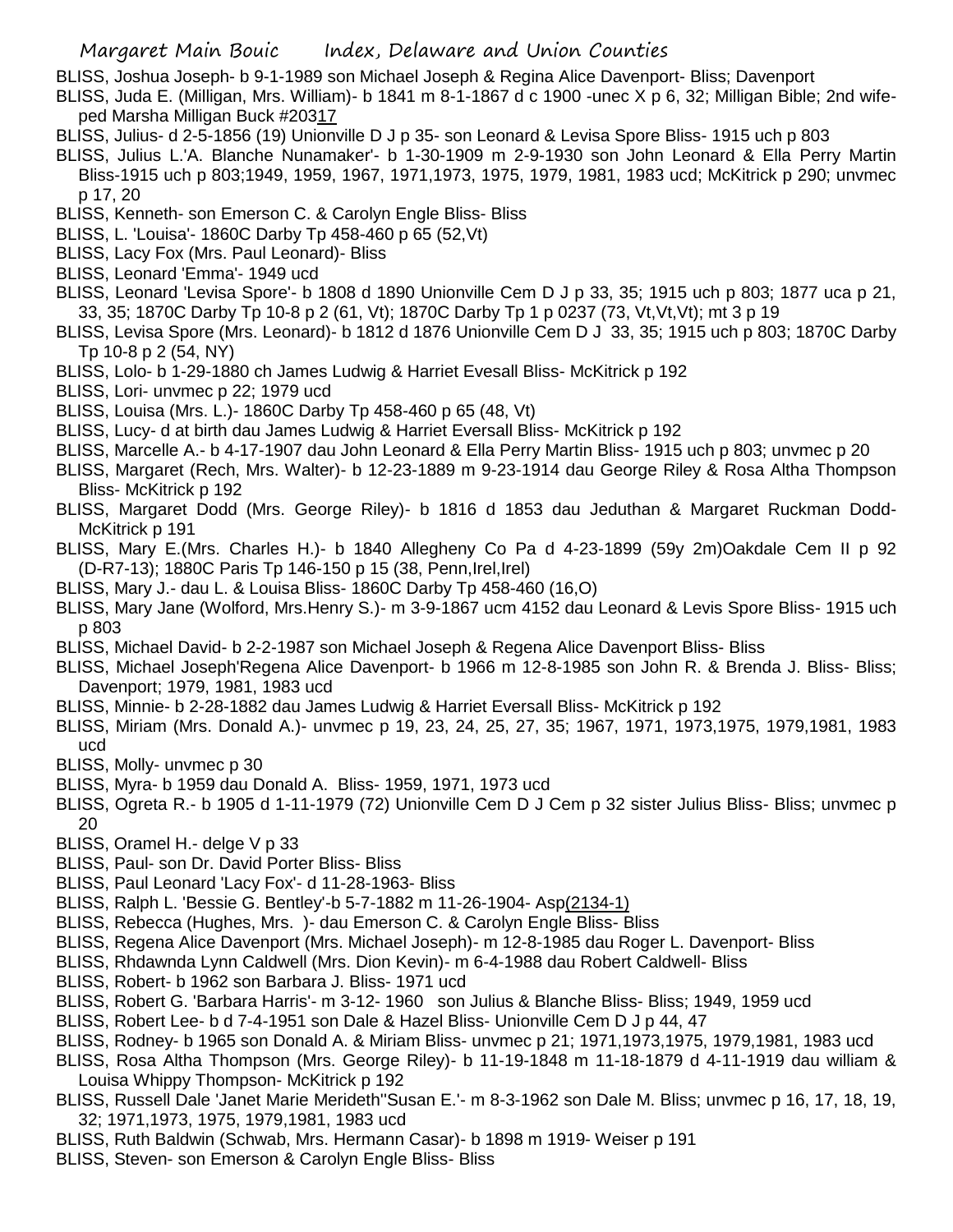BLISS, Joshua Joseph- b 9-1-1989 son Michael Joseph & Regina Alice Davenport- Bliss; Davenport

BLISS, Juda E. (Milligan, Mrs. William)- b 1841 m 8-1-1867 d c 1900 -unec X p 6, 32; Milligan Bible; 2nd wife-ped Marsha Milligan Buck #20317

BLISS, Julius- d 2-5-1856 (19) Unionville D J p 35- son Leonard & Levisa Spore Bliss- 1915 uch p 803

BLISS, Julius L.'A. Blanche Nunamaker'- b 1-30-1909 m 2-9-1930 son John Leonard & Ella Perry Martin Bliss-1915 uch p 803;1949, 1959, 1967, 1971,1973, 1975, 1979, 1981, 1983 ucd; McKitrick p 290; unvmec p 17, 20

BLISS, Kenneth- son Emerson C. & Carolyn Engle Bliss- Bliss

BLISS, L. 'Louisa'- 1860C Darby Tp 458-460 p 65 (52,Vt)

BLISS, Lacy Fox (Mrs. Paul Leonard)- Bliss

BLISS, Leonard 'Emma'- 1949 ucd

BLISS, Leonard 'Levisa Spore'- b 1808 d 1890 Unionville Cem D J p 33, 35; 1915 uch p 803; 1877 uca p 21, 33, 35; 1870C Darby Tp 10-8 p 2 (61, Vt); 1870C Darby Tp 1 p 0237 (73, Vt,Vt,Vt); mt 3 p 19

BLISS, Levisa Spore (Mrs. Leonard)- b 1812 d 1876 Unionville Cem D J 33, 35; 1915 uch p 803; 1870C Darby Tp 10-8 p 2 (54, NY)

BLISS, Lolo- b 1-29-1880 ch James Ludwig & Harriet Evesall Bliss- McKitrick p 192

BLISS, Lori- unvmec p 22; 1979 ucd

BLISS, Louisa (Mrs. L.)- 1860C Darby Tp 458-460 p 65 (48, Vt)

BLISS, Lucy- d at birth dau James Ludwig & Harriet Eversall Bliss- McKitrick p 192

BLISS, Marcelle A.- b 4-17-1907 dau John Leonard & Ella Perry Martin Bliss- 1915 uch p 803; unvmec p 20

BLISS, Margaret (Rech, Mrs. Walter)- b 12-23-1889 m 9-23-1914 dau George Riley & Rosa Altha Thompson Bliss- McKitrick p 192

BLISS, Margaret Dodd (Mrs. George Riley)- b 1816 d 1853 dau Jeduthan & Margaret Ruckman Dodd-McKitrick p 191

BLISS, Mary E.(Mrs. Charles H.)- b 1840 Allegheny Co Pa d 4-23-1899 (59y 2m)Oakdale Cem II p 92 (D-R7-13); 1880C Paris Tp 146-150 p 15 (38, Penn,Irel,Irel)

BLISS, Mary J.- dau L. & Louisa Bliss- 1860C Darby Tp 458-460 (16,O)

BLISS, Mary Jane (Wolford, Mrs.Henry S.)- m 3-9-1867 ucm 4152 dau Leonard & Levis Spore Bliss- 1915 uch p 803

BLISS, Michael David- b 2-2-1987 son Michael Joseph & Regena Alice Davenport Bliss- Bliss

BLISS, Michael Joseph'Regena Alice Davenport- b 1966 m 12-8-1985 son John R. & Brenda J. Bliss- Bliss; Davenport; 1979, 1981, 1983 ucd

BLISS, Minnie- b 2-28-1882 dau James Ludwig & Harriet Eversall Bliss- McKitrick p 192

BLISS, Miriam (Mrs. Donald A.)- unvmec p 19, 23, 24, 25, 27, 35; 1967, 1971, 1973,1975, 1979,1981, 1983 ucd

BLISS, Molly- unvmec p 30

BLISS, Myra- b 1959 dau Donald A. Bliss- 1959, 1971, 1973 ucd

BLISS, Ogreta R.- b 1905 d 1-11-1979 (72) Unionville Cem D J Cem p 32 sister Julius Bliss- Bliss; unvmec p 20

BLISS, Oramel H.- delge V p 33

BLISS, Paul- son Dr. David Porter Bliss- Bliss

BLISS, Paul Leonard 'Lacy Fox'- d 11-28-1963- Bliss

BLISS, Ralph L. 'Bessie G. Bentley'-b 5-7-1882 m 11-26-1904- Asp(2134-1)

BLISS, Rebecca (Hughes, Mrs. )- dau Emerson C. & Carolyn Engle Bliss- Bliss

BLISS, Regena Alice Davenport (Mrs. Michael Joseph)- m 12-8-1985 dau Roger L. Davenport- Bliss

BLISS, Rhdawnda Lynn Caldwell (Mrs. Dion Kevin)- m 6-4-1988 dau Robert Caldwell- Bliss

BLISS, Robert- b 1962 son Barbara J. Bliss- 1971 ucd

BLISS, Robert G. 'Barbara Harris'- m 3-12- 1960 son Julius & Blanche Bliss- Bliss; 1949, 1959 ucd

BLISS, Robert Lee- b d 7-4-1951 son Dale & Hazel Bliss- Unionville Cem D J p 44, 47

BLISS, Rodney- b 1965 son Donald A. & Miriam Bliss- unvmec p 21; 1971,1973,1975, 1979,1981, 1983 ucd

BLISS, Rosa Altha Thompson (Mrs. George Riley)- b 11-19-1848 m 11-18-1879 d 4-11-1919 dau william & Louisa Whippy Thompson- McKitrick p 192

BLISS, Russell Dale 'Janet Marie Merideth''Susan E.'- m 8-3-1962 son Dale M. Bliss; unvmec p 16, 17, 18, 19, 32; 1971,1973, 1975, 1979,1981, 1983 ucd

BLISS, Ruth Baldwin (Schwab, Mrs. Hermann Casar)- b 1898 m 1919- Weiser p 191

BLISS, Steven- son Emerson & Carolyn Engle Bliss- Bliss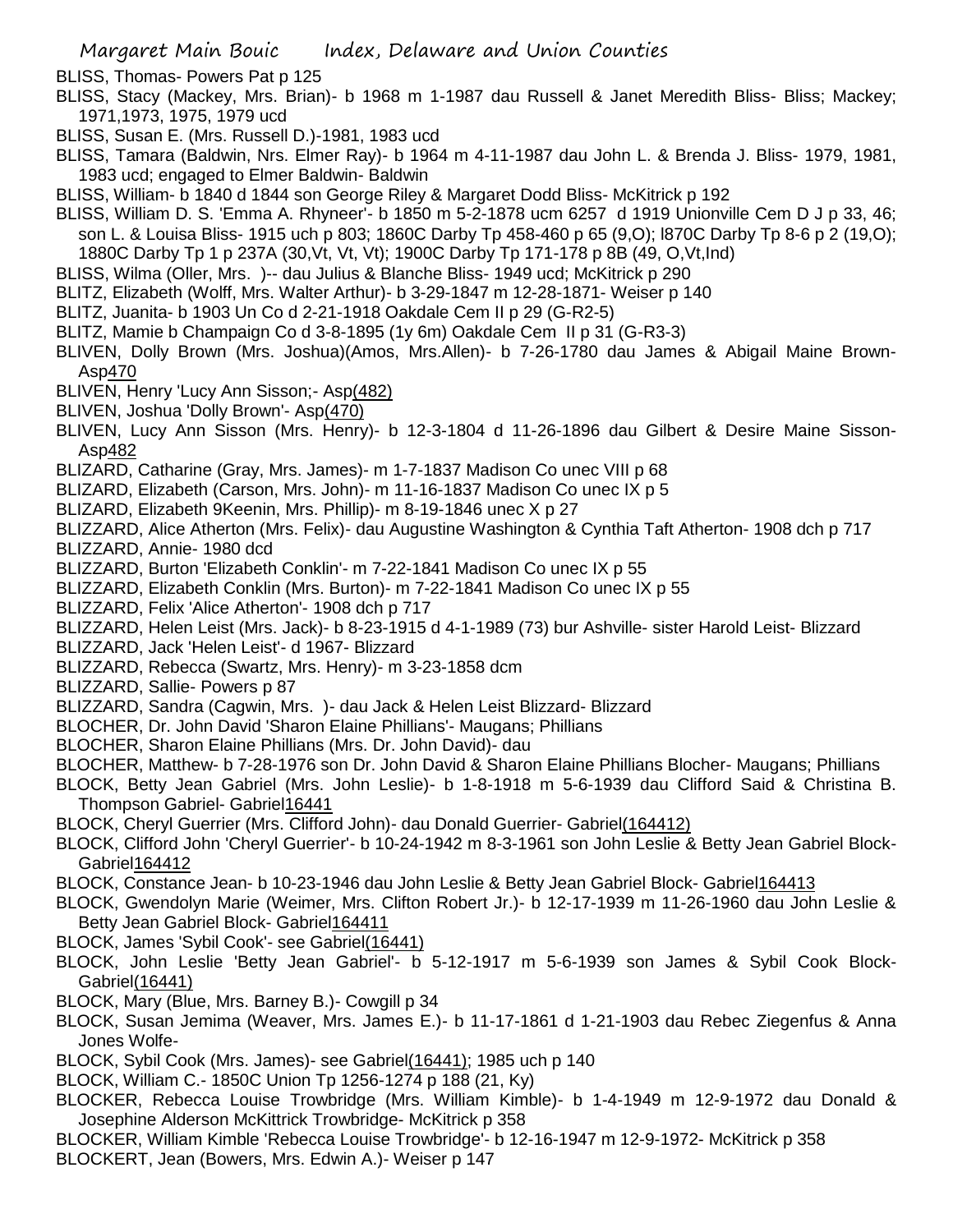BLISS, Thomas- Powers Pat p 125

BLISS, Stacy (Mackey, Mrs. Brian)- b 1968 m 1-1987 dau Russell & Janet Meredith Bliss- Bliss; Mackey; 1971,1973, 1975, 1979 ucd

BLISS, Susan E. (Mrs. Russell D.)-1981, 1983 ucd

BLISS, Tamara (Baldwin, Nrs. Elmer Ray)- b 1964 m 4-11-1987 dau John L. & Brenda J. Bliss- 1979, 1981, 1983 ucd; engaged to Elmer Baldwin- Baldwin

BLISS, William- b 1840 d 1844 son George Riley & Margaret Dodd Bliss- McKitrick p 192

BLISS, William D. S. 'Emma A. Rhyneer'- b 1850 m 5-2-1878 ucm 6257 d 1919 Unionville Cem D J p 33, 46; son L. & Louisa Bliss- 1915 uch p 803; 1860C Darby Tp 458-460 p 65 (9,O); l870C Darby Tp 8-6 p 2 (19,O); 1880C Darby Tp 1 p 237A (30,Vt, Vt, Vt); 1900C Darby Tp 171-178 p 8B (49, O,Vt,Ind)

BLISS, Wilma (Oller, Mrs. )-- dau Julius & Blanche Bliss- 1949 ucd; McKitrick p 290

BLITZ, Elizabeth (Wolff, Mrs. Walter Arthur)- b 3-29-1847 m 12-28-1871- Weiser p 140

BLITZ, Juanita- b 1903 Un Co d 2-21-1918 Oakdale Cem II p 29 (G-R2-5)

BLITZ, Mamie b Champaign Co d 3-8-1895 (1y 6m) Oakdale Cem II p 31 (G-R3-3)

BLIVEN, Dolly Brown (Mrs. Joshua)(Amos, Mrs.Allen)- b 7-26-1780 dau James & Abigail Maine Brown- Asp470

BLIVEN, Henry 'Lucy Ann Sisson;- Asp(482)

BLIVEN, Joshua 'Dolly Brown'- Asp(470)

BLIVEN, Lucy Ann Sisson (Mrs. Henry)- b 12-3-1804 d 11-26-1896 dau Gilbert & Desire Maine Sisson- Asp482

BLIZARD, Catharine (Gray, Mrs. James)- m 1-7-1837 Madison Co unec VIII p 68

BLIZARD, Elizabeth (Carson, Mrs. John)- m 11-16-1837 Madison Co unec IX p 5

BLIZARD, Elizabeth 9Keenin, Mrs. Phillip)- m 8-19-1846 unec X p 27

BLIZZARD, Alice Atherton (Mrs. Felix)- dau Augustine Washington & Cynthia Taft Atherton- 1908 dch p 717

BLIZZARD, Annie- 1980 dcd

BLIZZARD, Burton 'Elizabeth Conklin'- m 7-22-1841 Madison Co unec IX p 55

BLIZZARD, Elizabeth Conklin (Mrs. Burton)- m 7-22-1841 Madison Co unec IX p 55

BLIZZARD, Felix 'Alice Atherton'- 1908 dch p 717

BLIZZARD, Helen Leist (Mrs. Jack)- b 8-23-1915 d 4-1-1989 (73) bur Ashville- sister Harold Leist- Blizzard

BLIZZARD, Jack 'Helen Leist'- d 1967- Blizzard

BLIZZARD, Rebecca (Swartz, Mrs. Henry)- m 3-23-1858 dcm

BLIZZARD, Sallie- Powers p 87

BLIZZARD, Sandra (Cagwin, Mrs. )- dau Jack & Helen Leist Blizzard- Blizzard

BLOCHER, Dr. John David 'Sharon Elaine Phillians'- Maugans; Phillians

BLOCHER, Sharon Elaine Phillians (Mrs. Dr. John David)- dau

BLOCHER, Matthew- b 7-28-1976 son Dr. John David & Sharon Elaine Phillians Blocher- Maugans; Phillians

BLOCK, Betty Jean Gabriel (Mrs. John Leslie)- b 1-8-1918 m 5-6-1939 dau Clifford Said & Christina B. Thompson Gabriel- Gabriel16441

BLOCK, Cheryl Guerrier (Mrs. Clifford John)- dau Donald Guerrier- Gabriel(164412)

BLOCK, Clifford John 'Cheryl Guerrier'- b 10-24-1942 m 8-3-1961 son John Leslie & Betty Jean Gabriel Block- Gabriel164412

BLOCK, Constance Jean- b 10-23-1946 dau John Leslie & Betty Jean Gabriel Block- Gabriel164413

BLOCK, Gwendolyn Marie (Weimer, Mrs. Clifton Robert Jr.)- b 12-17-1939 m 11-26-1960 dau John Leslie & Betty Jean Gabriel Block- Gabriel164411

BLOCK, James 'Sybil Cook'- see Gabriel(16441)

BLOCK, John Leslie 'Betty Jean Gabriel'- b 5-12-1917 m 5-6-1939 son James & Sybil Cook Block- Gabriel(16441)

BLOCK, Mary (Blue, Mrs. Barney B.)- Cowgill p 34

BLOCK, Susan Jemima (Weaver, Mrs. James E.)- b 11-17-1861 d 1-21-1903 dau Rebec Ziegenfus & Anna Jones Wolfe-

BLOCK, Sybil Cook (Mrs. James)- see Gabriel(16441); 1985 uch p 140

BLOCK, William C.- 1850C Union Tp 1256-1274 p 188 (21, Ky)

BLOCKER, Rebecca Louise Trowbridge (Mrs. William Kimble)- b 1-4-1949 m 12-9-1972 dau Donald & Josephine Alderson McKittrick Trowbridge- McKitrick p 358

BLOCKER, William Kimble 'Rebecca Louise Trowbridge'- b 12-16-1947 m 12-9-1972- McKitrick p 358

BLOCKERT, Jean (Bowers, Mrs. Edwin A.)- Weiser p 147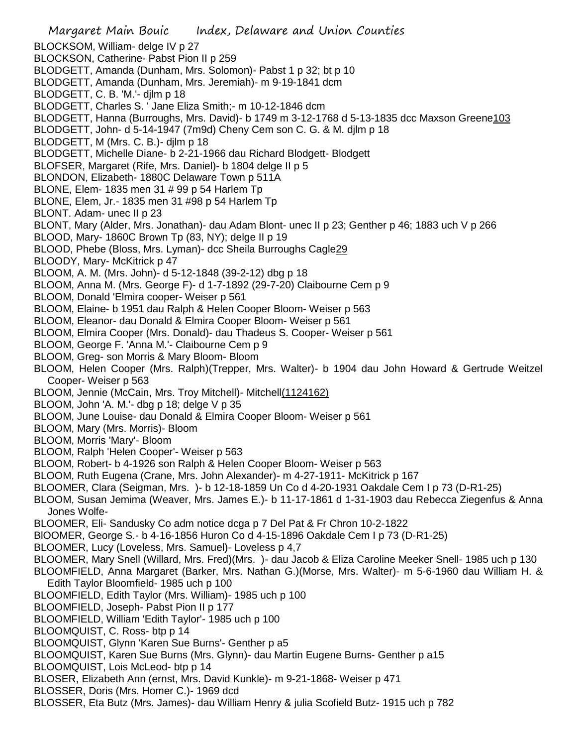BLOCKSOM, William- delge IV p 27

BLOCKSON, Catherine- Pabst Pion II p 259

BLODGETT, Amanda (Dunham, Mrs. Solomon)- Pabst 1 p 32; bt p 10

BLODGETT, Amanda (Dunham, Mrs. Jeremiah)- m 9-19-1841 dcm

BLODGETT, C. B. 'M.'- djlm p 18

BLODGETT, Charles S. ' Jane Eliza Smith;- m 10-12-1846 dcm

BLODGETT, Hanna (Burroughs, Mrs. David)- b 1749 m 3-12-1768 d 5-13-1835 dcc Maxson Greene103

BLODGETT, John- d 5-14-1947 (7m9d) Cheny Cem son C. G. & M. djlm p 18

BLODGETT, M (Mrs. C. B.)- djlm p 18

BLODGETT, Michelle Diane- b 2-21-1966 dau Richard Blodgett- Blodgett

BLOFSER, Margaret (Rife, Mrs. Daniel)- b 1804 delge II p 5

BLONDON, Elizabeth- 1880C Delaware Town p 511A

BLONE, Elem- 1835 men 31 # 99 p 54 Harlem Tp

BLONE, Elem, Jr.- 1835 men 31 #98 p 54 Harlem Tp

BLONT. Adam- unec II p 23

BLONT, Mary (Alder, Mrs. Jonathan)- dau Adam Blont- unec II p 23; Genther p 46; 1883 uch V p 266

BLOOD, Mary- 1860C Brown Tp (83, NY); delge II p 19

BLOOD, Phebe (Bloss, Mrs. Lyman)- dcc Sheila Burroughs Cagle29

BLOODY, Mary- McKitrick p 47

BLOOM, A. M. (Mrs. John)- d 5-12-1848 (39-2-12) dbg p 18

BLOOM, Anna M. (Mrs. George F)- d 1-7-1892 (29-7-20) Claibourne Cem p 9

BLOOM, Donald 'Elmira cooper- Weiser p 561

BLOOM, Elaine- b 1951 dau Ralph & Helen Cooper Bloom- Weiser p 563

BLOOM, Eleanor- dau Donald & Elmira Cooper Bloom- Weiser p 561

BLOOM, Elmira Cooper (Mrs. Donald)- dau Thadeus S. Cooper- Weiser p 561

BLOOM, George F. 'Anna M.'- Claibourne Cem p 9

BLOOM, Greg- son Morris & Mary Bloom- Bloom

BLOOM, Helen Cooper (Mrs. Ralph)(Trepper, Mrs. Walter)- b 1904 dau John Howard & Gertrude Weitzel Cooper- Weiser p 563

BLOOM, Jennie (McCain, Mrs. Troy Mitchell)- Mitchell(1124162)

BLOOM, John 'A. M.'- dbg p 18; delge V p 35

BLOOM, June Louise- dau Donald & Elmira Cooper Bloom- Weiser p 561

BLOOM, Mary (Mrs. Morris)- Bloom

BLOOM, Morris 'Mary'- Bloom

BLOOM, Ralph 'Helen Cooper'- Weiser p 563

BLOOM, Robert- b 4-1926 son Ralph & Helen Cooper Bloom- Weiser p 563

BLOOM, Ruth Eugena (Crane, Mrs. John Alexander)- m 4-27-1911- McKitrick p 167

BLOOMER, Clara (Seigman, Mrs. )- b 12-18-1859 Un Co d 4-20-1931 Oakdale Cem I p 73 (D-R1-25)

BLOOM, Susan Jemima (Weaver, Mrs. James E.)- b 11-17-1861 d 1-31-1903 dau Rebecca Ziegenfus & Anna Jones Wolfe-

BLOOMER, Eli- Sandusky Co adm notice dcga p 7 Del Pat & Fr Chron 10-2-1822

BlOOMER, George S.- b 4-16-1856 Huron Co d 4-15-1896 Oakdale Cem I p 73 (D-R1-25)

BLOOMER, Lucy (Loveless, Mrs. Samuel)- Loveless p 4,7

BLOOMER, Mary Snell (Willard, Mrs. Fred)(Mrs. )- dau Jacob & Eliza Caroline Meeker Snell- 1985 uch p 130

BLOOMFIELD, Anna Margaret (Barker, Mrs. Nathan G.)(Morse, Mrs. Walter)- m 5-6-1960 dau William H. & Edith Taylor Bloomfield- 1985 uch p 100

BLOOMFIELD, Edith Taylor (Mrs. William)- 1985 uch p 100

BLOOMFIELD, Joseph- Pabst Pion II p 177

BLOOMFIELD, William 'Edith Taylor'- 1985 uch p 100

BLOOMQUIST, C. Ross- btp p 14

BLOOMQUIST, Glynn 'Karen Sue Burns'- Genther p a5

BLOOMQUIST, Karen Sue Burns (Mrs. Glynn)- dau Martin Eugene Burns- Genther p a15

BLOOMQUIST, Lois McLeod- btp p 14

BLOSER, Elizabeth Ann (ernst, Mrs. David Kunkle)- m 9-21-1868- Weiser p 471

BLOSSER, Doris (Mrs. Homer C.)- 1969 dcd

BLOSSER, Eta Butz (Mrs. James)- dau William Henry & julia Scofield Butz- 1915 uch p 782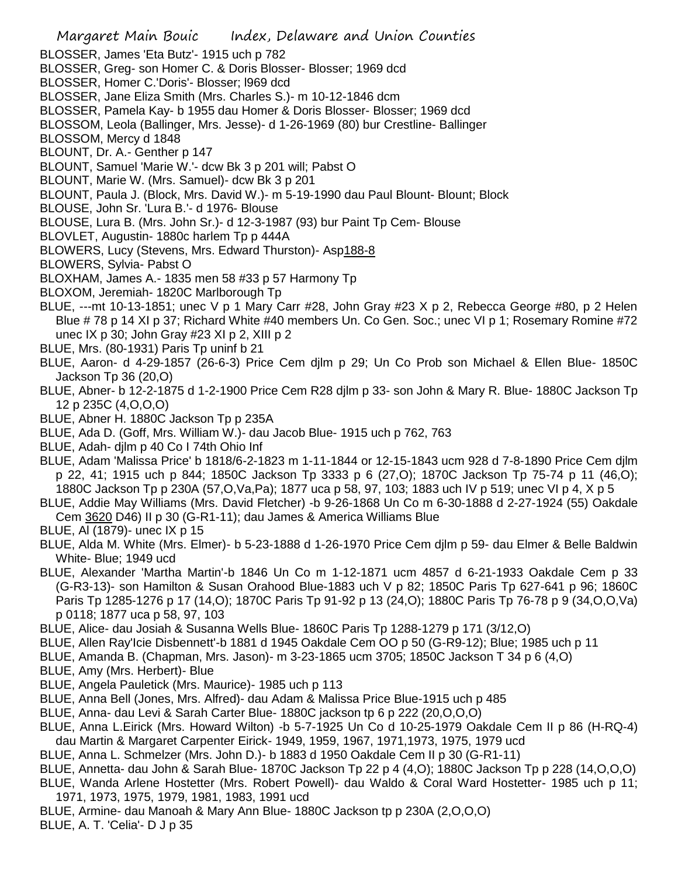BLOSSER, James 'Eta Butz'- 1915 uch p 782

BLOSSER, Greg- son Homer C. & Doris Blosser- Blosser; 1969 dcd

BLOSSER, Homer C.'Doris'- Blosser; l969 dcd

BLOSSER, Jane Eliza Smith (Mrs. Charles S.)- m 10-12-1846 dcm

BLOSSER, Pamela Kay- b 1955 dau Homer & Doris Blosser- Blosser; 1969 dcd

BLOSSOM, Leola (Ballinger, Mrs. Jesse)- d 1-26-1969 (80) bur Crestline- Ballinger

BLOSSOM, Mercy d 1848

BLOUNT, Dr. A.- Genther p 147

BLOUNT, Samuel 'Marie W.'- dcw Bk 3 p 201 will; Pabst O

BLOUNT, Marie W. (Mrs. Samuel)- dcw Bk 3 p 201

BLOUNT, Paula J. (Block, Mrs. David W.)- m 5-19-1990 dau Paul Blount- Blount; Block

BLOUSE, John Sr. 'Lura B.'- d 1976- Blouse

BLOUSE, Lura B. (Mrs. John Sr.)- d 12-3-1987 (93) bur Paint Tp Cem- Blouse

BLOVLET, Augustin- 1880c harlem Tp p 444A

BLOWERS, Lucy (Stevens, Mrs. Edward Thurston)- Asp188-8

BLOWERS, Sylvia- Pabst O

BLOXHAM, James A.- 1835 men 58 #33 p 57 Harmony Tp

BLOXOM, Jeremiah- 1820C Marlborough Tp

BLUE, ---mt 10-13-1851; unec V p 1 Mary Carr #28, John Gray #23 X p 2, Rebecca George #80, p 2 Helen Blue # 78 p 14 XI p 37; Richard White #40 members Un. Co Gen. Soc.; unec VI p 1; Rosemary Romine #72 unec IX p 30; John Gray #23 XI p 2, XIII p 2

BLUE, Mrs. (80-1931) Paris Tp uninf b 21

BLUE, Aaron- d 4-29-1857 (26-6-3) Price Cem djlm p 29; Un Co Prob son Michael & Ellen Blue- 1850C Jackson Tp 36 (20,O)

BLUE, Abner- b 12-2-1875 d 1-2-1900 Price Cem R28 djlm p 33- son John & Mary R. Blue- 1880C Jackson Tp 12 p 235C (4,O,O,O)

BLUE, Abner H. 1880C Jackson Tp p 235A

BLUE, Ada D. (Goff, Mrs. William W.)- dau Jacob Blue- 1915 uch p 762, 763

BLUE, Adah- djlm p 40 Co I 74th Ohio Inf

BLUE, Adam 'Malissa Price' b 1818/6-2-1823 m 1-11-1844 or 12-15-1843 ucm 928 d 7-8-1890 Price Cem djlm p 22, 41; 1915 uch p 844; 1850C Jackson Tp 3333 p 6 (27,O); 1870C Jackson Tp 75-74 p 11 (46,O); 1880C Jackson Tp p 230A (57,O,Va,Pa); 1877 uca p 58, 97, 103; 1883 uch IV p 519; unec VI p 4, X p 5

BLUE, Addie May Williams (Mrs. David Fletcher) -b 9-26-1868 Un Co m 6-30-1888 d 2-27-1924 (55) Oakdale Cem 3620 D46) II p 30 (G-R1-11); dau James & America Williams Blue

BLUE, Al (1879)- unec IX p 15

BLUE, Alda M. White (Mrs. Elmer)- b 5-23-1888 d 1-26-1970 Price Cem djlm p 59- dau Elmer & Belle Baldwin White- Blue; 1949 ucd

BLUE, Alexander 'Martha Martin'-b 1846 Un Co m 1-12-1871 ucm 4857 d 6-21-1933 Oakdale Cem p 33 (G-R3-13)- son Hamilton & Susan Orahood Blue-1883 uch V p 82; 1850C Paris Tp 627-641 p 96; 1860C Paris Tp 1285-1276 p 17 (14,O); 1870C Paris Tp 91-92 p 13 (24,O); 1880C Paris Tp 76-78 p 9 (34,O,O,Va) p 0118; 1877 uca p 58, 97, 103

BLUE, Alice- dau Josiah & Susanna Wells Blue- 1860C Paris Tp 1288-1279 p 171 (3/12,O)

BLUE, Allen Ray'Icie Disbennett'-b 1881 d 1945 Oakdale Cem OO p 50 (G-R9-12); Blue; 1985 uch p 11

BLUE, Amanda B. (Chapman, Mrs. Jason)- m 3-23-1865 ucm 3705; 1850C Jackson T 34 p 6 (4,O)

BLUE, Amy (Mrs. Herbert)- Blue

BLUE, Angela Pauletick (Mrs. Maurice)- 1985 uch p 113

BLUE, Anna Bell (Jones, Mrs. Alfred)- dau Adam & Malissa Price Blue-1915 uch p 485

BLUE, Anna- dau Levi & Sarah Carter Blue- 1880C jackson tp 6 p 222 (20,O,O,O)

BLUE, Anna L.Eirick (Mrs. Howard Wilton) -b 5-7-1925 Un Co d 10-25-1979 Oakdale Cem II p 86 (H-RQ-4) dau Martin & Margaret Carpenter Eirick- 1949, 1959, 1967, 1971,1973, 1975, 1979 ucd

BLUE, Anna L. Schmelzer (Mrs. John D.)- b 1883 d 1950 Oakdale Cem II p 30 (G-R1-11)

BLUE, Annetta- dau John & Sarah Blue- 1870C Jackson Tp 22 p 4 (4,O); 1880C Jackson Tp p 228 (14,O,O,O)

BLUE, Wanda Arlene Hostetter (Mrs. Robert Powell)- dau Waldo & Coral Ward Hostetter- 1985 uch p 11; 1971, 1973, 1975, 1979, 1981, 1983, 1991 ucd

BLUE, Armine- dau Manoah & Mary Ann Blue- 1880C Jackson tp p 230A (2,O,O,O)

BLUE, A. T. 'Celia'- D J p 35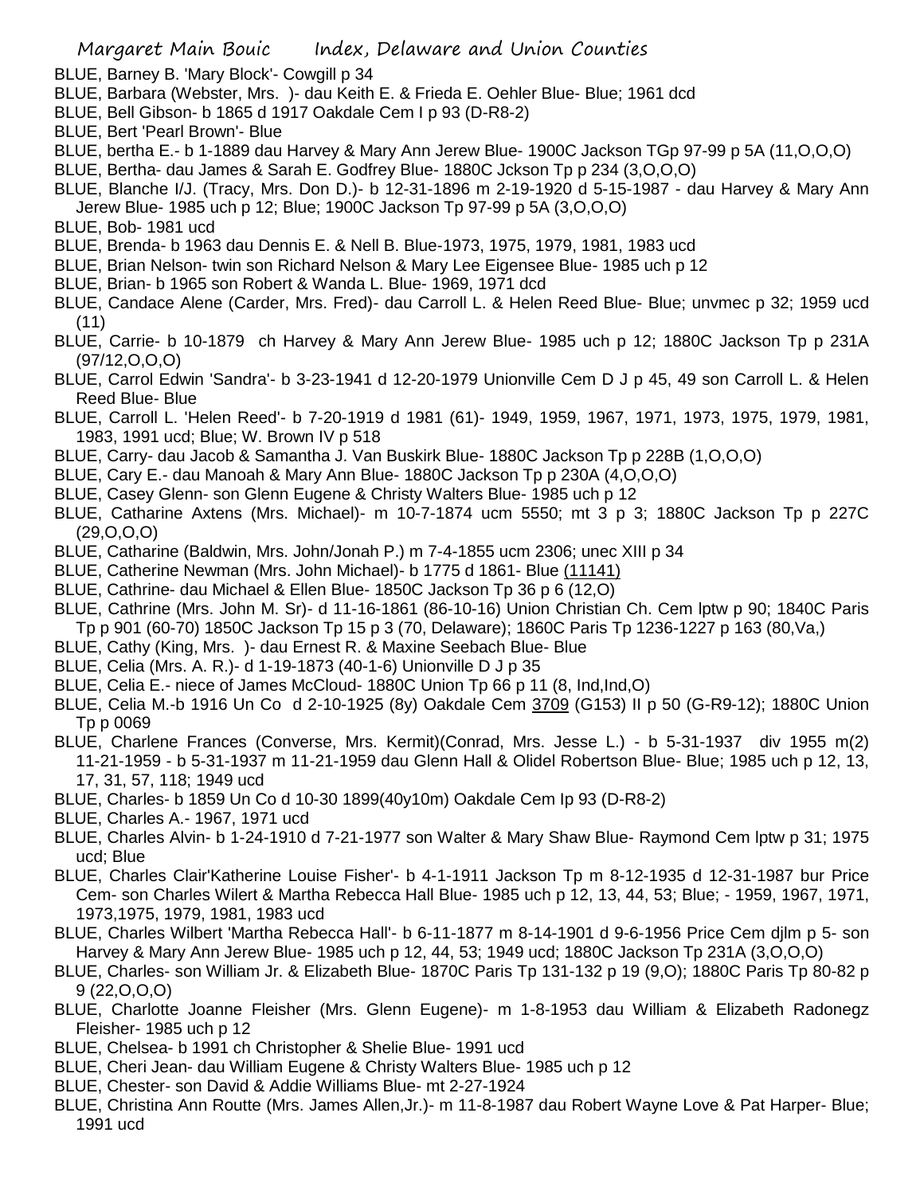BLUE, Barney B. 'Mary Block'- Cowgill p 34

BLUE, Barbara (Webster, Mrs. )- dau Keith E. & Frieda E. Oehler Blue- Blue; 1961 dcd

BLUE, Bell Gibson- b 1865 d 1917 Oakdale Cem I p 93 (D-R8-2)

BLUE, Bert 'Pearl Brown'- Blue

BLUE, bertha E.- b 1-1889 dau Harvey & Mary Ann Jerew Blue- 1900C Jackson TGp 97-99 p 5A (11,O,O,O)

BLUE, Bertha- dau James & Sarah E. Godfrey Blue- 1880C Jckson Tp p 234 (3,O,O,O)

BLUE, Blanche I/J. (Tracy, Mrs. Don D.)- b 12-31-1896 m 2-19-1920 d 5-15-1987 - dau Harvey & Mary Ann Jerew Blue- 1985 uch p 12; Blue; 1900C Jackson Tp 97-99 p 5A (3,O,O,O)

BLUE, Bob- 1981 ucd

BLUE, Brenda- b 1963 dau Dennis E. & Nell B. Blue-1973, 1975, 1979, 1981, 1983 ucd

BLUE, Brian Nelson- twin son Richard Nelson & Mary Lee Eigensee Blue- 1985 uch p 12

BLUE, Brian- b 1965 son Robert & Wanda L. Blue- 1969, 1971 dcd

BLUE, Candace Alene (Carder, Mrs. Fred)- dau Carroll L. & Helen Reed Blue- Blue; unvmec p 32; 1959 ucd (11)

BLUE, Carrie- b 10-1879 ch Harvey & Mary Ann Jerew Blue- 1985 uch p 12; 1880C Jackson Tp p 231A (97/12,O,O,O)

BLUE, Carrol Edwin 'Sandra'- b 3-23-1941 d 12-20-1979 Unionville Cem D J p 45, 49 son Carroll L. & Helen Reed Blue- Blue

BLUE, Carroll L. 'Helen Reed'- b 7-20-1919 d 1981 (61)- 1949, 1959, 1967, 1971, 1973, 1975, 1979, 1981, 1983, 1991 ucd; Blue; W. Brown IV p 518

BLUE, Carry- dau Jacob & Samantha J. Van Buskirk Blue- 1880C Jackson Tp p 228B (1,O,O,O)

BLUE, Cary E.- dau Manoah & Mary Ann Blue- 1880C Jackson Tp p 230A (4,O,O,O)

BLUE, Casey Glenn- son Glenn Eugene & Christy Walters Blue- 1985 uch p 12

BLUE, Catharine Axtens (Mrs. Michael)- m 10-7-1874 ucm 5550; mt 3 p 3; 1880C Jackson Tp p 227C (29,O,O,O)

BLUE, Catharine (Baldwin, Mrs. John/Jonah P.) m 7-4-1855 ucm 2306; unec XIII p 34

BLUE, Catherine Newman (Mrs. John Michael)- b 1775 d 1861- Blue (11141)

BLUE, Cathrine- dau Michael & Ellen Blue- 1850C Jackson Tp 36 p 6 (12,O)

BLUE, Cathrine (Mrs. John M. Sr)- d 11-16-1861 (86-10-16) Union Christian Ch. Cem lptw p 90; 1840C Paris Tp p 901 (60-70) 1850C Jackson Tp 15 p 3 (70, Delaware); 1860C Paris Tp 1236-1227 p 163 (80,Va,)

BLUE, Cathy (King, Mrs. )- dau Ernest R. & Maxine Seebach Blue- Blue

BLUE, Celia (Mrs. A. R.)- d 1-19-1873 (40-1-6) Unionville D J p 35

BLUE, Celia E.- niece of James McCloud- 1880C Union Tp 66 p 11 (8, Ind,Ind,O)

BLUE, Celia M.-b 1916 Un Co d 2-10-1925 (8y) Oakdale Cem 3709 (G153) II p 50 (G-R9-12); 1880C Union Tp p 0069

BLUE, Charlene Frances (Converse, Mrs. Kermit)(Conrad, Mrs. Jesse L.) - b 5-31-1937 div 1955 m(2) 11-21-1959 - b 5-31-1937 m 11-21-1959 dau Glenn Hall & Olidel Robertson Blue- Blue; 1985 uch p 12, 13, 17, 31, 57, 118; 1949 ucd

BLUE, Charles- b 1859 Un Co d 10-30 1899(40y10m) Oakdale Cem Ip 93 (D-R8-2)

BLUE, Charles A.- 1967, 1971 ucd

BLUE, Charles Alvin- b 1-24-1910 d 7-21-1977 son Walter & Mary Shaw Blue- Raymond Cem lptw p 31; 1975 ucd; Blue

BLUE, Charles Clair'Katherine Louise Fisher'- b 4-1-1911 Jackson Tp m 8-12-1935 d 12-31-1987 bur Price Cem- son Charles Wilert & Martha Rebecca Hall Blue- 1985 uch p 12, 13, 44, 53; Blue; - 1959, 1967, 1971, 1973,1975, 1979, 1981, 1983 ucd

BLUE, Charles Wilbert 'Martha Rebecca Hall'- b 6-11-1877 m 8-14-1901 d 9-6-1956 Price Cem djlm p 5- son Harvey & Mary Ann Jerew Blue- 1985 uch p 12, 44, 53; 1949 ucd; 1880C Jackson Tp 231A (3,O,O,O)

BLUE, Charles- son William Jr. & Elizabeth Blue- 1870C Paris Tp 131-132 p 19 (9,O); 1880C Paris Tp 80-82 p 9 (22,O,O,O)

BLUE, Charlotte Joanne Fleisher (Mrs. Glenn Eugene)- m 1-8-1953 dau William & Elizabeth Radonegz Fleisher- 1985 uch p 12

BLUE, Chelsea- b 1991 ch Christopher & Shelie Blue- 1991 ucd

BLUE, Cheri Jean- dau William Eugene & Christy Walters Blue- 1985 uch p 12

BLUE, Chester- son David & Addie Williams Blue- mt 2-27-1924

BLUE, Christina Ann Routte (Mrs. James Allen,Jr.)- m 11-8-1987 dau Robert Wayne Love & Pat Harper- Blue; 1991 ucd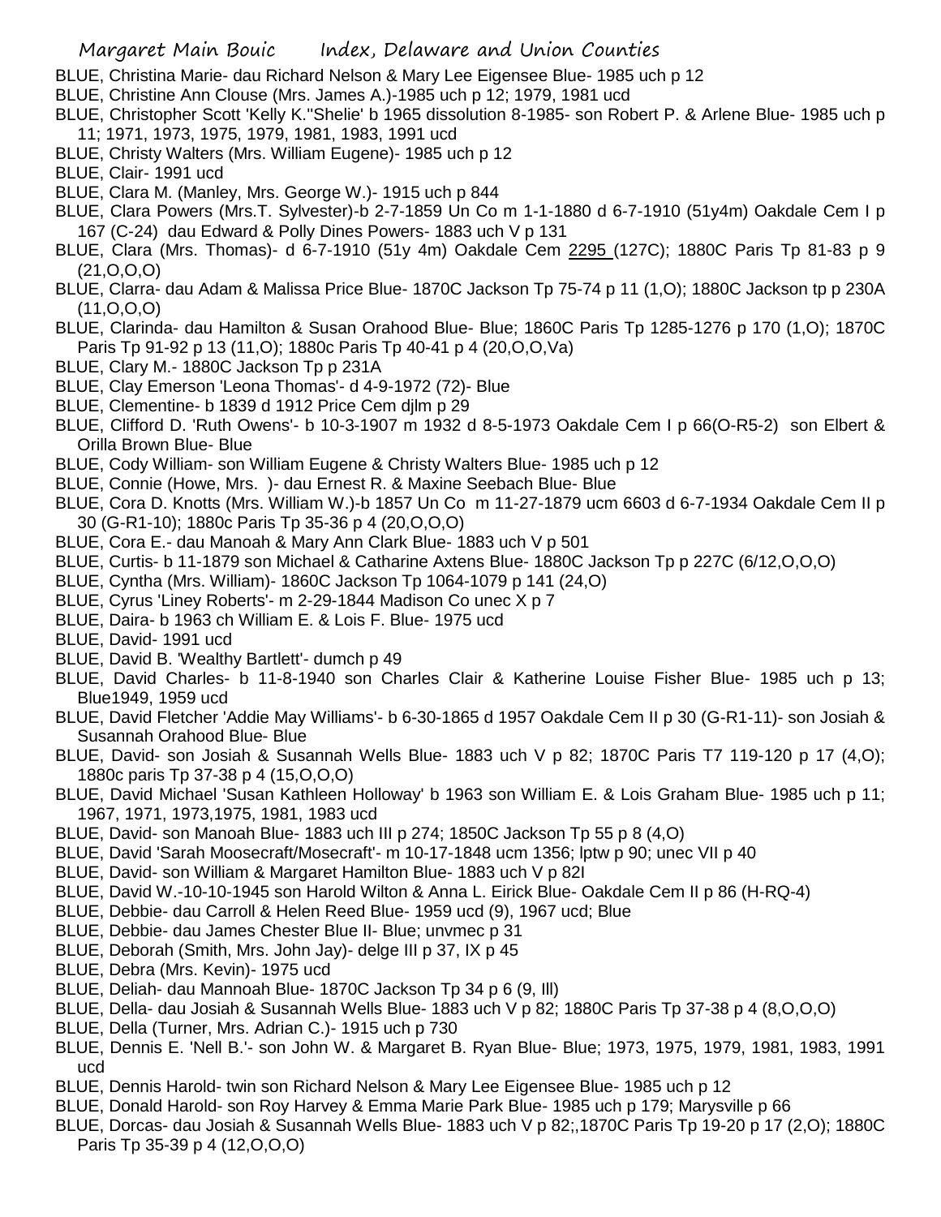BLUE, Christina Marie- dau Richard Nelson & Mary Lee Eigensee Blue- 1985 uch p 12

BLUE, Christine Ann Clouse (Mrs. James A.)-1985 uch p 12; 1979, 1981 ucd

BLUE, Christopher Scott 'Kelly K.''Shelie' b 1965 dissolution 8-1985- son Robert P. & Arlene Blue- 1985 uch p 11; 1971, 1973, 1975, 1979, 1981, 1983, 1991 ucd

BLUE, Christy Walters (Mrs. William Eugene)- 1985 uch p 12

BLUE, Clair- 1991 ucd

BLUE, Clara M. (Manley, Mrs. George W.)- 1915 uch p 844

BLUE, Clara Powers (Mrs.T. Sylvester)-b 2-7-1859 Un Co m 1-1-1880 d 6-7-1910 (51y4m) Oakdale Cem I p 167 (C-24) dau Edward & Polly Dines Powers- 1883 uch V p 131

BLUE, Clara (Mrs. Thomas)- d 6-7-1910 (51y 4m) Oakdale Cem 2295 (127C); 1880C Paris Tp 81-83 p 9 (21,O,O,O)

BLUE, Clarra- dau Adam & Malissa Price Blue- 1870C Jackson Tp 75-74 p 11 (1,O); 1880C Jackson tp p 230A (11,O,O,O)

BLUE, Clarinda- dau Hamilton & Susan Orahood Blue- Blue; 1860C Paris Tp 1285-1276 p 170 (1,O); 1870C Paris Tp 91-92 p 13 (11,O); 1880c Paris Tp 40-41 p 4 (20,O,O,Va)

BLUE, Clary M.- 1880C Jackson Tp p 231A

BLUE, Clay Emerson 'Leona Thomas'- d 4-9-1972 (72)- Blue

BLUE, Clementine- b 1839 d 1912 Price Cem djlm p 29

BLUE, Clifford D. 'Ruth Owens'- b 10-3-1907 m 1932 d 8-5-1973 Oakdale Cem I p 66(O-R5-2) son Elbert & Orilla Brown Blue- Blue

BLUE, Cody William- son William Eugene & Christy Walters Blue- 1985 uch p 12

BLUE, Connie (Howe, Mrs. )- dau Ernest R. & Maxine Seebach Blue- Blue

BLUE, Cora D. Knotts (Mrs. William W.)-b 1857 Un Co m 11-27-1879 ucm 6603 d 6-7-1934 Oakdale Cem II p 30 (G-R1-10); 1880c Paris Tp 35-36 p 4 (20,O,O,O)

BLUE, Cora E.- dau Manoah & Mary Ann Clark Blue- 1883 uch V p 501

BLUE, Curtis- b 11-1879 son Michael & Catharine Axtens Blue- 1880C Jackson Tp p 227C (6/12,O,O,O)

BLUE, Cyntha (Mrs. William)- 1860C Jackson Tp 1064-1079 p 141 (24,O)

BLUE, Cyrus 'Liney Roberts'- m 2-29-1844 Madison Co unec X p 7

BLUE, Daira- b 1963 ch William E. & Lois F. Blue- 1975 ucd

BLUE, David- 1991 ucd

BLUE, David B. 'Wealthy Bartlett'- dumch p 49

BLUE, David Charles- b 11-8-1940 son Charles Clair & Katherine Louise Fisher Blue- 1985 uch p 13; Blue1949, 1959 ucd

BLUE, David Fletcher 'Addie May Williams'- b 6-30-1865 d 1957 Oakdale Cem II p 30 (G-R1-11)- son Josiah & Susannah Orahood Blue- Blue

BLUE, David- son Josiah & Susannah Wells Blue- 1883 uch V p 82; 1870C Paris T7 119-120 p 17 (4,O); 1880c paris Tp 37-38 p 4 (15,O,O,O)

BLUE, David Michael 'Susan Kathleen Holloway' b 1963 son William E. & Lois Graham Blue- 1985 uch p 11; 1967, 1971, 1973,1975, 1981, 1983 ucd

BLUE, David- son Manoah Blue- 1883 uch III p 274; 1850C Jackson Tp 55 p 8 (4,O)

BLUE, David 'Sarah Moosecraft/Mosecraft'- m 10-17-1848 ucm 1356; lptw p 90; unec VII p 40

BLUE, David- son William & Margaret Hamilton Blue- 1883 uch V p 82I

BLUE, David W.-10-10-1945 son Harold Wilton & Anna L. Eirick Blue- Oakdale Cem II p 86 (H-RQ-4)

BLUE, Debbie- dau Carroll & Helen Reed Blue- 1959 ucd (9), 1967 ucd; Blue

BLUE, Debbie- dau James Chester Blue II- Blue; unvmec p 31

BLUE, Deborah (Smith, Mrs. John Jay)- delge III p 37, IX p 45

BLUE, Debra (Mrs. Kevin)- 1975 ucd

BLUE, Deliah- dau Mannoah Blue- 1870C Jackson Tp 34 p 6 (9, Ill)

BLUE, Della- dau Josiah & Susannah Wells Blue- 1883 uch V p 82; 1880C Paris Tp 37-38 p 4 (8,O,O,O)

BLUE, Della (Turner, Mrs. Adrian C.)- 1915 uch p 730

BLUE, Dennis E. 'Nell B.'- son John W. & Margaret B. Ryan Blue- Blue; 1973, 1975, 1979, 1981, 1983, 1991 ucd

BLUE, Dennis Harold- twin son Richard Nelson & Mary Lee Eigensee Blue- 1985 uch p 12

BLUE, Donald Harold- son Roy Harvey & Emma Marie Park Blue- 1985 uch p 179; Marysville p 66

BLUE, Dorcas- dau Josiah & Susannah Wells Blue- 1883 uch V p 82;,1870C Paris Tp 19-20 p 17 (2,O); 1880C Paris Tp 35-39 p 4 (12,O,O,O)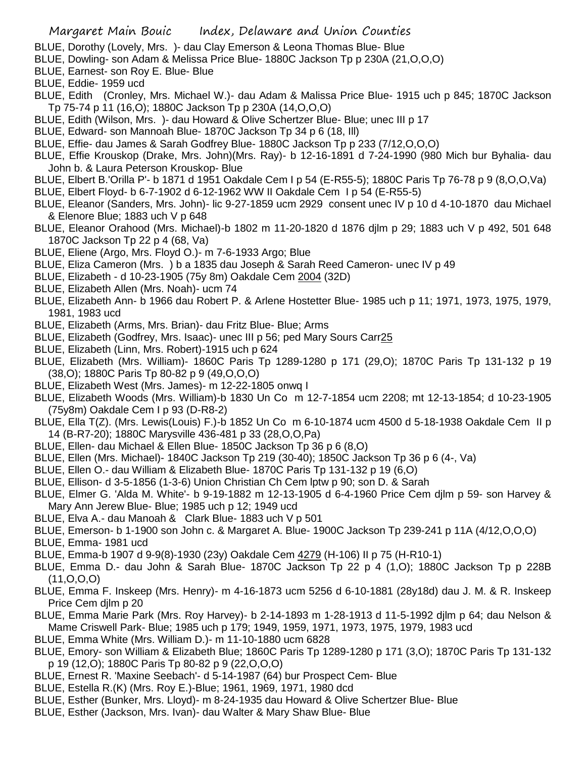BLUE, Dorothy (Lovely, Mrs. )- dau Clay Emerson & Leona Thomas Blue- Blue

BLUE, Dowling- son Adam & Melissa Price Blue- 1880C Jackson Tp p 230A (21,O,O,O)

BLUE, Earnest- son Roy E. Blue- Blue

BLUE, Eddie- 1959 ucd

BLUE, Edith (Cronley, Mrs. Michael W.)- dau Adam & Malissa Price Blue- 1915 uch p 845; 1870C Jackson Tp 75-74 p 11 (16,O); 1880C Jackson Tp p 230A (14,O,O,O)

BLUE, Edith (Wilson, Mrs. )- dau Howard & Olive Schertzer Blue- Blue; unec III p 17

BLUE, Edward- son Mannoah Blue- 1870C Jackson Tp 34 p 6 (18, Ill)

BLUE, Effie- dau James & Sarah Godfrey Blue- 1880C Jackson Tp p 233 (7/12,O,O,O)

BLUE, Effie Krouskop (Drake, Mrs. John)(Mrs. Ray)- b 12-16-1891 d 7-24-1990 (980 Mich bur Byhalia- dau John b. & Laura Peterson Krouskop- Blue

BLUE, Elbert B.'Orilla P'- b 1871 d 1951 Oakdale Cem I p 54 (E-R55-5); 1880C Paris Tp 76-78 p 9 (8,O,O,Va)

BLUE, Elbert Floyd- b 6-7-1902 d 6-12-1962 WW II Oakdale Cem I p 54 (E-R55-5)

BLUE, Eleanor (Sanders, Mrs. John)- lic 9-27-1859 ucm 2929 consent unec IV p 10 d 4-10-1870 dau Michael & Elenore Blue; 1883 uch V p 648

BLUE, Eleanor Orahood (Mrs. Michael)-b 1802 m 11-20-1820 d 1876 djlm p 29; 1883 uch V p 492, 501 648 1870C Jackson Tp 22 p 4 (68, Va)

BLUE, Eliene (Argo, Mrs. Floyd O.)- m 7-6-1933 Argo; Blue

BLUE, Eliza Cameron (Mrs. ) b a 1835 dau Joseph & Sarah Reed Cameron- unec IV p 49

BLUE, Elizabeth - d 10-23-1905 (75y 8m) Oakdale Cem 2004 (32D)

BLUE, Elizabeth Allen (Mrs. Noah)- ucm 74

BLUE, Elizabeth Ann- b 1966 dau Robert P. & Arlene Hostetter Blue- 1985 uch p 11; 1971, 1973, 1975, 1979, 1981, 1983 ucd

BLUE, Elizabeth (Arms, Mrs. Brian)- dau Fritz Blue- Blue; Arms

BLUE, Elizabeth (Godfrey, Mrs. Isaac)- unec III p 56; ped Mary Sours Carr25

BLUE, Elizabeth (Linn, Mrs. Robert)-1915 uch p 624

BLUE, Elizabeth (Mrs. William)- 1860C Paris Tp 1289-1280 p 171 (29,O); 1870C Paris Tp 131-132 p 19 (38,O); 1880C Paris Tp 80-82 p 9 (49,O,O,O)

BLUE, Elizabeth West (Mrs. James)- m 12-22-1805 onwq I

BLUE, Elizabeth Woods (Mrs. William)-b 1830 Un Co m 12-7-1854 ucm 2208; mt 12-13-1854; d 10-23-1905 (75y8m) Oakdale Cem I p 93 (D-R8-2)

BLUE, Ella T(Z). (Mrs. Lewis(Louis) F.)-b 1852 Un Co m 6-10-1874 ucm 4500 d 5-18-1938 Oakdale Cem II p 14 (B-R7-20); 1880C Marysville 436-481 p 33 (28,O,O,Pa)

BLUE, Ellen- dau Michael & Ellen Blue- 1850C Jackson Tp 36 p 6 (8,O)

BLUE, Ellen (Mrs. Michael)- 1840C Jackson Tp 219 (30-40); 1850C Jackson Tp 36 p 6 (4-, Va)

BLUE, Ellen O.- dau William & Elizabeth Blue- 1870C Paris Tp 131-132 p 19 (6,O)

BLUE, Ellison- d 3-5-1856 (1-3-6) Union Christian Ch Cem lptw p 90; son D. & Sarah

BLUE, Elmer G. 'Alda M. White'- b 9-19-1882 m 12-13-1905 d 6-4-1960 Price Cem djlm p 59- son Harvey & Mary Ann Jerew Blue- Blue; 1985 uch p 12; 1949 ucd

BLUE, Elva A.- dau Manoah & Clark Blue- 1883 uch V p 501

BLUE, Emerson- b 1-1900 son John c. & Margaret A. Blue- 1900C Jackson Tp 239-241 p 11A (4/12,O,O,O)

BLUE, Emma- 1981 ucd

BLUE, Emma-b 1907 d 9-9(8)-1930 (23y) Oakdale Cem 4279 (H-106) II p 75 (H-R10-1)

BLUE, Emma D.- dau John & Sarah Blue- 1870C Jackson Tp 22 p 4 (1,O); 1880C Jackson Tp p 228B (11,O,O,O)

BLUE, Emma F. Inskeep (Mrs. Henry)- m 4-16-1873 ucm 5256 d 6-10-1881 (28y18d) dau J. M. & R. Inskeep Price Cem djlm p 20

BLUE, Emma Marie Park (Mrs. Roy Harvey)- b 2-14-1893 m 1-28-1913 d 11-5-1992 djlm p 64; dau Nelson & Mame Criswell Park- Blue; 1985 uch p 179; 1949, 1959, 1971, 1973, 1975, 1979, 1983 ucd

BLUE, Emma White (Mrs. William D.)- m 11-10-1880 ucm 6828

BLUE, Emory- son William & Elizabeth Blue; 1860C Paris Tp 1289-1280 p 171 (3,O); 1870C Paris Tp 131-132 p 19 (12,O); 1880C Paris Tp 80-82 p 9 (22,O,O,O)

BLUE, Ernest R. 'Maxine Seebach'- d 5-14-1987 (64) bur Prospect Cem- Blue

BLUE, Estella R.(K) (Mrs. Roy E.)-Blue; 1961, 1969, 1971, 1980 dcd

BLUE, Esther (Bunker, Mrs. Lloyd)- m 8-24-1935 dau Howard & Olive Schertzer Blue- Blue

BLUE, Esther (Jackson, Mrs. Ivan)- dau Walter & Mary Shaw Blue- Blue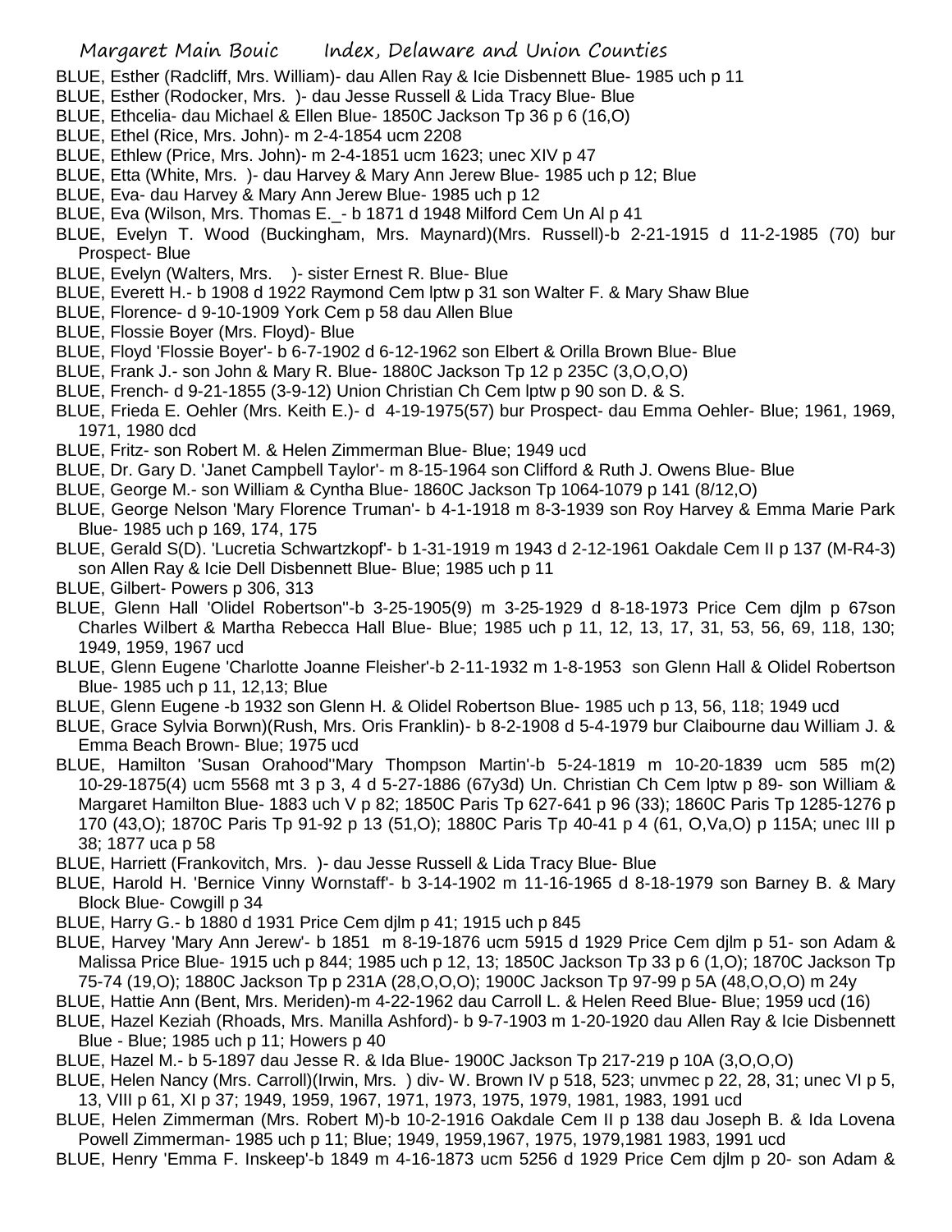BLUE, Esther (Radcliff, Mrs. William)- dau Allen Ray & Icie Disbennett Blue- 1985 uch p 11

BLUE, Esther (Rodocker, Mrs. )- dau Jesse Russell & Lida Tracy Blue- Blue

BLUE, Ethcelia- dau Michael & Ellen Blue- 1850C Jackson Tp 36 p 6 (16,O)

BLUE, Ethel (Rice, Mrs. John)- m 2-4-1854 ucm 2208

BLUE, Ethlew (Price, Mrs. John)- m 2-4-1851 ucm 1623; unec XIV p 47

BLUE, Etta (White, Mrs. )- dau Harvey & Mary Ann Jerew Blue- 1985 uch p 12; Blue

BLUE, Eva- dau Harvey & Mary Ann Jerew Blue- 1985 uch p 12

BLUE, Eva (Wilson, Mrs. Thomas E._- b 1871 d 1948 Milford Cem Un Al p 41

BLUE, Evelyn T. Wood (Buckingham, Mrs. Maynard)(Mrs. Russell)-b 2-21-1915 d 11-2-1985 (70) bur Prospect- Blue

BLUE, Evelyn (Walters, Mrs. )- sister Ernest R. Blue- Blue

BLUE, Everett H.- b 1908 d 1922 Raymond Cem lptw p 31 son Walter F. & Mary Shaw Blue

BLUE, Florence- d 9-10-1909 York Cem p 58 dau Allen Blue

BLUE, Flossie Boyer (Mrs. Floyd)- Blue

BLUE, Floyd 'Flossie Boyer'- b 6-7-1902 d 6-12-1962 son Elbert & Orilla Brown Blue- Blue

BLUE, Frank J.- son John & Mary R. Blue- 1880C Jackson Tp 12 p 235C (3,O,O,O)

BLUE, French- d 9-21-1855 (3-9-12) Union Christian Ch Cem lptw p 90 son D. & S.

BLUE, Frieda E. Oehler (Mrs. Keith E.)- d 4-19-1975(57) bur Prospect- dau Emma Oehler- Blue; 1961, 1969, 1971, 1980 dcd

BLUE, Fritz- son Robert M. & Helen Zimmerman Blue- Blue; 1949 ucd

BLUE, Dr. Gary D. 'Janet Campbell Taylor'- m 8-15-1964 son Clifford & Ruth J. Owens Blue- Blue

BLUE, George M.- son William & Cyntha Blue- 1860C Jackson Tp 1064-1079 p 141 (8/12,O)

BLUE, George Nelson 'Mary Florence Truman'- b 4-1-1918 m 8-3-1939 son Roy Harvey & Emma Marie Park Blue- 1985 uch p 169, 174, 175

BLUE, Gerald S(D). 'Lucretia Schwartzkopf'- b 1-31-1919 m 1943 d 2-12-1961 Oakdale Cem II p 137 (M-R4-3) son Allen Ray & Icie Dell Disbennett Blue- Blue; 1985 uch p 11

BLUE, Gilbert- Powers p 306, 313

BLUE, Glenn Hall 'Olidel Robertson''-b 3-25-1905(9) m 3-25-1929 d 8-18-1973 Price Cem djlm p 67son Charles Wilbert & Martha Rebecca Hall Blue- Blue; 1985 uch p 11, 12, 13, 17, 31, 53, 56, 69, 118, 130; 1949, 1959, 1967 ucd

BLUE, Glenn Eugene 'Charlotte Joanne Fleisher'-b 2-11-1932 m 1-8-1953 son Glenn Hall & Olidel Robertson Blue- 1985 uch p 11, 12,13; Blue

BLUE, Glenn Eugene -b 1932 son Glenn H. & Olidel Robertson Blue- 1985 uch p 13, 56, 118; 1949 ucd

BLUE, Grace Sylvia Borwn)(Rush, Mrs. Oris Franklin)- b 8-2-1908 d 5-4-1979 bur Claibourne dau William J. & Emma Beach Brown- Blue; 1975 ucd

BLUE, Hamilton 'Susan Orahood''Mary Thompson Martin'-b 5-24-1819 m 10-20-1839 ucm 585 m(2) 10-29-1875(4) ucm 5568 mt 3 p 3, 4 d 5-27-1886 (67y3d) Un. Christian Ch Cem lptw p 89- son William & Margaret Hamilton Blue- 1883 uch V p 82; 1850C Paris Tp 627-641 p 96 (33); 1860C Paris Tp 1285-1276 p 170 (43,O); 1870C Paris Tp 91-92 p 13 (51,O); 1880C Paris Tp 40-41 p 4 (61, O,Va,O) p 115A; unec III p 38; 1877 uca p 58

BLUE, Harriett (Frankovitch, Mrs. )- dau Jesse Russell & Lida Tracy Blue- Blue

BLUE, Harold H. 'Bernice Vinny Wornstaff'- b 3-14-1902 m 11-16-1965 d 8-18-1979 son Barney B. & Mary Block Blue- Cowgill p 34

BLUE, Harry G.- b 1880 d 1931 Price Cem djlm p 41; 1915 uch p 845

BLUE, Harvey 'Mary Ann Jerew'- b 1851 m 8-19-1876 ucm 5915 d 1929 Price Cem djlm p 51- son Adam & Malissa Price Blue- 1915 uch p 844; 1985 uch p 12, 13; 1850C Jackson Tp 33 p 6 (1,O); 1870C Jackson Tp 75-74 (19,O); 1880C Jackson Tp p 231A (28,O,O,O); 1900C Jackson Tp 97-99 p 5A (48,O,O,O) m 24y

BLUE, Hattie Ann (Bent, Mrs. Meriden)-m 4-22-1962 dau Carroll L. & Helen Reed Blue- Blue; 1959 ucd (16)

BLUE, Hazel Keziah (Rhoads, Mrs. Manilla Ashford)- b 9-7-1903 m 1-20-1920 dau Allen Ray & Icie Disbennett Blue - Blue; 1985 uch p 11; Howers p 40

BLUE, Hazel M.- b 5-1897 dau Jesse R. & Ida Blue- 1900C Jackson Tp 217-219 p 10A (3,O,O,O)

BLUE, Helen Nancy (Mrs. Carroll)(Irwin, Mrs. ) div- W. Brown IV p 518, 523; unvmec p 22, 28, 31; unec VI p 5, 13, VIII p 61, XI p 37; 1949, 1959, 1967, 1971, 1973, 1975, 1979, 1981, 1983, 1991 ucd

BLUE, Helen Zimmerman (Mrs. Robert M)-b 10-2-1916 Oakdale Cem II p 138 dau Joseph B. & Ida Lovena Powell Zimmerman- 1985 uch p 11; Blue; 1949, 1959,1967, 1975, 1979,1981 1983, 1991 ucd

BLUE, Henry 'Emma F. Inskeep'-b 1849 m 4-16-1873 ucm 5256 d 1929 Price Cem djlm p 20- son Adam &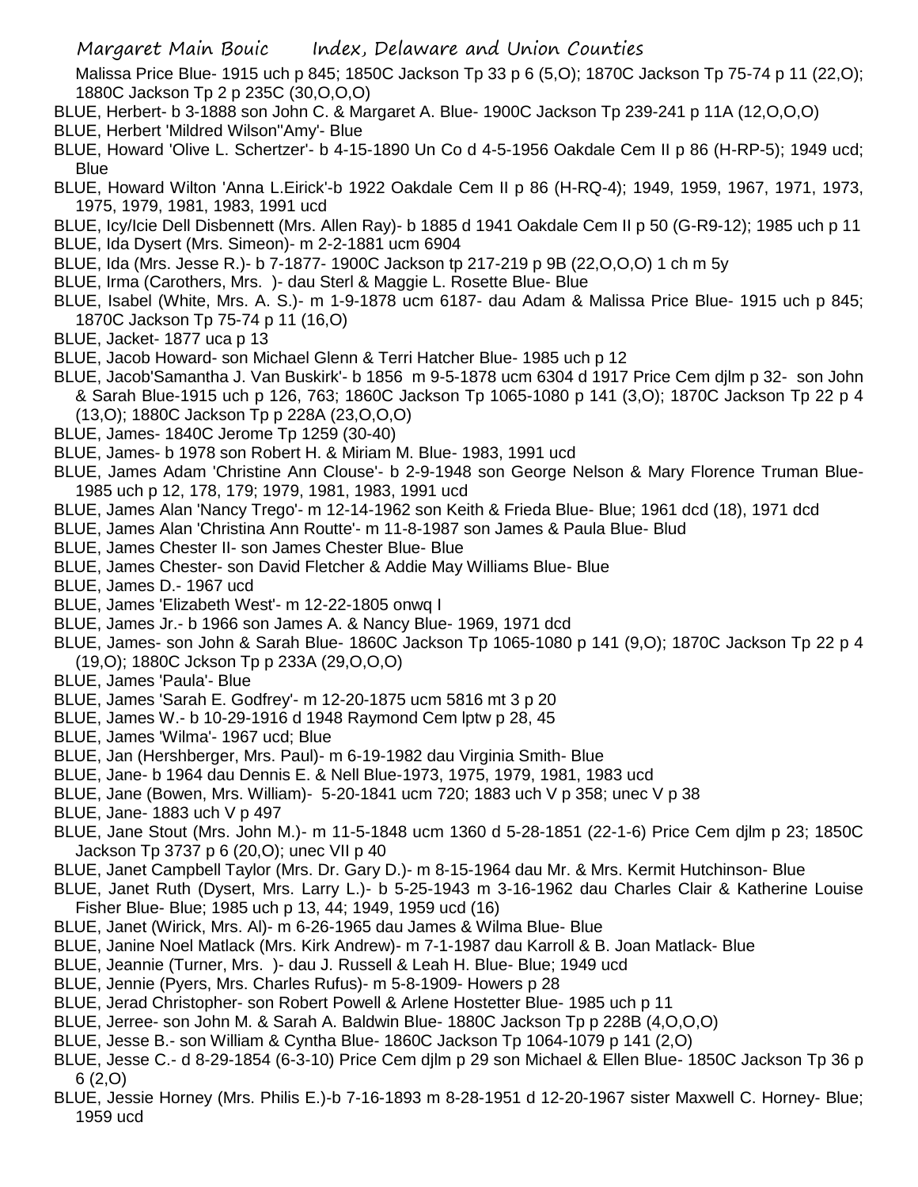Malissa Price Blue- 1915 uch p 845; 1850C Jackson Tp 33 p 6 (5,O); 1870C Jackson Tp 75-74 p 11 (22,O); 1880C Jackson Tp 2 p 235C (30,O,O,O)

BLUE, Herbert- b 3-1888 son John C. & Margaret A. Blue- 1900C Jackson Tp 239-241 p 11A (12,O,O,O)

BLUE, Herbert 'Mildred Wilson''Amy'- Blue

BLUE, Howard 'Olive L. Schertzer'- b 4-15-1890 Un Co d 4-5-1956 Oakdale Cem II p 86 (H-RP-5); 1949 ucd; Blue

BLUE, Howard Wilton 'Anna L.Eirick'-b 1922 Oakdale Cem II p 86 (H-RQ-4); 1949, 1959, 1967, 1971, 1973, 1975, 1979, 1981, 1983, 1991 ucd

BLUE, Icy/Icie Dell Disbennett (Mrs. Allen Ray)- b 1885 d 1941 Oakdale Cem II p 50 (G-R9-12); 1985 uch p 11

BLUE, Ida Dysert (Mrs. Simeon)- m 2-2-1881 ucm 6904

BLUE, Ida (Mrs. Jesse R.)- b 7-1877- 1900C Jackson tp 217-219 p 9B (22,O,O,O) 1 ch m 5y

BLUE, Irma (Carothers, Mrs. )- dau Sterl & Maggie L. Rosette Blue- Blue

BLUE, Isabel (White, Mrs. A. S.)- m 1-9-1878 ucm 6187- dau Adam & Malissa Price Blue- 1915 uch p 845; 1870C Jackson Tp 75-74 p 11 (16,O)

BLUE, Jacket- 1877 uca p 13

BLUE, Jacob Howard- son Michael Glenn & Terri Hatcher Blue- 1985 uch p 12

BLUE, Jacob'Samantha J. Van Buskirk'- b 1856 m 9-5-1878 ucm 6304 d 1917 Price Cem djlm p 32- son John & Sarah Blue-1915 uch p 126, 763; 1860C Jackson Tp 1065-1080 p 141 (3,O); 1870C Jackson Tp 22 p 4 (13,O); 1880C Jackson Tp p 228A (23,O,O,O)

BLUE, James- 1840C Jerome Tp 1259 (30-40)

BLUE, James- b 1978 son Robert H. & Miriam M. Blue- 1983, 1991 ucd

BLUE, James Adam 'Christine Ann Clouse'- b 2-9-1948 son George Nelson & Mary Florence Truman Blue- 1985 uch p 12, 178, 179; 1979, 1981, 1983, 1991 ucd

BLUE, James Alan 'Nancy Trego'- m 12-14-1962 son Keith & Frieda Blue- Blue; 1961 dcd (18), 1971 dcd

BLUE, James Alan 'Christina Ann Routte'- m 11-8-1987 son James & Paula Blue- Blud

BLUE, James Chester II- son James Chester Blue- Blue

BLUE, James Chester- son David Fletcher & Addie May Williams Blue- Blue

BLUE, James D.- 1967 ucd

BLUE, James 'Elizabeth West'- m 12-22-1805 onwq I

BLUE, James Jr.- b 1966 son James A. & Nancy Blue- 1969, 1971 dcd

BLUE, James- son John & Sarah Blue- 1860C Jackson Tp 1065-1080 p 141 (9,O); 1870C Jackson Tp 22 p 4 (19,O); 1880C Jckson Tp p 233A (29,O,O,O)

BLUE, James 'Paula'- Blue

BLUE, James 'Sarah E. Godfrey'- m 12-20-1875 ucm 5816 mt 3 p 20

BLUE, James W.- b 10-29-1916 d 1948 Raymond Cem lptw p 28, 45

BLUE, James 'Wilma'- 1967 ucd; Blue

BLUE, Jan (Hershberger, Mrs. Paul)- m 6-19-1982 dau Virginia Smith- Blue

BLUE, Jane- b 1964 dau Dennis E. & Nell Blue-1973, 1975, 1979, 1981, 1983 ucd

BLUE, Jane (Bowen, Mrs. William)- 5-20-1841 ucm 720; 1883 uch V p 358; unec V p 38

BLUE, Jane- 1883 uch V p 497

BLUE, Jane Stout (Mrs. John M.)- m 11-5-1848 ucm 1360 d 5-28-1851 (22-1-6) Price Cem djlm p 23; 1850C Jackson Tp 3737 p 6 (20,O); unec VII p 40

BLUE, Janet Campbell Taylor (Mrs. Dr. Gary D.)- m 8-15-1964 dau Mr. & Mrs. Kermit Hutchinson- Blue

BLUE, Janet Ruth (Dysert, Mrs. Larry L.)- b 5-25-1943 m 3-16-1962 dau Charles Clair & Katherine Louise Fisher Blue- Blue; 1985 uch p 13, 44; 1949, 1959 ucd (16)

BLUE, Janet (Wirick, Mrs. Al)- m 6-26-1965 dau James & Wilma Blue- Blue

BLUE, Janine Noel Matlack (Mrs. Kirk Andrew)- m 7-1-1987 dau Karroll & B. Joan Matlack- Blue

BLUE, Jeannie (Turner, Mrs. )- dau J. Russell & Leah H. Blue- Blue; 1949 ucd

BLUE, Jennie (Pyers, Mrs. Charles Rufus)- m 5-8-1909- Howers p 28

BLUE, Jerad Christopher- son Robert Powell & Arlene Hostetter Blue- 1985 uch p 11

BLUE, Jerree- son John M. & Sarah A. Baldwin Blue- 1880C Jackson Tp p 228B (4,O,O,O)

BLUE, Jesse B.- son William & Cyntha Blue- 1860C Jackson Tp 1064-1079 p 141 (2,O)

BLUE, Jesse C.- d 8-29-1854 (6-3-10) Price Cem djlm p 29 son Michael & Ellen Blue- 1850C Jackson Tp 36 p 6 (2,O)

BLUE, Jessie Horney (Mrs. Philis E.)-b 7-16-1893 m 8-28-1951 d 12-20-1967 sister Maxwell C. Horney- Blue; 1959 ucd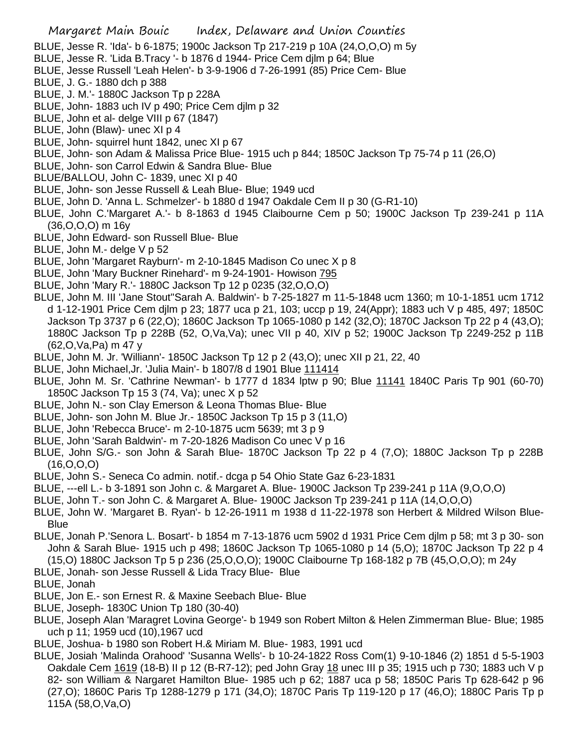BLUE, Jesse R. 'Ida'- b 6-1875; 1900c Jackson Tp 217-219 p 10A (24,O,O,O) m 5y

BLUE, Jesse R. 'Lida B.Tracy '- b 1876 d 1944- Price Cem djlm p 64; Blue

BLUE, Jesse Russell 'Leah Helen'- b 3-9-1906 d 7-26-1991 (85) Price Cem- Blue

BLUE, J. G.- 1880 dch p 388

BLUE, J. M.'- 1880C Jackson Tp p 228A

BLUE, John- 1883 uch IV p 490; Price Cem djlm p 32

BLUE, John et al- delge VIII p 67 (1847)

BLUE, John (Blaw)- unec XI p 4

BLUE, John- squirrel hunt 1842, unec XI p 67

BLUE, John- son Adam & Malissa Price Blue- 1915 uch p 844; 1850C Jackson Tp 75-74 p 11 (26,O)

BLUE, John- son Carrol Edwin & Sandra Blue- Blue

BLUE/BALLOU, John C- 1839, unec XI p 40

BLUE, John- son Jesse Russell & Leah Blue- Blue; 1949 ucd

BLUE, John D. 'Anna L. Schmelzer'- b 1880 d 1947 Oakdale Cem II p 30 (G-R1-10)

BLUE, John C.'Margaret A.'- b 8-1863 d 1945 Claibourne Cem p 50; 1900C Jackson Tp 239-241 p 11A (36,O,O,O) m 16y

BLUE, John Edward- son Russell Blue- Blue

BLUE, John M.- delge V p 52

BLUE, John 'Margaret Rayburn'- m 2-10-1845 Madison Co unec X p 8

BLUE, John 'Mary Buckner Rinehard'- m 9-24-1901- Howison 795

BLUE, John 'Mary R.'- 1880C Jackson Tp 12 p 0235 (32,O,O,O)

BLUE, John M. III 'Jane Stout''Sarah A. Baldwin'- b 7-25-1827 m 11-5-1848 ucm 1360; m 10-1-1851 ucm 1712 d 1-12-1901 Price Cem djlm p 23; 1877 uca p 21, 103; uccp p 19, 24(Appr); 1883 uch V p 485, 497; 1850C Jackson Tp 3737 p 6 (22,O); 1860C Jackson Tp 1065-1080 p 142 (32,O); 1870C Jackson Tp 22 p 4 (43,O); 1880C Jackson Tp p 228B (52, O,Va,Va); unec VII p 40, XIV p 52; 1900C Jackson Tp 2249-252 p 11B (62,O,Va,Pa) m 47 y

BLUE, John M. Jr. 'Williann'- 1850C Jackson Tp 12 p 2 (43,O); unec XII p 21, 22, 40

BLUE, John Michael,Jr. 'Julia Main'- b 1807/8 d 1901 Blue 111414

BLUE, John M. Sr. 'Cathrine Newman'- b 1777 d 1834 lptw p 90; Blue 11141 1840C Paris Tp 901 (60-70) 1850C Jackson Tp 15 3 (74, Va); unec X p 52

BLUE, John N.- son Clay Emerson & Leona Thomas Blue- Blue

BLUE, John- son John M. Blue Jr.- 1850C Jackson Tp 15 p 3 (11,O)

BLUE, John 'Rebecca Bruce'- m 2-10-1875 ucm 5639; mt 3 p 9

BLUE, John 'Sarah Baldwin'- m 7-20-1826 Madison Co unec V p 16

BLUE, John S/G.- son John & Sarah Blue- 1870C Jackson Tp 22 p 4 (7,O); 1880C Jackson Tp p 228B (16,O,O,O)

BLUE, John S.- Seneca Co admin. notif.- dcga p 54 Ohio State Gaz 6-23-1831

BLUE, ---ell L.- b 3-1891 son John c. & Margaret A. Blue- 1900C Jackson Tp 239-241 p 11A (9,O,O,O)

BLUE, John T.- son John C. & Margaret A. Blue- 1900C Jackson Tp 239-241 p 11A (14,O,O,O)

BLUE, John W. 'Margaret B. Ryan'- b 12-26-1911 m 1938 d 11-22-1978 son Herbert & Mildred Wilson Blue- Blue

BLUE, Jonah P.'Senora L. Bosart'- b 1854 m 7-13-1876 ucm 5902 d 1931 Price Cem djlm p 58; mt 3 p 30- son John & Sarah Blue- 1915 uch p 498; 1860C Jackson Tp 1065-1080 p 14 (5,O); 1870C Jackson Tp 22 p 4 (15,O) 1880C Jackson Tp 5 p 236 (25,O,O,O); 1900C Claibourne Tp 168-182 p 7B (45,O,O,O); m 24y

BLUE, Jonah- son Jesse Russell & Lida Tracy Blue- Blue

BLUE, Jonah

BLUE, Jon E.- son Ernest R. & Maxine Seebach Blue- Blue

BLUE, Joseph- 1830C Union Tp 180 (30-40)

BLUE, Joseph Alan 'Maragret Lovina George'- b 1949 son Robert Milton & Helen Zimmerman Blue- Blue; 1985 uch p 11; 1959 ucd (10),1967 ucd

BLUE, Joshua- b 1980 son Robert H.& Miriam M. Blue- 1983, 1991 ucd

BLUE, Josiah 'Malinda Orahood' 'Susanna Wells'- b 10-24-1822 Ross Com(1) 9-10-1846 (2) 1851 d 5-5-1903 Oakdale Cem 1619 (18-B) II p 12 (B-R7-12); ped John Gray 18 unec III p 35; 1915 uch p 730; 1883 uch V p 82- son William & Nargaret Hamilton Blue- 1985 uch p 62; 1887 uca p 58; 1850C Paris Tp 628-642 p 96 (27,O); 1860C Paris Tp 1288-1279 p 171 (34,O); 1870C Paris Tp 119-120 p 17 (46,O); 1880C Paris Tp p 115A (58,O,Va,O)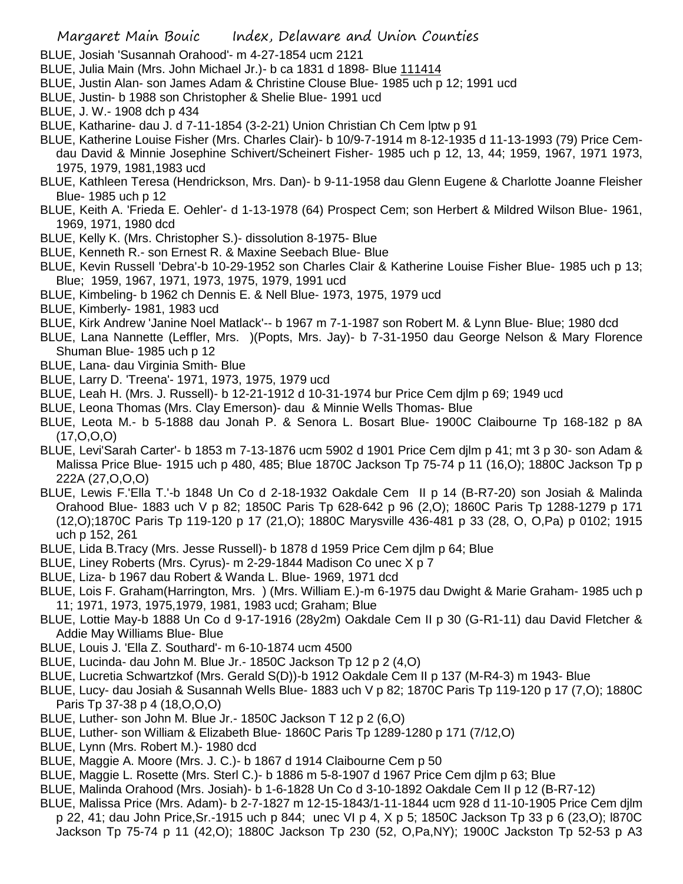BLUE, Josiah 'Susannah Orahood'- m 4-27-1854 ucm 2121

BLUE, Julia Main (Mrs. John Michael Jr.)- b ca 1831 d 1898- Blue 111414

BLUE, Justin Alan- son James Adam & Christine Clouse Blue- 1985 uch p 12; 1991 ucd

BLUE, Justin- b 1988 son Christopher & Shelie Blue- 1991 ucd

BLUE, J. W.- 1908 dch p 434

BLUE, Katharine- dau J. d 7-11-1854 (3-2-21) Union Christian Ch Cem lptw p 91

BLUE, Katherine Louise Fisher (Mrs. Charles Clair)- b 10/9-7-1914 m 8-12-1935 d 11-13-1993 (79) Price Cem- dau David & Minnie Josephine Schivert/Scheinert Fisher- 1985 uch p 12, 13, 44; 1959, 1967, 1971 1973, 1975, 1979, 1981,1983 ucd

BLUE, Kathleen Teresa (Hendrickson, Mrs. Dan)- b 9-11-1958 dau Glenn Eugene & Charlotte Joanne Fleisher Blue- 1985 uch p 12

BLUE, Keith A. 'Frieda E. Oehler'- d 1-13-1978 (64) Prospect Cem; son Herbert & Mildred Wilson Blue- 1961, 1969, 1971, 1980 dcd

BLUE, Kelly K. (Mrs. Christopher S.)- dissolution 8-1975- Blue

BLUE, Kenneth R.- son Ernest R. & Maxine Seebach Blue- Blue

BLUE, Kevin Russell 'Debra'-b 10-29-1952 son Charles Clair & Katherine Louise Fisher Blue- 1985 uch p 13; Blue; 1959, 1967, 1971, 1973, 1975, 1979, 1991 ucd

BLUE, Kimbeling- b 1962 ch Dennis E. & Nell Blue- 1973, 1975, 1979 ucd

BLUE, Kimberly- 1981, 1983 ucd

BLUE, Kirk Andrew 'Janine Noel Matlack'-- b 1967 m 7-1-1987 son Robert M. & Lynn Blue- Blue; 1980 dcd

BLUE, Lana Nannette (Leffler, Mrs. )(Popts, Mrs. Jay)- b 7-31-1950 dau George Nelson & Mary Florence Shuman Blue- 1985 uch p 12

BLUE, Lana- dau Virginia Smith- Blue

BLUE, Larry D. 'Treena'- 1971, 1973, 1975, 1979 ucd

BLUE, Leah H. (Mrs. J. Russell)- b 12-21-1912 d 10-31-1974 bur Price Cem djlm p 69; 1949 ucd

BLUE, Leona Thomas (Mrs. Clay Emerson)- dau & Minnie Wells Thomas- Blue

BLUE, Leota M.- b 5-1888 dau Jonah P. & Senora L. Bosart Blue- 1900C Claibourne Tp 168-182 p 8A (17,O,O,O)

BLUE, Levi'Sarah Carter'- b 1853 m 7-13-1876 ucm 5902 d 1901 Price Cem djlm p 41; mt 3 p 30- son Adam & Malissa Price Blue- 1915 uch p 480, 485; Blue 1870C Jackson Tp 75-74 p 11 (16,O); 1880C Jackson Tp p 222A (27,O,O,O)

BLUE, Lewis F.'Ella T.'-b 1848 Un Co d 2-18-1932 Oakdale Cem II p 14 (B-R7-20) son Josiah & Malinda Orahood Blue- 1883 uch V p 82; 1850C Paris Tp 628-642 p 96 (2,O); 1860C Paris Tp 1288-1279 p 171 (12,O);1870C Paris Tp 119-120 p 17 (21,O); 1880C Marysville 436-481 p 33 (28, O, O,Pa) p 0102; 1915 uch p 152, 261

BLUE, Lida B.Tracy (Mrs. Jesse Russell)- b 1878 d 1959 Price Cem djlm p 64; Blue

BLUE, Liney Roberts (Mrs. Cyrus)- m 2-29-1844 Madison Co unec X p 7

BLUE, Liza- b 1967 dau Robert & Wanda L. Blue- 1969, 1971 dcd

BLUE, Lois F. Graham(Harrington, Mrs. ) (Mrs. William E.)-m 6-1975 dau Dwight & Marie Graham- 1985 uch p 11; 1971, 1973, 1975,1979, 1981, 1983 ucd; Graham; Blue

BLUE, Lottie May-b 1888 Un Co d 9-17-1916 (28y2m) Oakdale Cem II p 30 (G-R1-11) dau David Fletcher & Addie May Williams Blue- Blue

BLUE, Louis J. 'Ella Z. Southard'- m 6-10-1874 ucm 4500

BLUE, Lucinda- dau John M. Blue Jr.- 1850C Jackson Tp 12 p 2 (4,O)

BLUE, Lucretia Schwartzkof (Mrs. Gerald S(D))-b 1912 Oakdale Cem II p 137 (M-R4-3) m 1943- Blue

BLUE, Lucy- dau Josiah & Susannah Wells Blue- 1883 uch V p 82; 1870C Paris Tp 119-120 p 17 (7,O); 1880C Paris Tp 37-38 p 4 (18,O,O,O)

BLUE, Luther- son John M. Blue Jr.- 1850C Jackson T 12 p 2 (6,O)

BLUE, Luther- son William & Elizabeth Blue- 1860C Paris Tp 1289-1280 p 171 (7/12,O)

BLUE, Lynn (Mrs. Robert M.)- 1980 dcd

BLUE, Maggie A. Moore (Mrs. J. C.)- b 1867 d 1914 Claibourne Cem p 50

BLUE, Maggie L. Rosette (Mrs. Sterl C.)- b 1886 m 5-8-1907 d 1967 Price Cem djlm p 63; Blue

BLUE, Malinda Orahood (Mrs. Josiah)- b 1-6-1828 Un Co d 3-10-1892 Oakdale Cem II p 12 (B-R7-12)

BLUE, Malissa Price (Mrs. Adam)- b 2-7-1827 m 12-15-1843/1-11-1844 ucm 928 d 11-10-1905 Price Cem djlm p 22, 41; dau John Price,Sr.-1915 uch p 844; unec VI p 4, X p 5; 1850C Jackson Tp 33 p 6 (23,O); l870C Jackson Tp 75-74 p 11 (42,O); 1880C Jackson Tp 230 (52, O,Pa,NY); 1900C Jackston Tp 52-53 p A3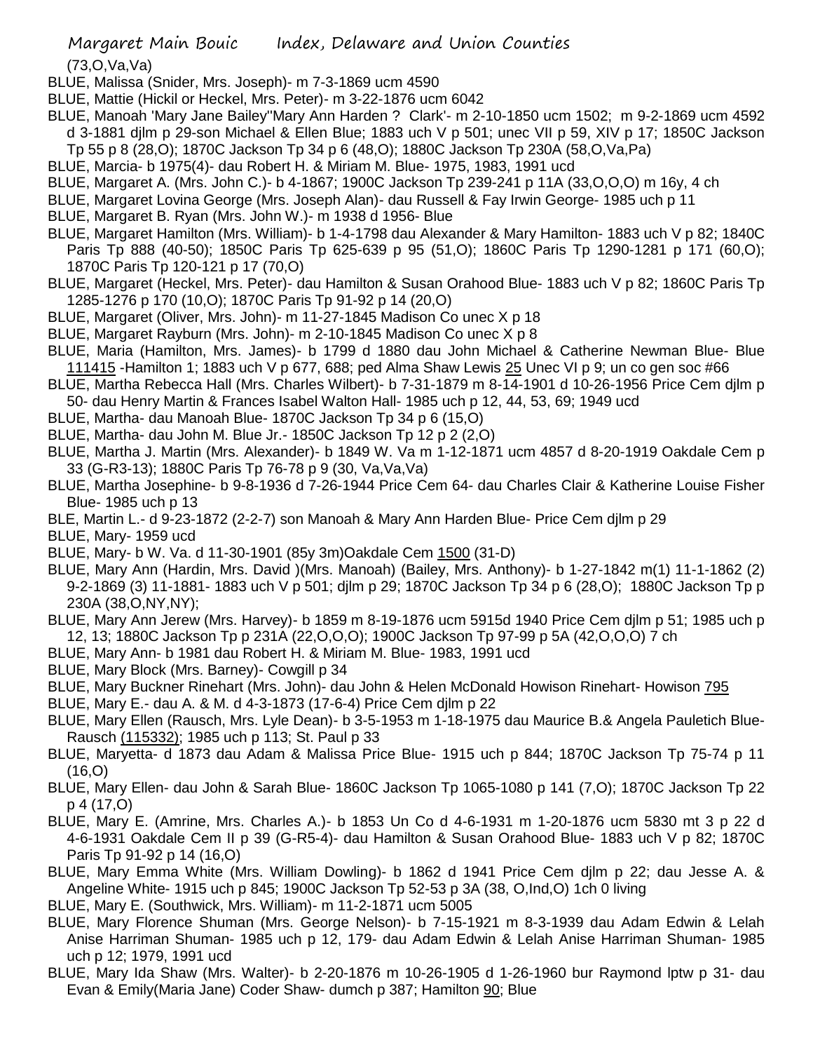(73,O,Va,Va)

BLUE, Malissa (Snider, Mrs. Joseph)- m 7-3-1869 ucm 4590

BLUE, Mattie (Hickil or Heckel, Mrs. Peter)- m 3-22-1876 ucm 6042

BLUE, Manoah 'Mary Jane Bailey''Mary Ann Harden ? Clark'- m 2-10-1850 ucm 1502; m 9-2-1869 ucm 4592 d 3-1881 djlm p 29-son Michael & Ellen Blue; 1883 uch V p 501; unec VII p 59, XIV p 17; 1850C Jackson Tp 55 p 8 (28,O); 1870C Jackson Tp 34 p 6 (48,O); 1880C Jackson Tp 230A (58,O,Va,Pa)

BLUE, Marcia- b 1975(4)- dau Robert H. & Miriam M. Blue- 1975, 1983, 1991 ucd

BLUE, Margaret A. (Mrs. John C.)- b 4-1867; 1900C Jackson Tp 239-241 p 11A (33,O,O,O) m 16y, 4 ch

BLUE, Margaret Lovina George (Mrs. Joseph Alan)- dau Russell & Fay Irwin George- 1985 uch p 11

BLUE, Margaret B. Ryan (Mrs. John W.)- m 1938 d 1956- Blue

BLUE, Margaret Hamilton (Mrs. William)- b 1-4-1798 dau Alexander & Mary Hamilton- 1883 uch V p 82; 1840C Paris Tp 888 (40-50); 1850C Paris Tp 625-639 p 95 (51,O); 1860C Paris Tp 1290-1281 p 171 (60,O); 1870C Paris Tp 120-121 p 17 (70,O)

BLUE, Margaret (Heckel, Mrs. Peter)- dau Hamilton & Susan Orahood Blue- 1883 uch V p 82; 1860C Paris Tp 1285-1276 p 170 (10,O); 1870C Paris Tp 91-92 p 14 (20,O)

BLUE, Margaret (Oliver, Mrs. John)- m 11-27-1845 Madison Co unec X p 18

BLUE, Margaret Rayburn (Mrs. John)- m 2-10-1845 Madison Co unec X p 8

BLUE, Maria (Hamilton, Mrs. James)- b 1799 d 1880 dau John Michael & Catherine Newman Blue- Blue 111415 -Hamilton 1; 1883 uch V p 677, 688; ped Alma Shaw Lewis 25 Unec VI p 9; un co gen soc #66

BLUE, Martha Rebecca Hall (Mrs. Charles Wilbert)- b 7-31-1879 m 8-14-1901 d 10-26-1956 Price Cem djlm p 50- dau Henry Martin & Frances Isabel Walton Hall- 1985 uch p 12, 44, 53, 69; 1949 ucd

BLUE, Martha- dau Manoah Blue- 1870C Jackson Tp 34 p 6 (15,O)

BLUE, Martha- dau John M. Blue Jr.- 1850C Jackson Tp 12 p 2 (2,O)

BLUE, Martha J. Martin (Mrs. Alexander)- b 1849 W. Va m 1-12-1871 ucm 4857 d 8-20-1919 Oakdale Cem p 33 (G-R3-13); 1880C Paris Tp 76-78 p 9 (30, Va,Va,Va)

BLUE, Martha Josephine- b 9-8-1936 d 7-26-1944 Price Cem 64- dau Charles Clair & Katherine Louise Fisher Blue- 1985 uch p 13

BLE, Martin L.- d 9-23-1872 (2-2-7) son Manoah & Mary Ann Harden Blue- Price Cem djlm p 29

BLUE, Mary- 1959 ucd

BLUE, Mary- b W. Va. d 11-30-1901 (85y 3m)Oakdale Cem 1500 (31-D)

BLUE, Mary Ann (Hardin, Mrs. David )(Mrs. Manoah) (Bailey, Mrs. Anthony)- b 1-27-1842 m(1) 11-1-1862 (2) 9-2-1869 (3) 11-1881- 1883 uch V p 501; djlm p 29; 1870C Jackson Tp 34 p 6 (28,O); 1880C Jackson Tp p 230A (38,O,NY,NY);

BLUE, Mary Ann Jerew (Mrs. Harvey)- b 1859 m 8-19-1876 ucm 5915d 1940 Price Cem djlm p 51; 1985 uch p 12, 13; 1880C Jackson Tp p 231A (22,O,O,O); 1900C Jackson Tp 97-99 p 5A (42,O,O,O) 7 ch

BLUE, Mary Ann- b 1981 dau Robert H. & Miriam M. Blue- 1983, 1991 ucd

BLUE, Mary Block (Mrs. Barney)- Cowgill p 34

BLUE, Mary Buckner Rinehart (Mrs. John)- dau John & Helen McDonald Howison Rinehart- Howison 795

BLUE, Mary E.- dau A. & M. d 4-3-1873 (17-6-4) Price Cem djlm p 22

BLUE, Mary Ellen (Rausch, Mrs. Lyle Dean)- b 3-5-1953 m 1-18-1975 dau Maurice B.& Angela Pauletich Blue- Rausch (115332); 1985 uch p 113; St. Paul p 33

BLUE, Maryetta- d 1873 dau Adam & Malissa Price Blue- 1915 uch p 844; 1870C Jackson Tp 75-74 p 11 (16,O)

BLUE, Mary Ellen- dau John & Sarah Blue- 1860C Jackson Tp 1065-1080 p 141 (7,O); 1870C Jackson Tp 22 p 4 (17,O)

BLUE, Mary E. (Amrine, Mrs. Charles A.)- b 1853 Un Co d 4-6-1931 m 1-20-1876 ucm 5830 mt 3 p 22 d 4-6-1931 Oakdale Cem II p 39 (G-R5-4)- dau Hamilton & Susan Orahood Blue- 1883 uch V p 82; 1870C Paris Tp 91-92 p 14 (16,O)

BLUE, Mary Emma White (Mrs. William Dowling)- b 1862 d 1941 Price Cem djlm p 22; dau Jesse A. & Angeline White- 1915 uch p 845; 1900C Jackson Tp 52-53 p 3A (38, O,Ind,O) 1ch 0 living

BLUE, Mary E. (Southwick, Mrs. William)- m 11-2-1871 ucm 5005

BLUE, Mary Florence Shuman (Mrs. George Nelson)- b 7-15-1921 m 8-3-1939 dau Adam Edwin & Lelah Anise Harriman Shuman- 1985 uch p 12, 179- dau Adam Edwin & Lelah Anise Harriman Shuman- 1985 uch p 12; 1979, 1991 ucd

BLUE, Mary Ida Shaw (Mrs. Walter)- b 2-20-1876 m 10-26-1905 d 1-26-1960 bur Raymond lptw p 31- dau Evan & Emily(Maria Jane) Coder Shaw- dumch p 387; Hamilton 90; Blue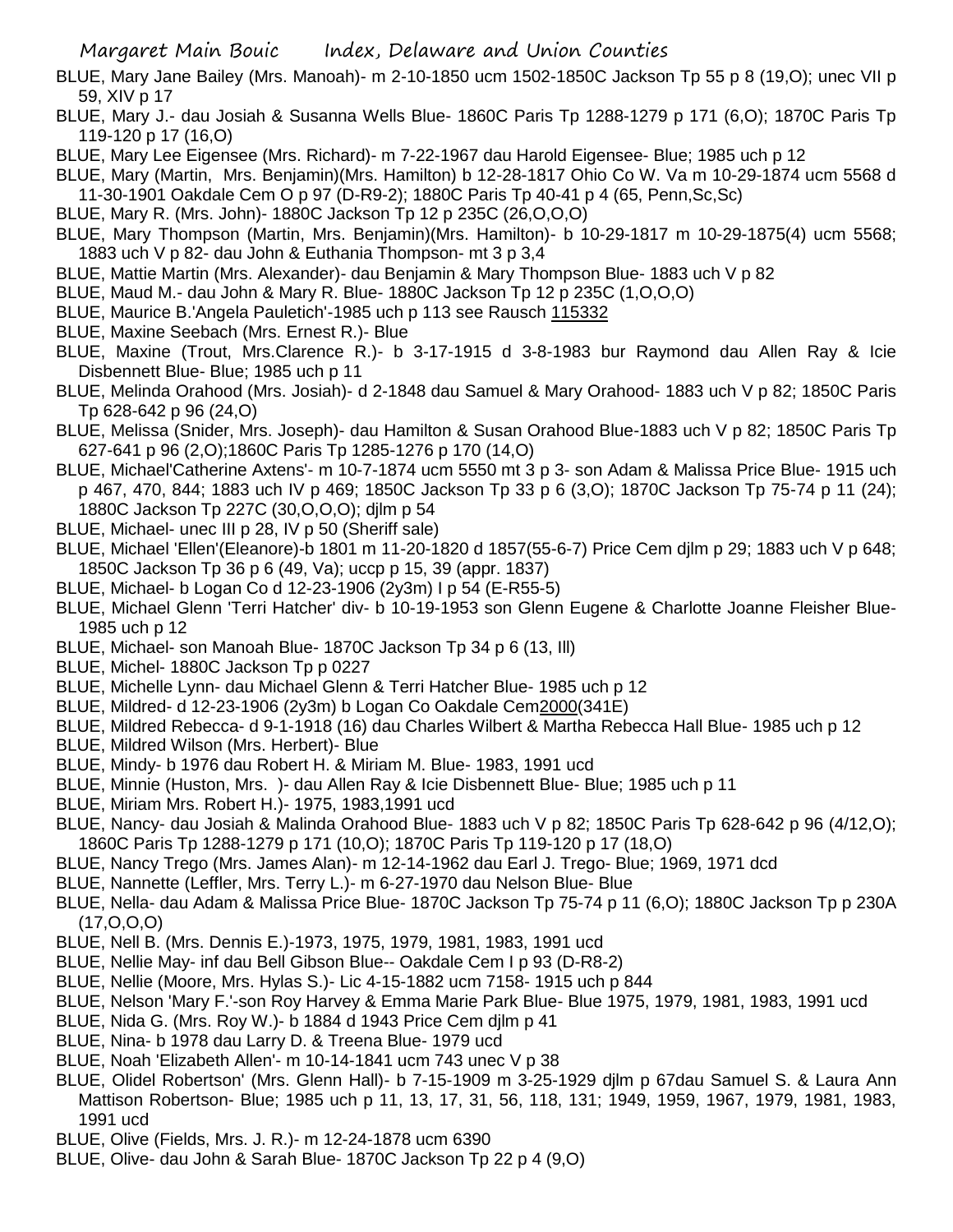BLUE, Mary Jane Bailey (Mrs. Manoah)- m 2-10-1850 ucm 1502-1850C Jackson Tp 55 p 8 (19,O); unec VII p 59, XIV p 17

BLUE, Mary J.- dau Josiah & Susanna Wells Blue- 1860C Paris Tp 1288-1279 p 171 (6,O); 1870C Paris Tp 119-120 p 17 (16,O)

BLUE, Mary Lee Eigensee (Mrs. Richard)- m 7-22-1967 dau Harold Eigensee- Blue; 1985 uch p 12

BLUE, Mary (Martin, Mrs. Benjamin)(Mrs. Hamilton) b 12-28-1817 Ohio Co W. Va m 10-29-1874 ucm 5568 d 11-30-1901 Oakdale Cem O p 97 (D-R9-2); 1880C Paris Tp 40-41 p 4 (65, Penn,Sc,Sc)

BLUE, Mary R. (Mrs. John)- 1880C Jackson Tp 12 p 235C (26,O,O,O)

BLUE, Mary Thompson (Martin, Mrs. Benjamin)(Mrs. Hamilton)- b 10-29-1817 m 10-29-1875(4) ucm 5568; 1883 uch V p 82- dau John & Euthania Thompson- mt 3 p 3,4

BLUE, Mattie Martin (Mrs. Alexander)- dau Benjamin & Mary Thompson Blue- 1883 uch V p 82

BLUE, Maud M.- dau John & Mary R. Blue- 1880C Jackson Tp 12 p 235C (1,O,O,O)

BLUE, Maurice B.'Angela Pauletich'-1985 uch p 113 see Rausch 115332

BLUE, Maxine Seebach (Mrs. Ernest R.)- Blue

BLUE, Maxine (Trout, Mrs.Clarence R.)- b 3-17-1915 d 3-8-1983 bur Raymond dau Allen Ray & Icie Disbennett Blue- Blue; 1985 uch p 11

BLUE, Melinda Orahood (Mrs. Josiah)- d 2-1848 dau Samuel & Mary Orahood- 1883 uch V p 82; 1850C Paris Tp 628-642 p 96 (24,O)

BLUE, Melissa (Snider, Mrs. Joseph)- dau Hamilton & Susan Orahood Blue-1883 uch V p 82; 1850C Paris Tp 627-641 p 96 (2,O);1860C Paris Tp 1285-1276 p 170 (14,O)

BLUE, Michael'Catherine Axtens'- m 10-7-1874 ucm 5550 mt 3 p 3- son Adam & Malissa Price Blue- 1915 uch p 467, 470, 844; 1883 uch IV p 469; 1850C Jackson Tp 33 p 6 (3,O); 1870C Jackson Tp 75-74 p 11 (24); 1880C Jackson Tp 227C (30,O,O,O); djlm p 54

BLUE, Michael- unec III p 28, IV p 50 (Sheriff sale)

BLUE, Michael 'Ellen'(Eleanore)-b 1801 m 11-20-1820 d 1857(55-6-7) Price Cem djlm p 29; 1883 uch V p 648; 1850C Jackson Tp 36 p 6 (49, Va); uccp p 15, 39 (appr. 1837)

BLUE, Michael- b Logan Co d 12-23-1906 (2y3m) I p 54 (E-R55-5)

BLUE, Michael Glenn 'Terri Hatcher' div- b 10-19-1953 son Glenn Eugene & Charlotte Joanne Fleisher Blue- 1985 uch p 12

BLUE, Michael- son Manoah Blue- 1870C Jackson Tp 34 p 6 (13, Ill)

BLUE, Michel- 1880C Jackson Tp p 0227

BLUE, Michelle Lynn- dau Michael Glenn & Terri Hatcher Blue- 1985 uch p 12

BLUE, Mildred- d 12-23-1906 (2y3m) b Logan Co Oakdale Cem2000(341E)

BLUE, Mildred Rebecca- d 9-1-1918 (16) dau Charles Wilbert & Martha Rebecca Hall Blue- 1985 uch p 12

BLUE, Mildred Wilson (Mrs. Herbert)- Blue

BLUE, Mindy- b 1976 dau Robert H. & Miriam M. Blue- 1983, 1991 ucd

BLUE, Minnie (Huston, Mrs. )- dau Allen Ray & Icie Disbennett Blue- Blue; 1985 uch p 11

BLUE, Miriam Mrs. Robert H.)- 1975, 1983,1991 ucd

BLUE, Nancy- dau Josiah & Malinda Orahood Blue- 1883 uch V p 82; 1850C Paris Tp 628-642 p 96 (4/12,O); 1860C Paris Tp 1288-1279 p 171 (10,O); 1870C Paris Tp 119-120 p 17 (18,O)

BLUE, Nancy Trego (Mrs. James Alan)- m 12-14-1962 dau Earl J. Trego- Blue; 1969, 1971 dcd

BLUE, Nannette (Leffler, Mrs. Terry L.)- m 6-27-1970 dau Nelson Blue- Blue

BLUE, Nella- dau Adam & Malissa Price Blue- 1870C Jackson Tp 75-74 p 11 (6,O); 1880C Jackson Tp p 230A (17,O,O,O)

BLUE, Nell B. (Mrs. Dennis E.)-1973, 1975, 1979, 1981, 1983, 1991 ucd

BLUE, Nellie May- inf dau Bell Gibson Blue-- Oakdale Cem I p 93 (D-R8-2)

BLUE, Nellie (Moore, Mrs. Hylas S.)- Lic 4-15-1882 ucm 7158- 1915 uch p 844

BLUE, Nelson 'Mary F.'-son Roy Harvey & Emma Marie Park Blue- Blue 1975, 1979, 1981, 1983, 1991 ucd

BLUE, Nida G. (Mrs. Roy W.)- b 1884 d 1943 Price Cem djlm p 41

BLUE, Nina- b 1978 dau Larry D. & Treena Blue- 1979 ucd

BLUE, Noah 'Elizabeth Allen'- m 10-14-1841 ucm 743 unec V p 38

BLUE, Olidel Robertson' (Mrs. Glenn Hall)- b 7-15-1909 m 3-25-1929 djlm p 67dau Samuel S. & Laura Ann Mattison Robertson- Blue; 1985 uch p 11, 13, 17, 31, 56, 118, 131; 1949, 1959, 1967, 1979, 1981, 1983, 1991 ucd

BLUE, Olive (Fields, Mrs. J. R.)- m 12-24-1878 ucm 6390

BLUE, Olive- dau John & Sarah Blue- 1870C Jackson Tp 22 p 4 (9,O)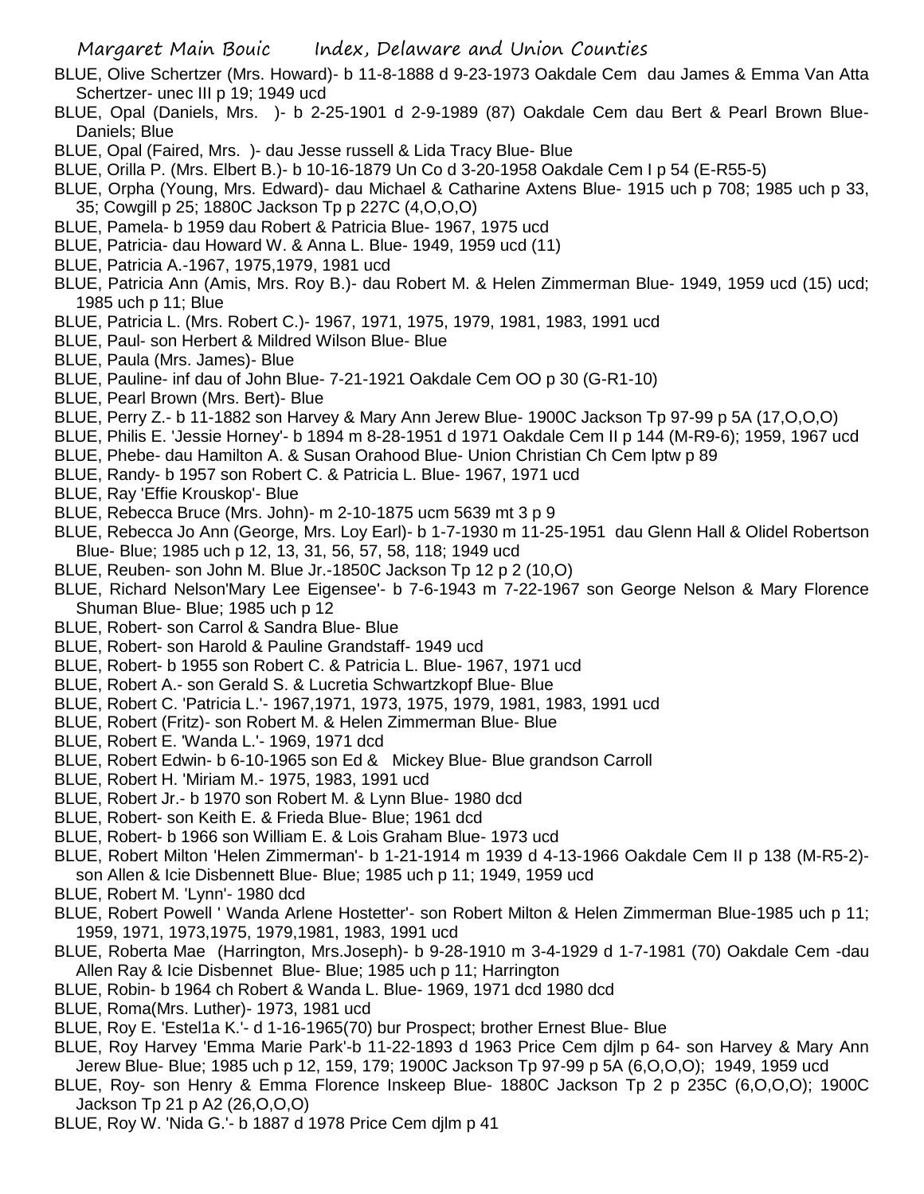BLUE, Olive Schertzer (Mrs. Howard)- b 11-8-1888 d 9-23-1973 Oakdale Cem dau James & Emma Van Atta Schertzer- unec III p 19; 1949 ucd

BLUE, Opal (Daniels, Mrs. )- b 2-25-1901 d 2-9-1989 (87) Oakdale Cem dau Bert & Pearl Brown Blue- Daniels; Blue

BLUE, Opal (Faired, Mrs. )- dau Jesse russell & Lida Tracy Blue- Blue

BLUE, Orilla P. (Mrs. Elbert B.)- b 10-16-1879 Un Co d 3-20-1958 Oakdale Cem I p 54 (E-R55-5)

BLUE, Orpha (Young, Mrs. Edward)- dau Michael & Catharine Axtens Blue- 1915 uch p 708; 1985 uch p 33, 35; Cowgill p 25; 1880C Jackson Tp p 227C (4,O,O,O)

BLUE, Pamela- b 1959 dau Robert & Patricia Blue- 1967, 1975 ucd

BLUE, Patricia- dau Howard W. & Anna L. Blue- 1949, 1959 ucd (11)

BLUE, Patricia A.-1967, 1975,1979, 1981 ucd

BLUE, Patricia Ann (Amis, Mrs. Roy B.)- dau Robert M. & Helen Zimmerman Blue- 1949, 1959 ucd (15) ucd; 1985 uch p 11; Blue

BLUE, Patricia L. (Mrs. Robert C.)- 1967, 1971, 1975, 1979, 1981, 1983, 1991 ucd

BLUE, Paul- son Herbert & Mildred Wilson Blue- Blue

BLUE, Paula (Mrs. James)- Blue

BLUE, Pauline- inf dau of John Blue- 7-21-1921 Oakdale Cem OO p 30 (G-R1-10)

BLUE, Pearl Brown (Mrs. Bert)- Blue

BLUE, Perry Z.- b 11-1882 son Harvey & Mary Ann Jerew Blue- 1900C Jackson Tp 97-99 p 5A (17,O,O,O)

BLUE, Philis E. 'Jessie Horney'- b 1894 m 8-28-1951 d 1971 Oakdale Cem II p 144 (M-R9-6); 1959, 1967 ucd

BLUE, Phebe- dau Hamilton A. & Susan Orahood Blue- Union Christian Ch Cem lptw p 89

BLUE, Randy- b 1957 son Robert C. & Patricia L. Blue- 1967, 1971 ucd

BLUE, Ray 'Effie Krouskop'- Blue

BLUE, Rebecca Bruce (Mrs. John)- m 2-10-1875 ucm 5639 mt 3 p 9

BLUE, Rebecca Jo Ann (George, Mrs. Loy Earl)- b 1-7-1930 m 11-25-1951 dau Glenn Hall & Olidel Robertson Blue- Blue; 1985 uch p 12, 13, 31, 56, 57, 58, 118; 1949 ucd

BLUE, Reuben- son John M. Blue Jr.-1850C Jackson Tp 12 p 2 (10,O)

BLUE, Richard Nelson'Mary Lee Eigensee'- b 7-6-1943 m 7-22-1967 son George Nelson & Mary Florence Shuman Blue- Blue; 1985 uch p 12

BLUE, Robert- son Carrol & Sandra Blue- Blue

BLUE, Robert- son Harold & Pauline Grandstaff- 1949 ucd

BLUE, Robert- b 1955 son Robert C. & Patricia L. Blue- 1967, 1971 ucd

BLUE, Robert A.- son Gerald S. & Lucretia Schwartzkopf Blue- Blue

BLUE, Robert C. 'Patricia L.'- 1967,1971, 1973, 1975, 1979, 1981, 1983, 1991 ucd

BLUE, Robert (Fritz)- son Robert M. & Helen Zimmerman Blue- Blue

BLUE, Robert E. 'Wanda L.'- 1969, 1971 dcd

BLUE, Robert Edwin- b 6-10-1965 son Ed & Mickey Blue- Blue grandson Carroll

BLUE, Robert H. 'Miriam M.- 1975, 1983, 1991 ucd

BLUE, Robert Jr.- b 1970 son Robert M. & Lynn Blue- 1980 dcd

BLUE, Robert- son Keith E. & Frieda Blue- Blue; 1961 dcd

BLUE, Robert- b 1966 son William E. & Lois Graham Blue- 1973 ucd

BLUE, Robert Milton 'Helen Zimmerman'- b 1-21-1914 m 1939 d 4-13-1966 Oakdale Cem II p 138 (M-R5-2)- son Allen & Icie Disbennett Blue- Blue; 1985 uch p 11; 1949, 1959 ucd

BLUE, Robert M. 'Lynn'- 1980 dcd

BLUE, Robert Powell ' Wanda Arlene Hostetter'- son Robert Milton & Helen Zimmerman Blue-1985 uch p 11; 1959, 1971, 1973,1975, 1979,1981, 1983, 1991 ucd

BLUE, Roberta Mae (Harrington, Mrs.Joseph)- b 9-28-1910 m 3-4-1929 d 1-7-1981 (70) Oakdale Cem -dau Allen Ray & Icie Disbennet Blue- Blue; 1985 uch p 11; Harrington

BLUE, Robin- b 1964 ch Robert & Wanda L. Blue- 1969, 1971 dcd 1980 dcd

BLUE, Roma(Mrs. Luther)- 1973, 1981 ucd

BLUE, Roy E. 'Estel1a K.'- d 1-16-1965(70) bur Prospect; brother Ernest Blue- Blue

BLUE, Roy Harvey 'Emma Marie Park'-b 11-22-1893 d 1963 Price Cem djlm p 64- son Harvey & Mary Ann Jerew Blue- Blue; 1985 uch p 12, 159, 179; 1900C Jackson Tp 97-99 p 5A (6,O,O,O); 1949, 1959 ucd

BLUE, Roy- son Henry & Emma Florence Inskeep Blue- 1880C Jackson Tp 2 p 235C (6,O,O,O); 1900C Jackson Tp 21 p A2 (26,O,O,O)

BLUE, Roy W. 'Nida G.'- b 1887 d 1978 Price Cem djlm p 41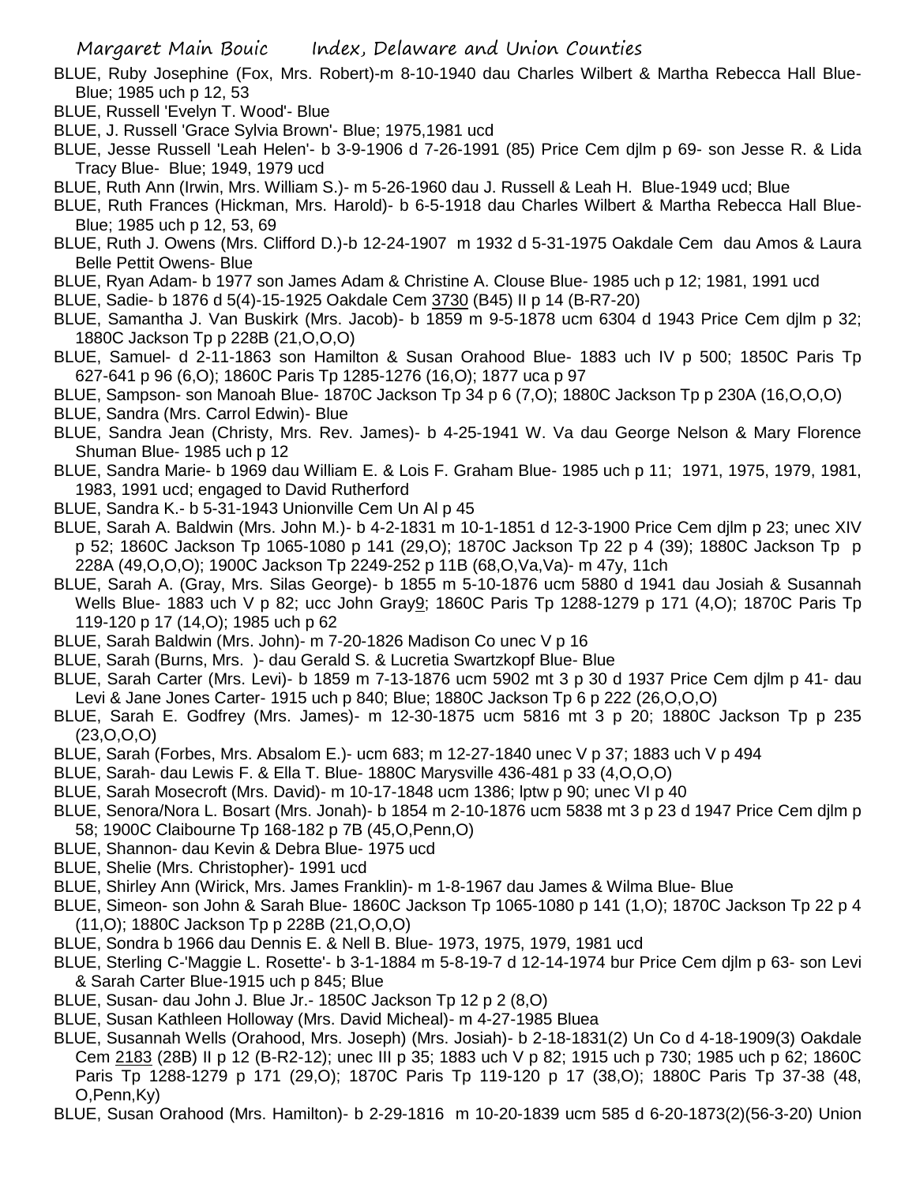BLUE, Ruby Josephine (Fox, Mrs. Robert)-m 8-10-1940 dau Charles Wilbert & Martha Rebecca Hall Blue-Blue; 1985 uch p 12, 53

BLUE, Russell 'Evelyn T. Wood'- Blue

BLUE, J. Russell 'Grace Sylvia Brown'- Blue; 1975,1981 ucd

BLUE, Jesse Russell 'Leah Helen'- b 3-9-1906 d 7-26-1991 (85) Price Cem djlm p 69- son Jesse R. & Lida Tracy Blue- Blue; 1949, 1979 ucd

BLUE, Ruth Ann (Irwin, Mrs. William S.)- m 5-26-1960 dau J. Russell & Leah H. Blue-1949 ucd; Blue

BLUE, Ruth Frances (Hickman, Mrs. Harold)- b 6-5-1918 dau Charles Wilbert & Martha Rebecca Hall Blue-Blue; 1985 uch p 12, 53, 69

BLUE, Ruth J. Owens (Mrs. Clifford D.)-b 12-24-1907 m 1932 d 5-31-1975 Oakdale Cem dau Amos & Laura Belle Pettit Owens- Blue

BLUE, Ryan Adam- b 1977 son James Adam & Christine A. Clouse Blue- 1985 uch p 12; 1981, 1991 ucd

BLUE, Sadie- b 1876 d 5(4)-15-1925 Oakdale Cem 3730 (B45) II p 14 (B-R7-20)

BLUE, Samantha J. Van Buskirk (Mrs. Jacob)- b 1859 m 9-5-1878 ucm 6304 d 1943 Price Cem djlm p 32; 1880C Jackson Tp p 228B (21,O,O,O)

BLUE, Samuel- d 2-11-1863 son Hamilton & Susan Orahood Blue- 1883 uch IV p 500; 1850C Paris Tp 627-641 p 96 (6,O); 1860C Paris Tp 1285-1276 (16,O); 1877 uca p 97

BLUE, Sampson- son Manoah Blue- 1870C Jackson Tp 34 p 6 (7,O); 1880C Jackson Tp p 230A (16,O,O,O)

BLUE, Sandra (Mrs. Carrol Edwin)- Blue

BLUE, Sandra Jean (Christy, Mrs. Rev. James)- b 4-25-1941 W. Va dau George Nelson & Mary Florence Shuman Blue- 1985 uch p 12

BLUE, Sandra Marie- b 1969 dau William E. & Lois F. Graham Blue- 1985 uch p 11; 1971, 1975, 1979, 1981, 1983, 1991 ucd; engaged to David Rutherford

BLUE, Sandra K.- b 5-31-1943 Unionville Cem Un Al p 45

BLUE, Sarah A. Baldwin (Mrs. John M.)- b 4-2-1831 m 10-1-1851 d 12-3-1900 Price Cem djlm p 23; unec XIV p 52; 1860C Jackson Tp 1065-1080 p 141 (29,O); 1870C Jackson Tp 22 p 4 (39); 1880C Jackson Tp p 228A (49,O,O,O); 1900C Jackson Tp 2249-252 p 11B (68,O,Va,Va)- m 47y, 11ch

BLUE, Sarah A. (Gray, Mrs. Silas George)- b 1855 m 5-10-1876 ucm 5880 d 1941 dau Josiah & Susannah Wells Blue- 1883 uch V p 82; ucc John Gray9; 1860C Paris Tp 1288-1279 p 171 (4,O); 1870C Paris Tp 119-120 p 17 (14,O); 1985 uch p 62

BLUE, Sarah Baldwin (Mrs. John)- m 7-20-1826 Madison Co unec V p 16

BLUE, Sarah (Burns, Mrs. )- dau Gerald S. & Lucretia Swartzkopf Blue- Blue

BLUE, Sarah Carter (Mrs. Levi)- b 1859 m 7-13-1876 ucm 5902 mt 3 p 30 d 1937 Price Cem djlm p 41- dau Levi & Jane Jones Carter- 1915 uch p 840; Blue; 1880C Jackson Tp 6 p 222 (26,O,O,O)

BLUE, Sarah E. Godfrey (Mrs. James)- m 12-30-1875 ucm 5816 mt 3 p 20; 1880C Jackson Tp p 235 (23,O,O,O)

BLUE, Sarah (Forbes, Mrs. Absalom E.)- ucm 683; m 12-27-1840 unec V p 37; 1883 uch V p 494

BLUE, Sarah- dau Lewis F. & Ella T. Blue- 1880C Marysville 436-481 p 33 (4,O,O,O)

BLUE, Sarah Mosecroft (Mrs. David)- m 10-17-1848 ucm 1386; lptw p 90; unec VI p 40

BLUE, Senora/Nora L. Bosart (Mrs. Jonah)- b 1854 m 2-10-1876 ucm 5838 mt 3 p 23 d 1947 Price Cem djlm p 58; 1900C Claibourne Tp 168-182 p 7B (45,O,Penn,O)

BLUE, Shannon- dau Kevin & Debra Blue- 1975 ucd

BLUE, Shelie (Mrs. Christopher)- 1991 ucd

BLUE, Shirley Ann (Wirick, Mrs. James Franklin)- m 1-8-1967 dau James & Wilma Blue- Blue

BLUE, Simeon- son John & Sarah Blue- 1860C Jackson Tp 1065-1080 p 141 (1,O); 1870C Jackson Tp 22 p 4 (11,O); 1880C Jackson Tp p 228B (21,O,O,O)

BLUE, Sondra b 1966 dau Dennis E. & Nell B. Blue- 1973, 1975, 1979, 1981 ucd

BLUE, Sterling C-'Maggie L. Rosette'- b 3-1-1884 m 5-8-19-7 d 12-14-1974 bur Price Cem djlm p 63- son Levi & Sarah Carter Blue-1915 uch p 845; Blue

BLUE, Susan- dau John J. Blue Jr.- 1850C Jackson Tp 12 p 2 (8,O)

BLUE, Susan Kathleen Holloway (Mrs. David Micheal)- m 4-27-1985 Bluea

BLUE, Susannah Wells (Orahood, Mrs. Joseph) (Mrs. Josiah)- b 2-18-1831(2) Un Co d 4-18-1909(3) Oakdale Cem 2183 (28B) II p 12 (B-R2-12); unec III p 35; 1883 uch V p 82; 1915 uch p 730; 1985 uch p 62; 1860C Paris Tp 1288-1279 p 171 (29,O); 1870C Paris Tp 119-120 p 17 (38,O); 1880C Paris Tp 37-38 (48, O,Penn,Ky)

BLUE, Susan Orahood (Mrs. Hamilton)- b 2-29-1816 m 10-20-1839 ucm 585 d 6-20-1873(2)(56-3-20) Union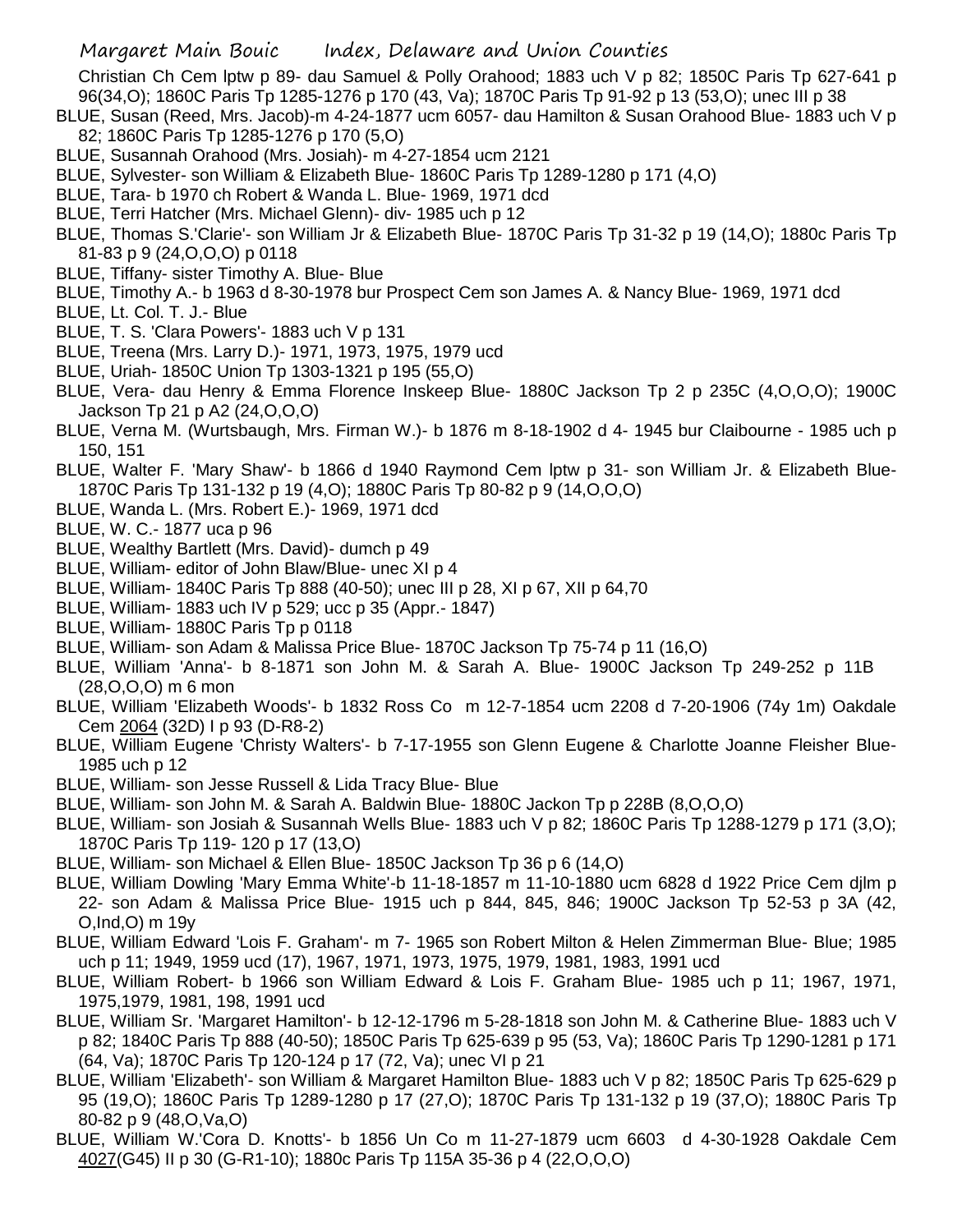Christian Ch Cem lptw p 89- dau Samuel & Polly Orahood; 1883 uch V p 82; 1850C Paris Tp 627-641 p 96(34,O); 1860C Paris Tp 1285-1276 p 170 (43, Va); 1870C Paris Tp 91-92 p 13 (53,O); unec III p 38

BLUE, Susan (Reed, Mrs. Jacob)-m 4-24-1877 ucm 6057- dau Hamilton & Susan Orahood Blue- 1883 uch V p 82; 1860C Paris Tp 1285-1276 p 170 (5,O)

BLUE, Susannah Orahood (Mrs. Josiah)- m 4-27-1854 ucm 2121

BLUE, Sylvester- son William & Elizabeth Blue- 1860C Paris Tp 1289-1280 p 171 (4,O)

BLUE, Tara- b 1970 ch Robert & Wanda L. Blue- 1969, 1971 dcd

BLUE, Terri Hatcher (Mrs. Michael Glenn)- div- 1985 uch p 12

BLUE, Thomas S.'Clarie'- son William Jr & Elizabeth Blue- 1870C Paris Tp 31-32 p 19 (14,O); 1880c Paris Tp 81-83 p 9 (24,O,O,O) p 0118

BLUE, Tiffany- sister Timothy A. Blue- Blue

BLUE, Timothy A.- b 1963 d 8-30-1978 bur Prospect Cem son James A. & Nancy Blue- 1969, 1971 dcd

BLUE, Lt. Col. T. J.- Blue

BLUE, T. S. 'Clara Powers'- 1883 uch V p 131

BLUE, Treena (Mrs. Larry D.)- 1971, 1973, 1975, 1979 ucd

BLUE, Uriah- 1850C Union Tp 1303-1321 p 195 (55,O)

BLUE, Vera- dau Henry & Emma Florence Inskeep Blue- 1880C Jackson Tp 2 p 235C (4,O,O,O); 1900C Jackson Tp 21 p A2 (24,O,O,O)

BLUE, Verna M. (Wurtsbaugh, Mrs. Firman W.)- b 1876 m 8-18-1902 d 4- 1945 bur Claibourne - 1985 uch p 150, 151

BLUE, Walter F. 'Mary Shaw'- b 1866 d 1940 Raymond Cem lptw p 31- son William Jr. & Elizabeth Blue- 1870C Paris Tp 131-132 p 19 (4,O); 1880C Paris Tp 80-82 p 9 (14,O,O,O)

BLUE, Wanda L. (Mrs. Robert E.)- 1969, 1971 dcd

BLUE, W. C.- 1877 uca p 96

BLUE, Wealthy Bartlett (Mrs. David)- dumch p 49

BLUE, William- editor of John Blaw/Blue- unec XI p 4

BLUE, William- 1840C Paris Tp 888 (40-50); unec III p 28, XI p 67, XII p 64,70

BLUE, William- 1883 uch IV p 529; ucc p 35 (Appr.- 1847)

BLUE, William- 1880C Paris Tp p 0118

BLUE, William- son Adam & Malissa Price Blue- 1870C Jackson Tp 75-74 p 11 (16,O)

BLUE, William 'Anna'- b 8-1871 son John M. & Sarah A. Blue- 1900C Jackson Tp 249-252 p 11B (28,O,O,O) m 6 mon

BLUE, William 'Elizabeth Woods'- b 1832 Ross Co m 12-7-1854 ucm 2208 d 7-20-1906 (74y 1m) Oakdale Cem 2064 (32D) I p 93 (D-R8-2)

BLUE, William Eugene 'Christy Walters'- b 7-17-1955 son Glenn Eugene & Charlotte Joanne Fleisher Blue- 1985 uch p 12

BLUE, William- son Jesse Russell & Lida Tracy Blue- Blue

BLUE, William- son John M. & Sarah A. Baldwin Blue- 1880C Jackon Tp p 228B (8,O,O,O)

BLUE, William- son Josiah & Susannah Wells Blue- 1883 uch V p 82; 1860C Paris Tp 1288-1279 p 171 (3,O); 1870C Paris Tp 119- 120 p 17 (13,O)

BLUE, William- son Michael & Ellen Blue- 1850C Jackson Tp 36 p 6 (14,O)

BLUE, William Dowling 'Mary Emma White'-b 11-18-1857 m 11-10-1880 ucm 6828 d 1922 Price Cem djlm p 22- son Adam & Malissa Price Blue- 1915 uch p 844, 845, 846; 1900C Jackson Tp 52-53 p 3A (42, O,Ind,O) m 19y

BLUE, William Edward 'Lois F. Graham'- m 7- 1965 son Robert Milton & Helen Zimmerman Blue- Blue; 1985 uch p 11; 1949, 1959 ucd (17), 1967, 1971, 1973, 1975, 1979, 1981, 1983, 1991 ucd

BLUE, William Robert- b 1966 son William Edward & Lois F. Graham Blue- 1985 uch p 11; 1967, 1971, 1975,1979, 1981, 198, 1991 ucd

BLUE, William Sr. 'Margaret Hamilton'- b 12-12-1796 m 5-28-1818 son John M. & Catherine Blue- 1883 uch V p 82; 1840C Paris Tp 888 (40-50); 1850C Paris Tp 625-639 p 95 (53, Va); 1860C Paris Tp 1290-1281 p 171 (64, Va); 1870C Paris Tp 120-124 p 17 (72, Va); unec VI p 21

BLUE, William 'Elizabeth'- son William & Margaret Hamilton Blue- 1883 uch V p 82; 1850C Paris Tp 625-629 p 95 (19,O); 1860C Paris Tp 1289-1280 p 17 (27,O); 1870C Paris Tp 131-132 p 19 (37,O); 1880C Paris Tp 80-82 p 9 (48,O,Va,O)

BLUE, William W.'Cora D. Knotts'- b 1856 Un Co m 11-27-1879 ucm 6603 d 4-30-1928 Oakdale Cem 4027(G45) II p 30 (G-R1-10); 1880c Paris Tp 115A 35-36 p 4 (22,O,O,O)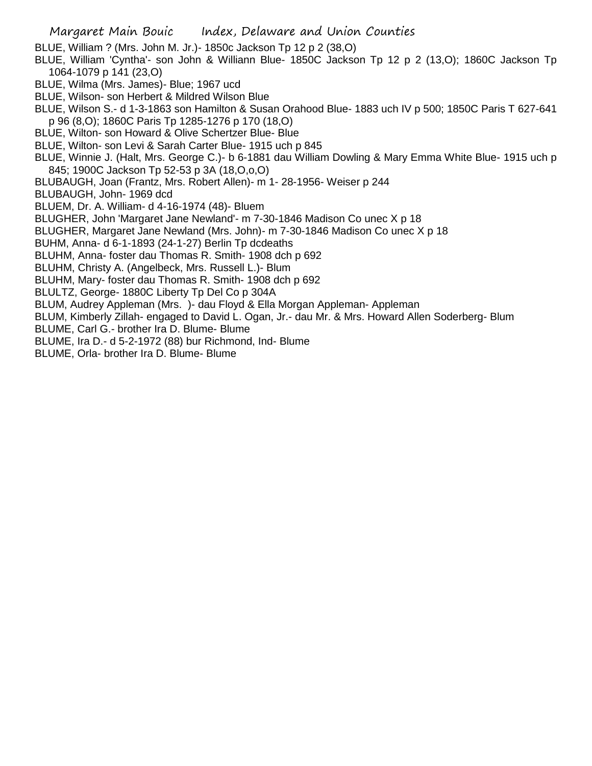BLUE, William ? (Mrs. John M. Jr.)- 1850c Jackson Tp 12 p 2 (38,O)

BLUE, William 'Cyntha'- son John & Williann Blue- 1850C Jackson Tp 12 p 2 (13,O); 1860C Jackson Tp 1064-1079 p 141 (23,O)

BLUE, Wilma (Mrs. James)- Blue; 1967 ucd

BLUE, Wilson- son Herbert & Mildred Wilson Blue

BLUE, Wilson S.- d 1-3-1863 son Hamilton & Susan Orahood Blue- 1883 uch IV p 500; 1850C Paris T 627-641 p 96 (8,O); 1860C Paris Tp 1285-1276 p 170 (18,O)

BLUE, Wilton- son Howard & Olive Schertzer Blue- Blue

BLUE, Wilton- son Levi & Sarah Carter Blue- 1915 uch p 845

BLUE, Winnie J. (Halt, Mrs. George C.)- b 6-1881 dau William Dowling & Mary Emma White Blue- 1915 uch p 845; 1900C Jackson Tp 52-53 p 3A (18,O,o,O)

BLUBAUGH, Joan (Frantz, Mrs. Robert Allen)- m 1- 28-1956- Weiser p 244

BLUBAUGH, John- 1969 dcd

BLUEM, Dr. A. William- d 4-16-1974 (48)- Bluem

BLUGHER, John 'Margaret Jane Newland'- m 7-30-1846 Madison Co unec X p 18

BLUGHER, Margaret Jane Newland (Mrs. John)- m 7-30-1846 Madison Co unec X p 18

BUHM, Anna- d 6-1-1893 (24-1-27) Berlin Tp dcdeaths

BLUHM, Anna- foster dau Thomas R. Smith- 1908 dch p 692

BLUHM, Christy A. (Angelbeck, Mrs. Russell L.)- Blum

BLUHM, Mary- foster dau Thomas R. Smith- 1908 dch p 692

BLULTZ, George- 1880C Liberty Tp Del Co p 304A

BLUM, Audrey Appleman (Mrs. )- dau Floyd & Ella Morgan Appleman- Appleman

BLUM, Kimberly Zillah- engaged to David L. Ogan, Jr.- dau Mr. & Mrs. Howard Allen Soderberg- Blum

BLUME, Carl G.- brother Ira D. Blume- Blume

BLUME, Ira D.- d 5-2-1972 (88) bur Richmond, Ind- Blume

BLUME, Orla- brother Ira D. Blume- Blume